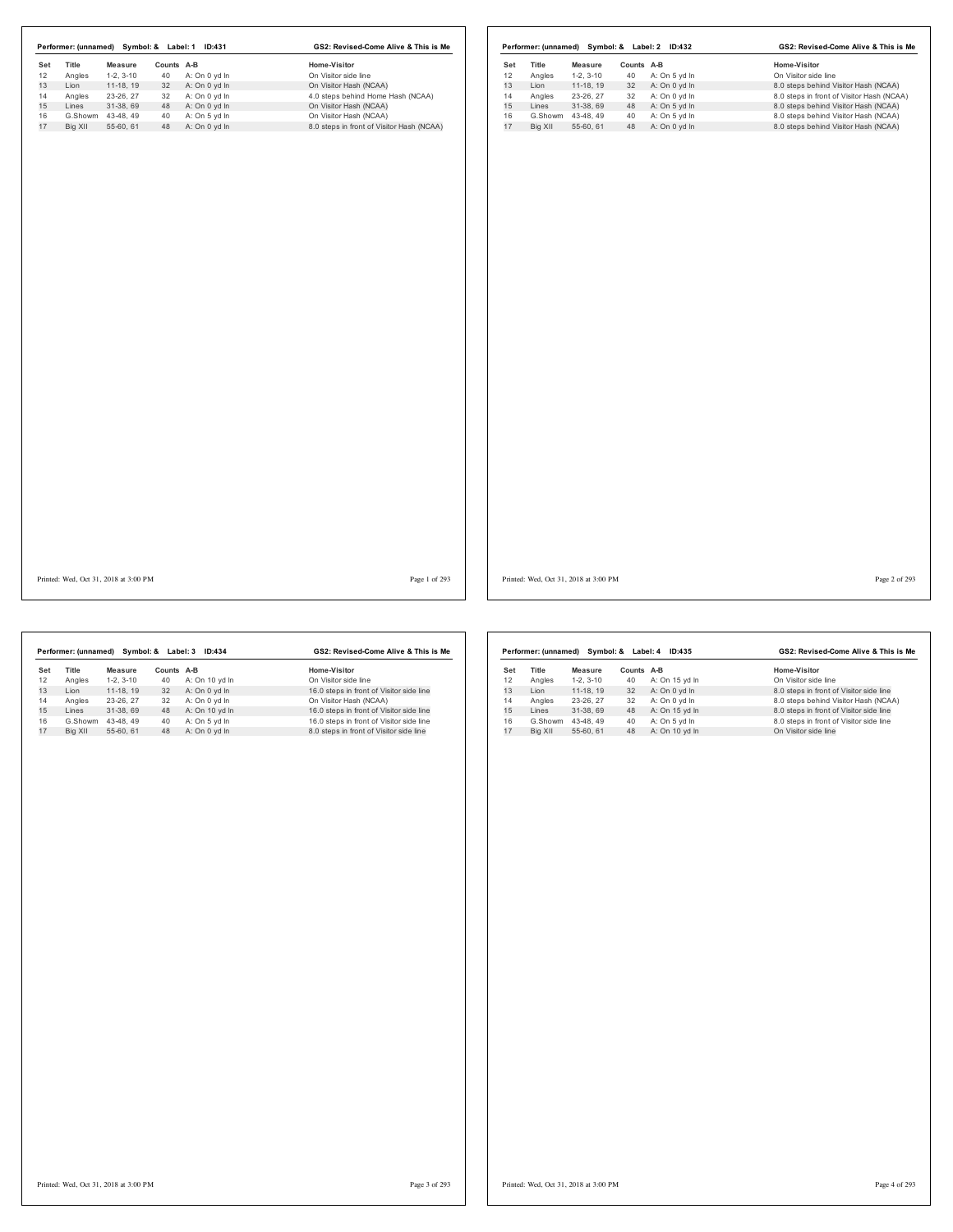**Performer: (unnamed) Symbol: & Label: 1 ID:431** — **GS2: Revised-Come Alive & This is Me**

| Set | Title | Measure | Counts | A-B | Home-Visitor |
|---|---|---|---|---|---|
| 12 | Angles | 1-2, 3-10 | 40 | A: On 0 yd ln | On Visitor side line |
| 13 | Lion | 11-18, 19 | 32 | A: On 0 yd ln | On Visitor Hash (NCAA) |
| 14 | Angles | 23-26, 27 | 32 | A: On 0 yd ln | 4.0 steps behind Home Hash (NCAA) |
| 15 | Lines | 31-38, 69 | 48 | A: On 0 yd ln | On Visitor Hash (NCAA) |
| 16 | G.Showm | 43-48, 49 | 40 | A: On 5 yd ln | On Visitor Hash (NCAA) |
| 17 | Big XII | 55-60, 61 | 48 | A: On 0 yd ln | 8.0 steps in front of Visitor Hash (NCAA) |

Printed: Wed, Oct 31, 2018 at 3:00 PM

**Performer: (unnamed) Symbol: & Label: 2 ID:432** — **GS2: Revised-Come Alive & This is Me**

| Set | Title | Measure | Counts | A-B | Home-Visitor |
|---|---|---|---|---|---|
| 12 | Angles | 1-2, 3-10 | 40 | A: On 5 yd ln | On Visitor side line |
| 13 | Lion | 11-18, 19 | 32 | A: On 0 yd ln | 8.0 steps behind Visitor Hash (NCAA) |
| 14 | Angles | 23-26, 27 | 32 | A: On 0 yd ln | 8.0 steps in front of Visitor Hash (NCAA) |
| 15 | Lines | 31-38, 69 | 48 | A: On 5 yd ln | 8.0 steps behind Visitor Hash (NCAA) |
| 16 | G.Showm | 43-48, 49 | 40 | A: On 5 yd ln | 8.0 steps behind Visitor Hash (NCAA) |
| 17 | Big XII | 55-60, 61 | 48 | A: On 0 yd ln | 8.0 steps behind Visitor Hash (NCAA) |

Printed: Wed, Oct 31, 2018 at 3:00 PM

**Performer: (unnamed) Symbol: & Label: 3 ID:434** — **GS2: Revised-Come Alive & This is Me**

| Set | Title | Measure | Counts | A-B | Home-Visitor |
|---|---|---|---|---|---|
| 12 | Angles | 1-2, 3-10 | 40 | A: On 10 yd ln | On Visitor side line |
| 13 | Lion | 11-18, 19 | 32 | A: On 0 yd ln | 16.0 steps in front of Visitor side line |
| 14 | Angles | 23-26, 27 | 32 | A: On 0 yd ln | On Visitor Hash (NCAA) |
| 15 | Lines | 31-38, 69 | 48 | A: On 10 yd ln | 16.0 steps in front of Visitor side line |
| 16 | G.Showm | 43-48, 49 | 40 | A: On 5 yd ln | 16.0 steps in front of Visitor side line |
| 17 | Big XII | 55-60, 61 | 48 | A: On 0 yd ln | 8.0 steps in front of Visitor side line |

Printed: Wed, Oct 31, 2018 at 3:00 PM

**Performer: (unnamed) Symbol: & Label: 4 ID:435** — **GS2: Revised-Come Alive & This is Me**

| Set | Title | Measure | Counts | A-B | Home-Visitor |
|---|---|---|---|---|---|
| 12 | Angles | 1-2, 3-10 | 40 | A: On 15 yd ln | On Visitor side line |
| 13 | Lion | 11-18, 19 | 32 | A: On 0 yd ln | 8.0 steps in front of Visitor side line |
| 14 | Angles | 23-26, 27 | 32 | A: On 0 yd ln | 8.0 steps behind Visitor Hash (NCAA) |
| 15 | Lines | 31-38, 69 | 48 | A: On 15 yd ln | 8.0 steps in front of Visitor side line |
| 16 | G.Showm | 43-48, 49 | 40 | A: On 5 yd ln | 8.0 steps in front of Visitor side line |
| 17 | Big XII | 55-60, 61 | 48 | A: On 10 yd ln | On Visitor side line |

Printed: Wed, Oct 31, 2018 at 3:00 PM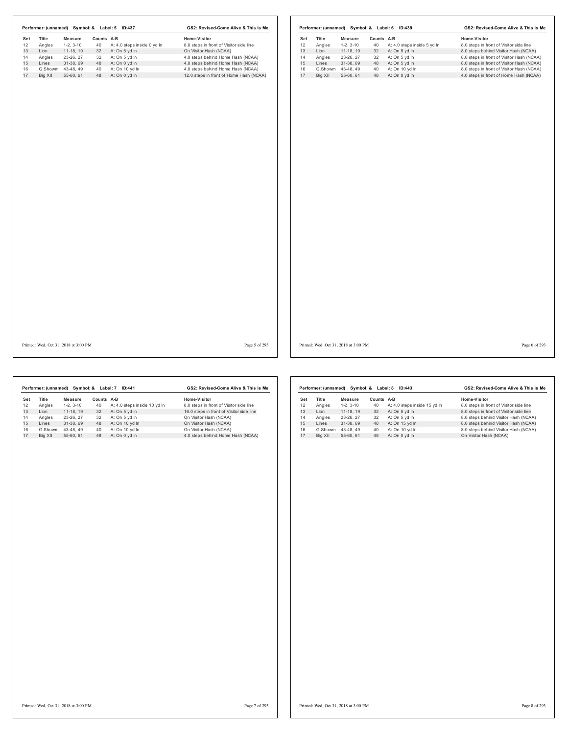**Performer: (unnamed) Symbol: & Label: 5 ID:437** — **GS2: Revised-Come Alive & This is Me**

| Set | Title | Measure | Counts | A-B | Home-Visitor |
|---|---|---|---|---|---|
| 12 | Angles | 1-2, 3-10 | 40 | A: 4.0 steps inside 0 yd ln | 8.0 steps in front of Visitor side line |
| 13 | Lion | 11-18, 19 | 32 | A: On 5 yd ln | On Visitor Hash (NCAA) |
| 14 | Angles | 23-26, 27 | 32 | A: On 5 yd ln | 4.0 steps behind Home Hash (NCAA) |
| 15 | Lines | 31-38, 69 | 48 | A: On 0 yd ln | 4.0 steps behind Home Hash (NCAA) |
| 16 | G.Showm | 43-48, 49 | 40 | A: On 10 yd ln | 4.0 steps behind Home Hash (NCAA) |
| 17 | Big XII | 55-60, 61 | 48 | A: On 0 yd ln | 12.0 steps in front of Home Hash (NCAA) |

Printed: Wed, Oct 31, 2018 at 3:00 PM

**Performer: (unnamed) Symbol: & Label: 6 ID:439** — **GS2: Revised-Come Alive & This is Me**

| Set | Title | Measure | Counts | A-B | Home-Visitor |
|---|---|---|---|---|---|
| 12 | Angles | 1-2, 3-10 | 40 | A: 4.0 steps inside 5 yd ln | 8.0 steps in front of Visitor side line |
| 13 | Lion | 11-18, 19 | 32 | A: On 5 yd ln | 8.0 steps behind Visitor Hash (NCAA) |
| 14 | Angles | 23-26, 27 | 32 | A: On 5 yd ln | 8.0 steps in front of Visitor Hash (NCAA) |
| 15 | Lines | 31-38, 69 | 48 | A: On 5 yd ln | 8.0 steps in front of Visitor Hash (NCAA) |
| 16 | G.Showm | 43-48, 49 | 40 | A: On 10 yd ln | 8.0 steps in front of Visitor Hash (NCAA) |
| 17 | Big XII | 55-60, 61 | 48 | A: On 0 yd ln | 4.0 steps in front of Home Hash (NCAA) |

Printed: Wed, Oct 31, 2018 at 3:00 PM

**Performer: (unnamed) Symbol: & Label: 7 ID:441** — **GS2: Revised-Come Alive & This is Me**

| Set | Title | Measure | Counts | A-B | Home-Visitor |
|---|---|---|---|---|---|
| 12 | Angles | 1-2, 3-10 | 40 | A: 4.0 steps inside 10 yd ln | 8.0 steps in front of Visitor side line |
| 13 | Lion | 11-18, 19 | 32 | A: On 5 yd ln | 16.0 steps in front of Visitor side line |
| 14 | Angles | 23-26, 27 | 32 | A: On 5 yd ln | On Visitor Hash (NCAA) |
| 15 | Lines | 31-38, 69 | 48 | A: On 10 yd ln | On Visitor Hash (NCAA) |
| 16 | G.Showm | 43-48, 49 | 40 | A: On 10 yd ln | On Visitor Hash (NCAA) |
| 17 | Big XII | 55-60, 61 | 48 | A: On 0 yd ln | 4.0 steps behind Home Hash (NCAA) |

Printed: Wed, Oct 31, 2018 at 3:00 PM

**Performer: (unnamed) Symbol: & Label: 8 ID:443** — **GS2: Revised-Come Alive & This is Me**

| Set | Title | Measure | Counts | A-B | Home-Visitor |
|---|---|---|---|---|---|
| 12 | Angles | 1-2, 3-10 | 40 | A: 4.0 steps inside 15 yd ln | 8.0 steps in front of Visitor side line |
| 13 | Lion | 11-18, 19 | 32 | A: On 5 yd ln | 8.0 steps in front of Visitor side line |
| 14 | Angles | 23-26, 27 | 32 | A: On 5 yd ln | 8.0 steps behind Visitor Hash (NCAA) |
| 15 | Lines | 31-38, 69 | 48 | A: On 15 yd ln | 8.0 steps behind Visitor Hash (NCAA) |
| 16 | G.Showm | 43-48, 49 | 40 | A: On 10 yd ln | 8.0 steps behind Visitor Hash (NCAA) |
| 17 | Big XII | 55-60, 61 | 48 | A: On 0 yd ln | On Visitor Hash (NCAA) |

Printed: Wed, Oct 31, 2018 at 3:00 PM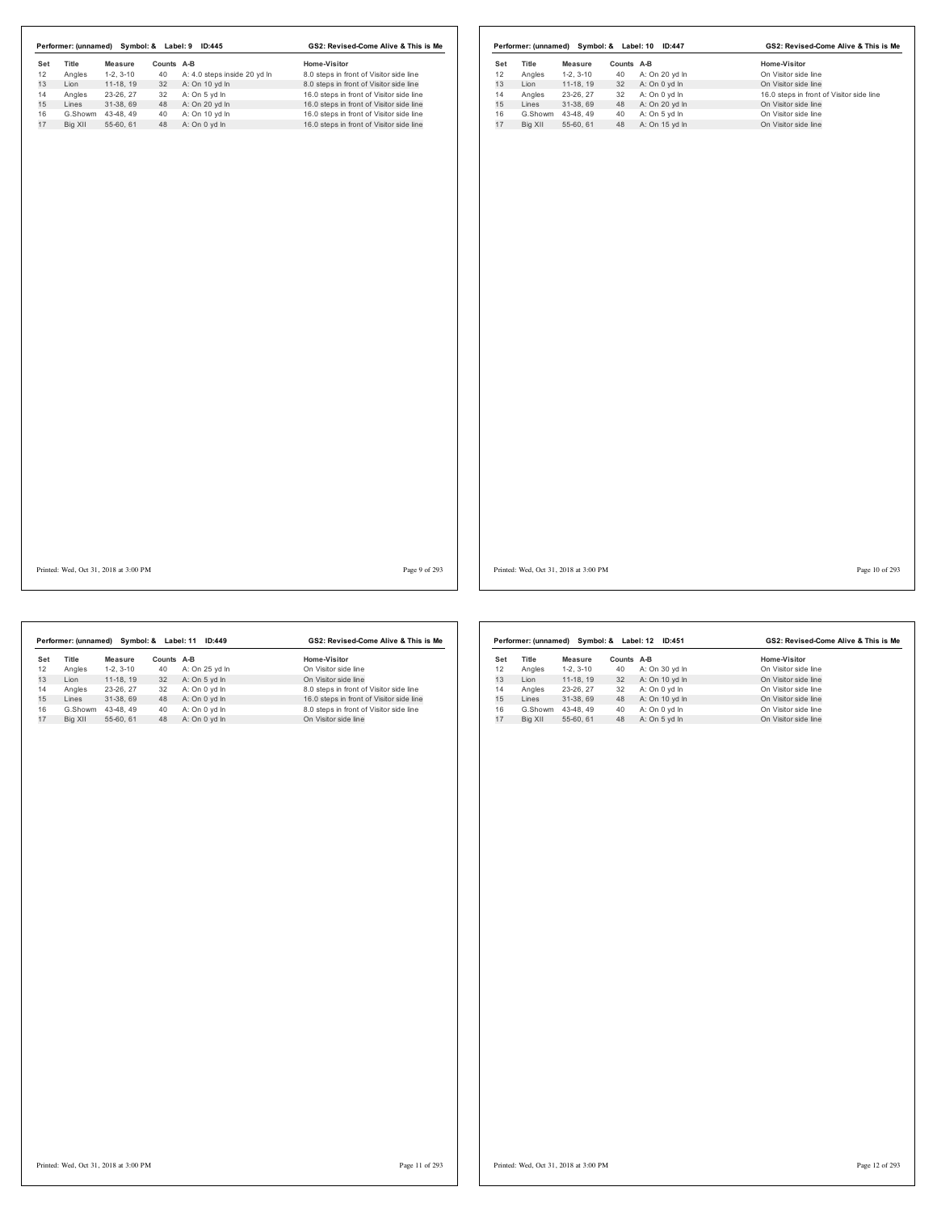**Performer: (unnamed) Symbol: & Label: 9 ID:445** — **GS2: Revised-Come Alive & This is Me**

| Set | Title | Measure | Counts | A-B | Home-Visitor |
|---|---|---|---|---|---|
| 12 | Angles | 1-2, 3-10 | 40 | A: 4.0 steps inside 20 yd ln | 8.0 steps in front of Visitor side line |
| 13 | Lion | 11-18, 19 | 32 | A: On 10 yd ln | 8.0 steps in front of Visitor side line |
| 14 | Angles | 23-26, 27 | 32 | A: On 5 yd ln | 16.0 steps in front of Visitor side line |
| 15 | Lines | 31-38, 69 | 48 | A: On 20 yd ln | 16.0 steps in front of Visitor side line |
| 16 | G.Showm | 43-48, 49 | 40 | A: On 10 yd ln | 16.0 steps in front of Visitor side line |
| 17 | Big XII | 55-60, 61 | 48 | A: On 0 yd ln | 16.0 steps in front of Visitor side line |

Printed: Wed, Oct 31, 2018 at 3:00 PM

**Performer: (unnamed) Symbol: & Label: 10 ID:447** — **GS2: Revised-Come Alive & This is Me**

| Set | Title | Measure | Counts | A-B | Home-Visitor |
|---|---|---|---|---|---|
| 12 | Angles | 1-2, 3-10 | 40 | A: On 20 yd ln | On Visitor side line |
| 13 | Lion | 11-18, 19 | 32 | A: On 0 yd ln | On Visitor side line |
| 14 | Angles | 23-26, 27 | 32 | A: On 0 yd ln | 16.0 steps in front of Visitor side line |
| 15 | Lines | 31-38, 69 | 48 | A: On 20 yd ln | On Visitor side line |
| 16 | G.Showm | 43-48, 49 | 40 | A: On 5 yd ln | On Visitor side line |
| 17 | Big XII | 55-60, 61 | 48 | A: On 15 yd ln | On Visitor side line |

Printed: Wed, Oct 31, 2018 at 3:00 PM

**Performer: (unnamed) Symbol: & Label: 11 ID:449** — **GS2: Revised-Come Alive & This is Me**

| Set | Title | Measure | Counts | A-B | Home-Visitor |
|---|---|---|---|---|---|
| 12 | Angles | 1-2, 3-10 | 40 | A: On 25 yd ln | On Visitor side line |
| 13 | Lion | 11-18, 19 | 32 | A: On 5 yd ln | On Visitor side line |
| 14 | Angles | 23-26, 27 | 32 | A: On 0 yd ln | 8.0 steps in front of Visitor side line |
| 15 | Lines | 31-38, 69 | 48 | A: On 0 yd ln | 16.0 steps in front of Visitor side line |
| 16 | G.Showm | 43-48, 49 | 40 | A: On 0 yd ln | 8.0 steps in front of Visitor side line |
| 17 | Big XII | 55-60, 61 | 48 | A: On 0 yd ln | On Visitor side line |

Printed: Wed, Oct 31, 2018 at 3:00 PM

**Performer: (unnamed) Symbol: & Label: 12 ID:451** — **GS2: Revised-Come Alive & This is Me**

| Set | Title | Measure | Counts | A-B | Home-Visitor |
|---|---|---|---|---|---|
| 12 | Angles | 1-2, 3-10 | 40 | A: On 30 yd ln | On Visitor side line |
| 13 | Lion | 11-18, 19 | 32 | A: On 10 yd ln | On Visitor side line |
| 14 | Angles | 23-26, 27 | 32 | A: On 0 yd ln | On Visitor side line |
| 15 | Lines | 31-38, 69 | 48 | A: On 10 yd ln | On Visitor side line |
| 16 | G.Showm | 43-48, 49 | 40 | A: On 0 yd ln | On Visitor side line |
| 17 | Big XII | 55-60, 61 | 48 | A: On 5 yd ln | On Visitor side line |

Printed: Wed, Oct 31, 2018 at 3:00 PM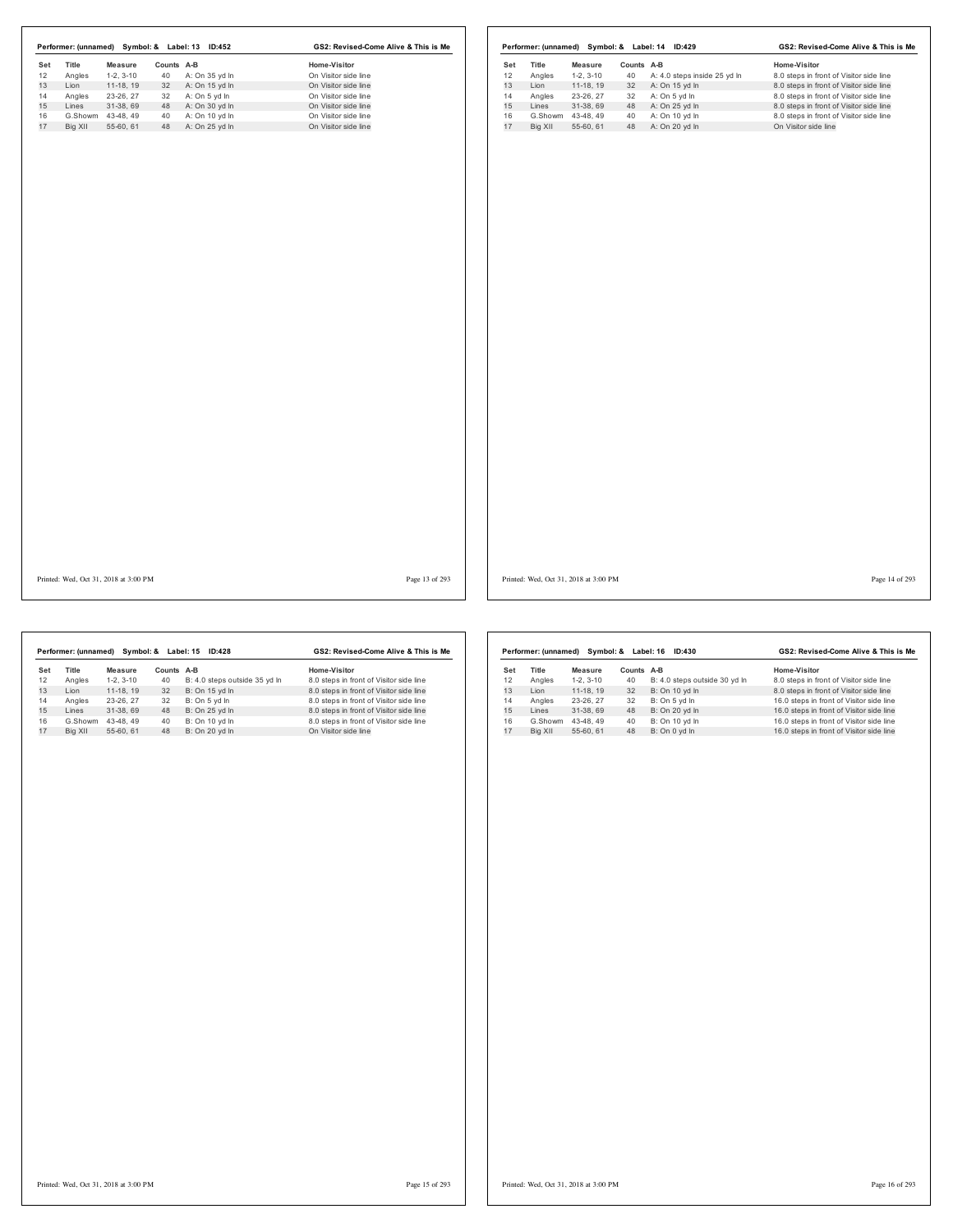**Performer: (unnamed) Symbol: & Label: 13 ID:452** — **GS2: Revised-Come Alive & This is Me**

| Set | Title | Measure | Counts | A-B | Home-Visitor |
|---|---|---|---|---|---|
| 12 | Angles | 1-2, 3-10 | 40 | A: On 35 yd ln | On Visitor side line |
| 13 | Lion | 11-18, 19 | 32 | A: On 15 yd ln | On Visitor side line |
| 14 | Angles | 23-26, 27 | 32 | A: On 5 yd ln | On Visitor side line |
| 15 | Lines | 31-38, 69 | 48 | A: On 30 yd ln | On Visitor side line |
| 16 | G.Showm | 43-48, 49 | 40 | A: On 10 yd ln | On Visitor side line |
| 17 | Big XII | 55-60, 61 | 48 | A: On 25 yd ln | On Visitor side line |

**Performer: (unnamed) Symbol: & Label: 14 ID:429** — **GS2: Revised-Come Alive & This is Me**

| Set | Title | Measure | Counts | A-B | Home-Visitor |
|---|---|---|---|---|---|
| 12 | Angles | 1-2, 3-10 | 40 | A: 4.0 steps inside 25 yd ln | 8.0 steps in front of Visitor side line |
| 13 | Lion | 11-18, 19 | 32 | A: On 15 yd ln | 8.0 steps in front of Visitor side line |
| 14 | Angles | 23-26, 27 | 32 | A: On 5 yd ln | 8.0 steps in front of Visitor side line |
| 15 | Lines | 31-38, 69 | 48 | A: On 25 yd ln | 8.0 steps in front of Visitor side line |
| 16 | G.Showm | 43-48, 49 | 40 | A: On 10 yd ln | 8.0 steps in front of Visitor side line |
| 17 | Big XII | 55-60, 61 | 48 | A: On 20 yd ln | On Visitor side line |

**Performer: (unnamed) Symbol: & Label: 15 ID:428** — **GS2: Revised-Come Alive & This is Me**

| Set | Title | Measure | Counts | A-B | Home-Visitor |
|---|---|---|---|---|---|
| 12 | Angles | 1-2, 3-10 | 40 | B: 4.0 steps outside 35 yd ln | 8.0 steps in front of Visitor side line |
| 13 | Lion | 11-18, 19 | 32 | B: On 15 yd ln | 8.0 steps in front of Visitor side line |
| 14 | Angles | 23-26, 27 | 32 | B: On 5 yd ln | 8.0 steps in front of Visitor side line |
| 15 | Lines | 31-38, 69 | 48 | B: On 25 yd ln | 8.0 steps in front of Visitor side line |
| 16 | G.Showm | 43-48, 49 | 40 | B: On 10 yd ln | 8.0 steps in front of Visitor side line |
| 17 | Big XII | 55-60, 61 | 48 | B: On 20 yd ln | On Visitor side line |

**Performer: (unnamed) Symbol: & Label: 16 ID:430** — **GS2: Revised-Come Alive & This is Me**

| Set | Title | Measure | Counts | A-B | Home-Visitor |
|---|---|---|---|---|---|
| 12 | Angles | 1-2, 3-10 | 40 | B: 4.0 steps outside 30 yd ln | 8.0 steps in front of Visitor side line |
| 13 | Lion | 11-18, 19 | 32 | B: On 10 yd ln | 8.0 steps in front of Visitor side line |
| 14 | Angles | 23-26, 27 | 32 | B: On 5 yd ln | 16.0 steps in front of Visitor side line |
| 15 | Lines | 31-38, 69 | 48 | B: On 20 yd ln | 16.0 steps in front of Visitor side line |
| 16 | G.Showm | 43-48, 49 | 40 | B: On 10 yd ln | 16.0 steps in front of Visitor side line |
| 17 | Big XII | 55-60, 61 | 48 | B: On 0 yd ln | 16.0 steps in front of Visitor side line |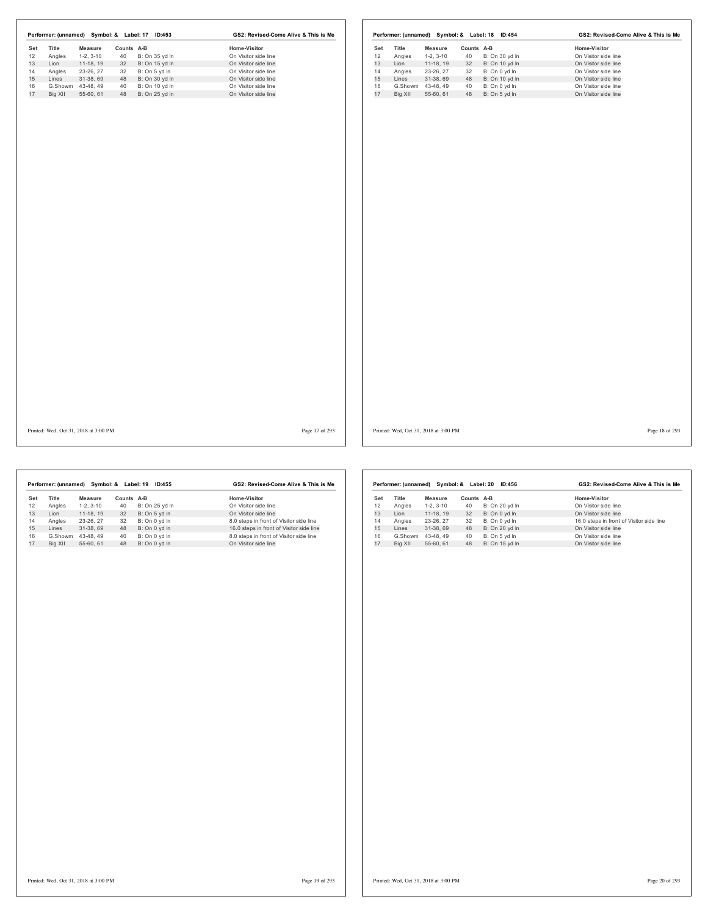**Performer: (unnamed) Symbol: & Label: 17 ID:453** — GS2: Revised-Come Alive & This is Me

| Set | Title | Measure | Counts | A-B | Home-Visitor |
|---|---|---|---|---|---|
| 12 | Angles | 1-2, 3-10 | 40 | B: On 35 yd ln | On Visitor side line |
| 13 | Lion | 11-18, 19 | 32 | B: On 15 yd ln | On Visitor side line |
| 14 | Angles | 23-26, 27 | 32 | B: On 5 yd ln | On Visitor side line |
| 15 | Lines | 31-38, 69 | 48 | B: On 30 yd ln | On Visitor side line |
| 16 | G.Showm | 43-48, 49 | 40 | B: On 10 yd ln | On Visitor side line |
| 17 | Big XII | 55-60, 61 | 48 | B: On 25 yd ln | On Visitor side line |

Printed: Wed, Oct 31, 2018 at 3:00 PM

**Performer: (unnamed) Symbol: & Label: 18 ID:454** — GS2: Revised-Come Alive & This is Me

| Set | Title | Measure | Counts | A-B | Home-Visitor |
|---|---|---|---|---|---|
| 12 | Angles | 1-2, 3-10 | 40 | B: On 30 yd ln | On Visitor side line |
| 13 | Lion | 11-18, 19 | 32 | B: On 10 yd ln | On Visitor side line |
| 14 | Angles | 23-26, 27 | 32 | B: On 0 yd ln | On Visitor side line |
| 15 | Lines | 31-38, 69 | 48 | B: On 10 yd ln | On Visitor side line |
| 16 | G.Showm | 43-48, 49 | 40 | B: On 0 yd ln | On Visitor side line |
| 17 | Big XII | 55-60, 61 | 48 | B: On 5 yd ln | On Visitor side line |

Printed: Wed, Oct 31, 2018 at 3:00 PM

**Performer: (unnamed) Symbol: & Label: 19 ID:455** — GS2: Revised-Come Alive & This is Me

| Set | Title | Measure | Counts | A-B | Home-Visitor |
|---|---|---|---|---|---|
| 12 | Angles | 1-2, 3-10 | 40 | B: On 25 yd ln | On Visitor side line |
| 13 | Lion | 11-18, 19 | 32 | B: On 5 yd ln | On Visitor side line |
| 14 | Angles | 23-26, 27 | 32 | B: On 0 yd ln | 8.0 steps in front of Visitor side line |
| 15 | Lines | 31-38, 69 | 48 | B: On 0 yd ln | 16.0 steps in front of Visitor side line |
| 16 | G.Showm | 43-48, 49 | 40 | B: On 0 yd ln | 8.0 steps in front of Visitor side line |
| 17 | Big XII | 55-60, 61 | 48 | B: On 0 yd ln | On Visitor side line |

Printed: Wed, Oct 31, 2018 at 3:00 PM

**Performer: (unnamed) Symbol: & Label: 20 ID:456** — GS2: Revised-Come Alive & This is Me

| Set | Title | Measure | Counts | A-B | Home-Visitor |
|---|---|---|---|---|---|
| 12 | Angles | 1-2, 3-10 | 40 | B: On 20 yd ln | On Visitor side line |
| 13 | Lion | 11-18, 19 | 32 | B: On 0 yd ln | On Visitor side line |
| 14 | Angles | 23-26, 27 | 32 | B: On 0 yd ln | 16.0 steps in front of Visitor side line |
| 15 | Lines | 31-38, 69 | 48 | B: On 20 yd ln | On Visitor side line |
| 16 | G.Showm | 43-48, 49 | 40 | B: On 5 yd ln | On Visitor side line |
| 17 | Big XII | 55-60, 61 | 48 | B: On 15 yd ln | On Visitor side line |

Printed: Wed, Oct 31, 2018 at 3:00 PM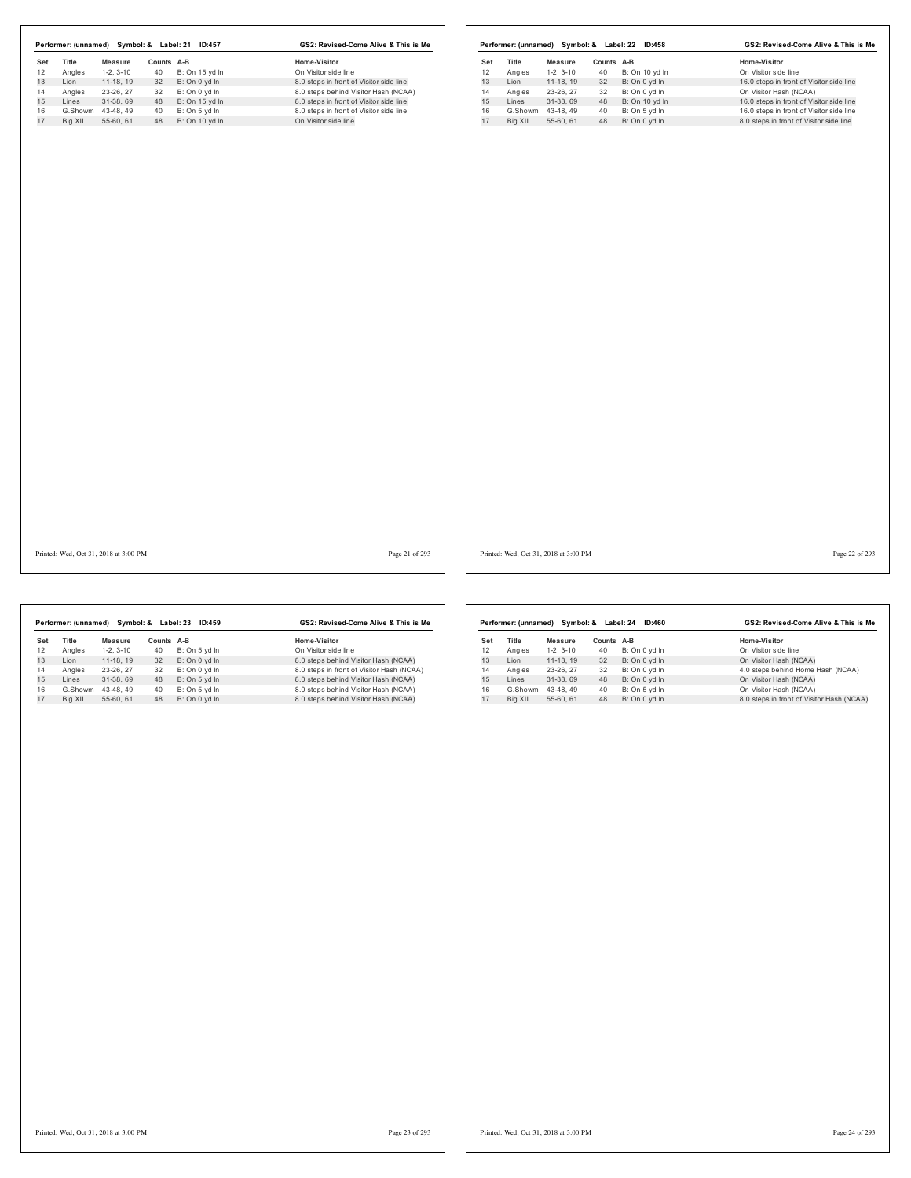**Performer: (unnamed)  Symbol: &  Label: 21  ID:457**  GS2: Revised-Come Alive & This is Me

| Set | Title | Measure | Counts | A-B | Home-Visitor |
|---|---|---|---|---|---|
| 12 | Angles | 1-2, 3-10 | 40 | B: On 15 yd ln | On Visitor side line |
| 13 | Lion | 11-18, 19 | 32 | B: On 0 yd ln | 8.0 steps in front of Visitor side line |
| 14 | Angles | 23-26, 27 | 32 | B: On 0 yd ln | 8.0 steps behind Visitor Hash (NCAA) |
| 15 | Lines | 31-38, 69 | 48 | B: On 15 yd ln | 8.0 steps in front of Visitor side line |
| 16 | G.Showm | 43-48, 49 | 40 | B: On 5 yd ln | 8.0 steps in front of Visitor side line |
| 17 | Big XII | 55-60, 61 | 48 | B: On 10 yd ln | On Visitor side line |

Printed: Wed, Oct 31, 2018 at 3:00 PM

**Performer: (unnamed)  Symbol: &  Label: 22  ID:458**  GS2: Revised-Come Alive & This is Me

| Set | Title | Measure | Counts | A-B | Home-Visitor |
|---|---|---|---|---|---|
| 12 | Angles | 1-2, 3-10 | 40 | B: On 10 yd ln | On Visitor side line |
| 13 | Lion | 11-18, 19 | 32 | B: On 0 yd ln | 16.0 steps in front of Visitor side line |
| 14 | Angles | 23-26, 27 | 32 | B: On 0 yd ln | On Visitor Hash (NCAA) |
| 15 | Lines | 31-38, 69 | 48 | B: On 10 yd ln | 16.0 steps in front of Visitor side line |
| 16 | G.Showm | 43-48, 49 | 40 | B: On 5 yd ln | 16.0 steps in front of Visitor side line |
| 17 | Big XII | 55-60, 61 | 48 | B: On 0 yd ln | 8.0 steps in front of Visitor side line |

Printed: Wed, Oct 31, 2018 at 3:00 PM

**Performer: (unnamed)  Symbol: &  Label: 23  ID:459**  GS2: Revised-Come Alive & This is Me

| Set | Title | Measure | Counts | A-B | Home-Visitor |
|---|---|---|---|---|---|
| 12 | Angles | 1-2, 3-10 | 40 | B: On 5 yd ln | On Visitor side line |
| 13 | Lion | 11-18, 19 | 32 | B: On 0 yd ln | 8.0 steps behind Visitor Hash (NCAA) |
| 14 | Angles | 23-26, 27 | 32 | B: On 0 yd ln | 8.0 steps in front of Visitor Hash (NCAA) |
| 15 | Lines | 31-38, 69 | 48 | B: On 5 yd ln | 8.0 steps behind Visitor Hash (NCAA) |
| 16 | G.Showm | 43-48, 49 | 40 | B: On 5 yd ln | 8.0 steps behind Visitor Hash (NCAA) |
| 17 | Big XII | 55-60, 61 | 48 | B: On 0 yd ln | 8.0 steps behind Visitor Hash (NCAA) |

Printed: Wed, Oct 31, 2018 at 3:00 PM

**Performer: (unnamed)  Symbol: &  Label: 24  ID:460**  GS2: Revised-Come Alive & This is Me

| Set | Title | Measure | Counts | A-B | Home-Visitor |
|---|---|---|---|---|---|
| 12 | Angles | 1-2, 3-10 | 40 | B: On 0 yd ln | On Visitor side line |
| 13 | Lion | 11-18, 19 | 32 | B: On 0 yd ln | On Visitor Hash (NCAA) |
| 14 | Angles | 23-26, 27 | 32 | B: On 0 yd ln | 4.0 steps behind Home Hash (NCAA) |
| 15 | Lines | 31-38, 69 | 48 | B: On 0 yd ln | On Visitor Hash (NCAA) |
| 16 | G.Showm | 43-48, 49 | 40 | B: On 5 yd ln | On Visitor Hash (NCAA) |
| 17 | Big XII | 55-60, 61 | 48 | B: On 0 yd ln | 8.0 steps in front of Visitor Hash (NCAA) |

Printed: Wed, Oct 31, 2018 at 3:00 PM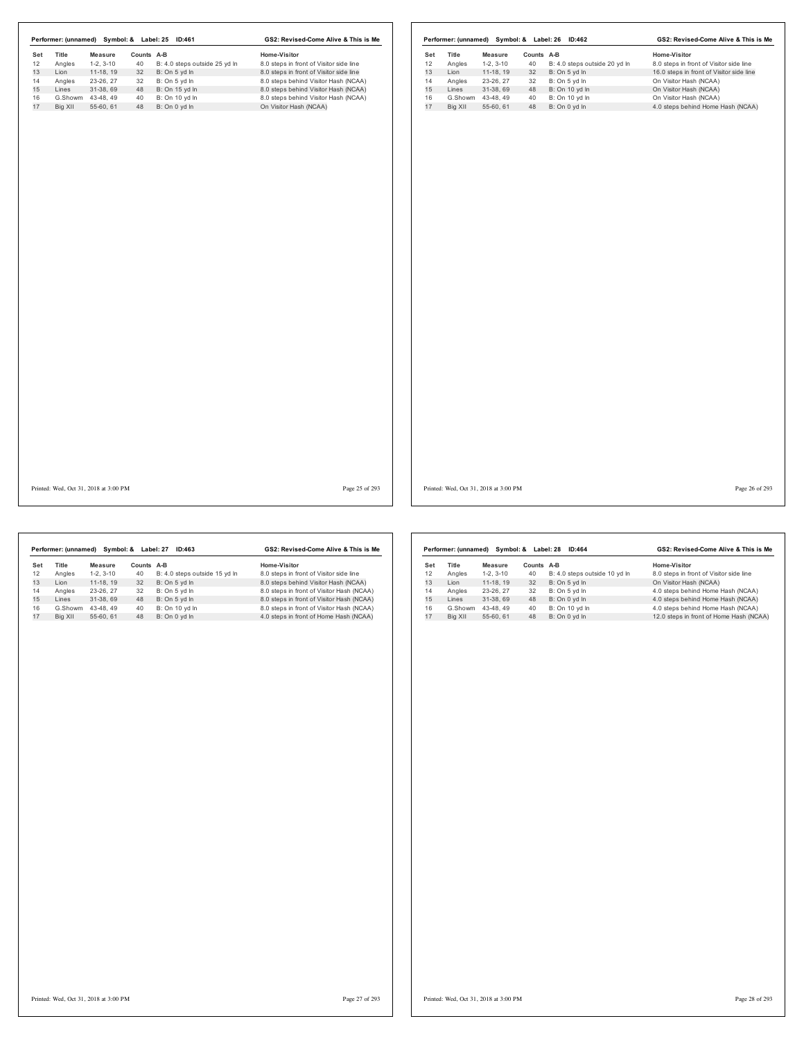**Performer: (unnamed) Symbol: & Label: 25 ID:461** — **GS2: Revised-Come Alive & This is Me**

| Set | Title | Measure | Counts | A-B | Home-Visitor |
|---|---|---|---|---|---|
| 12 | Angles | 1-2, 3-10 | 40 | B: 4.0 steps outside 25 yd ln | 8.0 steps in front of Visitor side line |
| 13 | Lion | 11-18, 19 | 32 | B: On 5 yd ln | 8.0 steps in front of Visitor side line |
| 14 | Angles | 23-26, 27 | 32 | B: On 5 yd ln | 8.0 steps behind Visitor Hash (NCAA) |
| 15 | Lines | 31-38, 69 | 48 | B: On 15 yd ln | 8.0 steps behind Visitor Hash (NCAA) |
| 16 | G.Showm | 43-48, 49 | 40 | B: On 10 yd ln | 8.0 steps behind Visitor Hash (NCAA) |
| 17 | Big XII | 55-60, 61 | 48 | B: On 0 yd ln | On Visitor Hash (NCAA) |

Printed: Wed, Oct 31, 2018 at 3:00 PM

**Performer: (unnamed) Symbol: & Label: 26 ID:462** — **GS2: Revised-Come Alive & This is Me**

| Set | Title | Measure | Counts | A-B | Home-Visitor |
|---|---|---|---|---|---|
| 12 | Angles | 1-2, 3-10 | 40 | B: 4.0 steps outside 20 yd ln | 8.0 steps in front of Visitor side line |
| 13 | Lion | 11-18, 19 | 32 | B: On 5 yd ln | 16.0 steps in front of Visitor side line |
| 14 | Angles | 23-26, 27 | 32 | B: On 5 yd ln | On Visitor Hash (NCAA) |
| 15 | Lines | 31-38, 69 | 48 | B: On 10 yd ln | On Visitor Hash (NCAA) |
| 16 | G.Showm | 43-48, 49 | 40 | B: On 10 yd ln | On Visitor Hash (NCAA) |
| 17 | Big XII | 55-60, 61 | 48 | B: On 0 yd ln | 4.0 steps behind Home Hash (NCAA) |

Printed: Wed, Oct 31, 2018 at 3:00 PM

**Performer: (unnamed) Symbol: & Label: 27 ID:463** — **GS2: Revised-Come Alive & This is Me**

| Set | Title | Measure | Counts | A-B | Home-Visitor |
|---|---|---|---|---|---|
| 12 | Angles | 1-2, 3-10 | 40 | B: 4.0 steps outside 15 yd ln | 8.0 steps in front of Visitor side line |
| 13 | Lion | 11-18, 19 | 32 | B: On 5 yd ln | 8.0 steps behind Visitor Hash (NCAA) |
| 14 | Angles | 23-26, 27 | 32 | B: On 5 yd ln | 8.0 steps in front of Visitor Hash (NCAA) |
| 15 | Lines | 31-38, 69 | 48 | B: On 5 yd ln | 8.0 steps in front of Visitor Hash (NCAA) |
| 16 | G.Showm | 43-48, 49 | 40 | B: On 10 yd ln | 8.0 steps in front of Visitor Hash (NCAA) |
| 17 | Big XII | 55-60, 61 | 48 | B: On 0 yd ln | 4.0 steps in front of Home Hash (NCAA) |

Printed: Wed, Oct 31, 2018 at 3:00 PM

**Performer: (unnamed) Symbol: & Label: 28 ID:464** — **GS2: Revised-Come Alive & This is Me**

| Set | Title | Measure | Counts | A-B | Home-Visitor |
|---|---|---|---|---|---|
| 12 | Angles | 1-2, 3-10 | 40 | B: 4.0 steps outside 10 yd ln | 8.0 steps in front of Visitor side line |
| 13 | Lion | 11-18, 19 | 32 | B: On 5 yd ln | On Visitor Hash (NCAA) |
| 14 | Angles | 23-26, 27 | 32 | B: On 5 yd ln | 4.0 steps behind Home Hash (NCAA) |
| 15 | Lines | 31-38, 69 | 48 | B: On 0 yd ln | 4.0 steps behind Home Hash (NCAA) |
| 16 | G.Showm | 43-48, 49 | 40 | B: On 10 yd ln | 4.0 steps behind Home Hash (NCAA) |
| 17 | Big XII | 55-60, 61 | 48 | B: On 0 yd ln | 12.0 steps in front of Home Hash (NCAA) |

Printed: Wed, Oct 31, 2018 at 3:00 PM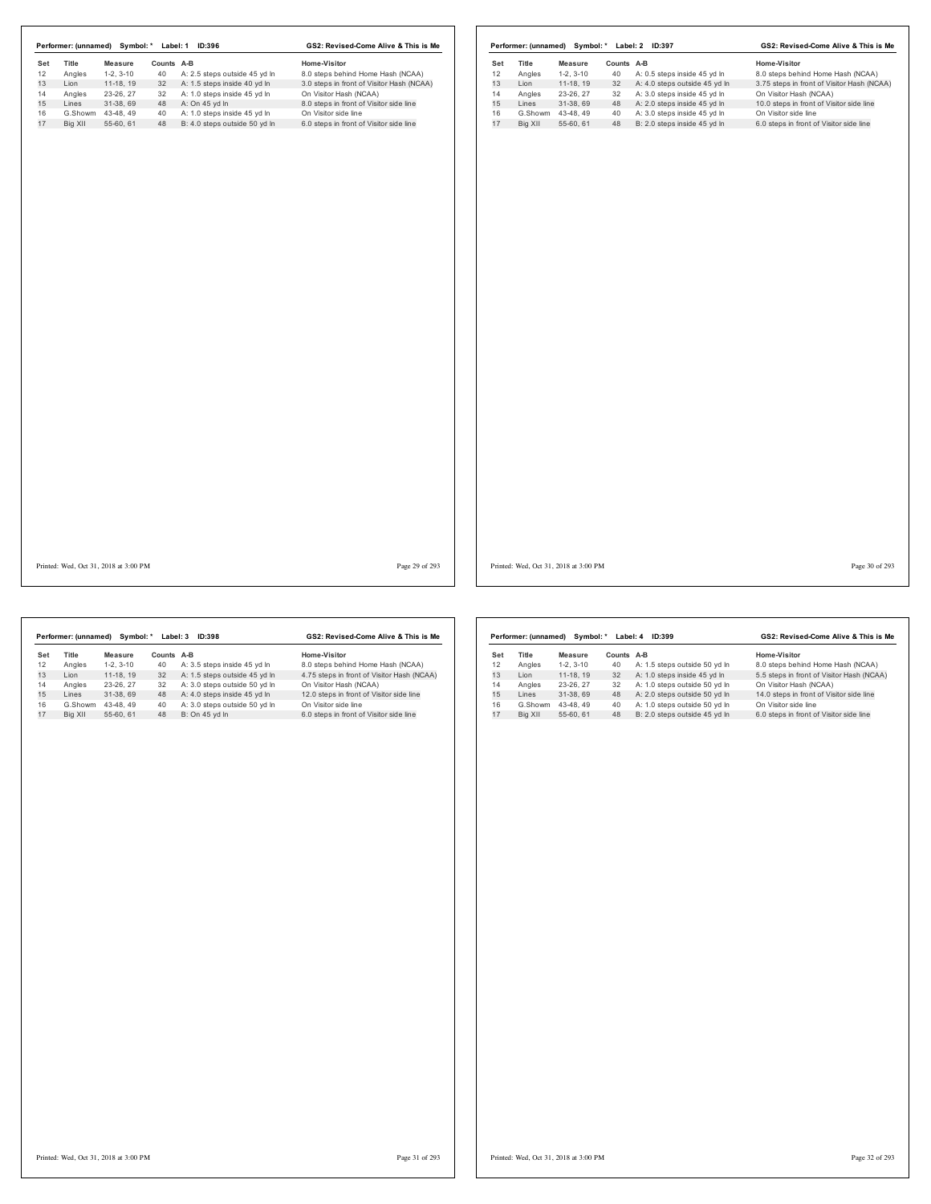**Performer: (unnamed) Symbol: * Label: 1 ID:396** — **GS2: Revised-Come Alive & This is Me**

| Set | Title | Measure | Counts | A-B | Home-Visitor |
|---|---|---|---|---|---|
| 12 | Angles | 1-2, 3-10 | 40 | A: 2.5 steps outside 45 yd ln | 8.0 steps behind Home Hash (NCAA) |
| 13 | Lion | 11-18, 19 | 32 | A: 1.5 steps inside 40 yd ln | 3.0 steps in front of Visitor Hash (NCAA) |
| 14 | Angles | 23-26, 27 | 32 | A: 1.0 steps inside 45 yd ln | On Visitor Hash (NCAA) |
| 15 | Lines | 31-38, 69 | 48 | A: On 45 yd ln | 8.0 steps in front of Visitor side line |
| 16 | G.Showm | 43-48, 49 | 40 | A: 1.0 steps inside 45 yd ln | On Visitor side line |
| 17 | Big XII | 55-60, 61 | 48 | B: 4.0 steps outside 50 yd ln | 6.0 steps in front of Visitor side line |

Printed: Wed, Oct 31, 2018 at 3:00 PM

**Performer: (unnamed) Symbol: * Label: 2 ID:397** — **GS2: Revised-Come Alive & This is Me**

| Set | Title | Measure | Counts | A-B | Home-Visitor |
|---|---|---|---|---|---|
| 12 | Angles | 1-2, 3-10 | 40 | A: 0.5 steps inside 45 yd ln | 8.0 steps behind Home Hash (NCAA) |
| 13 | Lion | 11-18, 19 | 32 | A: 4.0 steps outside 45 yd ln | 3.75 steps in front of Visitor Hash (NCAA) |
| 14 | Angles | 23-26, 27 | 32 | A: 3.0 steps inside 45 yd ln | On Visitor Hash (NCAA) |
| 15 | Lines | 31-38, 69 | 48 | A: 2.0 steps inside 45 yd ln | 10.0 steps in front of Visitor side line |
| 16 | G.Showm | 43-48, 49 | 40 | A: 3.0 steps inside 45 yd ln | On Visitor side line |
| 17 | Big XII | 55-60, 61 | 48 | B: 2.0 steps inside 45 yd ln | 6.0 steps in front of Visitor side line |

Printed: Wed, Oct 31, 2018 at 3:00 PM

**Performer: (unnamed) Symbol: * Label: 3 ID:398** — **GS2: Revised-Come Alive & This is Me**

| Set | Title | Measure | Counts | A-B | Home-Visitor |
|---|---|---|---|---|---|
| 12 | Angles | 1-2, 3-10 | 40 | A: 3.5 steps inside 45 yd ln | 8.0 steps behind Home Hash (NCAA) |
| 13 | Lion | 11-18, 19 | 32 | A: 1.5 steps outside 45 yd ln | 4.75 steps in front of Visitor Hash (NCAA) |
| 14 | Angles | 23-26, 27 | 32 | A: 3.0 steps outside 50 yd ln | On Visitor Hash (NCAA) |
| 15 | Lines | 31-38, 69 | 48 | A: 4.0 steps inside 45 yd ln | 12.0 steps in front of Visitor side line |
| 16 | G.Showm | 43-48, 49 | 40 | A: 3.0 steps outside 50 yd ln | On Visitor side line |
| 17 | Big XII | 55-60, 61 | 48 | B: On 45 yd ln | 6.0 steps in front of Visitor side line |

Printed: Wed, Oct 31, 2018 at 3:00 PM

**Performer: (unnamed) Symbol: * Label: 4 ID:399** — **GS2: Revised-Come Alive & This is Me**

| Set | Title | Measure | Counts | A-B | Home-Visitor |
|---|---|---|---|---|---|
| 12 | Angles | 1-2, 3-10 | 40 | A: 1.5 steps outside 50 yd ln | 8.0 steps behind Home Hash (NCAA) |
| 13 | Lion | 11-18, 19 | 32 | A: 1.0 steps inside 45 yd ln | 5.5 steps in front of Visitor Hash (NCAA) |
| 14 | Angles | 23-26, 27 | 32 | A: 1.0 steps outside 50 yd ln | On Visitor Hash (NCAA) |
| 15 | Lines | 31-38, 69 | 48 | A: 2.0 steps outside 50 yd ln | 14.0 steps in front of Visitor side line |
| 16 | G.Showm | 43-48, 49 | 40 | A: 1.0 steps outside 50 yd ln | On Visitor side line |
| 17 | Big XII | 55-60, 61 | 48 | B: 2.0 steps outside 45 yd ln | 6.0 steps in front of Visitor side line |

Printed: Wed, Oct 31, 2018 at 3:00 PM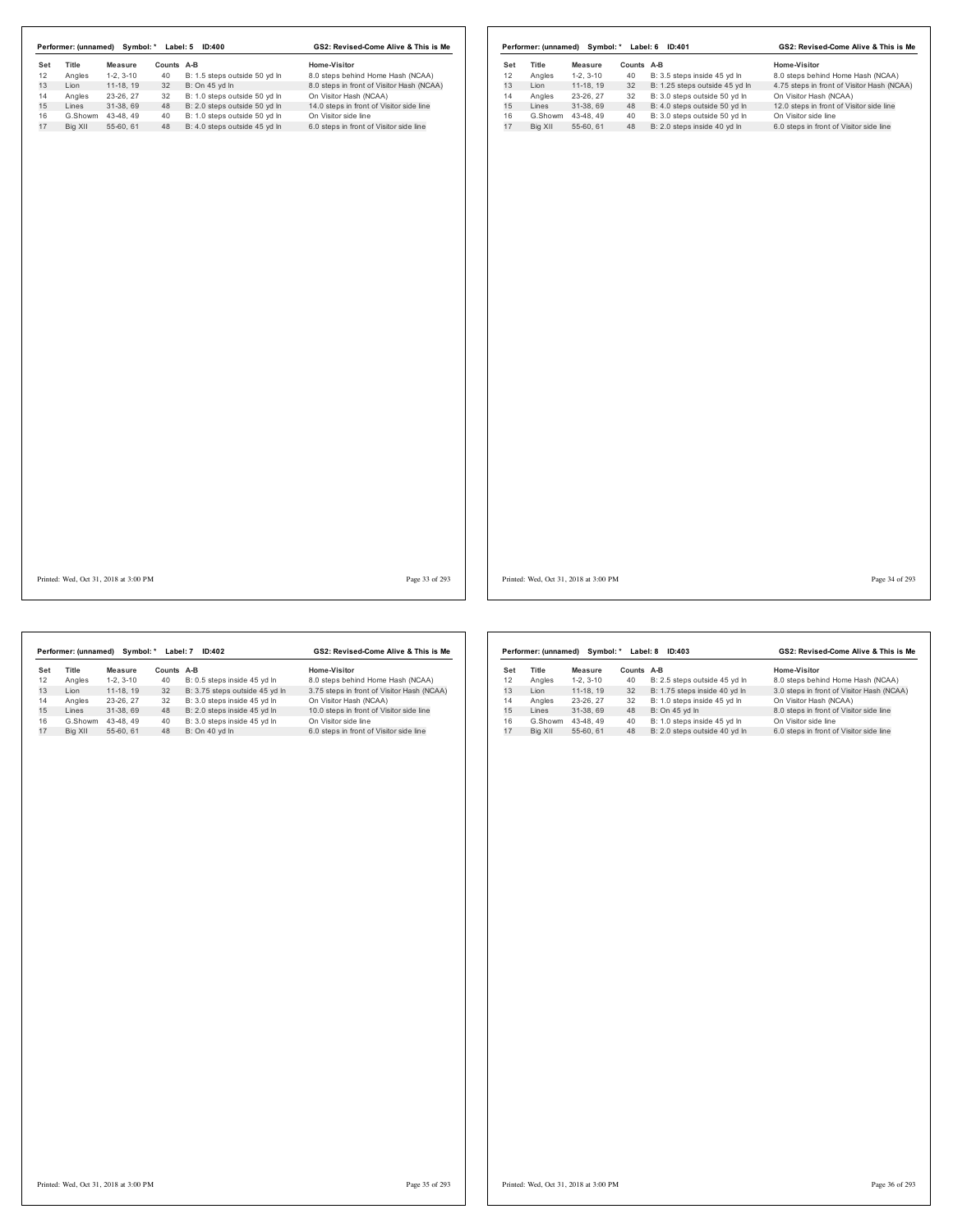**Performer: (unnamed) Symbol: * Label: 5 ID:400** **GS2: Revised-Come Alive & This is Me**

| Set | Title | Measure | Counts | A-B | Home-Visitor |
|---|---|---|---|---|---|
| 12 | Angles | 1-2, 3-10 | 40 | B: 1.5 steps outside 50 yd ln | 8.0 steps behind Home Hash (NCAA) |
| 13 | Lion | 11-18, 19 | 32 | B: On 45 yd ln | 8.0 steps in front of Visitor Hash (NCAA) |
| 14 | Angles | 23-26, 27 | 32 | B: 1.0 steps outside 50 yd ln | On Visitor Hash (NCAA) |
| 15 | Lines | 31-38, 69 | 48 | B: 2.0 steps outside 50 yd ln | 14.0 steps in front of Visitor side line |
| 16 | G.Showm | 43-48, 49 | 40 | B: 1.0 steps outside 50 yd ln | On Visitor side line |
| 17 | Big XII | 55-60, 61 | 48 | B: 4.0 steps outside 45 yd ln | 6.0 steps in front of Visitor side line |

Printed: Wed, Oct 31, 2018 at 3:00 PM

**Performer: (unnamed) Symbol: * Label: 6 ID:401** **GS2: Revised-Come Alive & This is Me**

| Set | Title | Measure | Counts | A-B | Home-Visitor |
|---|---|---|---|---|---|
| 12 | Angles | 1-2, 3-10 | 40 | B: 3.5 steps inside 45 yd ln | 8.0 steps behind Home Hash (NCAA) |
| 13 | Lion | 11-18, 19 | 32 | B: 1.25 steps outside 45 yd ln | 4.75 steps in front of Visitor Hash (NCAA) |
| 14 | Angles | 23-26, 27 | 32 | B: 3.0 steps outside 50 yd ln | On Visitor Hash (NCAA) |
| 15 | Lines | 31-38, 69 | 48 | B: 4.0 steps outside 50 yd ln | 12.0 steps in front of Visitor side line |
| 16 | G.Showm | 43-48, 49 | 40 | B: 3.0 steps outside 50 yd ln | On Visitor side line |
| 17 | Big XII | 55-60, 61 | 48 | B: 2.0 steps inside 40 yd ln | 6.0 steps in front of Visitor side line |

Printed: Wed, Oct 31, 2018 at 3:00 PM

**Performer: (unnamed) Symbol: * Label: 7 ID:402** **GS2: Revised-Come Alive & This is Me**

| Set | Title | Measure | Counts | A-B | Home-Visitor |
|---|---|---|---|---|---|
| 12 | Angles | 1-2, 3-10 | 40 | B: 0.5 steps inside 45 yd ln | 8.0 steps behind Home Hash (NCAA) |
| 13 | Lion | 11-18, 19 | 32 | B: 3.75 steps outside 45 yd ln | 3.75 steps in front of Visitor Hash (NCAA) |
| 14 | Angles | 23-26, 27 | 32 | B: 3.0 steps inside 45 yd ln | On Visitor Hash (NCAA) |
| 15 | Lines | 31-38, 69 | 48 | B: 2.0 steps inside 45 yd ln | 10.0 steps in front of Visitor side line |
| 16 | G.Showm | 43-48, 49 | 40 | B: 3.0 steps inside 45 yd ln | On Visitor side line |
| 17 | Big XII | 55-60, 61 | 48 | B: On 40 yd ln | 6.0 steps in front of Visitor side line |

Printed: Wed, Oct 31, 2018 at 3:00 PM

**Performer: (unnamed) Symbol: * Label: 8 ID:403** **GS2: Revised-Come Alive & This is Me**

| Set | Title | Measure | Counts | A-B | Home-Visitor |
|---|---|---|---|---|---|
| 12 | Angles | 1-2, 3-10 | 40 | B: 2.5 steps outside 45 yd ln | 8.0 steps behind Home Hash (NCAA) |
| 13 | Lion | 11-18, 19 | 32 | B: 1.75 steps inside 40 yd ln | 3.0 steps in front of Visitor Hash (NCAA) |
| 14 | Angles | 23-26, 27 | 32 | B: 1.0 steps inside 45 yd ln | On Visitor Hash (NCAA) |
| 15 | Lines | 31-38, 69 | 48 | B: On 45 yd ln | 8.0 steps in front of Visitor side line |
| 16 | G.Showm | 43-48, 49 | 40 | B: 1.0 steps inside 45 yd ln | On Visitor side line |
| 17 | Big XII | 55-60, 61 | 48 | B: 2.0 steps outside 40 yd ln | 6.0 steps in front of Visitor side line |

Printed: Wed, Oct 31, 2018 at 3:00 PM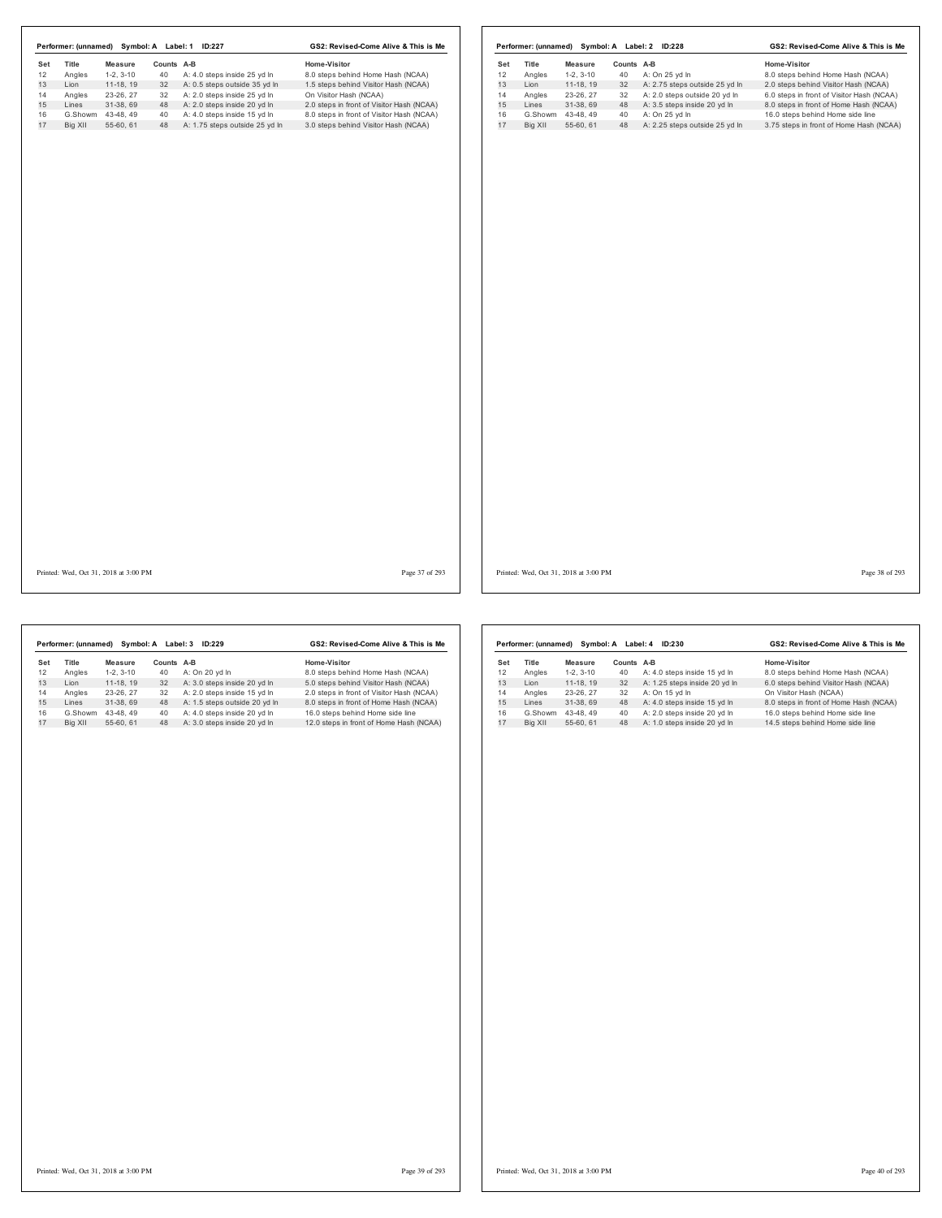**Performer: (unnamed) Symbol: A Label: 1 ID:227** — **GS2: Revised-Come Alive & This is Me**

| Set | Title | Measure | Counts | A-B | Home-Visitor |
|---|---|---|---|---|---|
| 12 | Angles | 1-2, 3-10 | 40 | A: 4.0 steps inside 25 yd ln | 8.0 steps behind Home Hash (NCAA) |
| 13 | Lion | 11-18, 19 | 32 | A: 0.5 steps outside 35 yd ln | 1.5 steps behind Visitor Hash (NCAA) |
| 14 | Angles | 23-26, 27 | 32 | A: 2.0 steps inside 25 yd ln | On Visitor Hash (NCAA) |
| 15 | Lines | 31-38, 69 | 48 | A: 2.0 steps inside 20 yd ln | 2.0 steps in front of Visitor Hash (NCAA) |
| 16 | G.Showm | 43-48, 49 | 40 | A: 4.0 steps inside 15 yd ln | 8.0 steps in front of Visitor Hash (NCAA) |
| 17 | Big XII | 55-60, 61 | 48 | A: 1.75 steps outside 25 yd ln | 3.0 steps behind Visitor Hash (NCAA) |

Printed: Wed, Oct 31, 2018 at 3:00 PM

**Performer: (unnamed) Symbol: A Label: 2 ID:228** — **GS2: Revised-Come Alive & This is Me**

| Set | Title | Measure | Counts | A-B | Home-Visitor |
|---|---|---|---|---|---|
| 12 | Angles | 1-2, 3-10 | 40 | A: On 25 yd ln | 8.0 steps behind Home Hash (NCAA) |
| 13 | Lion | 11-18, 19 | 32 | A: 2.75 steps outside 25 yd ln | 2.0 steps behind Visitor Hash (NCAA) |
| 14 | Angles | 23-26, 27 | 32 | A: 2.0 steps outside 20 yd ln | 6.0 steps in front of Visitor Hash (NCAA) |
| 15 | Lines | 31-38, 69 | 48 | A: 3.5 steps inside 20 yd ln | 8.0 steps in front of Home Hash (NCAA) |
| 16 | G.Showm | 43-48, 49 | 40 | A: On 25 yd ln | 16.0 steps behind Home side line |
| 17 | Big XII | 55-60, 61 | 48 | A: 2.25 steps outside 25 yd ln | 3.75 steps in front of Home Hash (NCAA) |

Printed: Wed, Oct 31, 2018 at 3:00 PM

**Performer: (unnamed) Symbol: A Label: 3 ID:229** — **GS2: Revised-Come Alive & This is Me**

| Set | Title | Measure | Counts | A-B | Home-Visitor |
|---|---|---|---|---|---|
| 12 | Angles | 1-2, 3-10 | 40 | A: On 20 yd ln | 8.0 steps behind Home Hash (NCAA) |
| 13 | Lion | 11-18, 19 | 32 | A: 3.0 steps inside 20 yd ln | 5.0 steps behind Visitor Hash (NCAA) |
| 14 | Angles | 23-26, 27 | 32 | A: 2.0 steps inside 15 yd ln | 2.0 steps in front of Visitor Hash (NCAA) |
| 15 | Lines | 31-38, 69 | 48 | A: 1.5 steps outside 20 yd ln | 8.0 steps in front of Home Hash (NCAA) |
| 16 | G.Showm | 43-48, 49 | 40 | A: 4.0 steps inside 20 yd ln | 16.0 steps behind Home side line |
| 17 | Big XII | 55-60, 61 | 48 | A: 3.0 steps inside 20 yd ln | 12.0 steps in front of Home Hash (NCAA) |

Printed: Wed, Oct 31, 2018 at 3:00 PM

**Performer: (unnamed) Symbol: A Label: 4 ID:230** — **GS2: Revised-Come Alive & This is Me**

| Set | Title | Measure | Counts | A-B | Home-Visitor |
|---|---|---|---|---|---|
| 12 | Angles | 1-2, 3-10 | 40 | A: 4.0 steps inside 15 yd ln | 8.0 steps behind Home Hash (NCAA) |
| 13 | Lion | 11-18, 19 | 32 | A: 1.25 steps inside 20 yd ln | 6.0 steps behind Visitor Hash (NCAA) |
| 14 | Angles | 23-26, 27 | 32 | A: On 15 yd ln | On Visitor Hash (NCAA) |
| 15 | Lines | 31-38, 69 | 48 | A: 4.0 steps inside 15 yd ln | 8.0 steps in front of Home Hash (NCAA) |
| 16 | G.Showm | 43-48, 49 | 40 | A: 2.0 steps inside 20 yd ln | 16.0 steps behind Home side line |
| 17 | Big XII | 55-60, 61 | 48 | A: 1.0 steps inside 20 yd ln | 14.5 steps behind Home side line |

Printed: Wed, Oct 31, 2018 at 3:00 PM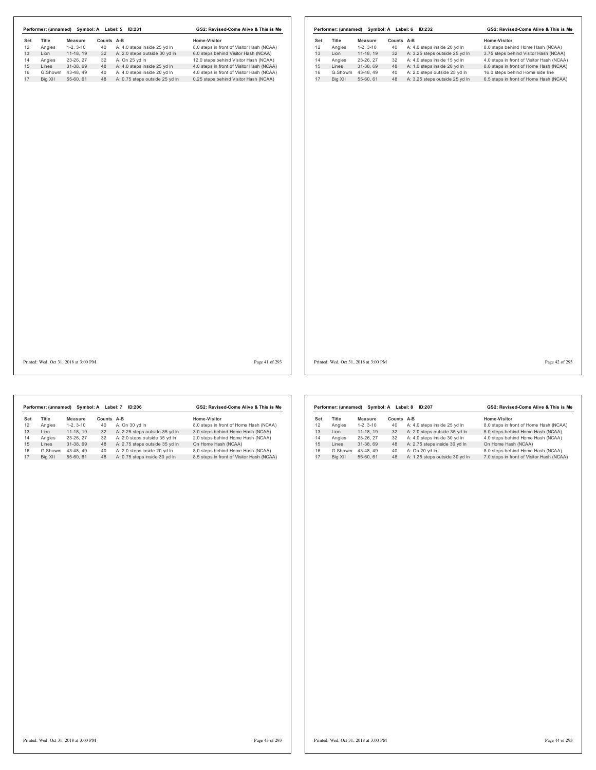Performer: (unnamed) Symbol: A Label: 5 ID:231 — GS2: Revised-Come Alive & This is Me

| Set | Title | Measure | Counts | A-B | Home-Visitor |
|---|---|---|---|---|---|
| 12 | Angles | 1-2, 3-10 | 40 | A: 4.0 steps inside 25 yd ln | 8.0 steps in front of Visitor Hash (NCAA) |
| 13 | Lion | 11-18, 19 | 32 | A: 2.0 steps outside 30 yd ln | 6.0 steps behind Visitor Hash (NCAA) |
| 14 | Angles | 23-26, 27 | 32 | A: On 25 yd ln | 12.0 steps behind Visitor Hash (NCAA) |
| 15 | Lines | 31-38, 69 | 48 | A: 4.0 steps inside 25 yd ln | 4.0 steps in front of Visitor Hash (NCAA) |
| 16 | G.Showm | 43-48, 49 | 40 | A: 4.0 steps inside 20 yd ln | 4.0 steps in front of Visitor Hash (NCAA) |
| 17 | Big XII | 55-60, 61 | 48 | A: 0.75 steps outside 25 yd ln | 0.25 steps behind Visitor Hash (NCAA) |

Performer: (unnamed) Symbol: A Label: 6 ID:232 — GS2: Revised-Come Alive & This is Me

| Set | Title | Measure | Counts | A-B | Home-Visitor |
|---|---|---|---|---|---|
| 12 | Angles | 1-2, 3-10 | 40 | A: 4.0 steps inside 20 yd ln | 8.0 steps behind Home Hash (NCAA) |
| 13 | Lion | 11-18, 19 | 32 | A: 3.25 steps outside 25 yd ln | 3.75 steps behind Visitor Hash (NCAA) |
| 14 | Angles | 23-26, 27 | 32 | A: 4.0 steps inside 15 yd ln | 4.0 steps in front of Visitor Hash (NCAA) |
| 15 | Lines | 31-38, 69 | 48 | A: 1.0 steps inside 20 yd ln | 8.0 steps in front of Home Hash (NCAA) |
| 16 | G.Showm | 43-48, 49 | 40 | A: 2.0 steps outside 25 yd ln | 16.0 steps behind Home side line |
| 17 | Big XII | 55-60, 61 | 48 | A: 3.25 steps outside 25 yd ln | 6.5 steps in front of Home Hash (NCAA) |

Performer: (unnamed) Symbol: A Label: 7 ID:206 — GS2: Revised-Come Alive & This is Me

| Set | Title | Measure | Counts | A-B | Home-Visitor |
|---|---|---|---|---|---|
| 12 | Angles | 1-2, 3-10 | 40 | A: On 30 yd ln | 8.0 steps in front of Home Hash (NCAA) |
| 13 | Lion | 11-18, 19 | 32 | A: 2.25 steps outside 35 yd ln | 3.0 steps behind Home Hash (NCAA) |
| 14 | Angles | 23-26, 27 | 32 | A: 2.0 steps outside 35 yd ln | 2.0 steps behind Home Hash (NCAA) |
| 15 | Lines | 31-38, 69 | 48 | A: 2.75 steps outside 35 yd ln | On Home Hash (NCAA) |
| 16 | G.Showm | 43-48, 49 | 40 | A: 2.0 steps inside 20 yd ln | 8.0 steps behind Home Hash (NCAA) |
| 17 | Big XII | 55-60, 61 | 48 | A: 0.75 steps inside 30 yd ln | 8.5 steps in front of Visitor Hash (NCAA) |

Performer: (unnamed) Symbol: A Label: 8 ID:207 — GS2: Revised-Come Alive & This is Me

| Set | Title | Measure | Counts | A-B | Home-Visitor |
|---|---|---|---|---|---|
| 12 | Angles | 1-2, 3-10 | 40 | A: 4.0 steps inside 25 yd ln | 8.0 steps in front of Home Hash (NCAA) |
| 13 | Lion | 11-18, 19 | 32 | A: 2.0 steps outside 35 yd ln | 5.0 steps behind Home Hash (NCAA) |
| 14 | Angles | 23-26, 27 | 32 | A: 4.0 steps inside 30 yd ln | 4.0 steps behind Home Hash (NCAA) |
| 15 | Lines | 31-38, 69 | 48 | A: 2.75 steps inside 30 yd ln | On Home Hash (NCAA) |
| 16 | G.Showm | 43-48, 49 | 40 | A: On 20 yd ln | 8.0 steps behind Home Hash (NCAA) |
| 17 | Big XII | 55-60, 61 | 48 | A: 1.25 steps outside 30 yd ln | 7.0 steps in front of Visitor Hash (NCAA) |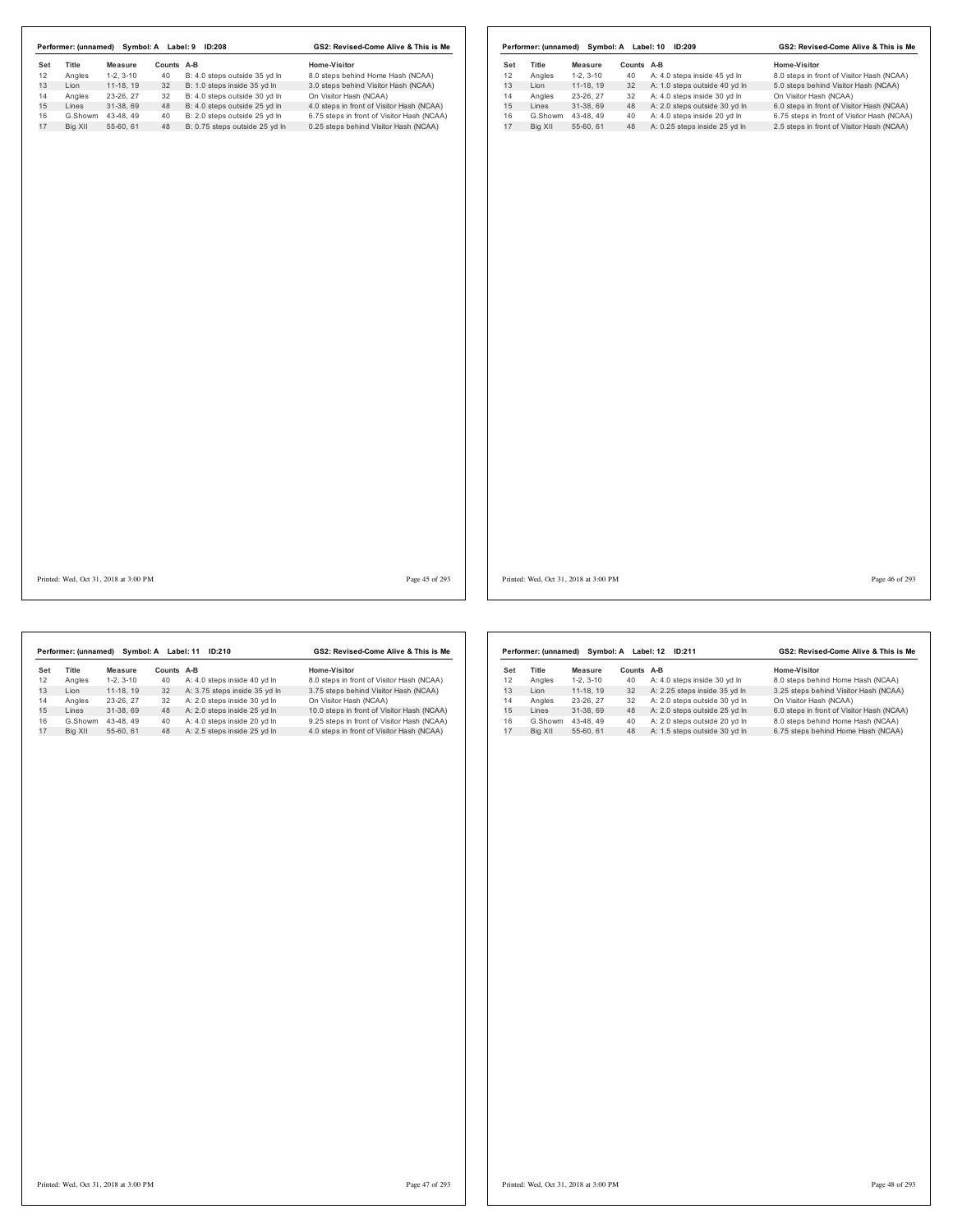**Performer: (unnamed) Symbol: A Label: 9 ID:208** — **GS2: Revised-Come Alive & This is Me**

| Set | Title | Measure | Counts | A-B | Home-Visitor |
|---|---|---|---|---|---|
| 12 | Angles | 1-2, 3-10 | 40 | B: 4.0 steps outside 35 yd ln | 8.0 steps behind Home Hash (NCAA) |
| 13 | Lion | 11-18, 19 | 32 | B: 1.0 steps inside 35 yd ln | 3.0 steps behind Visitor Hash (NCAA) |
| 14 | Angles | 23-26, 27 | 32 | B: 4.0 steps outside 30 yd ln | On Visitor Hash (NCAA) |
| 15 | Lines | 31-38, 69 | 48 | B: 4.0 steps outside 25 yd ln | 4.0 steps in front of Visitor Hash (NCAA) |
| 16 | G.Showm | 43-48, 49 | 40 | B: 2.0 steps outside 25 yd ln | 6.75 steps in front of Visitor Hash (NCAA) |
| 17 | Big XII | 55-60, 61 | 48 | B: 0.75 steps outside 25 yd ln | 0.25 steps behind Visitor Hash (NCAA) |

Printed: Wed, Oct 31, 2018 at 3:00 PM

**Performer: (unnamed) Symbol: A Label: 10 ID:209** — **GS2: Revised-Come Alive & This is Me**

| Set | Title | Measure | Counts | A-B | Home-Visitor |
|---|---|---|---|---|---|
| 12 | Angles | 1-2, 3-10 | 40 | A: 4.0 steps inside 45 yd ln | 8.0 steps in front of Visitor Hash (NCAA) |
| 13 | Lion | 11-18, 19 | 32 | A: 1.0 steps outside 40 yd ln | 5.0 steps behind Visitor Hash (NCAA) |
| 14 | Angles | 23-26, 27 | 32 | A: 4.0 steps inside 30 yd ln | On Visitor Hash (NCAA) |
| 15 | Lines | 31-38, 69 | 48 | A: 2.0 steps outside 30 yd ln | 6.0 steps in front of Visitor Hash (NCAA) |
| 16 | G.Showm | 43-48, 49 | 40 | A: 4.0 steps inside 20 yd ln | 6.75 steps in front of Visitor Hash (NCAA) |
| 17 | Big XII | 55-60, 61 | 48 | A: 0.25 steps inside 25 yd ln | 2.5 steps in front of Visitor Hash (NCAA) |

Printed: Wed, Oct 31, 2018 at 3:00 PM

**Performer: (unnamed) Symbol: A Label: 11 ID:210** — **GS2: Revised-Come Alive & This is Me**

| Set | Title | Measure | Counts | A-B | Home-Visitor |
|---|---|---|---|---|---|
| 12 | Angles | 1-2, 3-10 | 40 | A: 4.0 steps inside 40 yd ln | 8.0 steps in front of Visitor Hash (NCAA) |
| 13 | Lion | 11-18, 19 | 32 | A: 3.75 steps inside 35 yd ln | 3.75 steps behind Visitor Hash (NCAA) |
| 14 | Angles | 23-26, 27 | 32 | A: 2.0 steps inside 30 yd ln | On Visitor Hash (NCAA) |
| 15 | Lines | 31-38, 69 | 48 | A: 2.0 steps inside 25 yd ln | 10.0 steps in front of Visitor Hash (NCAA) |
| 16 | G.Showm | 43-48, 49 | 40 | A: 4.0 steps inside 20 yd ln | 9.25 steps in front of Visitor Hash (NCAA) |
| 17 | Big XII | 55-60, 61 | 48 | A: 2.5 steps inside 25 yd ln | 4.0 steps in front of Visitor Hash (NCAA) |

Printed: Wed, Oct 31, 2018 at 3:00 PM

**Performer: (unnamed) Symbol: A Label: 12 ID:211** — **GS2: Revised-Come Alive & This is Me**

| Set | Title | Measure | Counts | A-B | Home-Visitor |
|---|---|---|---|---|---|
| 12 | Angles | 1-2, 3-10 | 40 | A: 4.0 steps inside 30 yd ln | 8.0 steps behind Home Hash (NCAA) |
| 13 | Lion | 11-18, 19 | 32 | A: 2.25 steps inside 35 yd ln | 3.25 steps behind Visitor Hash (NCAA) |
| 14 | Angles | 23-26, 27 | 32 | A: 2.0 steps outside 30 yd ln | On Visitor Hash (NCAA) |
| 15 | Lines | 31-38, 69 | 48 | A: 2.0 steps outside 25 yd ln | 6.0 steps in front of Visitor Hash (NCAA) |
| 16 | G.Showm | 43-48, 49 | 40 | A: 2.0 steps outside 20 yd ln | 8.0 steps behind Home Hash (NCAA) |
| 17 | Big XII | 55-60, 61 | 48 | A: 1.5 steps outside 30 yd ln | 6.75 steps behind Home Hash (NCAA) |

Printed: Wed, Oct 31, 2018 at 3:00 PM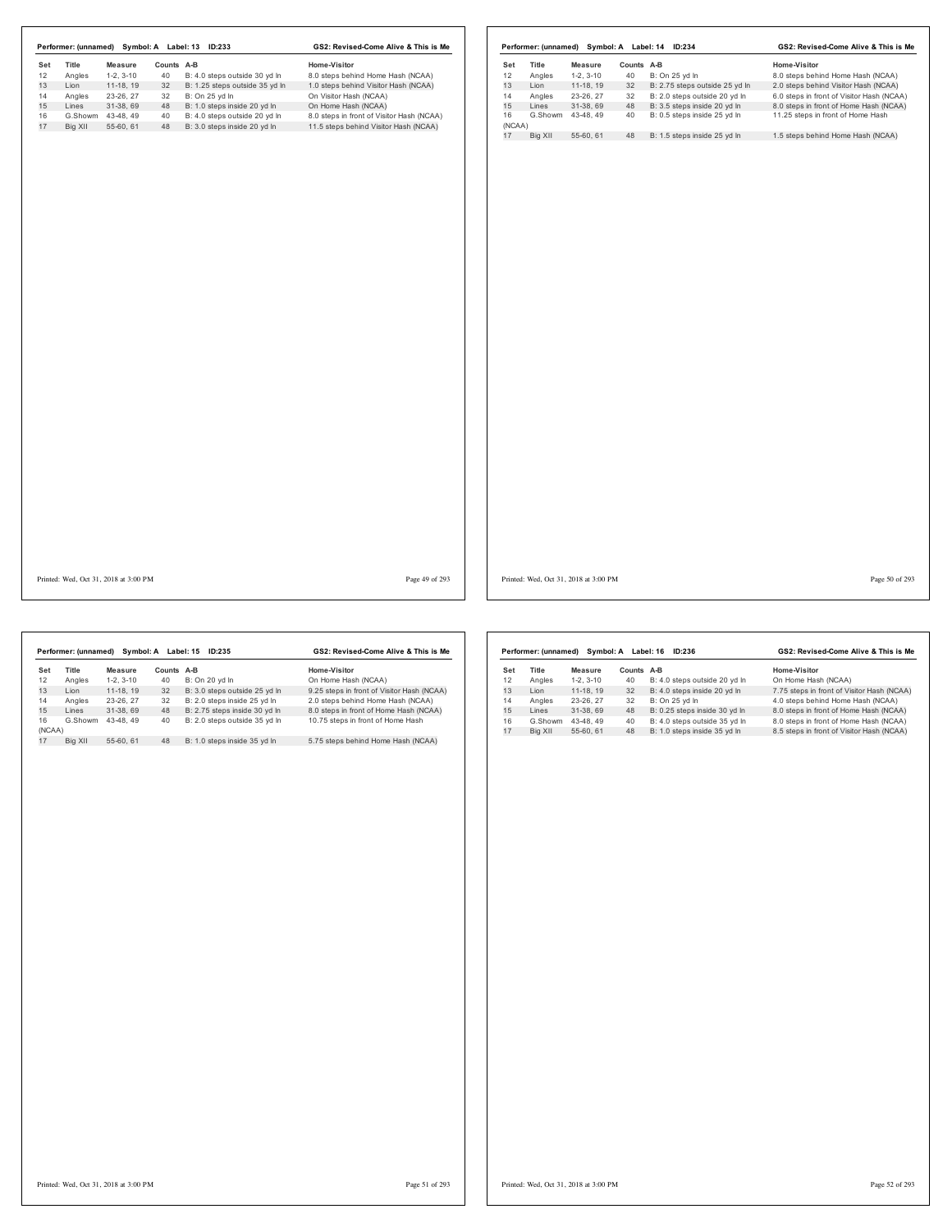**Performer: (unnamed) Symbol: A Label: 13 ID:233** — GS2: Revised-Come Alive & This is Me

| Set | Title | Measure | Counts | A-B | Home-Visitor |
|---|---|---|---|---|---|
| 12 | Angles | 1-2, 3-10 | 40 | B: 4.0 steps outside 30 yd ln | 8.0 steps behind Home Hash (NCAA) |
| 13 | Lion | 11-18, 19 | 32 | B: 1.25 steps outside 35 yd ln | 1.0 steps behind Visitor Hash (NCAA) |
| 14 | Angles | 23-26, 27 | 32 | B: On 25 yd ln | On Visitor Hash (NCAA) |
| 15 | Lines | 31-38, 69 | 48 | B: 1.0 steps inside 20 yd ln | On Home Hash (NCAA) |
| 16 | G.Showm | 43-48, 49 | 40 | B: 4.0 steps outside 20 yd ln | 8.0 steps in front of Visitor Hash (NCAA) |
| 17 | Big XII | 55-60, 61 | 48 | B: 3.0 steps inside 20 yd ln | 11.5 steps behind Visitor Hash (NCAA) |

**Performer: (unnamed) Symbol: A Label: 14 ID:234** — GS2: Revised-Come Alive & This is Me

| Set | Title | Measure | Counts | A-B | Home-Visitor |
|---|---|---|---|---|---|
| 12 | Angles | 1-2, 3-10 | 40 | B: On 25 yd ln | 8.0 steps behind Home Hash (NCAA) |
| 13 | Lion | 11-18, 19 | 32 | B: 2.75 steps outside 25 yd ln | 2.0 steps behind Visitor Hash (NCAA) |
| 14 | Angles | 23-26, 27 | 32 | B: 2.0 steps outside 20 yd ln | 6.0 steps in front of Visitor Hash (NCAA) |
| 15 | Lines | 31-38, 69 | 48 | B: 3.5 steps inside 20 yd ln | 8.0 steps in front of Home Hash (NCAA) |
| 16 | G.Showm | 43-48, 49 | 40 | B: 0.5 steps inside 25 yd ln | 11.25 steps in front of Home Hash (NCAA) |
| 17 | Big XII | 55-60, 61 | 48 | B: 1.5 steps inside 25 yd ln | 1.5 steps behind Home Hash (NCAA) |

**Performer: (unnamed) Symbol: A Label: 15 ID:235** — GS2: Revised-Come Alive & This is Me

| Set | Title | Measure | Counts | A-B | Home-Visitor |
|---|---|---|---|---|---|
| 12 | Angles | 1-2, 3-10 | 40 | B: On 20 yd ln | On Home Hash (NCAA) |
| 13 | Lion | 11-18, 19 | 32 | B: 3.0 steps outside 25 yd ln | 9.25 steps in front of Visitor Hash (NCAA) |
| 14 | Angles | 23-26, 27 | 32 | B: 2.0 steps inside 25 yd ln | 2.0 steps behind Home Hash (NCAA) |
| 15 | Lines | 31-38, 69 | 48 | B: 2.75 steps inside 30 yd ln | 8.0 steps in front of Home Hash (NCAA) |
| 16 | G.Showm | 43-48, 49 | 40 | B: 2.0 steps outside 35 yd ln | 10.75 steps in front of Home Hash (NCAA) |
| 17 | Big XII | 55-60, 61 | 48 | B: 1.0 steps inside 35 yd ln | 5.75 steps behind Home Hash (NCAA) |

**Performer: (unnamed) Symbol: A Label: 16 ID:236** — GS2: Revised-Come Alive & This is Me

| Set | Title | Measure | Counts | A-B | Home-Visitor |
|---|---|---|---|---|---|
| 12 | Angles | 1-2, 3-10 | 40 | B: 4.0 steps outside 20 yd ln | On Home Hash (NCAA) |
| 13 | Lion | 11-18, 19 | 32 | B: 4.0 steps inside 20 yd ln | 7.75 steps in front of Visitor Hash (NCAA) |
| 14 | Angles | 23-26, 27 | 32 | B: On 25 yd ln | 4.0 steps behind Home Hash (NCAA) |
| 15 | Lines | 31-38, 69 | 48 | B: 0.25 steps inside 30 yd ln | 8.0 steps in front of Home Hash (NCAA) |
| 16 | G.Showm | 43-48, 49 | 40 | B: 4.0 steps outside 35 yd ln | 8.0 steps in front of Home Hash (NCAA) |
| 17 | Big XII | 55-60, 61 | 48 | B: 1.0 steps inside 35 yd ln | 8.5 steps in front of Visitor Hash (NCAA) |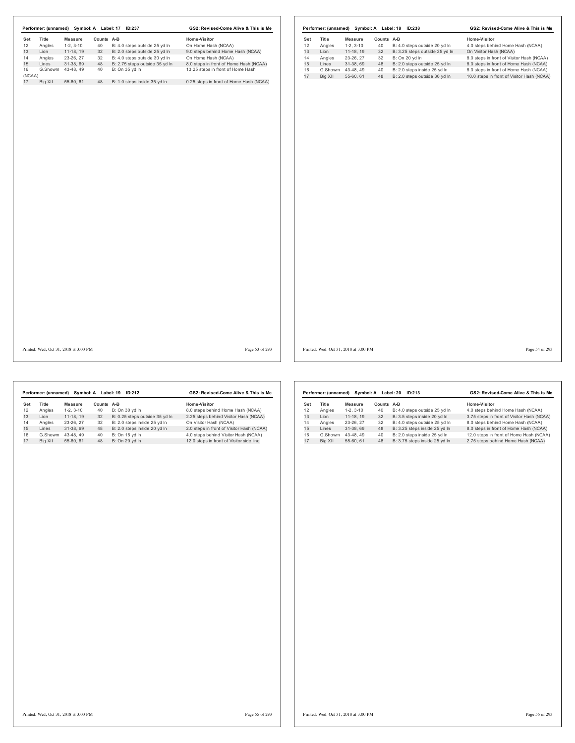**Performer: (unnamed) Symbol: A Label: 17 ID:237** — **GS2: Revised-Come Alive & This is Me**

| Set | Title | Measure | Counts | A-B | Home-Visitor |
|---|---|---|---|---|---|
| 12 | Angles | 1-2, 3-10 | 40 | B: 4.0 steps outside 25 yd ln | On Home Hash (NCAA) |
| 13 | Lion | 11-18, 19 | 32 | B: 2.0 steps outside 25 yd ln | 9.0 steps behind Home Hash (NCAA) |
| 14 | Angles | 23-26, 27 | 32 | B: 4.0 steps outside 30 yd ln | On Home Hash (NCAA) |
| 15 | Lines | 31-38, 69 | 48 | B: 2.75 steps outside 35 yd ln | 8.0 steps in front of Home Hash (NCAA) |
| 16 | G.Showm | 43-48, 49 | 40 | B: On 35 yd ln | 13.25 steps in front of Home Hash (NCAA) |
| 17 | Big XII | 55-60, 61 | 48 | B: 1.0 steps inside 35 yd ln | 0.25 steps in front of Home Hash (NCAA) |

**Performer: (unnamed) Symbol: A Label: 18 ID:238** — **GS2: Revised-Come Alive & This is Me**

| Set | Title | Measure | Counts | A-B | Home-Visitor |
|---|---|---|---|---|---|
| 12 | Angles | 1-2, 3-10 | 40 | B: 4.0 steps outside 20 yd ln | 4.0 steps behind Home Hash (NCAA) |
| 13 | Lion | 11-18, 19 | 32 | B: 3.25 steps outside 25 yd ln | On Visitor Hash (NCAA) |
| 14 | Angles | 23-26, 27 | 32 | B: On 20 yd ln | 8.0 steps in front of Visitor Hash (NCAA) |
| 15 | Lines | 31-38, 69 | 48 | B: 2.0 steps outside 25 yd ln | 8.0 steps in front of Home Hash (NCAA) |
| 16 | G.Showm | 43-48, 49 | 40 | B: 2.0 steps inside 25 yd ln | 8.0 steps in front of Home Hash (NCAA) |
| 17 | Big XII | 55-60, 61 | 48 | B: 2.0 steps outside 30 yd ln | 10.0 steps in front of Visitor Hash (NCAA) |

**Performer: (unnamed) Symbol: A Label: 19 ID:212** — **GS2: Revised-Come Alive & This is Me**

| Set | Title | Measure | Counts | A-B | Home-Visitor |
|---|---|---|---|---|---|
| 12 | Angles | 1-2, 3-10 | 40 | B: On 30 yd ln | 8.0 steps behind Home Hash (NCAA) |
| 13 | Lion | 11-18, 19 | 32 | B: 0.25 steps outside 35 yd ln | 2.25 steps behind Visitor Hash (NCAA) |
| 14 | Angles | 23-26, 27 | 32 | B: 2.0 steps inside 25 yd ln | On Visitor Hash (NCAA) |
| 15 | Lines | 31-38, 69 | 48 | B: 2.0 steps inside 20 yd ln | 2.0 steps in front of Visitor Hash (NCAA) |
| 16 | G.Showm | 43-48, 49 | 40 | B: On 15 yd ln | 4.0 steps behind Visitor Hash (NCAA) |
| 17 | Big XII | 55-60, 61 | 48 | B: On 20 yd ln | 12.0 steps in front of Visitor side line |

**Performer: (unnamed) Symbol: A Label: 20 ID:213** — **GS2: Revised-Come Alive & This is Me**

| Set | Title | Measure | Counts | A-B | Home-Visitor |
|---|---|---|---|---|---|
| 12 | Angles | 1-2, 3-10 | 40 | B: 4.0 steps outside 25 yd ln | 4.0 steps behind Home Hash (NCAA) |
| 13 | Lion | 11-18, 19 | 32 | B: 3.5 steps inside 20 yd ln | 3.75 steps in front of Visitor Hash (NCAA) |
| 14 | Angles | 23-26, 27 | 32 | B: 4.0 steps outside 25 yd ln | 8.0 steps behind Home Hash (NCAA) |
| 15 | Lines | 31-38, 69 | 48 | B: 3.25 steps inside 25 yd ln | 8.0 steps in front of Home Hash (NCAA) |
| 16 | G.Showm | 43-48, 49 | 40 | B: 2.0 steps inside 25 yd ln | 12.0 steps in front of Home Hash (NCAA) |
| 17 | Big XII | 55-60, 61 | 48 | B: 3.75 steps inside 25 yd ln | 2.75 steps behind Home Hash (NCAA) |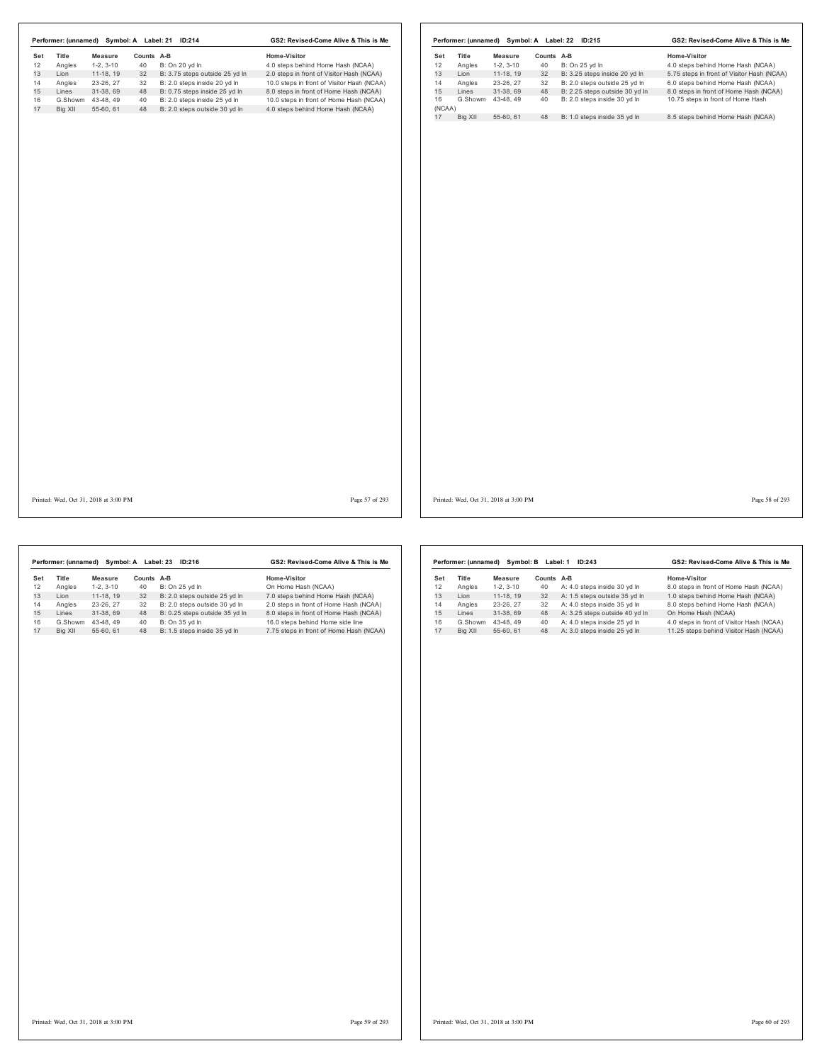**Performer: (unnamed) Symbol: A Label: 21 ID:214** — GS2: Revised-Come Alive & This is Me

| Set | Title | Measure | Counts | A-B | Home-Visitor |
|---|---|---|---|---|---|
| 12 | Angles | 1-2, 3-10 | 40 | B: On 20 yd ln | 4.0 steps behind Home Hash (NCAA) |
| 13 | Lion | 11-18, 19 | 32 | B: 3.75 steps outside 25 yd ln | 2.0 steps in front of Visitor Hash (NCAA) |
| 14 | Angles | 23-26, 27 | 32 | B: 2.0 steps inside 20 yd ln | 10.0 steps in front of Visitor Hash (NCAA) |
| 15 | Lines | 31-38, 69 | 48 | B: 0.75 steps inside 25 yd ln | 8.0 steps in front of Home Hash (NCAA) |
| 16 | G.Showm | 43-48, 49 | 40 | B: 2.0 steps inside 25 yd ln | 10.0 steps in front of Home Hash (NCAA) |
| 17 | Big XII | 55-60, 61 | 48 | B: 2.0 steps outside 30 yd ln | 4.0 steps behind Home Hash (NCAA) |

Printed: Wed, Oct 31, 2018 at 3:00 PM

**Performer: (unnamed) Symbol: A Label: 22 ID:215** — GS2: Revised-Come Alive & This is Me

| Set | Title | Measure | Counts | A-B | Home-Visitor |
|---|---|---|---|---|---|
| 12 | Angles | 1-2, 3-10 | 40 | B: On 25 yd ln | 4.0 steps behind Home Hash (NCAA) |
| 13 | Lion | 11-18, 19 | 32 | B: 3.25 steps inside 20 yd ln | 5.75 steps in front of Visitor Hash (NCAA) |
| 14 | Angles | 23-26, 27 | 32 | B: 2.0 steps outside 25 yd ln | 6.0 steps behind Home Hash (NCAA) |
| 15 | Lines | 31-38, 69 | 48 | B: 2.25 steps outside 30 yd ln | 8.0 steps in front of Home Hash (NCAA) |
| 16 | G.Showm | 43-48, 49 | 40 | B: 2.0 steps inside 30 yd ln | 10.75 steps in front of Home Hash (NCAA) |
| 17 | Big XII | 55-60, 61 | 48 | B: 1.0 steps inside 35 yd ln | 8.5 steps behind Home Hash (NCAA) |

Printed: Wed, Oct 31, 2018 at 3:00 PM

**Performer: (unnamed) Symbol: A Label: 23 ID:216** — GS2: Revised-Come Alive & This is Me

| Set | Title | Measure | Counts | A-B | Home-Visitor |
|---|---|---|---|---|---|
| 12 | Angles | 1-2, 3-10 | 40 | B: On 25 yd ln | On Home Hash (NCAA) |
| 13 | Lion | 11-18, 19 | 32 | B: 2.0 steps outside 25 yd ln | 7.0 steps behind Home Hash (NCAA) |
| 14 | Angles | 23-26, 27 | 32 | B: 2.0 steps outside 30 yd ln | 2.0 steps in front of Home Hash (NCAA) |
| 15 | Lines | 31-38, 69 | 48 | B: 0.25 steps outside 35 yd ln | 8.0 steps in front of Home Hash (NCAA) |
| 16 | G.Showm | 43-48, 49 | 40 | B: On 35 yd ln | 16.0 steps behind Home side line |
| 17 | Big XII | 55-60, 61 | 48 | B: 1.5 steps inside 35 yd ln | 7.75 steps in front of Home Hash (NCAA) |

Printed: Wed, Oct 31, 2018 at 3:00 PM

**Performer: (unnamed) Symbol: B Label: 1 ID:243** — GS2: Revised-Come Alive & This is Me

| Set | Title | Measure | Counts | A-B | Home-Visitor |
|---|---|---|---|---|---|
| 12 | Angles | 1-2, 3-10 | 40 | A: 4.0 steps inside 30 yd ln | 8.0 steps in front of Home Hash (NCAA) |
| 13 | Lion | 11-18, 19 | 32 | A: 1.5 steps outside 35 yd ln | 1.0 steps behind Home Hash (NCAA) |
| 14 | Angles | 23-26, 27 | 32 | A: 4.0 steps inside 35 yd ln | 8.0 steps behind Home Hash (NCAA) |
| 15 | Lines | 31-38, 69 | 48 | A: 3.25 steps outside 40 yd ln | On Home Hash (NCAA) |
| 16 | G.Showm | 43-48, 49 | 40 | A: 4.0 steps inside 25 yd ln | 4.0 steps in front of Visitor Hash (NCAA) |
| 17 | Big XII | 55-60, 61 | 48 | A: 3.0 steps inside 25 yd ln | 11.25 steps behind Visitor Hash (NCAA) |

Printed: Wed, Oct 31, 2018 at 3:00 PM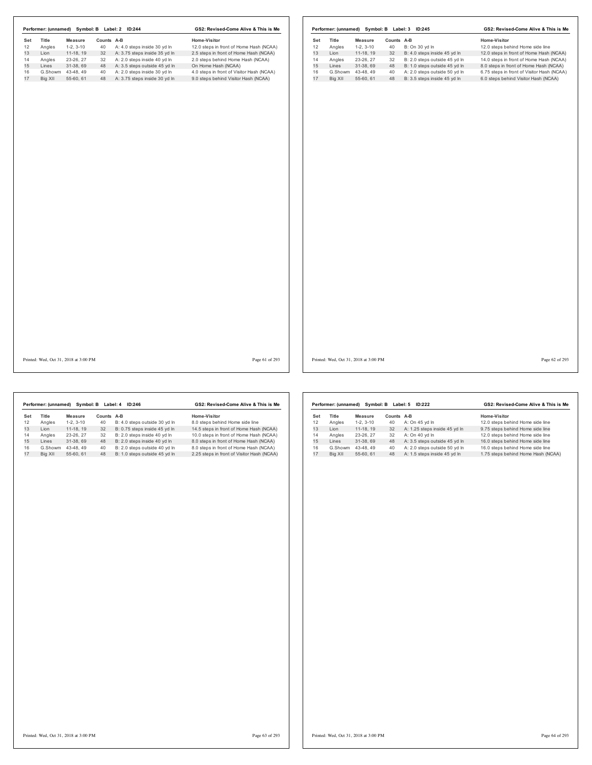**Performer: (unnamed) Symbol: B Label: 2 ID:244** — **GS2: Revised-Come Alive & This is Me**

| Set | Title | Measure | Counts | A-B | Home-Visitor |
|---|---|---|---|---|---|
| 12 | Angles | 1-2, 3-10 | 40 | A: 4.0 steps inside 30 yd ln | 12.0 steps in front of Home Hash (NCAA) |
| 13 | Lion | 11-18, 19 | 32 | A: 3.75 steps inside 35 yd ln | 2.5 steps in front of Home Hash (NCAA) |
| 14 | Angles | 23-26, 27 | 32 | A: 2.0 steps inside 40 yd ln | 2.0 steps behind Home Hash (NCAA) |
| 15 | Lines | 31-38, 69 | 48 | A: 3.5 steps outside 45 yd ln | On Home Hash (NCAA) |
| 16 | G.Showm | 43-48, 49 | 40 | A: 2.0 steps inside 30 yd ln | 4.0 steps in front of Visitor Hash (NCAA) |
| 17 | Big XII | 55-60, 61 | 48 | A: 3.75 steps inside 30 yd ln | 9.0 steps behind Visitor Hash (NCAA) |

Printed: Wed, Oct 31, 2018 at 3:00 PM

**Performer: (unnamed) Symbol: B Label: 3 ID:245** — **GS2: Revised-Come Alive & This is Me**

| Set | Title | Measure | Counts | A-B | Home-Visitor |
|---|---|---|---|---|---|
| 12 | Angles | 1-2, 3-10 | 40 | B: On 30 yd ln | 12.0 steps behind Home side line |
| 13 | Lion | 11-18, 19 | 32 | B: 4.0 steps inside 45 yd ln | 12.0 steps in front of Home Hash (NCAA) |
| 14 | Angles | 23-26, 27 | 32 | B: 2.0 steps outside 45 yd ln | 14.0 steps in front of Home Hash (NCAA) |
| 15 | Lines | 31-38, 69 | 48 | B: 1.0 steps outside 45 yd ln | 8.0 steps in front of Home Hash (NCAA) |
| 16 | G.Showm | 43-48, 49 | 40 | A: 2.0 steps outside 50 yd ln | 6.75 steps in front of Visitor Hash (NCAA) |
| 17 | Big XII | 55-60, 61 | 48 | B: 3.5 steps inside 45 yd ln | 6.0 steps behind Visitor Hash (NCAA) |

Printed: Wed, Oct 31, 2018 at 3:00 PM

**Performer: (unnamed) Symbol: B Label: 4 ID:246** — **GS2: Revised-Come Alive & This is Me**

| Set | Title | Measure | Counts | A-B | Home-Visitor |
|---|---|---|---|---|---|
| 12 | Angles | 1-2, 3-10 | 40 | B: 4.0 steps outside 30 yd ln | 8.0 steps behind Home side line |
| 13 | Lion | 11-18, 19 | 32 | B: 0.75 steps inside 45 yd ln | 14.5 steps in front of Home Hash (NCAA) |
| 14 | Angles | 23-26, 27 | 32 | B: 2.0 steps inside 40 yd ln | 10.0 steps in front of Home Hash (NCAA) |
| 15 | Lines | 31-38, 69 | 48 | B: 2.0 steps inside 40 yd ln | 8.0 steps in front of Home Hash (NCAA) |
| 16 | G.Showm | 43-48, 49 | 40 | B: 2.0 steps outside 40 yd ln | 8.0 steps in front of Home Hash (NCAA) |
| 17 | Big XII | 55-60, 61 | 48 | B: 1.0 steps outside 45 yd ln | 2.25 steps in front of Visitor Hash (NCAA) |

Printed: Wed, Oct 31, 2018 at 3:00 PM

**Performer: (unnamed) Symbol: B Label: 5 ID:222** — **GS2: Revised-Come Alive & This is Me**

| Set | Title | Measure | Counts | A-B | Home-Visitor |
|---|---|---|---|---|---|
| 12 | Angles | 1-2, 3-10 | 40 | A: On 45 yd ln | 12.0 steps behind Home side line |
| 13 | Lion | 11-18, 19 | 32 | A: 1.25 steps inside 45 yd ln | 9.75 steps behind Home side line |
| 14 | Angles | 23-26, 27 | 32 | A: On 40 yd ln | 12.0 steps behind Home side line |
| 15 | Lines | 31-38, 69 | 48 | A: 3.5 steps outside 45 yd ln | 16.0 steps behind Home side line |
| 16 | G.Showm | 43-48, 49 | 40 | A: 2.0 steps outside 50 yd ln | 16.0 steps behind Home side line |
| 17 | Big XII | 55-60, 61 | 48 | A: 1.5 steps inside 45 yd ln | 1.75 steps behind Home Hash (NCAA) |

Printed: Wed, Oct 31, 2018 at 3:00 PM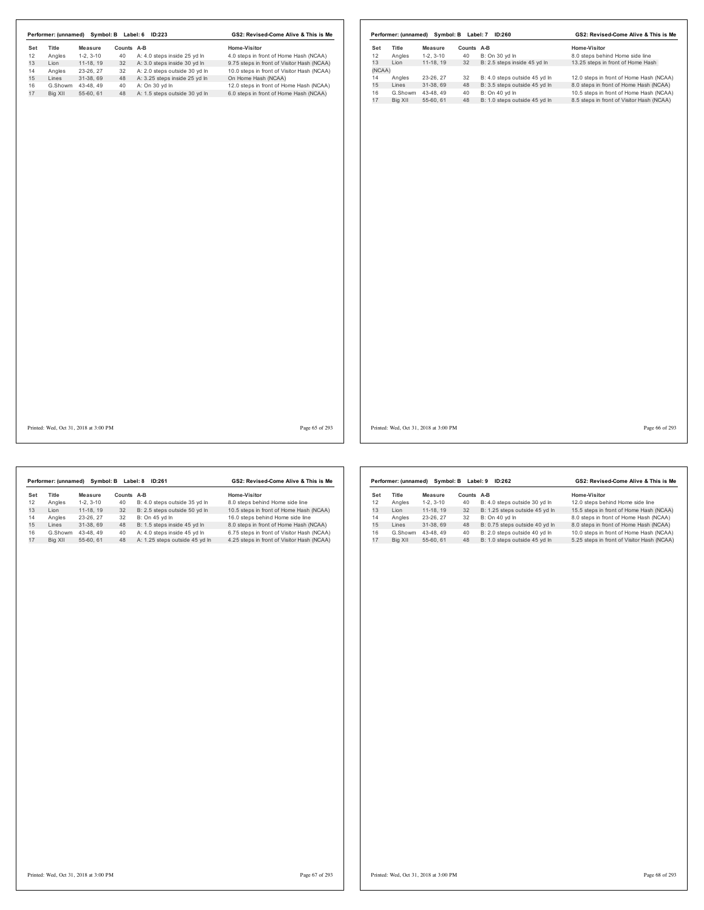**Performer: (unnamed) Symbol: B Label: 6 ID:223** — **GS2: Revised-Come Alive & This is Me**

| Set | Title | Measure | Counts | A-B | Home-Visitor |
|---|---|---|---|---|---|
| 12 | Angles | 1-2, 3-10 | 40 | A: 4.0 steps inside 25 yd ln | 4.0 steps in front of Home Hash (NCAA) |
| 13 | Lion | 11-18, 19 | 32 | A: 3.0 steps inside 30 yd ln | 9.75 steps in front of Visitor Hash (NCAA) |
| 14 | Angles | 23-26, 27 | 32 | A: 2.0 steps outside 30 yd ln | 10.0 steps in front of Visitor Hash (NCAA) |
| 15 | Lines | 31-38, 69 | 48 | A: 3.25 steps inside 25 yd ln | On Home Hash (NCAA) |
| 16 | G.Showm | 43-48, 49 | 40 | A: On 30 yd ln | 12.0 steps in front of Home Hash (NCAA) |
| 17 | Big XII | 55-60, 61 | 48 | A: 1.5 steps outside 30 yd ln | 6.0 steps in front of Home Hash (NCAA) |

Printed: Wed, Oct 31, 2018 at 3:00 PM

**Performer: (unnamed) Symbol: B Label: 7 ID:260** — **GS2: Revised-Come Alive & This is Me**

| Set | Title | Measure | Counts | A-B | Home-Visitor |
|---|---|---|---|---|---|
| 12 | Angles | 1-2, 3-10 | 40 | B: On 30 yd ln | 8.0 steps behind Home side line |
| 13 | Lion | 11-18, 19 | 32 | B: 2.5 steps inside 45 yd ln | 13.25 steps in front of Home Hash (NCAA) |
| 14 | Angles | 23-26, 27 | 32 | B: 4.0 steps outside 45 yd ln | 12.0 steps in front of Home Hash (NCAA) |
| 15 | Lines | 31-38, 69 | 48 | B: 3.5 steps outside 45 yd ln | 8.0 steps in front of Home Hash (NCAA) |
| 16 | G.Showm | 43-48, 49 | 40 | B: On 40 yd ln | 10.5 steps in front of Home Hash (NCAA) |
| 17 | Big XII | 55-60, 61 | 48 | B: 1.0 steps outside 45 yd ln | 8.5 steps in front of Visitor Hash (NCAA) |

Printed: Wed, Oct 31, 2018 at 3:00 PM

**Performer: (unnamed) Symbol: B Label: 8 ID:261** — **GS2: Revised-Come Alive & This is Me**

| Set | Title | Measure | Counts | A-B | Home-Visitor |
|---|---|---|---|---|---|
| 12 | Angles | 1-2, 3-10 | 40 | B: 4.0 steps outside 35 yd ln | 8.0 steps behind Home side line |
| 13 | Lion | 11-18, 19 | 32 | B: 2.5 steps outside 50 yd ln | 10.5 steps in front of Home Hash (NCAA) |
| 14 | Angles | 23-26, 27 | 32 | B: On 45 yd ln | 16.0 steps behind Home side line |
| 15 | Lines | 31-38, 69 | 48 | B: 1.5 steps inside 45 yd ln | 8.0 steps in front of Home Hash (NCAA) |
| 16 | G.Showm | 43-48, 49 | 40 | A: 4.0 steps inside 45 yd ln | 6.75 steps in front of Visitor Hash (NCAA) |
| 17 | Big XII | 55-60, 61 | 48 | A: 1.25 steps outside 45 yd ln | 4.25 steps in front of Visitor Hash (NCAA) |

Printed: Wed, Oct 31, 2018 at 3:00 PM

**Performer: (unnamed) Symbol: B Label: 9 ID:262** — **GS2: Revised-Come Alive & This is Me**

| Set | Title | Measure | Counts | A-B | Home-Visitor |
|---|---|---|---|---|---|
| 12 | Angles | 1-2, 3-10 | 40 | B: 4.0 steps outside 30 yd ln | 12.0 steps behind Home side line |
| 13 | Lion | 11-18, 19 | 32 | B: 1.25 steps outside 45 yd ln | 15.5 steps in front of Home Hash (NCAA) |
| 14 | Angles | 23-26, 27 | 32 | B: On 40 yd ln | 8.0 steps in front of Home Hash (NCAA) |
| 15 | Lines | 31-38, 69 | 48 | B: 0.75 steps outside 40 yd ln | 8.0 steps in front of Home Hash (NCAA) |
| 16 | G.Showm | 43-48, 49 | 40 | B: 2.0 steps outside 40 yd ln | 10.0 steps in front of Home Hash (NCAA) |
| 17 | Big XII | 55-60, 61 | 48 | B: 1.0 steps outside 45 yd ln | 5.25 steps in front of Visitor Hash (NCAA) |

Printed: Wed, Oct 31, 2018 at 3:00 PM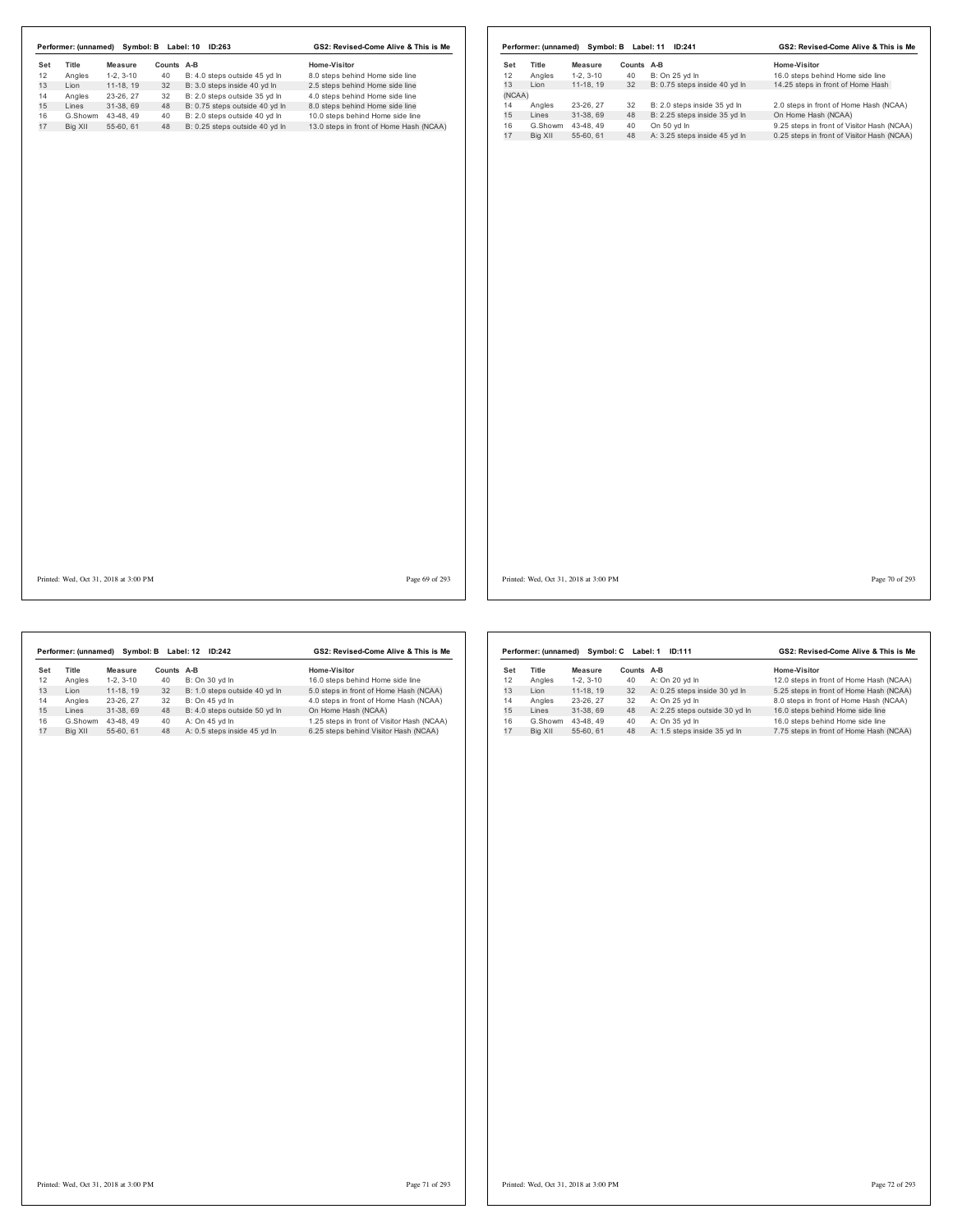**Performer: (unnamed) Symbol: B Label: 10 ID:263** — **GS2: Revised-Come Alive & This is Me**

| Set | Title | Measure | Counts | A-B | Home-Visitor |
|---|---|---|---|---|---|
| 12 | Angles | 1-2, 3-10 | 40 | B: 4.0 steps outside 45 yd ln | 8.0 steps behind Home side line |
| 13 | Lion | 11-18, 19 | 32 | B: 3.0 steps inside 40 yd ln | 2.5 steps behind Home side line |
| 14 | Angles | 23-26, 27 | 32 | B: 2.0 steps outside 35 yd ln | 4.0 steps behind Home side line |
| 15 | Lines | 31-38, 69 | 48 | B: 0.75 steps outside 40 yd ln | 8.0 steps behind Home side line |
| 16 | G.Showm | 43-48, 49 | 40 | B: 2.0 steps outside 40 yd ln | 10.0 steps behind Home side line |
| 17 | Big XII | 55-60, 61 | 48 | B: 0.25 steps outside 40 yd ln | 13.0 steps in front of Home Hash (NCAA) |

**Performer: (unnamed) Symbol: B Label: 11 ID:241** — **GS2: Revised-Come Alive & This is Me**

| Set | Title | Measure | Counts | A-B | Home-Visitor |
|---|---|---|---|---|---|
| 12 | Angles | 1-2, 3-10 | 40 | B: On 25 yd ln | 16.0 steps behind Home side line |
| 13 | Lion | 11-18, 19 | 32 | B: 0.75 steps inside 40 yd ln | 14.25 steps in front of Home Hash (NCAA) |
| 14 | Angles | 23-26, 27 | 32 | B: 2.0 steps inside 35 yd ln | 2.0 steps in front of Home Hash (NCAA) |
| 15 | Lines | 31-38, 69 | 48 | B: 2.25 steps inside 35 yd ln | On Home Hash (NCAA) |
| 16 | G.Showm | 43-48, 49 | 40 | On 50 yd ln | 9.25 steps in front of Visitor Hash (NCAA) |
| 17 | Big XII | 55-60, 61 | 48 | A: 3.25 steps inside 45 yd ln | 0.25 steps in front of Visitor Hash (NCAA) |

**Performer: (unnamed) Symbol: B Label: 12 ID:242** — **GS2: Revised-Come Alive & This is Me**

| Set | Title | Measure | Counts | A-B | Home-Visitor |
|---|---|---|---|---|---|
| 12 | Angles | 1-2, 3-10 | 40 | B: On 30 yd ln | 16.0 steps behind Home side line |
| 13 | Lion | 11-18, 19 | 32 | B: 1.0 steps outside 40 yd ln | 5.0 steps in front of Home Hash (NCAA) |
| 14 | Angles | 23-26, 27 | 32 | B: On 45 yd ln | 4.0 steps in front of Home Hash (NCAA) |
| 15 | Lines | 31-38, 69 | 48 | B: 4.0 steps outside 50 yd ln | On Home Hash (NCAA) |
| 16 | G.Showm | 43-48, 49 | 40 | A: On 45 yd ln | 1.25 steps in front of Visitor Hash (NCAA) |
| 17 | Big XII | 55-60, 61 | 48 | A: 0.5 steps inside 45 yd ln | 6.25 steps behind Visitor Hash (NCAA) |

**Performer: (unnamed) Symbol: C Label: 1 ID:111** — **GS2: Revised-Come Alive & This is Me**

| Set | Title | Measure | Counts | A-B | Home-Visitor |
|---|---|---|---|---|---|
| 12 | Angles | 1-2, 3-10 | 40 | A: On 20 yd ln | 12.0 steps in front of Home Hash (NCAA) |
| 13 | Lion | 11-18, 19 | 32 | A: 0.25 steps inside 30 yd ln | 5.25 steps in front of Home Hash (NCAA) |
| 14 | Angles | 23-26, 27 | 32 | A: On 25 yd ln | 8.0 steps in front of Home Hash (NCAA) |
| 15 | Lines | 31-38, 69 | 48 | A: 2.25 steps outside 30 yd ln | 16.0 steps behind Home side line |
| 16 | G.Showm | 43-48, 49 | 40 | A: On 35 yd ln | 16.0 steps behind Home side line |
| 17 | Big XII | 55-60, 61 | 48 | A: 1.5 steps inside 35 yd ln | 7.75 steps in front of Home Hash (NCAA) |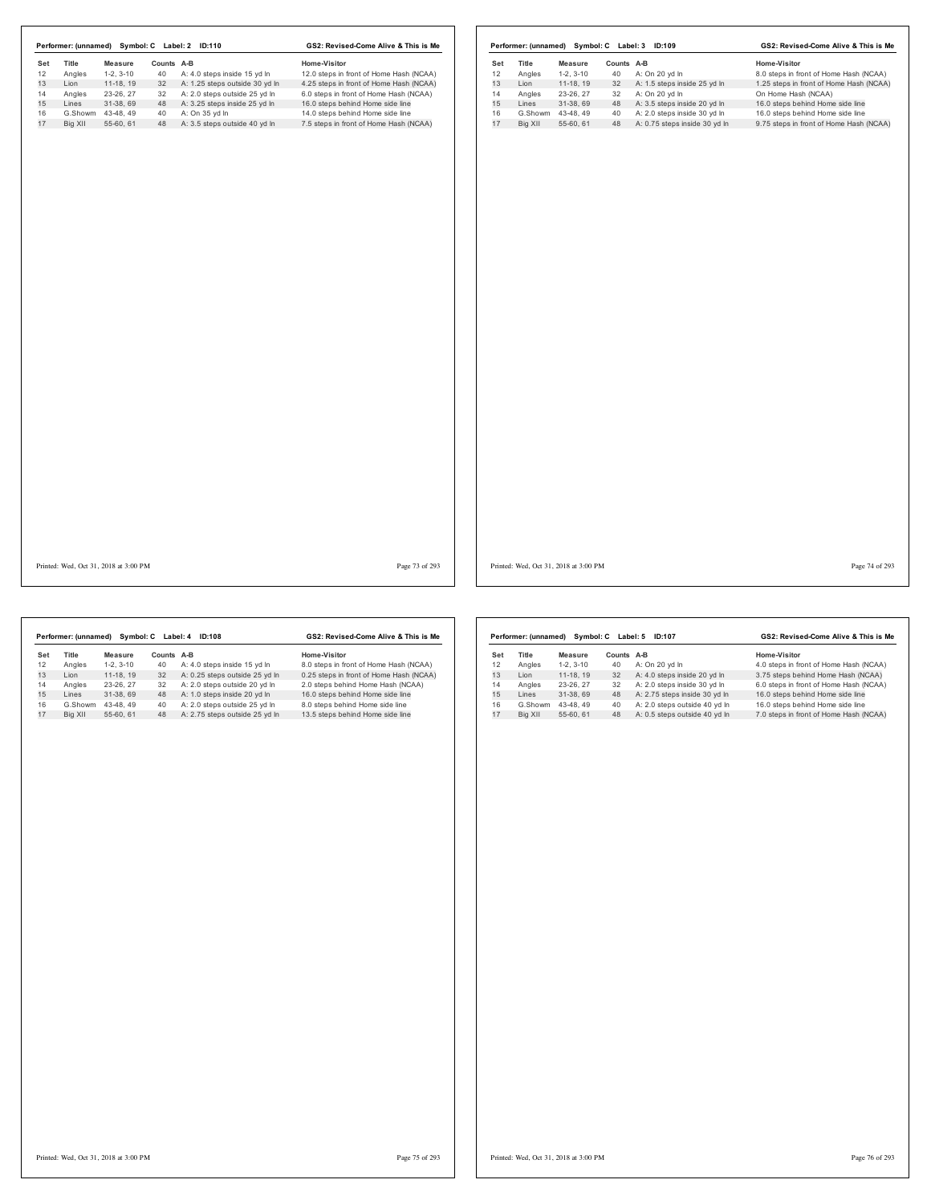**Performer: (unnamed) Symbol: C Label: 2 ID:110** — **GS2: Revised-Come Alive & This is Me**

| Set | Title | Measure | Counts | A-B | Home-Visitor |
|---|---|---|---|---|---|
| 12 | Angles | 1-2, 3-10 | 40 | A: 4.0 steps inside 15 yd ln | 12.0 steps in front of Home Hash (NCAA) |
| 13 | Lion | 11-18, 19 | 32 | A: 1.25 steps outside 30 yd ln | 4.25 steps in front of Home Hash (NCAA) |
| 14 | Angles | 23-26, 27 | 32 | A: 2.0 steps outside 25 yd ln | 6.0 steps in front of Home Hash (NCAA) |
| 15 | Lines | 31-38, 69 | 48 | A: 3.25 steps inside 25 yd ln | 16.0 steps behind Home side line |
| 16 | G.Showm | 43-48, 49 | 40 | A: On 35 yd ln | 14.0 steps behind Home side line |
| 17 | Big XII | 55-60, 61 | 48 | A: 3.5 steps outside 40 yd ln | 7.5 steps in front of Home Hash (NCAA) |

Printed: Wed, Oct 31, 2018 at 3:00 PM

**Performer: (unnamed) Symbol: C Label: 3 ID:109** — **GS2: Revised-Come Alive & This is Me**

| Set | Title | Measure | Counts | A-B | Home-Visitor |
|---|---|---|---|---|---|
| 12 | Angles | 1-2, 3-10 | 40 | A: On 20 yd ln | 8.0 steps in front of Home Hash (NCAA) |
| 13 | Lion | 11-18, 19 | 32 | A: 1.5 steps inside 25 yd ln | 1.25 steps in front of Home Hash (NCAA) |
| 14 | Angles | 23-26, 27 | 32 | A: On 20 yd ln | On Home Hash (NCAA) |
| 15 | Lines | 31-38, 69 | 48 | A: 3.5 steps inside 20 yd ln | 16.0 steps behind Home side line |
| 16 | G.Showm | 43-48, 49 | 40 | A: 2.0 steps inside 30 yd ln | 16.0 steps behind Home side line |
| 17 | Big XII | 55-60, 61 | 48 | A: 0.75 steps inside 30 yd ln | 9.75 steps in front of Home Hash (NCAA) |

Printed: Wed, Oct 31, 2018 at 3:00 PM

**Performer: (unnamed) Symbol: C Label: 4 ID:108** — **GS2: Revised-Come Alive & This is Me**

| Set | Title | Measure | Counts | A-B | Home-Visitor |
|---|---|---|---|---|---|
| 12 | Angles | 1-2, 3-10 | 40 | A: 4.0 steps inside 15 yd ln | 8.0 steps in front of Home Hash (NCAA) |
| 13 | Lion | 11-18, 19 | 32 | A: 0.25 steps outside 25 yd ln | 0.25 steps in front of Home Hash (NCAA) |
| 14 | Angles | 23-26, 27 | 32 | A: 2.0 steps outside 20 yd ln | 2.0 steps behind Home Hash (NCAA) |
| 15 | Lines | 31-38, 69 | 48 | A: 1.0 steps inside 20 yd ln | 16.0 steps behind Home side line |
| 16 | G.Showm | 43-48, 49 | 40 | A: 2.0 steps outside 25 yd ln | 8.0 steps behind Home side line |
| 17 | Big XII | 55-60, 61 | 48 | A: 2.75 steps outside 25 yd ln | 13.5 steps behind Home side line |

Printed: Wed, Oct 31, 2018 at 3:00 PM

**Performer: (unnamed) Symbol: C Label: 5 ID:107** — **GS2: Revised-Come Alive & This is Me**

| Set | Title | Measure | Counts | A-B | Home-Visitor |
|---|---|---|---|---|---|
| 12 | Angles | 1-2, 3-10 | 40 | A: On 20 yd ln | 4.0 steps in front of Home Hash (NCAA) |
| 13 | Lion | 11-18, 19 | 32 | A: 4.0 steps inside 20 yd ln | 3.75 steps behind Home Hash (NCAA) |
| 14 | Angles | 23-26, 27 | 32 | A: 2.0 steps inside 30 yd ln | 6.0 steps in front of Home Hash (NCAA) |
| 15 | Lines | 31-38, 69 | 48 | A: 2.75 steps inside 30 yd ln | 16.0 steps behind Home side line |
| 16 | G.Showm | 43-48, 49 | 40 | A: 2.0 steps outside 40 yd ln | 16.0 steps behind Home side line |
| 17 | Big XII | 55-60, 61 | 48 | A: 0.5 steps outside 40 yd ln | 7.0 steps in front of Home Hash (NCAA) |

Printed: Wed, Oct 31, 2018 at 3:00 PM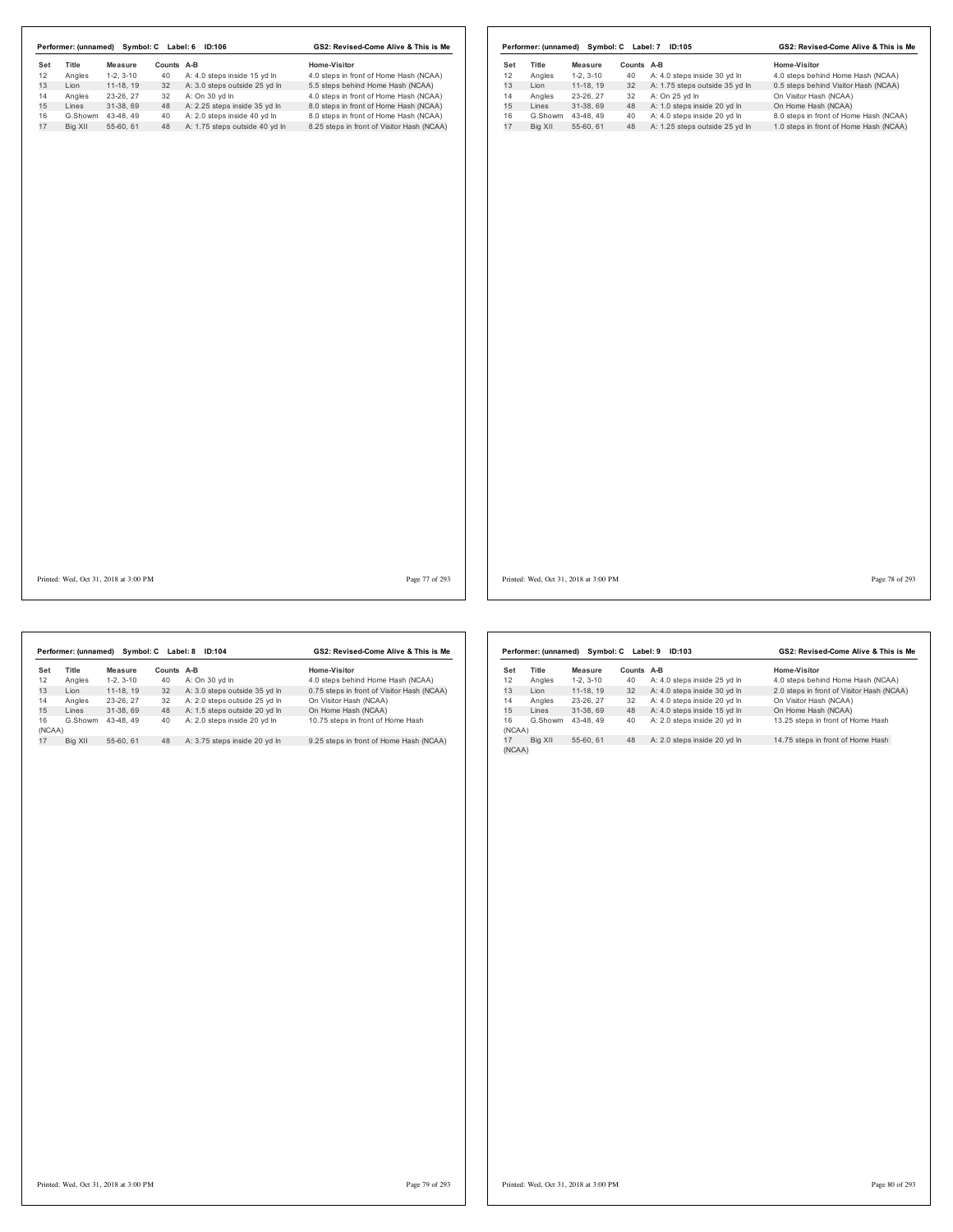Performer: (unnamed) Symbol: C Label: 6 ID:106 — GS2: Revised-Come Alive & This is Me

| Set | Title | Measure | Counts | A-B | Home-Visitor |
|---|---|---|---|---|---|
| 12 | Angles | 1-2, 3-10 | 40 | A: 4.0 steps inside 15 yd ln | 4.0 steps in front of Home Hash (NCAA) |
| 13 | Lion | 11-18, 19 | 32 | A: 3.0 steps outside 25 yd ln | 5.5 steps behind Home Hash (NCAA) |
| 14 | Angles | 23-26, 27 | 32 | A: On 30 yd ln | 4.0 steps in front of Home Hash (NCAA) |
| 15 | Lines | 31-38, 69 | 48 | A: 2.25 steps inside 35 yd ln | 8.0 steps in front of Home Hash (NCAA) |
| 16 | G.Showm | 43-48, 49 | 40 | A: 2.0 steps inside 40 yd ln | 8.0 steps in front of Home Hash (NCAA) |
| 17 | Big XII | 55-60, 61 | 48 | A: 1.75 steps outside 40 yd ln | 8.25 steps in front of Visitor Hash (NCAA) |

Performer: (unnamed) Symbol: C Label: 7 ID:105 — GS2: Revised-Come Alive & This is Me

| Set | Title | Measure | Counts | A-B | Home-Visitor |
|---|---|---|---|---|---|
| 12 | Angles | 1-2, 3-10 | 40 | A: 4.0 steps inside 30 yd ln | 4.0 steps behind Home Hash (NCAA) |
| 13 | Lion | 11-18, 19 | 32 | A: 1.75 steps outside 35 yd ln | 0.5 steps behind Visitor Hash (NCAA) |
| 14 | Angles | 23-26, 27 | 32 | A: On 25 yd ln | On Visitor Hash (NCAA) |
| 15 | Lines | 31-38, 69 | 48 | A: 1.0 steps inside 20 yd ln | On Home Hash (NCAA) |
| 16 | G.Showm | 43-48, 49 | 40 | A: 4.0 steps inside 20 yd ln | 8.0 steps in front of Home Hash (NCAA) |
| 17 | Big XII | 55-60, 61 | 48 | A: 1.25 steps outside 25 yd ln | 1.0 steps in front of Home Hash (NCAA) |

Performer: (unnamed) Symbol: C Label: 8 ID:104 — GS2: Revised-Come Alive & This is Me

| Set | Title | Measure | Counts | A-B | Home-Visitor |
|---|---|---|---|---|---|
| 12 | Angles | 1-2, 3-10 | 40 | A: On 30 yd ln | 4.0 steps behind Home Hash (NCAA) |
| 13 | Lion | 11-18, 19 | 32 | A: 3.0 steps outside 35 yd ln | 0.75 steps in front of Visitor Hash (NCAA) |
| 14 | Angles | 23-26, 27 | 32 | A: 2.0 steps outside 25 yd ln | On Visitor Hash (NCAA) |
| 15 | Lines | 31-38, 69 | 48 | A: 1.5 steps outside 20 yd ln | On Home Hash (NCAA) |
| 16 | G.Showm | 43-48, 49 | 40 | A: 2.0 steps inside 20 yd ln | 10.75 steps in front of Home Hash (NCAA) |
| 17 | Big XII | 55-60, 61 | 48 | A: 3.75 steps inside 20 yd ln | 9.25 steps in front of Home Hash (NCAA) |

Performer: (unnamed) Symbol: C Label: 9 ID:103 — GS2: Revised-Come Alive & This is Me

| Set | Title | Measure | Counts | A-B | Home-Visitor |
|---|---|---|---|---|---|
| 12 | Angles | 1-2, 3-10 | 40 | A: 4.0 steps inside 25 yd ln | 4.0 steps behind Home Hash (NCAA) |
| 13 | Lion | 11-18, 19 | 32 | A: 4.0 steps inside 30 yd ln | 2.0 steps in front of Visitor Hash (NCAA) |
| 14 | Angles | 23-26, 27 | 32 | A: 4.0 steps inside 20 yd ln | On Visitor Hash (NCAA) |
| 15 | Lines | 31-38, 69 | 48 | A: 4.0 steps inside 15 yd ln | On Home Hash (NCAA) |
| 16 | G.Showm | 43-48, 49 | 40 | A: 2.0 steps inside 20 yd ln | 13.25 steps in front of Home Hash (NCAA) |
| 17 | Big XII | 55-60, 61 | 48 | A: 2.0 steps inside 20 yd ln | 14.75 steps in front of Home Hash (NCAA) |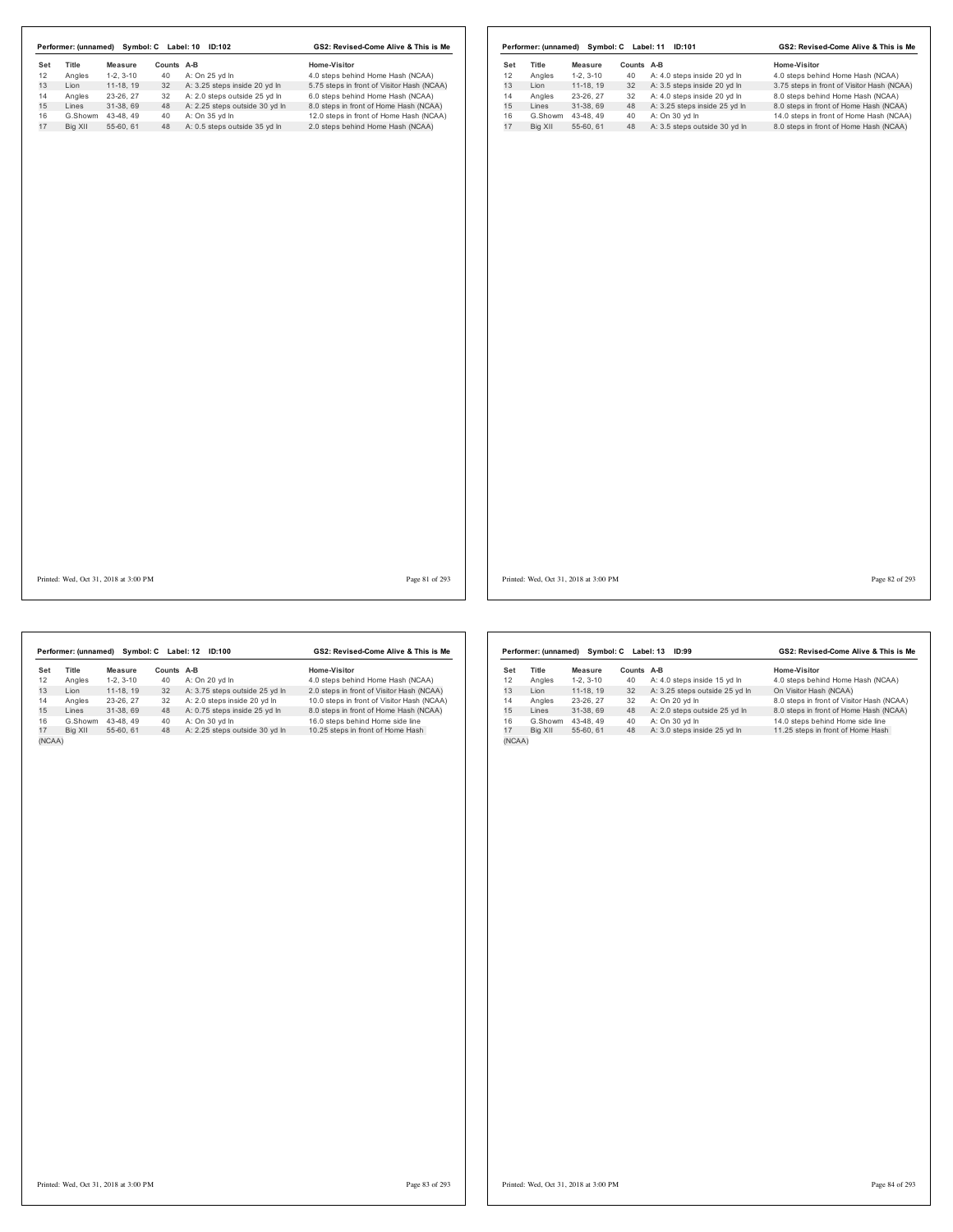**Performer: (unnamed) Symbol: C Label: 10 ID:102** — GS2: Revised-Come Alive & This is Me

| Set | Title | Measure | Counts | A-B | Home-Visitor |
|---|---|---|---|---|---|
| 12 | Angles | 1-2, 3-10 | 40 | A: On 25 yd ln | 4.0 steps behind Home Hash (NCAA) |
| 13 | Lion | 11-18, 19 | 32 | A: 3.25 steps inside 20 yd ln | 5.75 steps in front of Visitor Hash (NCAA) |
| 14 | Angles | 23-26, 27 | 32 | A: 2.0 steps outside 25 yd ln | 6.0 steps behind Home Hash (NCAA) |
| 15 | Lines | 31-38, 69 | 48 | A: 2.25 steps outside 30 yd ln | 8.0 steps in front of Home Hash (NCAA) |
| 16 | G.Showm | 43-48, 49 | 40 | A: On 35 yd ln | 12.0 steps in front of Home Hash (NCAA) |
| 17 | Big XII | 55-60, 61 | 48 | A: 0.5 steps outside 35 yd ln | 2.0 steps behind Home Hash (NCAA) |

Printed: Wed, Oct 31, 2018 at 3:00 PM

**Performer: (unnamed) Symbol: C Label: 11 ID:101** — GS2: Revised-Come Alive & This is Me

| Set | Title | Measure | Counts | A-B | Home-Visitor |
|---|---|---|---|---|---|
| 12 | Angles | 1-2, 3-10 | 40 | A: 4.0 steps inside 20 yd ln | 4.0 steps behind Home Hash (NCAA) |
| 13 | Lion | 11-18, 19 | 32 | A: 3.5 steps inside 20 yd ln | 3.75 steps in front of Visitor Hash (NCAA) |
| 14 | Angles | 23-26, 27 | 32 | A: 4.0 steps inside 20 yd ln | 8.0 steps behind Home Hash (NCAA) |
| 15 | Lines | 31-38, 69 | 48 | A: 3.25 steps inside 25 yd ln | 8.0 steps in front of Home Hash (NCAA) |
| 16 | G.Showm | 43-48, 49 | 40 | A: On 30 yd ln | 14.0 steps in front of Home Hash (NCAA) |
| 17 | Big XII | 55-60, 61 | 48 | A: 3.5 steps outside 30 yd ln | 8.0 steps in front of Home Hash (NCAA) |

Printed: Wed, Oct 31, 2018 at 3:00 PM

**Performer: (unnamed) Symbol: C Label: 12 ID:100** — GS2: Revised-Come Alive & This is Me

| Set | Title | Measure | Counts | A-B | Home-Visitor |
|---|---|---|---|---|---|
| 12 | Angles | 1-2, 3-10 | 40 | A: On 20 yd ln | 4.0 steps behind Home Hash (NCAA) |
| 13 | Lion | 11-18, 19 | 32 | A: 3.75 steps outside 25 yd ln | 2.0 steps in front of Visitor Hash (NCAA) |
| 14 | Angles | 23-26, 27 | 32 | A: 2.0 steps inside 20 yd ln | 10.0 steps in front of Visitor Hash (NCAA) |
| 15 | Lines | 31-38, 69 | 48 | A: 0.75 steps inside 25 yd ln | 8.0 steps in front of Home Hash (NCAA) |
| 16 | G.Showm | 43-48, 49 | 40 | A: On 30 yd ln | 16.0 steps behind Home side line |
| 17 | Big XII | 55-60, 61 | 48 | A: 2.25 steps outside 30 yd ln | 10.25 steps in front of Home Hash (NCAA) |

Printed: Wed, Oct 31, 2018 at 3:00 PM

**Performer: (unnamed) Symbol: C Label: 13 ID:99** — GS2: Revised-Come Alive & This is Me

| Set | Title | Measure | Counts | A-B | Home-Visitor |
|---|---|---|---|---|---|
| 12 | Angles | 1-2, 3-10 | 40 | A: 4.0 steps inside 15 yd ln | 4.0 steps behind Home Hash (NCAA) |
| 13 | Lion | 11-18, 19 | 32 | A: 3.25 steps outside 25 yd ln | On Visitor Hash (NCAA) |
| 14 | Angles | 23-26, 27 | 32 | A: On 20 yd ln | 8.0 steps in front of Visitor Hash (NCAA) |
| 15 | Lines | 31-38, 69 | 48 | A: 2.0 steps outside 25 yd ln | 8.0 steps in front of Home Hash (NCAA) |
| 16 | G.Showm | 43-48, 49 | 40 | A: On 30 yd ln | 14.0 steps behind Home side line |
| 17 | Big XII | 55-60, 61 | 48 | A: 3.0 steps inside 25 yd ln | 11.25 steps in front of Home Hash (NCAA) |

Printed: Wed, Oct 31, 2018 at 3:00 PM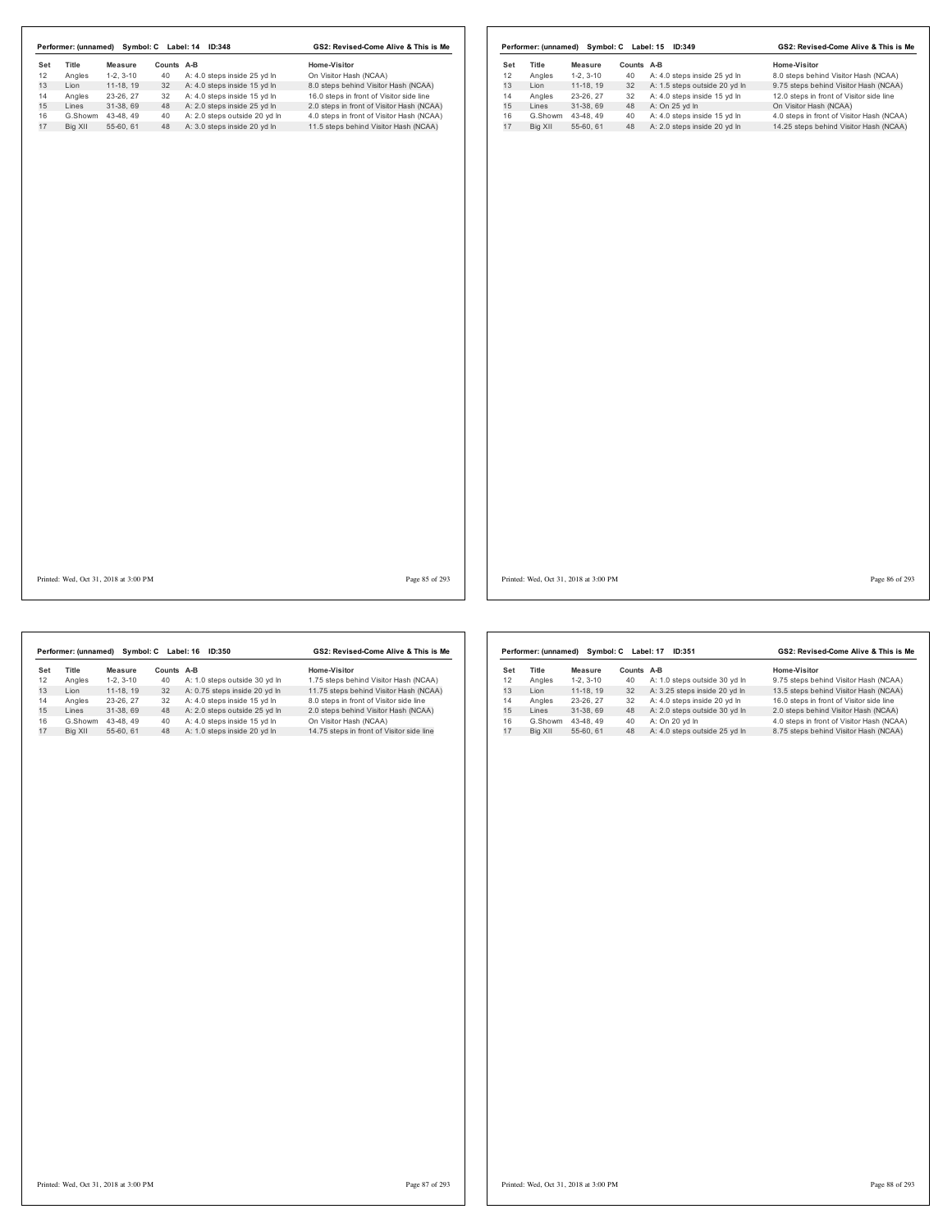**Performer: (unnamed) Symbol: C Label: 14 ID:348** — GS2: Revised-Come Alive & This is Me

| Set | Title | Measure | Counts | A-B | Home-Visitor |
|---|---|---|---|---|---|
| 12 | Angles | 1-2, 3-10 | 40 | A: 4.0 steps inside 25 yd ln | On Visitor Hash (NCAA) |
| 13 | Lion | 11-18, 19 | 32 | A: 4.0 steps inside 15 yd ln | 8.0 steps behind Visitor Hash (NCAA) |
| 14 | Angles | 23-26, 27 | 32 | A: 4.0 steps inside 15 yd ln | 16.0 steps in front of Visitor side line |
| 15 | Lines | 31-38, 69 | 48 | A: 2.0 steps inside 25 yd ln | 2.0 steps in front of Visitor Hash (NCAA) |
| 16 | G.Showm | 43-48, 49 | 40 | A: 2.0 steps outside 20 yd ln | 4.0 steps in front of Visitor Hash (NCAA) |
| 17 | Big XII | 55-60, 61 | 48 | A: 3.0 steps inside 20 yd ln | 11.5 steps behind Visitor Hash (NCAA) |

Printed: Wed, Oct 31, 2018 at 3:00 PM

**Performer: (unnamed) Symbol: C Label: 15 ID:349** — GS2: Revised-Come Alive & This is Me

| Set | Title | Measure | Counts | A-B | Home-Visitor |
|---|---|---|---|---|---|
| 12 | Angles | 1-2, 3-10 | 40 | A: 4.0 steps inside 25 yd ln | 8.0 steps behind Visitor Hash (NCAA) |
| 13 | Lion | 11-18, 19 | 32 | A: 1.5 steps outside 20 yd ln | 9.75 steps behind Visitor Hash (NCAA) |
| 14 | Angles | 23-26, 27 | 32 | A: 4.0 steps inside 15 yd ln | 12.0 steps in front of Visitor side line |
| 15 | Lines | 31-38, 69 | 48 | A: On 25 yd ln | On Visitor Hash (NCAA) |
| 16 | G.Showm | 43-48, 49 | 40 | A: 4.0 steps inside 15 yd ln | 4.0 steps in front of Visitor Hash (NCAA) |
| 17 | Big XII | 55-60, 61 | 48 | A: 2.0 steps inside 20 yd ln | 14.25 steps behind Visitor Hash (NCAA) |

Printed: Wed, Oct 31, 2018 at 3:00 PM

**Performer: (unnamed) Symbol: C Label: 16 ID:350** — GS2: Revised-Come Alive & This is Me

| Set | Title | Measure | Counts | A-B | Home-Visitor |
|---|---|---|---|---|---|
| 12 | Angles | 1-2, 3-10 | 40 | A: 1.0 steps outside 30 yd ln | 1.75 steps behind Visitor Hash (NCAA) |
| 13 | Lion | 11-18, 19 | 32 | A: 0.75 steps inside 20 yd ln | 11.75 steps behind Visitor Hash (NCAA) |
| 14 | Angles | 23-26, 27 | 32 | A: 4.0 steps inside 15 yd ln | 8.0 steps in front of Visitor side line |
| 15 | Lines | 31-38, 69 | 48 | A: 2.0 steps outside 25 yd ln | 2.0 steps behind Visitor Hash (NCAA) |
| 16 | G.Showm | 43-48, 49 | 40 | A: 4.0 steps inside 15 yd ln | On Visitor Hash (NCAA) |
| 17 | Big XII | 55-60, 61 | 48 | A: 1.0 steps inside 20 yd ln | 14.75 steps in front of Visitor side line |

Printed: Wed, Oct 31, 2018 at 3:00 PM

**Performer: (unnamed) Symbol: C Label: 17 ID:351** — GS2: Revised-Come Alive & This is Me

| Set | Title | Measure | Counts | A-B | Home-Visitor |
|---|---|---|---|---|---|
| 12 | Angles | 1-2, 3-10 | 40 | A: 1.0 steps outside 30 yd ln | 9.75 steps behind Visitor Hash (NCAA) |
| 13 | Lion | 11-18, 19 | 32 | A: 3.25 steps inside 20 yd ln | 13.5 steps behind Visitor Hash (NCAA) |
| 14 | Angles | 23-26, 27 | 32 | A: 4.0 steps inside 20 yd ln | 16.0 steps in front of Visitor side line |
| 15 | Lines | 31-38, 69 | 48 | A: 2.0 steps outside 30 yd ln | 2.0 steps behind Visitor Hash (NCAA) |
| 16 | G.Showm | 43-48, 49 | 40 | A: On 20 yd ln | 4.0 steps in front of Visitor Hash (NCAA) |
| 17 | Big XII | 55-60, 61 | 48 | A: 4.0 steps outside 25 yd ln | 8.75 steps behind Visitor Hash (NCAA) |

Printed: Wed, Oct 31, 2018 at 3:00 PM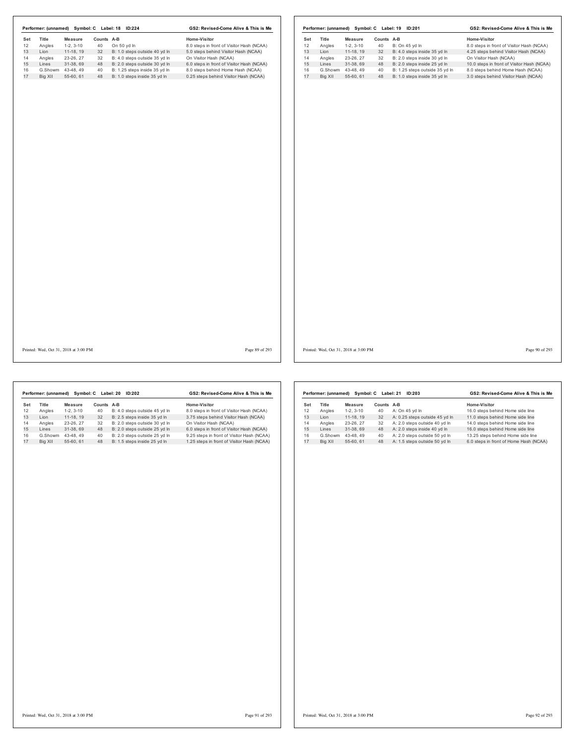**Performer: (unnamed)  Symbol: C  Label: 18  ID:224**  **GS2: Revised-Come Alive & This is Me**

| Set | Title | Measure | Counts | A-B | Home-Visitor |
|---|---|---|---|---|---|
| 12 | Angles | 1-2, 3-10 | 40 | On 50 yd ln | 8.0 steps in front of Visitor Hash (NCAA) |
| 13 | Lion | 11-18, 19 | 32 | B: 1.0 steps outside 40 yd ln | 5.0 steps behind Visitor Hash (NCAA) |
| 14 | Angles | 23-26, 27 | 32 | B: 4.0 steps outside 35 yd ln | On Visitor Hash (NCAA) |
| 15 | Lines | 31-38, 69 | 48 | B: 2.0 steps outside 30 yd ln | 6.0 steps in front of Visitor Hash (NCAA) |
| 16 | G.Showm | 43-48, 49 | 40 | B: 1.25 steps inside 35 yd ln | 8.0 steps behind Home Hash (NCAA) |
| 17 | Big XII | 55-60, 61 | 48 | B: 1.0 steps inside 35 yd ln | 0.25 steps behind Visitor Hash (NCAA) |

Printed: Wed, Oct 31, 2018 at 3:00 PM

**Performer: (unnamed)  Symbol: C  Label: 19  ID:201**  **GS2: Revised-Come Alive & This is Me**

| Set | Title | Measure | Counts | A-B | Home-Visitor |
|---|---|---|---|---|---|
| 12 | Angles | 1-2, 3-10 | 40 | B: On 45 yd ln | 8.0 steps in front of Visitor Hash (NCAA) |
| 13 | Lion | 11-18, 19 | 32 | B: 4.0 steps inside 35 yd ln | 4.25 steps behind Visitor Hash (NCAA) |
| 14 | Angles | 23-26, 27 | 32 | B: 2.0 steps inside 30 yd ln | On Visitor Hash (NCAA) |
| 15 | Lines | 31-38, 69 | 48 | B: 2.0 steps inside 25 yd ln | 10.0 steps in front of Visitor Hash (NCAA) |
| 16 | G.Showm | 43-48, 49 | 40 | B: 1.25 steps outside 35 yd ln | 8.0 steps behind Home Hash (NCAA) |
| 17 | Big XII | 55-60, 61 | 48 | B: 1.0 steps inside 35 yd ln | 3.0 steps behind Visitor Hash (NCAA) |

Printed: Wed, Oct 31, 2018 at 3:00 PM

**Performer: (unnamed)  Symbol: C  Label: 20  ID:202**  **GS2: Revised-Come Alive & This is Me**

| Set | Title | Measure | Counts | A-B | Home-Visitor |
|---|---|---|---|---|---|
| 12 | Angles | 1-2, 3-10 | 40 | B: 4.0 steps outside 45 yd ln | 8.0 steps in front of Visitor Hash (NCAA) |
| 13 | Lion | 11-18, 19 | 32 | B: 2.5 steps inside 35 yd ln | 3.75 steps behind Visitor Hash (NCAA) |
| 14 | Angles | 23-26, 27 | 32 | B: 2.0 steps outside 30 yd ln | On Visitor Hash (NCAA) |
| 15 | Lines | 31-38, 69 | 48 | B: 2.0 steps outside 25 yd ln | 6.0 steps in front of Visitor Hash (NCAA) |
| 16 | G.Showm | 43-48, 49 | 40 | B: 2.0 steps outside 25 yd ln | 9.25 steps in front of Visitor Hash (NCAA) |
| 17 | Big XII | 55-60, 61 | 48 | B: 1.5 steps inside 25 yd ln | 1.25 steps in front of Visitor Hash (NCAA) |

Printed: Wed, Oct 31, 2018 at 3:00 PM

**Performer: (unnamed)  Symbol: C  Label: 21  ID:203**  **GS2: Revised-Come Alive & This is Me**

| Set | Title | Measure | Counts | A-B | Home-Visitor |
|---|---|---|---|---|---|
| 12 | Angles | 1-2, 3-10 | 40 | A: On 45 yd ln | 16.0 steps behind Home side line |
| 13 | Lion | 11-18, 19 | 32 | A: 0.25 steps outside 45 yd ln | 11.0 steps behind Home side line |
| 14 | Angles | 23-26, 27 | 32 | A: 2.0 steps outside 40 yd ln | 14.0 steps behind Home side line |
| 15 | Lines | 31-38, 69 | 48 | A: 2.0 steps inside 40 yd ln | 16.0 steps behind Home side line |
| 16 | G.Showm | 43-48, 49 | 40 | A: 2.0 steps outside 50 yd ln | 13.25 steps behind Home side line |
| 17 | Big XII | 55-60, 61 | 48 | A: 1.5 steps outside 50 yd ln | 6.0 steps in front of Home Hash (NCAA) |

Printed: Wed, Oct 31, 2018 at 3:00 PM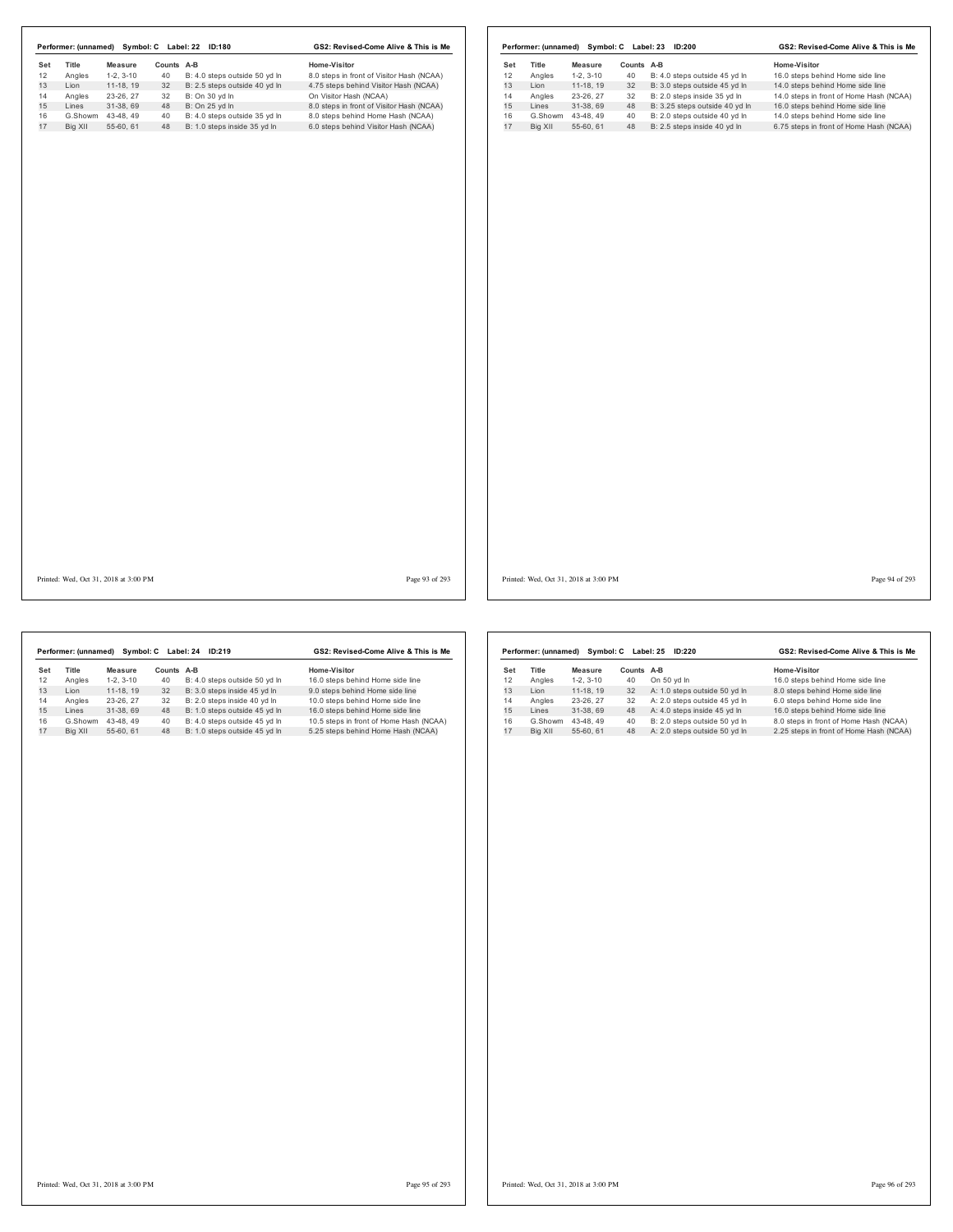Performer: (unnamed) Symbol: C Label: 22 ID:180 — GS2: Revised-Come Alive & This is Me

| Set | Title | Measure | Counts | A-B | Home-Visitor |
|---|---|---|---|---|---|
| 12 | Angles | 1-2, 3-10 | 40 | B: 4.0 steps outside 50 yd ln | 8.0 steps in front of Visitor Hash (NCAA) |
| 13 | Lion | 11-18, 19 | 32 | B: 2.5 steps outside 40 yd ln | 4.75 steps behind Visitor Hash (NCAA) |
| 14 | Angles | 23-26, 27 | 32 | B: On 30 yd ln | On Visitor Hash (NCAA) |
| 15 | Lines | 31-38, 69 | 48 | B: On 25 yd ln | 8.0 steps in front of Visitor Hash (NCAA) |
| 16 | G.Showm | 43-48, 49 | 40 | B: 4.0 steps outside 35 yd ln | 8.0 steps behind Home Hash (NCAA) |
| 17 | Big XII | 55-60, 61 | 48 | B: 1.0 steps inside 35 yd ln | 6.0 steps behind Visitor Hash (NCAA) |

Printed: Wed, Oct 31, 2018 at 3:00 PM

Performer: (unnamed) Symbol: C Label: 23 ID:200 — GS2: Revised-Come Alive & This is Me

| Set | Title | Measure | Counts | A-B | Home-Visitor |
|---|---|---|---|---|---|
| 12 | Angles | 1-2, 3-10 | 40 | B: 4.0 steps outside 45 yd ln | 16.0 steps behind Home side line |
| 13 | Lion | 11-18, 19 | 32 | B: 3.0 steps outside 45 yd ln | 14.0 steps behind Home side line |
| 14 | Angles | 23-26, 27 | 32 | B: 2.0 steps inside 35 yd ln | 14.0 steps in front of Home Hash (NCAA) |
| 15 | Lines | 31-38, 69 | 48 | B: 3.25 steps outside 40 yd ln | 16.0 steps behind Home side line |
| 16 | G.Showm | 43-48, 49 | 40 | B: 2.0 steps outside 40 yd ln | 14.0 steps behind Home side line |
| 17 | Big XII | 55-60, 61 | 48 | B: 2.5 steps inside 40 yd ln | 6.75 steps in front of Home Hash (NCAA) |

Printed: Wed, Oct 31, 2018 at 3:00 PM

Performer: (unnamed) Symbol: C Label: 24 ID:219 — GS2: Revised-Come Alive & This is Me

| Set | Title | Measure | Counts | A-B | Home-Visitor |
|---|---|---|---|---|---|
| 12 | Angles | 1-2, 3-10 | 40 | B: 4.0 steps outside 50 yd ln | 16.0 steps behind Home side line |
| 13 | Lion | 11-18, 19 | 32 | B: 3.0 steps inside 45 yd ln | 9.0 steps behind Home side line |
| 14 | Angles | 23-26, 27 | 32 | B: 2.0 steps inside 40 yd ln | 10.0 steps behind Home side line |
| 15 | Lines | 31-38, 69 | 48 | B: 1.0 steps outside 45 yd ln | 16.0 steps behind Home side line |
| 16 | G.Showm | 43-48, 49 | 40 | B: 4.0 steps outside 45 yd ln | 10.5 steps in front of Home Hash (NCAA) |
| 17 | Big XII | 55-60, 61 | 48 | B: 1.0 steps outside 45 yd ln | 5.25 steps behind Home Hash (NCAA) |

Printed: Wed, Oct 31, 2018 at 3:00 PM

Performer: (unnamed) Symbol: C Label: 25 ID:220 — GS2: Revised-Come Alive & This is Me

| Set | Title | Measure | Counts | A-B | Home-Visitor |
|---|---|---|---|---|---|
| 12 | Angles | 1-2, 3-10 | 40 | On 50 yd ln | 16.0 steps behind Home side line |
| 13 | Lion | 11-18, 19 | 32 | A: 1.0 steps outside 50 yd ln | 8.0 steps behind Home side line |
| 14 | Angles | 23-26, 27 | 32 | A: 2.0 steps outside 45 yd ln | 6.0 steps behind Home side line |
| 15 | Lines | 31-38, 69 | 48 | A: 4.0 steps inside 45 yd ln | 16.0 steps behind Home side line |
| 16 | G.Showm | 43-48, 49 | 40 | B: 2.0 steps outside 50 yd ln | 8.0 steps in front of Home Hash (NCAA) |
| 17 | Big XII | 55-60, 61 | 48 | A: 2.0 steps outside 50 yd ln | 2.25 steps in front of Home Hash (NCAA) |

Printed: Wed, Oct 31, 2018 at 3:00 PM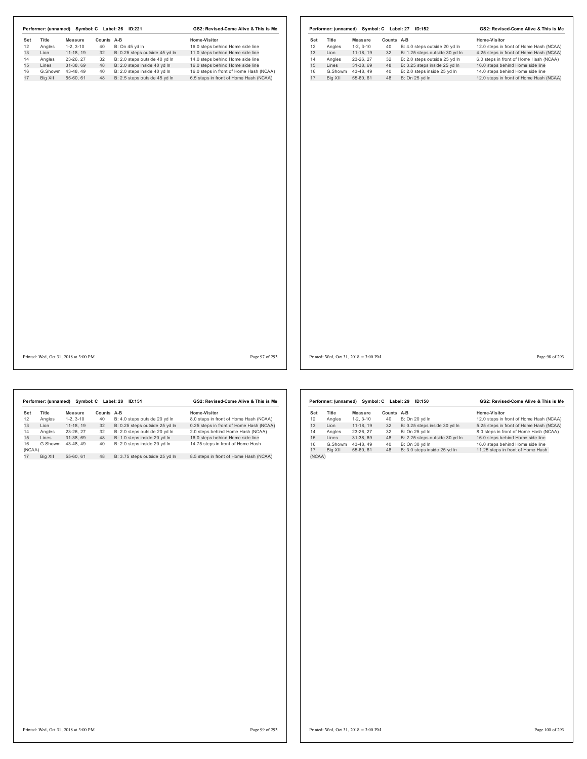**Performer: (unnamed) Symbol: C Label: 26 ID:221** — **GS2: Revised-Come Alive & This is Me**

| Set | Title | Measure | Counts | A-B | Home-Visitor |
|---|---|---|---|---|---|
| 12 | Angles | 1-2, 3-10 | 40 | B: On 45 yd ln | 16.0 steps behind Home side line |
| 13 | Lion | 11-18, 19 | 32 | B: 0.25 steps outside 45 yd ln | 11.0 steps behind Home side line |
| 14 | Angles | 23-26, 27 | 32 | B: 2.0 steps outside 40 yd ln | 14.0 steps behind Home side line |
| 15 | Lines | 31-38, 69 | 48 | B: 2.0 steps inside 40 yd ln | 16.0 steps behind Home side line |
| 16 | G.Showm | 43-48, 49 | 40 | B: 2.0 steps inside 40 yd ln | 16.0 steps in front of Home Hash (NCAA) |
| 17 | Big XII | 55-60, 61 | 48 | B: 2.5 steps outside 45 yd ln | 6.5 steps in front of Home Hash (NCAA) |

Printed: Wed, Oct 31, 2018 at 3:00 PM

**Performer: (unnamed) Symbol: C Label: 27 ID:152** — **GS2: Revised-Come Alive & This is Me**

| Set | Title | Measure | Counts | A-B | Home-Visitor |
|---|---|---|---|---|---|
| 12 | Angles | 1-2, 3-10 | 40 | B: 4.0 steps outside 20 yd ln | 12.0 steps in front of Home Hash (NCAA) |
| 13 | Lion | 11-18, 19 | 32 | B: 1.25 steps outside 30 yd ln | 4.25 steps in front of Home Hash (NCAA) |
| 14 | Angles | 23-26, 27 | 32 | B: 2.0 steps outside 25 yd ln | 6.0 steps in front of Home Hash (NCAA) |
| 15 | Lines | 31-38, 69 | 48 | B: 3.25 steps inside 25 yd ln | 16.0 steps behind Home side line |
| 16 | G.Showm | 43-48, 49 | 40 | B: 2.0 steps inside 25 yd ln | 14.0 steps behind Home side line |
| 17 | Big XII | 55-60, 61 | 48 | B: On 25 yd ln | 12.0 steps in front of Home Hash (NCAA) |

Printed: Wed, Oct 31, 2018 at 3:00 PM

**Performer: (unnamed) Symbol: C Label: 28 ID:151** — **GS2: Revised-Come Alive & This is Me**

| Set | Title | Measure | Counts | A-B | Home-Visitor |
|---|---|---|---|---|---|
| 12 | Angles | 1-2, 3-10 | 40 | B: 4.0 steps outside 20 yd ln | 8.0 steps in front of Home Hash (NCAA) |
| 13 | Lion | 11-18, 19 | 32 | B: 0.25 steps outside 25 yd ln | 0.25 steps in front of Home Hash (NCAA) |
| 14 | Angles | 23-26, 27 | 32 | B: 2.0 steps outside 20 yd ln | 2.0 steps behind Home Hash (NCAA) |
| 15 | Lines | 31-38, 69 | 48 | B: 1.0 steps inside 20 yd ln | 16.0 steps behind Home side line |
| 16 | G.Showm | 43-48, 49 | 40 | B: 2.0 steps inside 20 yd ln | 14.75 steps in front of Home Hash (NCAA) |
| 17 | Big XII | 55-60, 61 | 48 | B: 3.75 steps outside 25 yd ln | 8.5 steps in front of Home Hash (NCAA) |

Printed: Wed, Oct 31, 2018 at 3:00 PM

**Performer: (unnamed) Symbol: C Label: 29 ID:150** — **GS2: Revised-Come Alive & This is Me**

| Set | Title | Measure | Counts | A-B | Home-Visitor |
|---|---|---|---|---|---|
| 12 | Angles | 1-2, 3-10 | 40 | B: On 20 yd ln | 12.0 steps in front of Home Hash (NCAA) |
| 13 | Lion | 11-18, 19 | 32 | B: 0.25 steps inside 30 yd ln | 5.25 steps in front of Home Hash (NCAA) |
| 14 | Angles | 23-26, 27 | 32 | B: On 25 yd ln | 8.0 steps in front of Home Hash (NCAA) |
| 15 | Lines | 31-38, 69 | 48 | B: 2.25 steps outside 30 yd ln | 16.0 steps behind Home side line |
| 16 | G.Showm | 43-48, 49 | 40 | B: On 30 yd ln | 16.0 steps behind Home side line |
| 17 | Big XII | 55-60, 61 | 48 | B: 3.0 steps inside 25 yd ln | 11.25 steps in front of Home Hash (NCAA) |

Printed: Wed, Oct 31, 2018 at 3:00 PM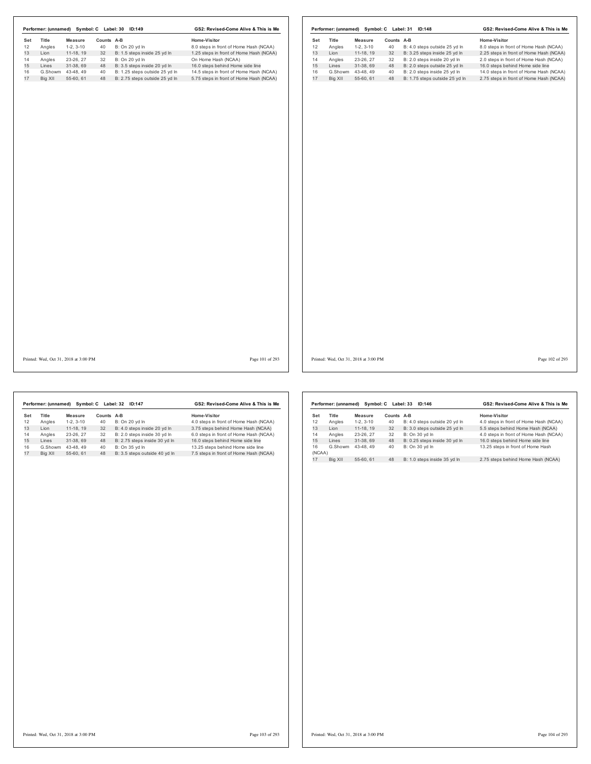**Performer: (unnamed) Symbol: C Label: 30 ID:149** — GS2: Revised-Come Alive & This is Me

| Set | Title | Measure | Counts | A-B | Home-Visitor |
|---|---|---|---|---|---|
| 12 | Angles | 1-2, 3-10 | 40 | B: On 20 yd ln | 8.0 steps in front of Home Hash (NCAA) |
| 13 | Lion | 11-18, 19 | 32 | B: 1.5 steps inside 25 yd ln | 1.25 steps in front of Home Hash (NCAA) |
| 14 | Angles | 23-26, 27 | 32 | B: On 20 yd ln | On Home Hash (NCAA) |
| 15 | Lines | 31-38, 69 | 48 | B: 3.5 steps inside 20 yd ln | 16.0 steps behind Home side line |
| 16 | G.Showm | 43-48, 49 | 40 | B: 1.25 steps outside 25 yd ln | 14.5 steps in front of Home Hash (NCAA) |
| 17 | Big XII | 55-60, 61 | 48 | B: 2.75 steps outside 25 yd ln | 5.75 steps in front of Home Hash (NCAA) |

**Performer: (unnamed) Symbol: C Label: 31 ID:148** — GS2: Revised-Come Alive & This is Me

| Set | Title | Measure | Counts | A-B | Home-Visitor |
|---|---|---|---|---|---|
| 12 | Angles | 1-2, 3-10 | 40 | B: 4.0 steps outside 25 yd ln | 8.0 steps in front of Home Hash (NCAA) |
| 13 | Lion | 11-18, 19 | 32 | B: 3.25 steps inside 25 yd ln | 2.25 steps in front of Home Hash (NCAA) |
| 14 | Angles | 23-26, 27 | 32 | B: 2.0 steps inside 20 yd ln | 2.0 steps in front of Home Hash (NCAA) |
| 15 | Lines | 31-38, 69 | 48 | B: 2.0 steps outside 25 yd ln | 16.0 steps behind Home side line |
| 16 | G.Showm | 43-48, 49 | 40 | B: 2.0 steps inside 25 yd ln | 14.0 steps in front of Home Hash (NCAA) |
| 17 | Big XII | 55-60, 61 | 48 | B: 1.75 steps outside 25 yd ln | 2.75 steps in front of Home Hash (NCAA) |

**Performer: (unnamed) Symbol: C Label: 32 ID:147** — GS2: Revised-Come Alive & This is Me

| Set | Title | Measure | Counts | A-B | Home-Visitor |
|---|---|---|---|---|---|
| 12 | Angles | 1-2, 3-10 | 40 | B: On 20 yd ln | 4.0 steps in front of Home Hash (NCAA) |
| 13 | Lion | 11-18, 19 | 32 | B: 4.0 steps inside 20 yd ln | 3.75 steps behind Home Hash (NCAA) |
| 14 | Angles | 23-26, 27 | 32 | B: 2.0 steps inside 30 yd ln | 6.0 steps in front of Home Hash (NCAA) |
| 15 | Lines | 31-38, 69 | 48 | B: 2.75 steps inside 30 yd ln | 16.0 steps behind Home side line |
| 16 | G.Showm | 43-48, 49 | 40 | B: On 35 yd ln | 13.25 steps behind Home side line |
| 17 | Big XII | 55-60, 61 | 48 | B: 3.5 steps outside 40 yd ln | 7.5 steps in front of Home Hash (NCAA) |

**Performer: (unnamed) Symbol: C Label: 33 ID:146** — GS2: Revised-Come Alive & This is Me

| Set | Title | Measure | Counts | A-B | Home-Visitor |
|---|---|---|---|---|---|
| 12 | Angles | 1-2, 3-10 | 40 | B: 4.0 steps outside 20 yd ln | 4.0 steps in front of Home Hash (NCAA) |
| 13 | Lion | 11-18, 19 | 32 | B: 3.0 steps outside 25 yd ln | 5.5 steps behind Home Hash (NCAA) |
| 14 | Angles | 23-26, 27 | 32 | B: On 30 yd ln | 4.0 steps in front of Home Hash (NCAA) |
| 15 | Lines | 31-38, 69 | 48 | B: 0.25 steps inside 30 yd ln | 16.0 steps behind Home side line |
| 16 | G.Showm | 43-48, 49 | 40 | B: On 30 yd ln | 13.25 steps in front of Home Hash (NCAA) |
| 17 | Big XII | 55-60, 61 | 48 | B: 1.0 steps inside 35 yd ln | 2.75 steps behind Home Hash (NCAA) |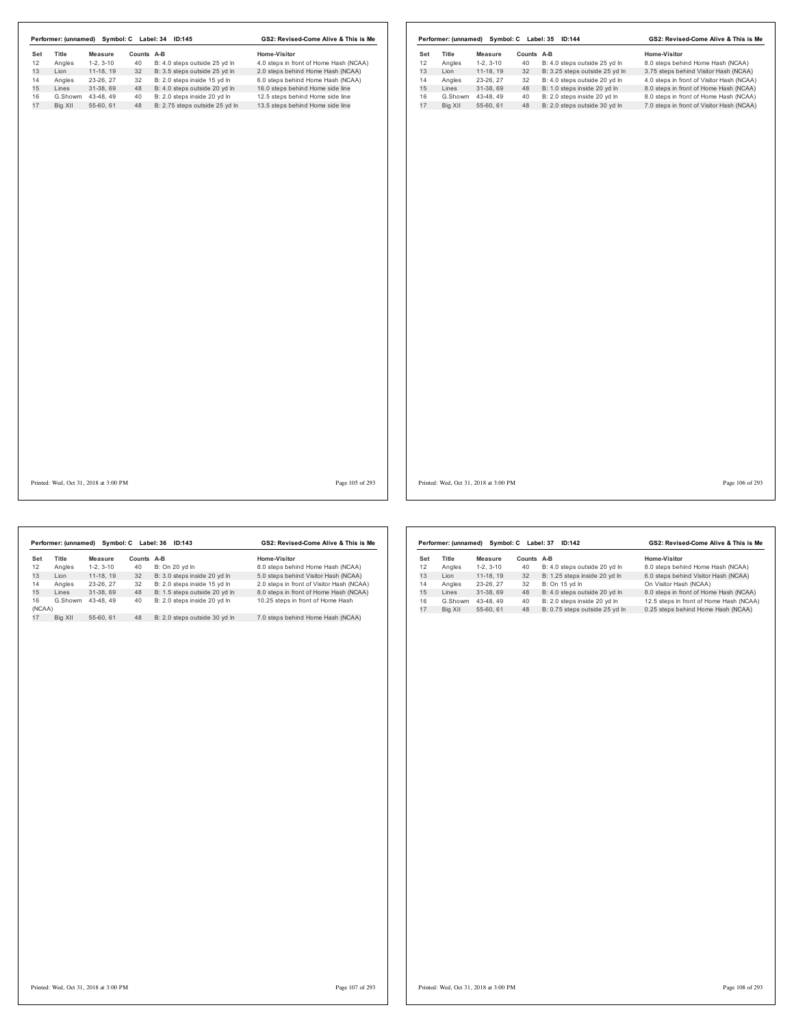**Performer: (unnamed) Symbol: C Label: 34 ID:145** — GS2: Revised-Come Alive & This is Me

| Set | Title | Measure | Counts | A-B | Home-Visitor |
|---|---|---|---|---|---|
| 12 | Angles | 1-2, 3-10 | 40 | B: 4.0 steps outside 25 yd ln | 4.0 steps in front of Home Hash (NCAA) |
| 13 | Lion | 11-18, 19 | 32 | B: 3.5 steps outside 25 yd ln | 2.0 steps behind Home Hash (NCAA) |
| 14 | Angles | 23-26, 27 | 32 | B: 2.0 steps inside 15 yd ln | 6.0 steps behind Home Hash (NCAA) |
| 15 | Lines | 31-38, 69 | 48 | B: 4.0 steps outside 20 yd ln | 16.0 steps behind Home side line |
| 16 | G.Showm | 43-48, 49 | 40 | B: 2.0 steps inside 20 yd ln | 12.5 steps behind Home side line |
| 17 | Big XII | 55-60, 61 | 48 | B: 2.75 steps outside 25 yd ln | 13.5 steps behind Home side line |

Printed: Wed, Oct 31, 2018 at 3:00 PM

**Performer: (unnamed) Symbol: C Label: 35 ID:144** — GS2: Revised-Come Alive & This is Me

| Set | Title | Measure | Counts | A-B | Home-Visitor |
|---|---|---|---|---|---|
| 12 | Angles | 1-2, 3-10 | 40 | B: 4.0 steps outside 25 yd ln | 8.0 steps behind Home Hash (NCAA) |
| 13 | Lion | 11-18, 19 | 32 | B: 3.25 steps outside 25 yd ln | 3.75 steps behind Visitor Hash (NCAA) |
| 14 | Angles | 23-26, 27 | 32 | B: 4.0 steps outside 20 yd ln | 4.0 steps in front of Visitor Hash (NCAA) |
| 15 | Lines | 31-38, 69 | 48 | B: 1.0 steps inside 20 yd ln | 8.0 steps in front of Home Hash (NCAA) |
| 16 | G.Showm | 43-48, 49 | 40 | B: 2.0 steps inside 20 yd ln | 8.0 steps in front of Home Hash (NCAA) |
| 17 | Big XII | 55-60, 61 | 48 | B: 2.0 steps outside 30 yd ln | 7.0 steps in front of Visitor Hash (NCAA) |

Printed: Wed, Oct 31, 2018 at 3:00 PM

**Performer: (unnamed) Symbol: C Label: 36 ID:143** — GS2: Revised-Come Alive & This is Me

| Set | Title | Measure | Counts | A-B | Home-Visitor |
|---|---|---|---|---|---|
| 12 | Angles | 1-2, 3-10 | 40 | B: On 20 yd ln | 8.0 steps behind Home Hash (NCAA) |
| 13 | Lion | 11-18, 19 | 32 | B: 3.0 steps inside 20 yd ln | 5.0 steps behind Visitor Hash (NCAA) |
| 14 | Angles | 23-26, 27 | 32 | B: 2.0 steps inside 15 yd ln | 2.0 steps in front of Visitor Hash (NCAA) |
| 15 | Lines | 31-38, 69 | 48 | B: 1.5 steps outside 20 yd ln | 8.0 steps in front of Home Hash (NCAA) |
| 16 | G.Showm | 43-48, 49 | 40 | B: 2.0 steps inside 20 yd ln | 10.25 steps in front of Home Hash (NCAA) |
| 17 | Big XII | 55-60, 61 | 48 | B: 2.0 steps outside 30 yd ln | 7.0 steps behind Home Hash (NCAA) |

Printed: Wed, Oct 31, 2018 at 3:00 PM

**Performer: (unnamed) Symbol: C Label: 37 ID:142** — GS2: Revised-Come Alive & This is Me

| Set | Title | Measure | Counts | A-B | Home-Visitor |
|---|---|---|---|---|---|
| 12 | Angles | 1-2, 3-10 | 40 | B: 4.0 steps outside 20 yd ln | 8.0 steps behind Home Hash (NCAA) |
| 13 | Lion | 11-18, 19 | 32 | B: 1.25 steps inside 20 yd ln | 6.0 steps behind Visitor Hash (NCAA) |
| 14 | Angles | 23-26, 27 | 32 | B: On 15 yd ln | On Visitor Hash (NCAA) |
| 15 | Lines | 31-38, 69 | 48 | B: 4.0 steps outside 20 yd ln | 8.0 steps in front of Home Hash (NCAA) |
| 16 | G.Showm | 43-48, 49 | 40 | B: 2.0 steps inside 20 yd ln | 12.5 steps in front of Home Hash (NCAA) |
| 17 | Big XII | 55-60, 61 | 48 | B: 0.75 steps outside 25 yd ln | 0.25 steps behind Home Hash (NCAA) |

Printed: Wed, Oct 31, 2018 at 3:00 PM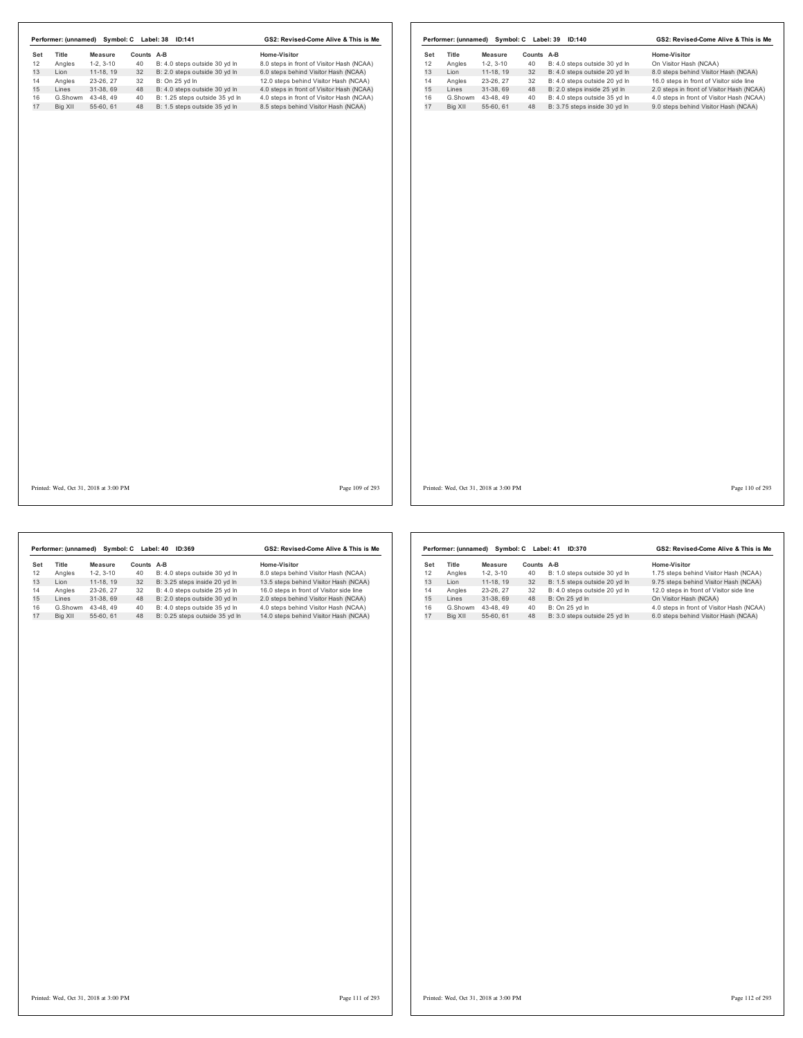**Performer: (unnamed) Symbol: C Label: 38 ID:141** — **GS2: Revised-Come Alive & This is Me**

| Set | Title | Measure | Counts | A-B | Home-Visitor |
|---|---|---|---|---|---|
| 12 | Angles | 1-2, 3-10 | 40 | B: 4.0 steps outside 30 yd ln | 8.0 steps in front of Visitor Hash (NCAA) |
| 13 | Lion | 11-18, 19 | 32 | B: 2.0 steps outside 30 yd ln | 6.0 steps behind Visitor Hash (NCAA) |
| 14 | Angles | 23-26, 27 | 32 | B: On 25 yd ln | 12.0 steps behind Visitor Hash (NCAA) |
| 15 | Lines | 31-38, 69 | 48 | B: 4.0 steps outside 30 yd ln | 4.0 steps in front of Visitor Hash (NCAA) |
| 16 | G.Showm | 43-48, 49 | 40 | B: 1.25 steps outside 35 yd ln | 4.0 steps in front of Visitor Hash (NCAA) |
| 17 | Big XII | 55-60, 61 | 48 | B: 1.5 steps outside 35 yd ln | 8.5 steps behind Visitor Hash (NCAA) |

Printed: Wed, Oct 31, 2018 at 3:00 PM

**Performer: (unnamed) Symbol: C Label: 39 ID:140** — **GS2: Revised-Come Alive & This is Me**

| Set | Title | Measure | Counts | A-B | Home-Visitor |
|---|---|---|---|---|---|
| 12 | Angles | 1-2, 3-10 | 40 | B: 4.0 steps outside 30 yd ln | On Visitor Hash (NCAA) |
| 13 | Lion | 11-18, 19 | 32 | B: 4.0 steps outside 20 yd ln | 8.0 steps behind Visitor Hash (NCAA) |
| 14 | Angles | 23-26, 27 | 32 | B: 4.0 steps outside 20 yd ln | 16.0 steps in front of Visitor side line |
| 15 | Lines | 31-38, 69 | 48 | B: 2.0 steps inside 25 yd ln | 2.0 steps in front of Visitor Hash (NCAA) |
| 16 | G.Showm | 43-48, 49 | 40 | B: 4.0 steps outside 35 yd ln | 4.0 steps in front of Visitor Hash (NCAA) |
| 17 | Big XII | 55-60, 61 | 48 | B: 3.75 steps inside 30 yd ln | 9.0 steps behind Visitor Hash (NCAA) |

Printed: Wed, Oct 31, 2018 at 3:00 PM

**Performer: (unnamed) Symbol: C Label: 40 ID:369** — **GS2: Revised-Come Alive & This is Me**

| Set | Title | Measure | Counts | A-B | Home-Visitor |
|---|---|---|---|---|---|
| 12 | Angles | 1-2, 3-10 | 40 | B: 4.0 steps outside 30 yd ln | 8.0 steps behind Visitor Hash (NCAA) |
| 13 | Lion | 11-18, 19 | 32 | B: 3.25 steps inside 20 yd ln | 13.5 steps behind Visitor Hash (NCAA) |
| 14 | Angles | 23-26, 27 | 32 | B: 4.0 steps outside 25 yd ln | 16.0 steps in front of Visitor side line |
| 15 | Lines | 31-38, 69 | 48 | B: 2.0 steps outside 30 yd ln | 2.0 steps behind Visitor Hash (NCAA) |
| 16 | G.Showm | 43-48, 49 | 40 | B: 4.0 steps outside 35 yd ln | 4.0 steps behind Visitor Hash (NCAA) |
| 17 | Big XII | 55-60, 61 | 48 | B: 0.25 steps outside 35 yd ln | 14.0 steps behind Visitor Hash (NCAA) |

Printed: Wed, Oct 31, 2018 at 3:00 PM

**Performer: (unnamed) Symbol: C Label: 41 ID:370** — **GS2: Revised-Come Alive & This is Me**

| Set | Title | Measure | Counts | A-B | Home-Visitor |
|---|---|---|---|---|---|
| 12 | Angles | 1-2, 3-10 | 40 | B: 1.0 steps outside 30 yd ln | 1.75 steps behind Visitor Hash (NCAA) |
| 13 | Lion | 11-18, 19 | 32 | B: 1.5 steps outside 20 yd ln | 9.75 steps behind Visitor Hash (NCAA) |
| 14 | Angles | 23-26, 27 | 32 | B: 4.0 steps outside 20 yd ln | 12.0 steps in front of Visitor side line |
| 15 | Lines | 31-38, 69 | 48 | B: On 25 yd ln | On Visitor Hash (NCAA) |
| 16 | G.Showm | 43-48, 49 | 40 | B: On 25 yd ln | 4.0 steps in front of Visitor Hash (NCAA) |
| 17 | Big XII | 55-60, 61 | 48 | B: 3.0 steps outside 25 yd ln | 6.0 steps behind Visitor Hash (NCAA) |

Printed: Wed, Oct 31, 2018 at 3:00 PM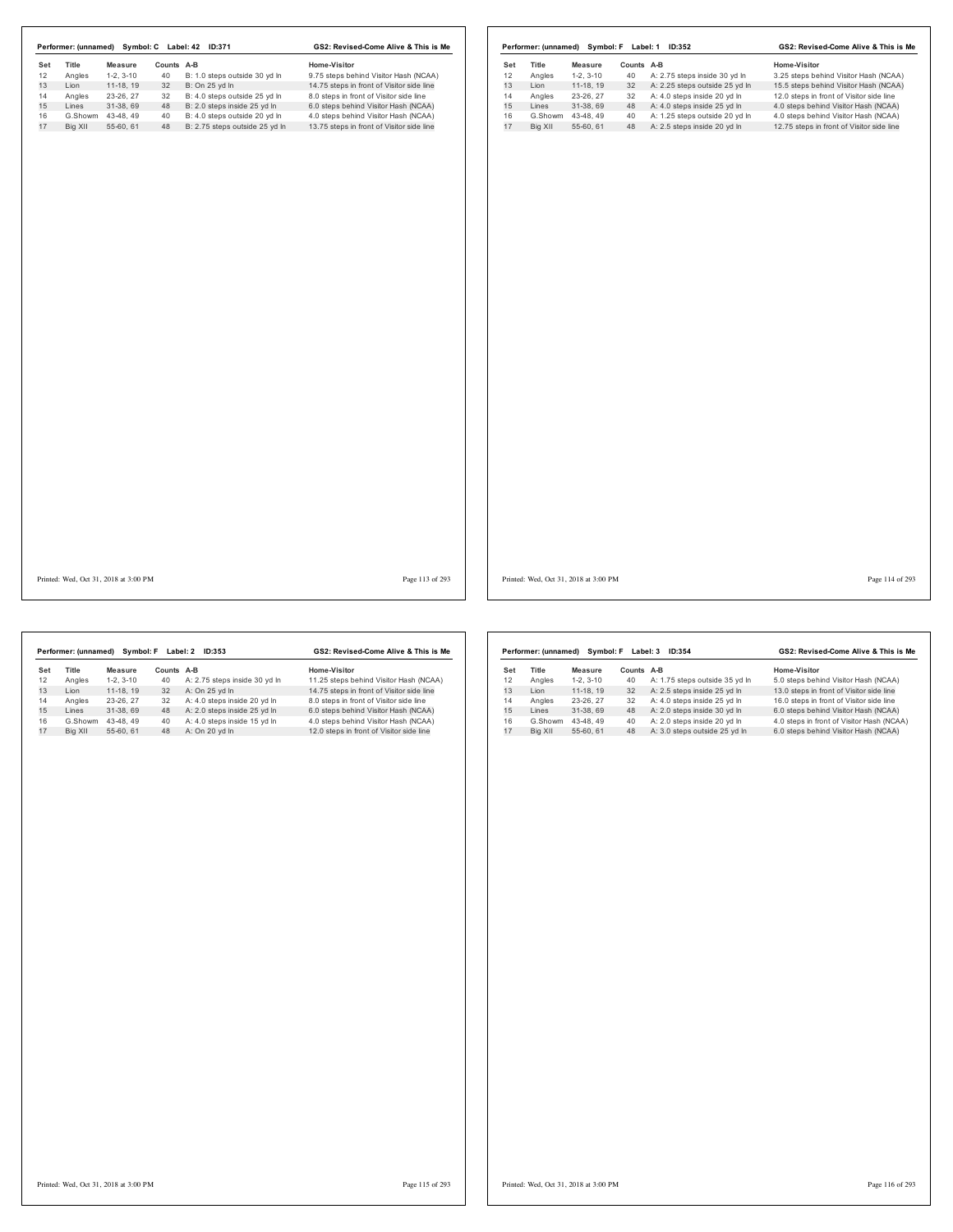**Performer: (unnamed) Symbol: C Label: 42 ID:371** — GS2: Revised-Come Alive & This is Me

| Set | Title | Measure | Counts | A-B | Home-Visitor |
|---|---|---|---|---|---|
| 12 | Angles | 1-2, 3-10 | 40 | B: 1.0 steps outside 30 yd ln | 9.75 steps behind Visitor Hash (NCAA) |
| 13 | Lion | 11-18, 19 | 32 | B: On 25 yd ln | 14.75 steps in front of Visitor side line |
| 14 | Angles | 23-26, 27 | 32 | B: 4.0 steps outside 25 yd ln | 8.0 steps in front of Visitor side line |
| 15 | Lines | 31-38, 69 | 48 | B: 2.0 steps inside 25 yd ln | 6.0 steps behind Visitor Hash (NCAA) |
| 16 | G.Showm | 43-48, 49 | 40 | B: 4.0 steps outside 20 yd ln | 4.0 steps behind Visitor Hash (NCAA) |
| 17 | Big XII | 55-60, 61 | 48 | B: 2.75 steps outside 25 yd ln | 13.75 steps in front of Visitor side line |

Printed: Wed, Oct 31, 2018 at 3:00 PM

**Performer: (unnamed) Symbol: F Label: 1 ID:352** — GS2: Revised-Come Alive & This is Me

| Set | Title | Measure | Counts | A-B | Home-Visitor |
|---|---|---|---|---|---|
| 12 | Angles | 1-2, 3-10 | 40 | A: 2.75 steps inside 30 yd ln | 3.25 steps behind Visitor Hash (NCAA) |
| 13 | Lion | 11-18, 19 | 32 | A: 2.25 steps outside 25 yd ln | 15.5 steps behind Visitor Hash (NCAA) |
| 14 | Angles | 23-26, 27 | 32 | A: 4.0 steps inside 20 yd ln | 12.0 steps in front of Visitor side line |
| 15 | Lines | 31-38, 69 | 48 | A: 4.0 steps inside 25 yd ln | 4.0 steps behind Visitor Hash (NCAA) |
| 16 | G.Showm | 43-48, 49 | 40 | A: 1.25 steps outside 20 yd ln | 4.0 steps behind Visitor Hash (NCAA) |
| 17 | Big XII | 55-60, 61 | 48 | A: 2.5 steps inside 20 yd ln | 12.75 steps in front of Visitor side line |

Printed: Wed, Oct 31, 2018 at 3:00 PM

**Performer: (unnamed) Symbol: F Label: 2 ID:353** — GS2: Revised-Come Alive & This is Me

| Set | Title | Measure | Counts | A-B | Home-Visitor |
|---|---|---|---|---|---|
| 12 | Angles | 1-2, 3-10 | 40 | A: 2.75 steps inside 30 yd ln | 11.25 steps behind Visitor Hash (NCAA) |
| 13 | Lion | 11-18, 19 | 32 | A: On 25 yd ln | 14.75 steps in front of Visitor side line |
| 14 | Angles | 23-26, 27 | 32 | A: 4.0 steps inside 20 yd ln | 8.0 steps in front of Visitor side line |
| 15 | Lines | 31-38, 69 | 48 | A: 2.0 steps inside 25 yd ln | 6.0 steps behind Visitor Hash (NCAA) |
| 16 | G.Showm | 43-48, 49 | 40 | A: 4.0 steps inside 15 yd ln | 4.0 steps behind Visitor Hash (NCAA) |
| 17 | Big XII | 55-60, 61 | 48 | A: On 20 yd ln | 12.0 steps in front of Visitor side line |

Printed: Wed, Oct 31, 2018 at 3:00 PM

**Performer: (unnamed) Symbol: F Label: 3 ID:354** — GS2: Revised-Come Alive & This is Me

| Set | Title | Measure | Counts | A-B | Home-Visitor |
|---|---|---|---|---|---|
| 12 | Angles | 1-2, 3-10 | 40 | A: 1.75 steps outside 35 yd ln | 5.0 steps behind Visitor Hash (NCAA) |
| 13 | Lion | 11-18, 19 | 32 | A: 2.5 steps inside 25 yd ln | 13.0 steps in front of Visitor side line |
| 14 | Angles | 23-26, 27 | 32 | A: 4.0 steps inside 25 yd ln | 16.0 steps in front of Visitor side line |
| 15 | Lines | 31-38, 69 | 48 | A: 2.0 steps inside 30 yd ln | 6.0 steps behind Visitor Hash (NCAA) |
| 16 | G.Showm | 43-48, 49 | 40 | A: 2.0 steps inside 20 yd ln | 4.0 steps in front of Visitor Hash (NCAA) |
| 17 | Big XII | 55-60, 61 | 48 | A: 3.0 steps outside 25 yd ln | 6.0 steps behind Visitor Hash (NCAA) |

Printed: Wed, Oct 31, 2018 at 3:00 PM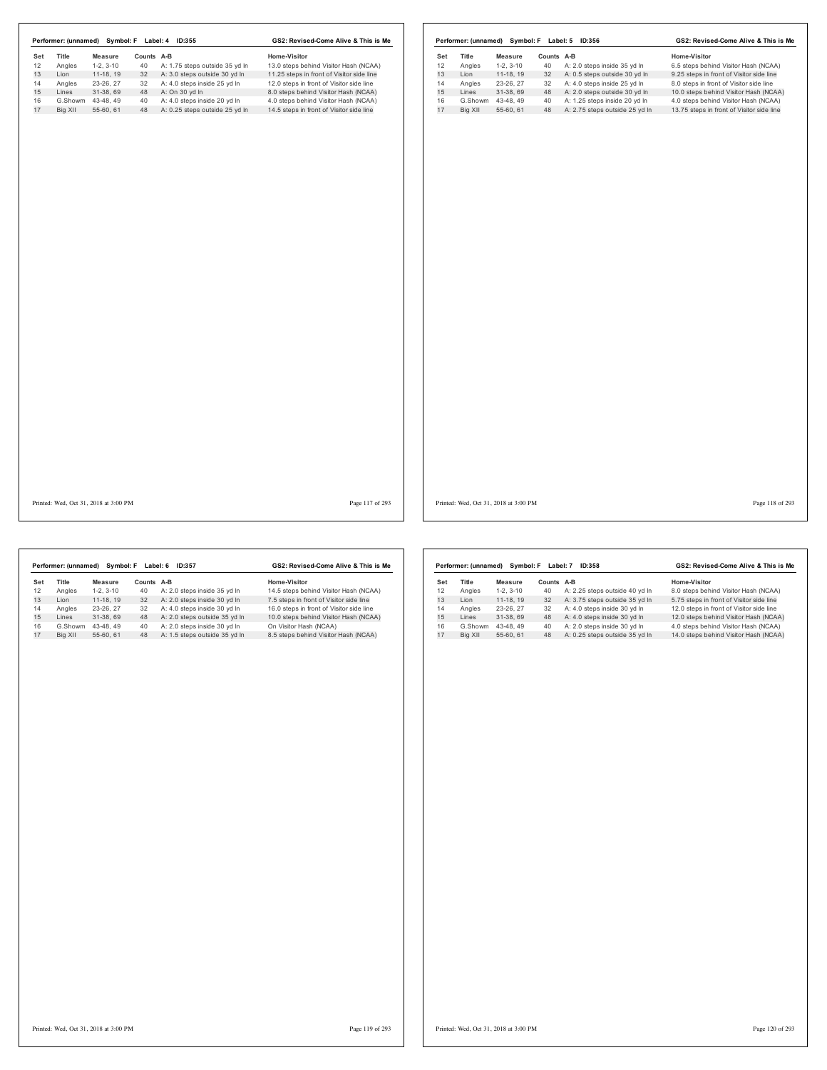**Performer: (unnamed) Symbol: F Label: 4 ID:355** — **GS2: Revised-Come Alive & This is Me**

| Set | Title | Measure | Counts | A-B | Home-Visitor |
|---|---|---|---|---|---|
| 12 | Angles | 1-2, 3-10 | 40 | A: 1.75 steps outside 35 yd ln | 13.0 steps behind Visitor Hash (NCAA) |
| 13 | Lion | 11-18, 19 | 32 | A: 3.0 steps outside 30 yd ln | 11.25 steps in front of Visitor side line |
| 14 | Angles | 23-26, 27 | 32 | A: 4.0 steps inside 25 yd ln | 12.0 steps in front of Visitor side line |
| 15 | Lines | 31-38, 69 | 48 | A: On 30 yd ln | 8.0 steps behind Visitor Hash (NCAA) |
| 16 | G.Showm | 43-48, 49 | 40 | A: 4.0 steps inside 20 yd ln | 4.0 steps behind Visitor Hash (NCAA) |
| 17 | Big XII | 55-60, 61 | 48 | A: 0.25 steps outside 25 yd ln | 14.5 steps in front of Visitor side line |

Printed: Wed, Oct 31, 2018 at 3:00 PM

**Performer: (unnamed) Symbol: F Label: 5 ID:356** — **GS2: Revised-Come Alive & This is Me**

| Set | Title | Measure | Counts | A-B | Home-Visitor |
|---|---|---|---|---|---|
| 12 | Angles | 1-2, 3-10 | 40 | A: 2.0 steps inside 35 yd ln | 6.5 steps behind Visitor Hash (NCAA) |
| 13 | Lion | 11-18, 19 | 32 | A: 0.5 steps outside 30 yd ln | 9.25 steps in front of Visitor side line |
| 14 | Angles | 23-26, 27 | 32 | A: 4.0 steps inside 25 yd ln | 8.0 steps in front of Visitor side line |
| 15 | Lines | 31-38, 69 | 48 | A: 2.0 steps outside 30 yd ln | 10.0 steps behind Visitor Hash (NCAA) |
| 16 | G.Showm | 43-48, 49 | 40 | A: 1.25 steps inside 20 yd ln | 4.0 steps behind Visitor Hash (NCAA) |
| 17 | Big XII | 55-60, 61 | 48 | A: 2.75 steps outside 25 yd ln | 13.75 steps in front of Visitor side line |

Printed: Wed, Oct 31, 2018 at 3:00 PM

**Performer: (unnamed) Symbol: F Label: 6 ID:357** — **GS2: Revised-Come Alive & This is Me**

| Set | Title | Measure | Counts | A-B | Home-Visitor |
|---|---|---|---|---|---|
| 12 | Angles | 1-2, 3-10 | 40 | A: 2.0 steps inside 35 yd ln | 14.5 steps behind Visitor Hash (NCAA) |
| 13 | Lion | 11-18, 19 | 32 | A: 2.0 steps inside 30 yd ln | 7.5 steps in front of Visitor side line |
| 14 | Angles | 23-26, 27 | 32 | A: 4.0 steps inside 30 yd ln | 16.0 steps in front of Visitor side line |
| 15 | Lines | 31-38, 69 | 48 | A: 2.0 steps outside 35 yd ln | 10.0 steps behind Visitor Hash (NCAA) |
| 16 | G.Showm | 43-48, 49 | 40 | A: 2.0 steps inside 30 yd ln | On Visitor Hash (NCAA) |
| 17 | Big XII | 55-60, 61 | 48 | A: 1.5 steps outside 35 yd ln | 8.5 steps behind Visitor Hash (NCAA) |

Printed: Wed, Oct 31, 2018 at 3:00 PM

**Performer: (unnamed) Symbol: F Label: 7 ID:358** — **GS2: Revised-Come Alive & This is Me**

| Set | Title | Measure | Counts | A-B | Home-Visitor |
|---|---|---|---|---|---|
| 12 | Angles | 1-2, 3-10 | 40 | A: 2.25 steps outside 40 yd ln | 8.0 steps behind Visitor Hash (NCAA) |
| 13 | Lion | 11-18, 19 | 32 | A: 3.75 steps outside 35 yd ln | 5.75 steps in front of Visitor side line |
| 14 | Angles | 23-26, 27 | 32 | A: 4.0 steps inside 30 yd ln | 12.0 steps in front of Visitor side line |
| 15 | Lines | 31-38, 69 | 48 | A: 4.0 steps inside 30 yd ln | 12.0 steps behind Visitor Hash (NCAA) |
| 16 | G.Showm | 43-48, 49 | 40 | A: 2.0 steps inside 30 yd ln | 4.0 steps behind Visitor Hash (NCAA) |
| 17 | Big XII | 55-60, 61 | 48 | A: 0.25 steps outside 35 yd ln | 14.0 steps behind Visitor Hash (NCAA) |

Printed: Wed, Oct 31, 2018 at 3:00 PM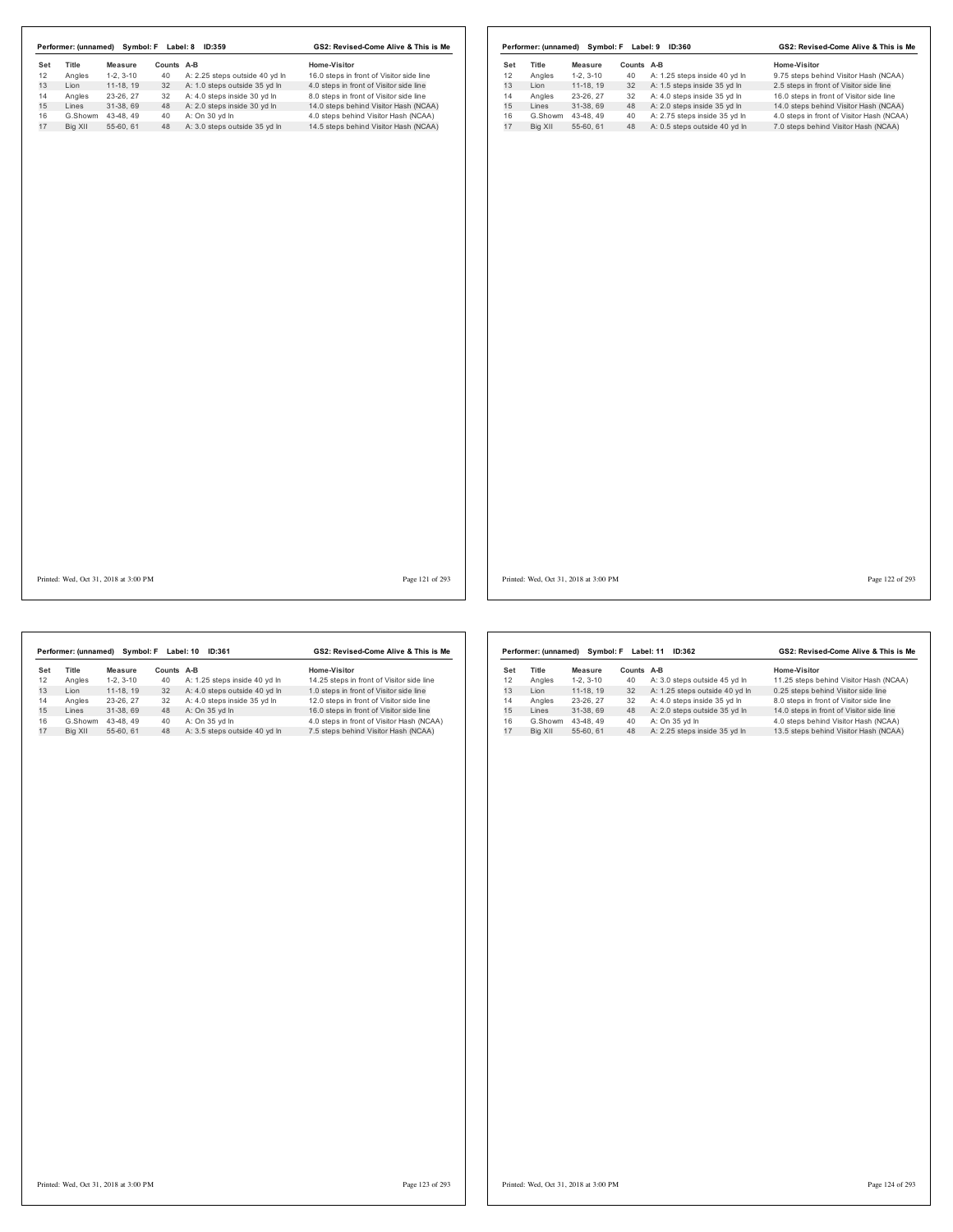**Performer: (unnamed) Symbol: F Label: 8 ID:359** — GS2: Revised-Come Alive & This is Me

| Set | Title | Measure | Counts | A-B | Home-Visitor |
|---|---|---|---|---|---|
| 12 | Angles | 1-2, 3-10 | 40 | A: 2.25 steps outside 40 yd ln | 16.0 steps in front of Visitor side line |
| 13 | Lion | 11-18, 19 | 32 | A: 1.0 steps outside 35 yd ln | 4.0 steps in front of Visitor side line |
| 14 | Angles | 23-26, 27 | 32 | A: 4.0 steps inside 30 yd ln | 8.0 steps in front of Visitor side line |
| 15 | Lines | 31-38, 69 | 48 | A: 2.0 steps inside 30 yd ln | 14.0 steps behind Visitor Hash (NCAA) |
| 16 | G.Showm | 43-48, 49 | 40 | A: On 30 yd ln | 4.0 steps behind Visitor Hash (NCAA) |
| 17 | Big XII | 55-60, 61 | 48 | A: 3.0 steps outside 35 yd ln | 14.5 steps behind Visitor Hash (NCAA) |

Printed: Wed, Oct 31, 2018 at 3:00 PM

**Performer: (unnamed) Symbol: F Label: 9 ID:360** — GS2: Revised-Come Alive & This is Me

| Set | Title | Measure | Counts | A-B | Home-Visitor |
|---|---|---|---|---|---|
| 12 | Angles | 1-2, 3-10 | 40 | A: 1.25 steps inside 40 yd ln | 9.75 steps behind Visitor Hash (NCAA) |
| 13 | Lion | 11-18, 19 | 32 | A: 1.5 steps inside 35 yd ln | 2.5 steps in front of Visitor side line |
| 14 | Angles | 23-26, 27 | 32 | A: 4.0 steps inside 35 yd ln | 16.0 steps in front of Visitor side line |
| 15 | Lines | 31-38, 69 | 48 | A: 2.0 steps inside 35 yd ln | 14.0 steps behind Visitor Hash (NCAA) |
| 16 | G.Showm | 43-48, 49 | 40 | A: 2.75 steps inside 35 yd ln | 4.0 steps in front of Visitor Hash (NCAA) |
| 17 | Big XII | 55-60, 61 | 48 | A: 0.5 steps outside 40 yd ln | 7.0 steps behind Visitor Hash (NCAA) |

Printed: Wed, Oct 31, 2018 at 3:00 PM

**Performer: (unnamed) Symbol: F Label: 10 ID:361** — GS2: Revised-Come Alive & This is Me

| Set | Title | Measure | Counts | A-B | Home-Visitor |
|---|---|---|---|---|---|
| 12 | Angles | 1-2, 3-10 | 40 | A: 1.25 steps inside 40 yd ln | 14.25 steps in front of Visitor side line |
| 13 | Lion | 11-18, 19 | 32 | A: 4.0 steps outside 40 yd ln | 1.0 steps in front of Visitor side line |
| 14 | Angles | 23-26, 27 | 32 | A: 4.0 steps inside 35 yd ln | 12.0 steps in front of Visitor side line |
| 15 | Lines | 31-38, 69 | 48 | A: On 35 yd ln | 16.0 steps in front of Visitor side line |
| 16 | G.Showm | 43-48, 49 | 40 | A: On 35 yd ln | 4.0 steps in front of Visitor Hash (NCAA) |
| 17 | Big XII | 55-60, 61 | 48 | A: 3.5 steps outside 40 yd ln | 7.5 steps behind Visitor Hash (NCAA) |

Printed: Wed, Oct 31, 2018 at 3:00 PM

**Performer: (unnamed) Symbol: F Label: 11 ID:362** — GS2: Revised-Come Alive & This is Me

| Set | Title | Measure | Counts | A-B | Home-Visitor |
|---|---|---|---|---|---|
| 12 | Angles | 1-2, 3-10 | 40 | A: 3.0 steps outside 45 yd ln | 11.25 steps behind Visitor Hash (NCAA) |
| 13 | Lion | 11-18, 19 | 32 | A: 1.25 steps outside 40 yd ln | 0.25 steps behind Visitor side line |
| 14 | Angles | 23-26, 27 | 32 | A: 4.0 steps inside 35 yd ln | 8.0 steps in front of Visitor side line |
| 15 | Lines | 31-38, 69 | 48 | A: 2.0 steps outside 35 yd ln | 14.0 steps in front of Visitor side line |
| 16 | G.Showm | 43-48, 49 | 40 | A: On 35 yd ln | 4.0 steps behind Visitor Hash (NCAA) |
| 17 | Big XII | 55-60, 61 | 48 | A: 2.25 steps inside 35 yd ln | 13.5 steps behind Visitor Hash (NCAA) |

Printed: Wed, Oct 31, 2018 at 3:00 PM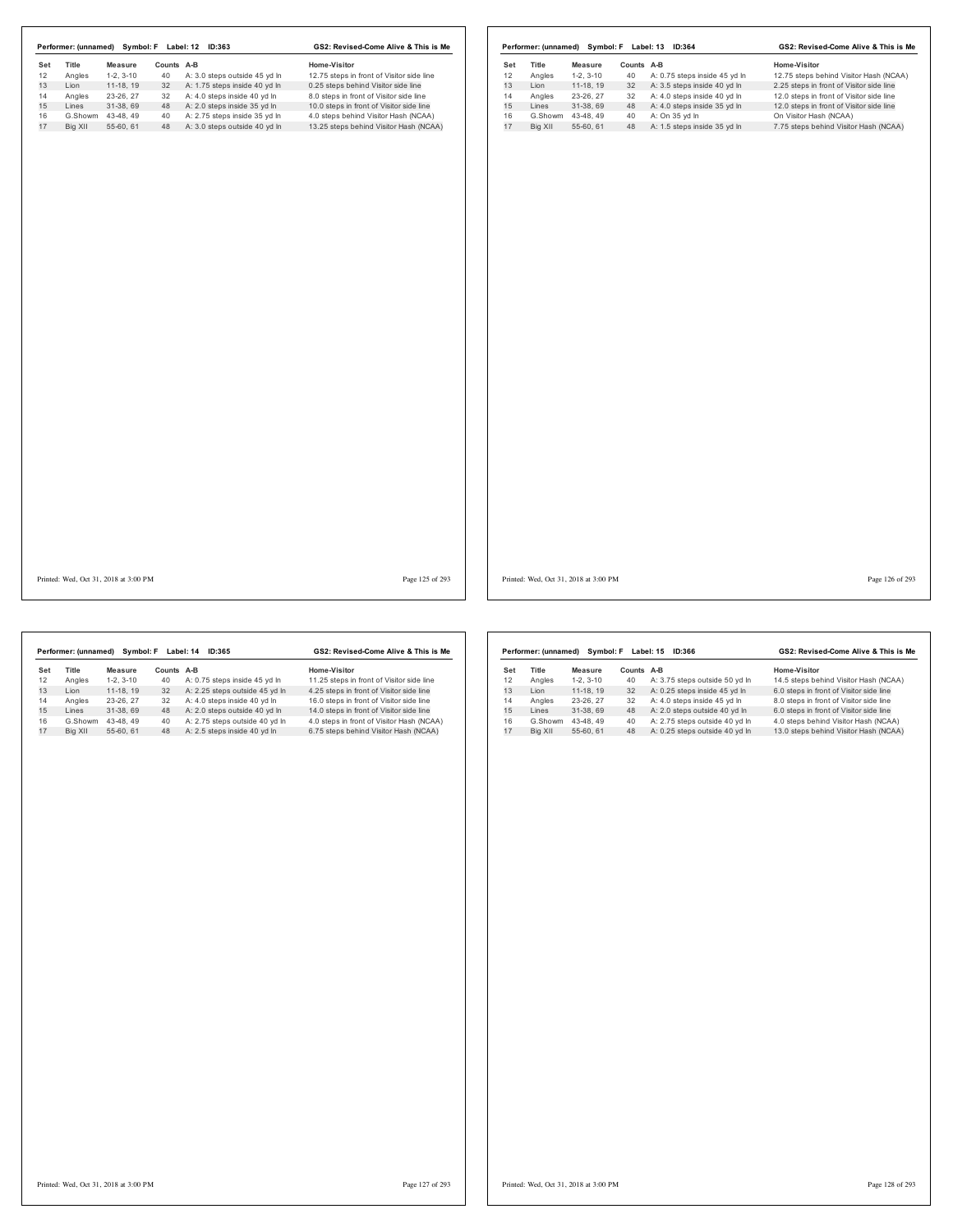**Performer: (unnamed) Symbol: F Label: 12 ID:363** — **GS2: Revised-Come Alive & This is Me**

| Set | Title | Measure | Counts | A-B | Home-Visitor |
|---|---|---|---|---|---|
| 12 | Angles | 1-2, 3-10 | 40 | A: 3.0 steps outside 45 yd ln | 12.75 steps in front of Visitor side line |
| 13 | Lion | 11-18, 19 | 32 | A: 1.75 steps inside 40 yd ln | 0.25 steps behind Visitor side line |
| 14 | Angles | 23-26, 27 | 32 | A: 4.0 steps inside 40 yd ln | 8.0 steps in front of Visitor side line |
| 15 | Lines | 31-38, 69 | 48 | A: 2.0 steps inside 35 yd ln | 10.0 steps in front of Visitor side line |
| 16 | G.Showm | 43-48, 49 | 40 | A: 2.75 steps inside 35 yd ln | 4.0 steps behind Visitor Hash (NCAA) |
| 17 | Big XII | 55-60, 61 | 48 | A: 3.0 steps outside 40 yd ln | 13.25 steps behind Visitor Hash (NCAA) |

Printed: Wed, Oct 31, 2018 at 3:00 PM

**Performer: (unnamed) Symbol: F Label: 13 ID:364** — **GS2: Revised-Come Alive & This is Me**

| Set | Title | Measure | Counts | A-B | Home-Visitor |
|---|---|---|---|---|---|
| 12 | Angles | 1-2, 3-10 | 40 | A: 0.75 steps inside 45 yd ln | 12.75 steps behind Visitor Hash (NCAA) |
| 13 | Lion | 11-18, 19 | 32 | A: 3.5 steps inside 40 yd ln | 2.25 steps in front of Visitor side line |
| 14 | Angles | 23-26, 27 | 32 | A: 4.0 steps inside 40 yd ln | 12.0 steps in front of Visitor side line |
| 15 | Lines | 31-38, 69 | 48 | A: 4.0 steps inside 35 yd ln | 12.0 steps in front of Visitor side line |
| 16 | G.Showm | 43-48, 49 | 40 | A: On 35 yd ln | On Visitor Hash (NCAA) |
| 17 | Big XII | 55-60, 61 | 48 | A: 1.5 steps inside 35 yd ln | 7.75 steps behind Visitor Hash (NCAA) |

Printed: Wed, Oct 31, 2018 at 3:00 PM

**Performer: (unnamed) Symbol: F Label: 14 ID:365** — **GS2: Revised-Come Alive & This is Me**

| Set | Title | Measure | Counts | A-B | Home-Visitor |
|---|---|---|---|---|---|
| 12 | Angles | 1-2, 3-10 | 40 | A: 0.75 steps inside 45 yd ln | 11.25 steps in front of Visitor side line |
| 13 | Lion | 11-18, 19 | 32 | A: 2.25 steps outside 45 yd ln | 4.25 steps in front of Visitor side line |
| 14 | Angles | 23-26, 27 | 32 | A: 4.0 steps inside 40 yd ln | 16.0 steps in front of Visitor side line |
| 15 | Lines | 31-38, 69 | 48 | A: 2.0 steps outside 40 yd ln | 14.0 steps in front of Visitor side line |
| 16 | G.Showm | 43-48, 49 | 40 | A: 2.75 steps outside 40 yd ln | 4.0 steps in front of Visitor Hash (NCAA) |
| 17 | Big XII | 55-60, 61 | 48 | A: 2.5 steps inside 40 yd ln | 6.75 steps behind Visitor Hash (NCAA) |

Printed: Wed, Oct 31, 2018 at 3:00 PM

**Performer: (unnamed) Symbol: F Label: 15 ID:366** — **GS2: Revised-Come Alive & This is Me**

| Set | Title | Measure | Counts | A-B | Home-Visitor |
|---|---|---|---|---|---|
| 12 | Angles | 1-2, 3-10 | 40 | A: 3.75 steps outside 50 yd ln | 14.5 steps behind Visitor Hash (NCAA) |
| 13 | Lion | 11-18, 19 | 32 | A: 0.25 steps inside 45 yd ln | 6.0 steps in front of Visitor side line |
| 14 | Angles | 23-26, 27 | 32 | A: 4.0 steps inside 45 yd ln | 8.0 steps in front of Visitor side line |
| 15 | Lines | 31-38, 69 | 48 | A: 2.0 steps outside 40 yd ln | 6.0 steps in front of Visitor side line |
| 16 | G.Showm | 43-48, 49 | 40 | A: 2.75 steps outside 40 yd ln | 4.0 steps behind Visitor Hash (NCAA) |
| 17 | Big XII | 55-60, 61 | 48 | A: 0.25 steps outside 40 yd ln | 13.0 steps behind Visitor Hash (NCAA) |

Printed: Wed, Oct 31, 2018 at 3:00 PM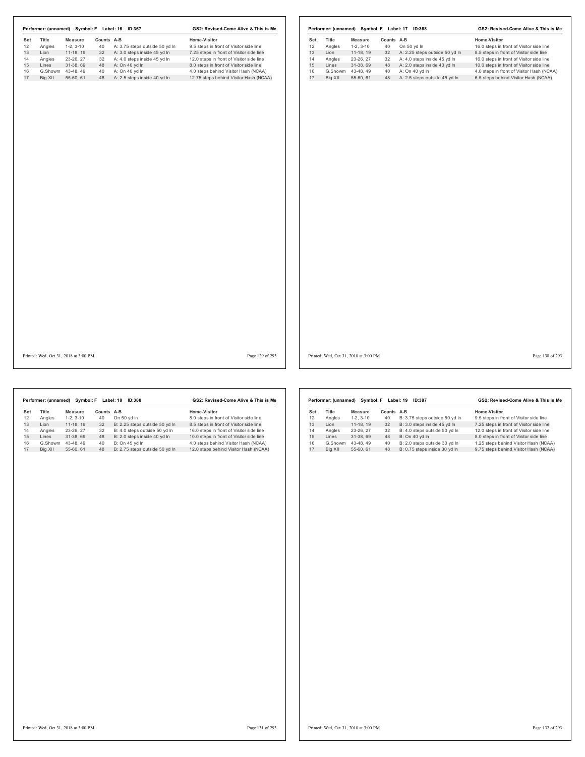**Performer: (unnamed) Symbol: F Label: 16 ID:367** — **GS2: Revised-Come Alive & This is Me**

| Set | Title | Measure | Counts | A-B | Home-Visitor |
|---|---|---|---|---|---|
| 12 | Angles | 1-2, 3-10 | 40 | A: 3.75 steps outside 50 yd ln | 9.5 steps in front of Visitor side line |
| 13 | Lion | 11-18, 19 | 32 | A: 3.0 steps inside 45 yd ln | 7.25 steps in front of Visitor side line |
| 14 | Angles | 23-26, 27 | 32 | A: 4.0 steps inside 45 yd ln | 12.0 steps in front of Visitor side line |
| 15 | Lines | 31-38, 69 | 48 | A: On 40 yd ln | 8.0 steps in front of Visitor side line |
| 16 | G.Showm | 43-48, 49 | 40 | A: On 40 yd ln | 4.0 steps behind Visitor Hash (NCAA) |
| 17 | Big XII | 55-60, 61 | 48 | A: 2.5 steps inside 40 yd ln | 12.75 steps behind Visitor Hash (NCAA) |

**Performer: (unnamed) Symbol: F Label: 17 ID:368** — **GS2: Revised-Come Alive & This is Me**

| Set | Title | Measure | Counts | A-B | Home-Visitor |
|---|---|---|---|---|---|
| 12 | Angles | 1-2, 3-10 | 40 | On 50 yd ln | 16.0 steps in front of Visitor side line |
| 13 | Lion | 11-18, 19 | 32 | A: 2.25 steps outside 50 yd ln | 8.5 steps in front of Visitor side line |
| 14 | Angles | 23-26, 27 | 32 | A: 4.0 steps inside 45 yd ln | 16.0 steps in front of Visitor side line |
| 15 | Lines | 31-38, 69 | 48 | A: 2.0 steps inside 40 yd ln | 10.0 steps in front of Visitor side line |
| 16 | G.Showm | 43-48, 49 | 40 | A: On 40 yd ln | 4.0 steps in front of Visitor Hash (NCAA) |
| 17 | Big XII | 55-60, 61 | 48 | A: 2.5 steps outside 45 yd ln | 6.5 steps behind Visitor Hash (NCAA) |

**Performer: (unnamed) Symbol: F Label: 18 ID:388** — **GS2: Revised-Come Alive & This is Me**

| Set | Title | Measure | Counts | A-B | Home-Visitor |
|---|---|---|---|---|---|
| 12 | Angles | 1-2, 3-10 | 40 | On 50 yd ln | 8.0 steps in front of Visitor side line |
| 13 | Lion | 11-18, 19 | 32 | B: 2.25 steps outside 50 yd ln | 8.5 steps in front of Visitor side line |
| 14 | Angles | 23-26, 27 | 32 | B: 4.0 steps outside 50 yd ln | 16.0 steps in front of Visitor side line |
| 15 | Lines | 31-38, 69 | 48 | B: 2.0 steps inside 40 yd ln | 10.0 steps in front of Visitor side line |
| 16 | G.Showm | 43-48, 49 | 40 | B: On 45 yd ln | 4.0 steps behind Visitor Hash (NCAA) |
| 17 | Big XII | 55-60, 61 | 48 | B: 2.75 steps outside 50 yd ln | 12.0 steps behind Visitor Hash (NCAA) |

**Performer: (unnamed) Symbol: F Label: 19 ID:387** — **GS2: Revised-Come Alive & This is Me**

| Set | Title | Measure | Counts | A-B | Home-Visitor |
|---|---|---|---|---|---|
| 12 | Angles | 1-2, 3-10 | 40 | B: 3.75 steps outside 50 yd ln | 9.5 steps in front of Visitor side line |
| 13 | Lion | 11-18, 19 | 32 | B: 3.0 steps inside 45 yd ln | 7.25 steps in front of Visitor side line |
| 14 | Angles | 23-26, 27 | 32 | B: 4.0 steps outside 50 yd ln | 12.0 steps in front of Visitor side line |
| 15 | Lines | 31-38, 69 | 48 | B: On 40 yd ln | 8.0 steps in front of Visitor side line |
| 16 | G.Showm | 43-48, 49 | 40 | B: 2.0 steps outside 30 yd ln | 1.25 steps behind Visitor Hash (NCAA) |
| 17 | Big XII | 55-60, 61 | 48 | B: 0.75 steps inside 30 yd ln | 9.75 steps behind Visitor Hash (NCAA) |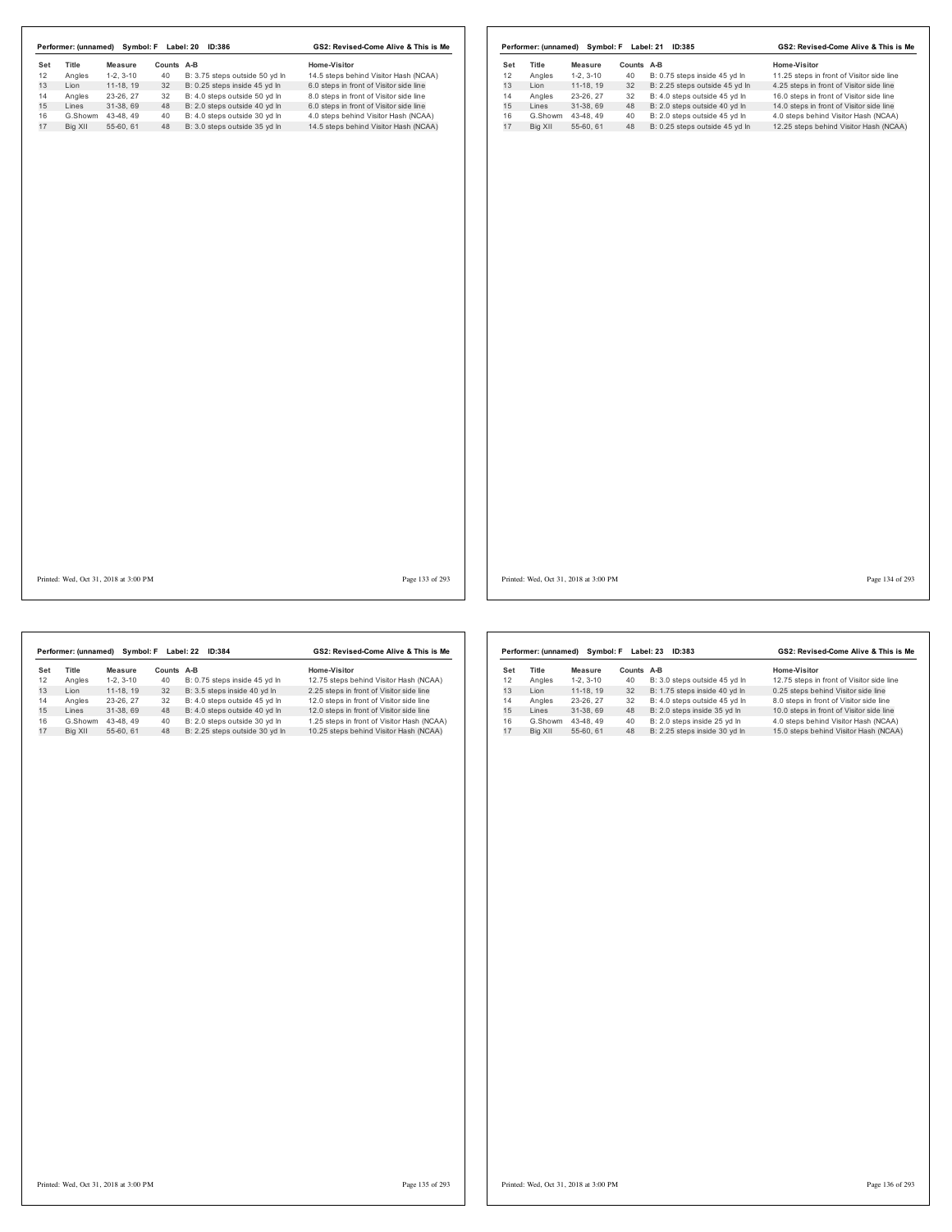**Performer: (unnamed)  Symbol: F  Label: 20  ID:386**  **GS2: Revised-Come Alive & This is Me**

| Set | Title | Measure | Counts | A-B | Home-Visitor |
|---|---|---|---|---|---|
| 12 | Angles | 1-2, 3-10 | 40 | B: 3.75 steps outside 50 yd ln | 14.5 steps behind Visitor Hash (NCAA) |
| 13 | Lion | 11-18, 19 | 32 | B: 0.25 steps inside 45 yd ln | 6.0 steps in front of Visitor side line |
| 14 | Angles | 23-26, 27 | 32 | B: 4.0 steps outside 50 yd ln | 8.0 steps in front of Visitor side line |
| 15 | Lines | 31-38, 69 | 48 | B: 2.0 steps outside 40 yd ln | 6.0 steps in front of Visitor side line |
| 16 | G.Showm | 43-48, 49 | 40 | B: 4.0 steps outside 30 yd ln | 4.0 steps behind Visitor Hash (NCAA) |
| 17 | Big XII | 55-60, 61 | 48 | B: 3.0 steps outside 35 yd ln | 14.5 steps behind Visitor Hash (NCAA) |

Printed: Wed, Oct 31, 2018 at 3:00 PM

**Performer: (unnamed)  Symbol: F  Label: 21  ID:385**  **GS2: Revised-Come Alive & This is Me**

| Set | Title | Measure | Counts | A-B | Home-Visitor |
|---|---|---|---|---|---|
| 12 | Angles | 1-2, 3-10 | 40 | B: 0.75 steps inside 45 yd ln | 11.25 steps in front of Visitor side line |
| 13 | Lion | 11-18, 19 | 32 | B: 2.25 steps outside 45 yd ln | 4.25 steps in front of Visitor side line |
| 14 | Angles | 23-26, 27 | 32 | B: 4.0 steps outside 45 yd ln | 16.0 steps in front of Visitor side line |
| 15 | Lines | 31-38, 69 | 48 | B: 2.0 steps outside 40 yd ln | 14.0 steps in front of Visitor side line |
| 16 | G.Showm | 43-48, 49 | 40 | B: 2.0 steps outside 45 yd ln | 4.0 steps behind Visitor Hash (NCAA) |
| 17 | Big XII | 55-60, 61 | 48 | B: 0.25 steps outside 45 yd ln | 12.25 steps behind Visitor Hash (NCAA) |

Printed: Wed, Oct 31, 2018 at 3:00 PM

**Performer: (unnamed)  Symbol: F  Label: 22  ID:384**  **GS2: Revised-Come Alive & This is Me**

| Set | Title | Measure | Counts | A-B | Home-Visitor |
|---|---|---|---|---|---|
| 12 | Angles | 1-2, 3-10 | 40 | B: 0.75 steps inside 45 yd ln | 12.75 steps behind Visitor Hash (NCAA) |
| 13 | Lion | 11-18, 19 | 32 | B: 3.5 steps inside 40 yd ln | 2.25 steps in front of Visitor side line |
| 14 | Angles | 23-26, 27 | 32 | B: 4.0 steps outside 45 yd ln | 12.0 steps in front of Visitor side line |
| 15 | Lines | 31-38, 69 | 48 | B: 4.0 steps outside 40 yd ln | 12.0 steps in front of Visitor side line |
| 16 | G.Showm | 43-48, 49 | 40 | B: 2.0 steps outside 30 yd ln | 1.25 steps in front of Visitor Hash (NCAA) |
| 17 | Big XII | 55-60, 61 | 48 | B: 2.25 steps outside 30 yd ln | 10.25 steps behind Visitor Hash (NCAA) |

Printed: Wed, Oct 31, 2018 at 3:00 PM

**Performer: (unnamed)  Symbol: F  Label: 23  ID:383**  **GS2: Revised-Come Alive & This is Me**

| Set | Title | Measure | Counts | A-B | Home-Visitor |
|---|---|---|---|---|---|
| 12 | Angles | 1-2, 3-10 | 40 | B: 3.0 steps outside 45 yd ln | 12.75 steps in front of Visitor side line |
| 13 | Lion | 11-18, 19 | 32 | B: 1.75 steps inside 40 yd ln | 0.25 steps behind Visitor side line |
| 14 | Angles | 23-26, 27 | 32 | B: 4.0 steps outside 45 yd ln | 8.0 steps in front of Visitor side line |
| 15 | Lines | 31-38, 69 | 48 | B: 2.0 steps inside 35 yd ln | 10.0 steps in front of Visitor side line |
| 16 | G.Showm | 43-48, 49 | 40 | B: 2.0 steps inside 25 yd ln | 4.0 steps behind Visitor Hash (NCAA) |
| 17 | Big XII | 55-60, 61 | 48 | B: 2.25 steps inside 30 yd ln | 15.0 steps behind Visitor Hash (NCAA) |

Printed: Wed, Oct 31, 2018 at 3:00 PM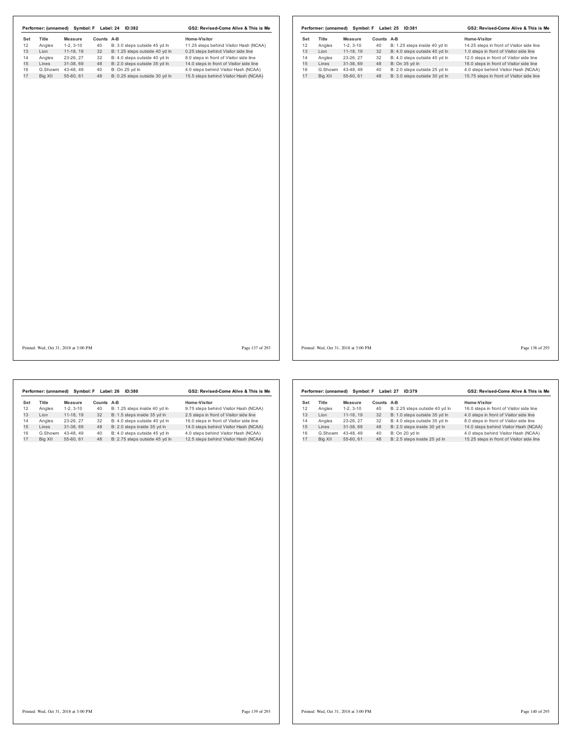**Performer: (unnamed) Symbol: F Label: 24 ID:382** — **GS2: Revised-Come Alive & This is Me**

| Set | Title | Measure | Counts | A-B | Home-Visitor |
|---|---|---|---|---|---|
| 12 | Angles | 1-2, 3-10 | 40 | B: 3.0 steps outside 45 yd ln | 11.25 steps behind Visitor Hash (NCAA) |
| 13 | Lion | 11-18, 19 | 32 | B: 1.25 steps outside 40 yd ln | 0.25 steps behind Visitor side line |
| 14 | Angles | 23-26, 27 | 32 | B: 4.0 steps outside 40 yd ln | 8.0 steps in front of Visitor side line |
| 15 | Lines | 31-38, 69 | 48 | B: 2.0 steps outside 35 yd ln | 14.0 steps in front of Visitor side line |
| 16 | G.Showm | 43-48, 49 | 40 | B: On 25 yd ln | 4.0 steps behind Visitor Hash (NCAA) |
| 17 | Big XII | 55-60, 61 | 48 | B: 0.25 steps outside 30 yd ln | 15.5 steps behind Visitor Hash (NCAA) |

Printed: Wed, Oct 31, 2018 at 3:00 PM

**Performer: (unnamed) Symbol: F Label: 25 ID:381** — **GS2: Revised-Come Alive & This is Me**

| Set | Title | Measure | Counts | A-B | Home-Visitor |
|---|---|---|---|---|---|
| 12 | Angles | 1-2, 3-10 | 40 | B: 1.25 steps inside 40 yd ln | 14.25 steps in front of Visitor side line |
| 13 | Lion | 11-18, 19 | 32 | B: 4.0 steps outside 40 yd ln | 1.0 steps in front of Visitor side line |
| 14 | Angles | 23-26, 27 | 32 | B: 4.0 steps outside 40 yd ln | 12.0 steps in front of Visitor side line |
| 15 | Lines | 31-38, 69 | 48 | B: On 35 yd ln | 16.0 steps in front of Visitor side line |
| 16 | G.Showm | 43-48, 49 | 40 | B: 2.0 steps outside 25 yd ln | 4.0 steps behind Visitor Hash (NCAA) |
| 17 | Big XII | 55-60, 61 | 48 | B: 3.0 steps outside 30 yd ln | 15.75 steps in front of Visitor side line |

Printed: Wed, Oct 31, 2018 at 3:00 PM

**Performer: (unnamed) Symbol: F Label: 26 ID:380** — **GS2: Revised-Come Alive & This is Me**

| Set | Title | Measure | Counts | A-B | Home-Visitor |
|---|---|---|---|---|---|
| 12 | Angles | 1-2, 3-10 | 40 | B: 1.25 steps inside 40 yd ln | 9.75 steps behind Visitor Hash (NCAA) |
| 13 | Lion | 11-18, 19 | 32 | B: 1.5 steps inside 35 yd ln | 2.5 steps in front of Visitor side line |
| 14 | Angles | 23-26, 27 | 32 | B: 4.0 steps outside 40 yd ln | 16.0 steps in front of Visitor side line |
| 15 | Lines | 31-38, 69 | 48 | B: 2.0 steps inside 35 yd ln | 14.0 steps behind Visitor Hash (NCAA) |
| 16 | G.Showm | 43-48, 49 | 40 | B: 4.0 steps outside 45 yd ln | 4.0 steps behind Visitor Hash (NCAA) |
| 17 | Big XII | 55-60, 61 | 48 | B: 2.75 steps outside 45 yd ln | 12.5 steps behind Visitor Hash (NCAA) |

Printed: Wed, Oct 31, 2018 at 3:00 PM

**Performer: (unnamed) Symbol: F Label: 27 ID:379** — **GS2: Revised-Come Alive & This is Me**

| Set | Title | Measure | Counts | A-B | Home-Visitor |
|---|---|---|---|---|---|
| 12 | Angles | 1-2, 3-10 | 40 | B: 2.25 steps outside 40 yd ln | 16.0 steps in front of Visitor side line |
| 13 | Lion | 11-18, 19 | 32 | B: 1.0 steps outside 35 yd ln | 4.0 steps in front of Visitor side line |
| 14 | Angles | 23-26, 27 | 32 | B: 4.0 steps outside 35 yd ln | 8.0 steps in front of Visitor side line |
| 15 | Lines | 31-38, 69 | 48 | B: 2.0 steps inside 30 yd ln | 14.0 steps behind Visitor Hash (NCAA) |
| 16 | G.Showm | 43-48, 49 | 40 | B: On 20 yd ln | 4.0 steps behind Visitor Hash (NCAA) |
| 17 | Big XII | 55-60, 61 | 48 | B: 2.5 steps inside 25 yd ln | 15.25 steps in front of Visitor side line |

Printed: Wed, Oct 31, 2018 at 3:00 PM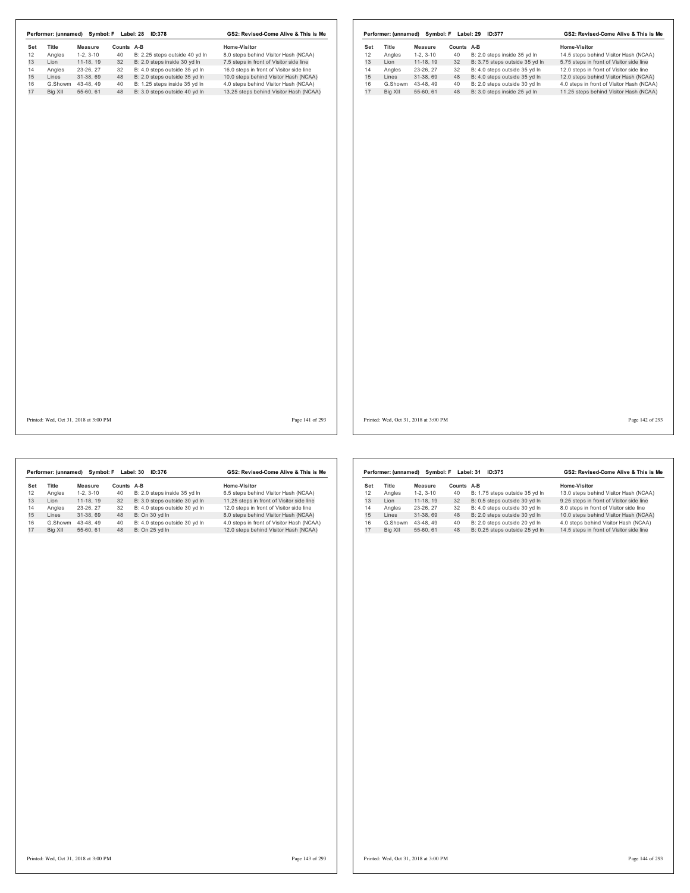**Performer: (unnamed) Symbol: F Label: 28 ID:378** — **GS2: Revised-Come Alive & This is Me**

| Set | Title | Measure | Counts | A-B | Home-Visitor |
|---|---|---|---|---|---|
| 12 | Angles | 1-2, 3-10 | 40 | B: 2.25 steps outside 40 yd ln | 8.0 steps behind Visitor Hash (NCAA) |
| 13 | Lion | 11-18, 19 | 32 | B: 2.0 steps inside 30 yd ln | 7.5 steps in front of Visitor side line |
| 14 | Angles | 23-26, 27 | 32 | B: 4.0 steps outside 35 yd ln | 16.0 steps in front of Visitor side line |
| 15 | Lines | 31-38, 69 | 48 | B: 2.0 steps outside 35 yd ln | 10.0 steps behind Visitor Hash (NCAA) |
| 16 | G.Showm | 43-48, 49 | 40 | B: 1.25 steps inside 35 yd ln | 4.0 steps behind Visitor Hash (NCAA) |
| 17 | Big XII | 55-60, 61 | 48 | B: 3.0 steps outside 40 yd ln | 13.25 steps behind Visitor Hash (NCAA) |

**Performer: (unnamed) Symbol: F Label: 29 ID:377** — **GS2: Revised-Come Alive & This is Me**

| Set | Title | Measure | Counts | A-B | Home-Visitor |
|---|---|---|---|---|---|
| 12 | Angles | 1-2, 3-10 | 40 | B: 2.0 steps inside 35 yd ln | 14.5 steps behind Visitor Hash (NCAA) |
| 13 | Lion | 11-18, 19 | 32 | B: 3.75 steps outside 35 yd ln | 5.75 steps in front of Visitor side line |
| 14 | Angles | 23-26, 27 | 32 | B: 4.0 steps outside 35 yd ln | 12.0 steps in front of Visitor side line |
| 15 | Lines | 31-38, 69 | 48 | B: 4.0 steps outside 35 yd ln | 12.0 steps behind Visitor Hash (NCAA) |
| 16 | G.Showm | 43-48, 49 | 40 | B: 2.0 steps outside 30 yd ln | 4.0 steps in front of Visitor Hash (NCAA) |
| 17 | Big XII | 55-60, 61 | 48 | B: 3.0 steps inside 25 yd ln | 11.25 steps behind Visitor Hash (NCAA) |

**Performer: (unnamed) Symbol: F Label: 30 ID:376** — **GS2: Revised-Come Alive & This is Me**

| Set | Title | Measure | Counts | A-B | Home-Visitor |
|---|---|---|---|---|---|
| 12 | Angles | 1-2, 3-10 | 40 | B: 2.0 steps inside 35 yd ln | 6.5 steps behind Visitor Hash (NCAA) |
| 13 | Lion | 11-18, 19 | 32 | B: 3.0 steps outside 30 yd ln | 11.25 steps in front of Visitor side line |
| 14 | Angles | 23-26, 27 | 32 | B: 4.0 steps outside 30 yd ln | 12.0 steps in front of Visitor side line |
| 15 | Lines | 31-38, 69 | 48 | B: On 30 yd ln | 8.0 steps behind Visitor Hash (NCAA) |
| 16 | G.Showm | 43-48, 49 | 40 | B: 4.0 steps outside 30 yd ln | 4.0 steps in front of Visitor Hash (NCAA) |
| 17 | Big XII | 55-60, 61 | 48 | B: On 25 yd ln | 12.0 steps behind Visitor Hash (NCAA) |

**Performer: (unnamed) Symbol: F Label: 31 ID:375** — **GS2: Revised-Come Alive & This is Me**

| Set | Title | Measure | Counts | A-B | Home-Visitor |
|---|---|---|---|---|---|
| 12 | Angles | 1-2, 3-10 | 40 | B: 1.75 steps outside 35 yd ln | 13.0 steps behind Visitor Hash (NCAA) |
| 13 | Lion | 11-18, 19 | 32 | B: 0.5 steps outside 30 yd ln | 9.25 steps in front of Visitor side line |
| 14 | Angles | 23-26, 27 | 32 | B: 4.0 steps outside 30 yd ln | 8.0 steps in front of Visitor side line |
| 15 | Lines | 31-38, 69 | 48 | B: 2.0 steps outside 30 yd ln | 10.0 steps behind Visitor Hash (NCAA) |
| 16 | G.Showm | 43-48, 49 | 40 | B: 2.0 steps outside 20 yd ln | 4.0 steps behind Visitor Hash (NCAA) |
| 17 | Big XII | 55-60, 61 | 48 | B: 0.25 steps outside 25 yd ln | 14.5 steps in front of Visitor side line |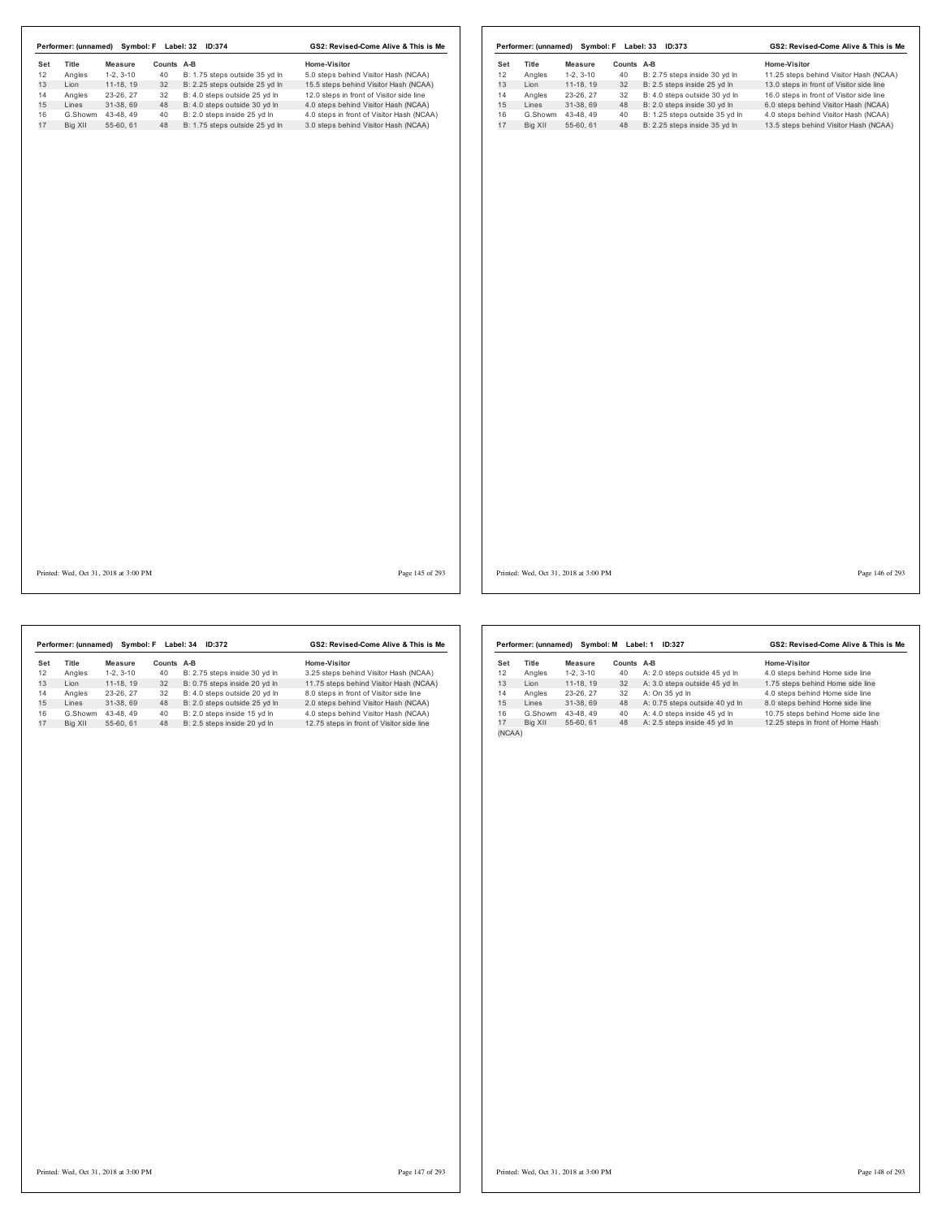**Performer: (unnamed) Symbol: F Label: 32 ID:374** — **GS2: Revised-Come Alive & This is Me**

| Set | Title | Measure | Counts | A-B | Home-Visitor |
|---|---|---|---|---|---|
| 12 | Angles | 1-2, 3-10 | 40 | B: 1.75 steps outside 35 yd ln | 5.0 steps behind Visitor Hash (NCAA) |
| 13 | Lion | 11-18, 19 | 32 | B: 2.25 steps outside 25 yd ln | 15.5 steps behind Visitor Hash (NCAA) |
| 14 | Angles | 23-26, 27 | 32 | B: 4.0 steps outside 25 yd ln | 12.0 steps in front of Visitor side line |
| 15 | Lines | 31-38, 69 | 48 | B: 4.0 steps outside 30 yd ln | 4.0 steps behind Visitor Hash (NCAA) |
| 16 | G.Showm | 43-48, 49 | 40 | B: 2.0 steps inside 25 yd ln | 4.0 steps in front of Visitor Hash (NCAA) |
| 17 | Big XII | 55-60, 61 | 48 | B: 1.75 steps outside 25 yd ln | 3.0 steps behind Visitor Hash (NCAA) |

Printed: Wed, Oct 31, 2018 at 3:00 PM

**Performer: (unnamed) Symbol: F Label: 33 ID:373** — **GS2: Revised-Come Alive & This is Me**

| Set | Title | Measure | Counts | A-B | Home-Visitor |
|---|---|---|---|---|---|
| 12 | Angles | 1-2, 3-10 | 40 | B: 2.75 steps inside 30 yd ln | 11.25 steps behind Visitor Hash (NCAA) |
| 13 | Lion | 11-18, 19 | 32 | B: 2.5 steps inside 25 yd ln | 13.0 steps in front of Visitor side line |
| 14 | Angles | 23-26, 27 | 32 | B: 4.0 steps outside 30 yd ln | 16.0 steps in front of Visitor side line |
| 15 | Lines | 31-38, 69 | 48 | B: 2.0 steps inside 30 yd ln | 6.0 steps behind Visitor Hash (NCAA) |
| 16 | G.Showm | 43-48, 49 | 40 | B: 1.25 steps outside 35 yd ln | 4.0 steps behind Visitor Hash (NCAA) |
| 17 | Big XII | 55-60, 61 | 48 | B: 2.25 steps inside 35 yd ln | 13.5 steps behind Visitor Hash (NCAA) |

Printed: Wed, Oct 31, 2018 at 3:00 PM

**Performer: (unnamed) Symbol: F Label: 34 ID:372** — **GS2: Revised-Come Alive & This is Me**

| Set | Title | Measure | Counts | A-B | Home-Visitor |
|---|---|---|---|---|---|
| 12 | Angles | 1-2, 3-10 | 40 | B: 2.75 steps inside 30 yd ln | 3.25 steps behind Visitor Hash (NCAA) |
| 13 | Lion | 11-18, 19 | 32 | B: 0.75 steps inside 20 yd ln | 11.75 steps behind Visitor Hash (NCAA) |
| 14 | Angles | 23-26, 27 | 32 | B: 4.0 steps outside 20 yd ln | 8.0 steps in front of Visitor side line |
| 15 | Lines | 31-38, 69 | 48 | B: 2.0 steps outside 25 yd ln | 2.0 steps behind Visitor Hash (NCAA) |
| 16 | G.Showm | 43-48, 49 | 40 | B: 2.0 steps inside 15 yd ln | 4.0 steps behind Visitor Hash (NCAA) |
| 17 | Big XII | 55-60, 61 | 48 | B: 2.5 steps inside 20 yd ln | 12.75 steps in front of Visitor side line |

Printed: Wed, Oct 31, 2018 at 3:00 PM

**Performer: (unnamed) Symbol: M Label: 1 ID:327** — **GS2: Revised-Come Alive & This is Me**

| Set | Title | Measure | Counts | A-B | Home-Visitor |
|---|---|---|---|---|---|
| 12 | Angles | 1-2, 3-10 | 40 | A: 2.0 steps outside 45 yd ln | 4.0 steps behind Home side line |
| 13 | Lion | 11-18, 19 | 32 | A: 3.0 steps outside 45 yd ln | 1.75 steps behind Home side line |
| 14 | Angles | 23-26, 27 | 32 | A: On 35 yd ln | 4.0 steps behind Home side line |
| 15 | Lines | 31-38, 69 | 48 | A: 0.75 steps outside 40 yd ln | 8.0 steps behind Home side line |
| 16 | G.Showm | 43-48, 49 | 40 | A: 4.0 steps inside 45 yd ln | 10.75 steps behind Home side line |
| 17 | Big XII | 55-60, 61 | 48 | A: 2.5 steps inside 45 yd ln | 12.25 steps in front of Home Hash (NCAA) |

Printed: Wed, Oct 31, 2018 at 3:00 PM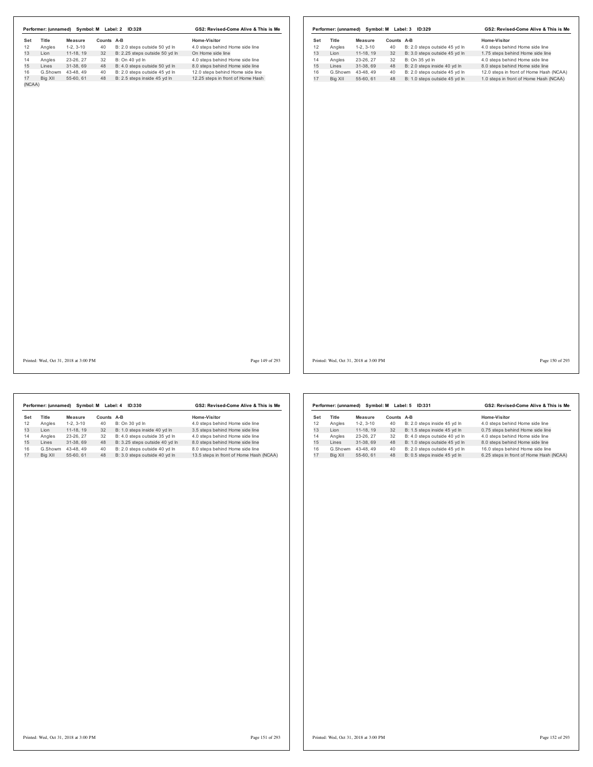**Performer: (unnamed) Symbol: M Label: 2 ID:328** — GS2: Revised-Come Alive & This is Me

| Set | Title | Measure | Counts | A-B | Home-Visitor |
|---|---|---|---|---|---|
| 12 | Angles | 1-2, 3-10 | 40 | B: 2.0 steps outside 50 yd ln | 4.0 steps behind Home side line |
| 13 | Lion | 11-18, 19 | 32 | B: 2.25 steps outside 50 yd ln | On Home side line |
| 14 | Angles | 23-26, 27 | 32 | B: On 40 yd ln | 4.0 steps behind Home side line |
| 15 | Lines | 31-38, 69 | 48 | B: 4.0 steps outside 50 yd ln | 8.0 steps behind Home side line |
| 16 | G.Showm | 43-48, 49 | 40 | B: 2.0 steps outside 45 yd ln | 12.0 steps behind Home side line |
| 17 | Big XII | 55-60, 61 | 48 | B: 2.5 steps inside 45 yd ln | 12.25 steps in front of Home Hash (NCAA) |

**Performer: (unnamed) Symbol: M Label: 3 ID:329** — GS2: Revised-Come Alive & This is Me

| Set | Title | Measure | Counts | A-B | Home-Visitor |
|---|---|---|---|---|---|
| 12 | Angles | 1-2, 3-10 | 40 | B: 2.0 steps outside 45 yd ln | 4.0 steps behind Home side line |
| 13 | Lion | 11-18, 19 | 32 | B: 3.0 steps outside 45 yd ln | 1.75 steps behind Home side line |
| 14 | Angles | 23-26, 27 | 32 | B: On 35 yd ln | 4.0 steps behind Home side line |
| 15 | Lines | 31-38, 69 | 48 | B: 2.0 steps inside 40 yd ln | 8.0 steps behind Home side line |
| 16 | G.Showm | 43-48, 49 | 40 | B: 2.0 steps outside 45 yd ln | 12.0 steps in front of Home Hash (NCAA) |
| 17 | Big XII | 55-60, 61 | 48 | B: 1.0 steps outside 45 yd ln | 1.0 steps in front of Home Hash (NCAA) |

**Performer: (unnamed) Symbol: M Label: 4 ID:330** — GS2: Revised-Come Alive & This is Me

| Set | Title | Measure | Counts | A-B | Home-Visitor |
|---|---|---|---|---|---|
| 12 | Angles | 1-2, 3-10 | 40 | B: On 30 yd ln | 4.0 steps behind Home side line |
| 13 | Lion | 11-18, 19 | 32 | B: 1.0 steps inside 40 yd ln | 3.5 steps behind Home side line |
| 14 | Angles | 23-26, 27 | 32 | B: 4.0 steps outside 35 yd ln | 4.0 steps behind Home side line |
| 15 | Lines | 31-38, 69 | 48 | B: 3.25 steps outside 40 yd ln | 8.0 steps behind Home side line |
| 16 | G.Showm | 43-48, 49 | 40 | B: 2.0 steps outside 40 yd ln | 8.0 steps behind Home side line |
| 17 | Big XII | 55-60, 61 | 48 | B: 3.0 steps outside 40 yd ln | 13.5 steps in front of Home Hash (NCAA) |

**Performer: (unnamed) Symbol: M Label: 5 ID:331** — GS2: Revised-Come Alive & This is Me

| Set | Title | Measure | Counts | A-B | Home-Visitor |
|---|---|---|---|---|---|
| 12 | Angles | 1-2, 3-10 | 40 | B: 2.0 steps inside 45 yd ln | 4.0 steps behind Home side line |
| 13 | Lion | 11-18, 19 | 32 | B: 1.5 steps inside 45 yd ln | 0.75 steps behind Home side line |
| 14 | Angles | 23-26, 27 | 32 | B: 4.0 steps outside 40 yd ln | 4.0 steps behind Home side line |
| 15 | Lines | 31-38, 69 | 48 | B: 1.0 steps outside 45 yd ln | 8.0 steps behind Home side line |
| 16 | G.Showm | 43-48, 49 | 40 | B: 2.0 steps outside 45 yd ln | 16.0 steps behind Home side line |
| 17 | Big XII | 55-60, 61 | 48 | B: 0.5 steps inside 45 yd ln | 6.25 steps in front of Home Hash (NCAA) |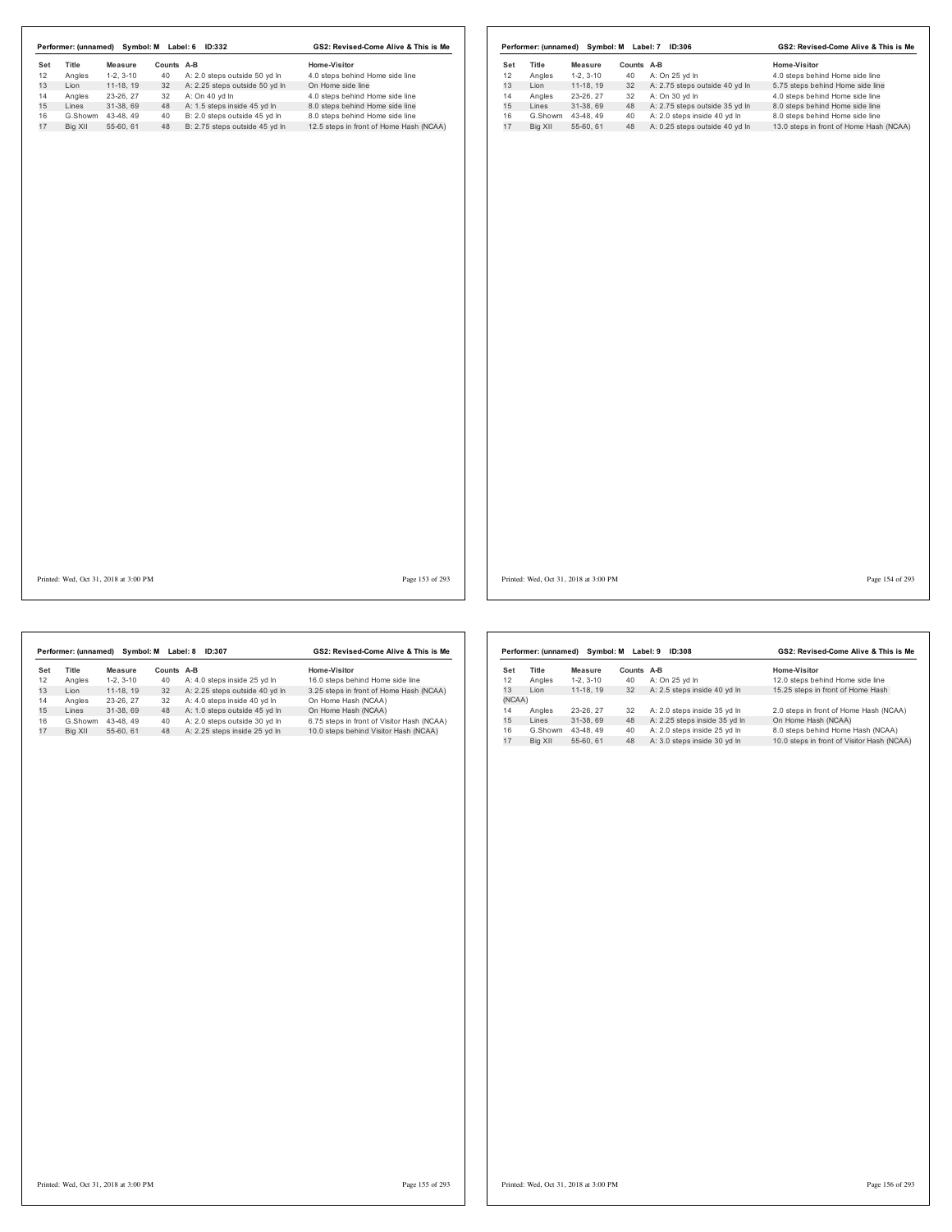**Performer: (unnamed) Symbol: M Label: 6 ID:332** — **GS2: Revised-Come Alive & This is Me**

| Set | Title | Measure | Counts | A-B | Home-Visitor |
|---|---|---|---|---|---|
| 12 | Angles | 1-2, 3-10 | 40 | A: 2.0 steps outside 50 yd ln | 4.0 steps behind Home side line |
| 13 | Lion | 11-18, 19 | 32 | A: 2.25 steps outside 50 yd ln | On Home side line |
| 14 | Angles | 23-26, 27 | 32 | A: On 40 yd ln | 4.0 steps behind Home side line |
| 15 | Lines | 31-38, 69 | 48 | A: 1.5 steps inside 45 yd ln | 8.0 steps behind Home side line |
| 16 | G.Showm | 43-48, 49 | 40 | B: 2.0 steps outside 45 yd ln | 8.0 steps behind Home side line |
| 17 | Big XII | 55-60, 61 | 48 | B: 2.75 steps outside 45 yd ln | 12.5 steps in front of Home Hash (NCAA) |

Printed: Wed, Oct 31, 2018 at 3:00 PM

**Performer: (unnamed) Symbol: M Label: 7 ID:306** — **GS2: Revised-Come Alive & This is Me**

| Set | Title | Measure | Counts | A-B | Home-Visitor |
|---|---|---|---|---|---|
| 12 | Angles | 1-2, 3-10 | 40 | A: On 25 yd ln | 4.0 steps behind Home side line |
| 13 | Lion | 11-18, 19 | 32 | A: 2.75 steps outside 40 yd ln | 5.75 steps behind Home side line |
| 14 | Angles | 23-26, 27 | 32 | A: On 30 yd ln | 4.0 steps behind Home side line |
| 15 | Lines | 31-38, 69 | 48 | A: 2.75 steps outside 35 yd ln | 8.0 steps behind Home side line |
| 16 | G.Showm | 43-48, 49 | 40 | A: 2.0 steps inside 40 yd ln | 8.0 steps behind Home side line |
| 17 | Big XII | 55-60, 61 | 48 | A: 0.25 steps outside 40 yd ln | 13.0 steps in front of Home Hash (NCAA) |

Printed: Wed, Oct 31, 2018 at 3:00 PM

**Performer: (unnamed) Symbol: M Label: 8 ID:307** — **GS2: Revised-Come Alive & This is Me**

| Set | Title | Measure | Counts | A-B | Home-Visitor |
|---|---|---|---|---|---|
| 12 | Angles | 1-2, 3-10 | 40 | A: 4.0 steps inside 25 yd ln | 16.0 steps behind Home side line |
| 13 | Lion | 11-18, 19 | 32 | A: 2.25 steps outside 40 yd ln | 3.25 steps in front of Home Hash (NCAA) |
| 14 | Angles | 23-26, 27 | 32 | A: 4.0 steps inside 40 yd ln | On Home Hash (NCAA) |
| 15 | Lines | 31-38, 69 | 48 | A: 1.0 steps outside 45 yd ln | On Home Hash (NCAA) |
| 16 | G.Showm | 43-48, 49 | 40 | A: 2.0 steps outside 30 yd ln | 6.75 steps in front of Visitor Hash (NCAA) |
| 17 | Big XII | 55-60, 61 | 48 | A: 2.25 steps inside 25 yd ln | 10.0 steps behind Visitor Hash (NCAA) |

Printed: Wed, Oct 31, 2018 at 3:00 PM

**Performer: (unnamed) Symbol: M Label: 9 ID:308** — **GS2: Revised-Come Alive & This is Me**

| Set | Title | Measure | Counts | A-B | Home-Visitor |
|---|---|---|---|---|---|
| 12 | Angles | 1-2, 3-10 | 40 | A: On 25 yd ln | 12.0 steps behind Home side line |
| 13 | Lion | 11-18, 19 | 32 | A: 2.5 steps inside 40 yd ln | 15.25 steps in front of Home Hash (NCAA) |
| 14 | Angles | 23-26, 27 | 32 | A: 2.0 steps inside 35 yd ln | 2.0 steps in front of Home Hash (NCAA) |
| 15 | Lines | 31-38, 69 | 48 | A: 2.25 steps inside 35 yd ln | On Home Hash (NCAA) |
| 16 | G.Showm | 43-48, 49 | 40 | A: 2.0 steps inside 25 yd ln | 8.0 steps behind Home Hash (NCAA) |
| 17 | Big XII | 55-60, 61 | 48 | A: 3.0 steps inside 30 yd ln | 10.0 steps in front of Visitor Hash (NCAA) |

Printed: Wed, Oct 31, 2018 at 3:00 PM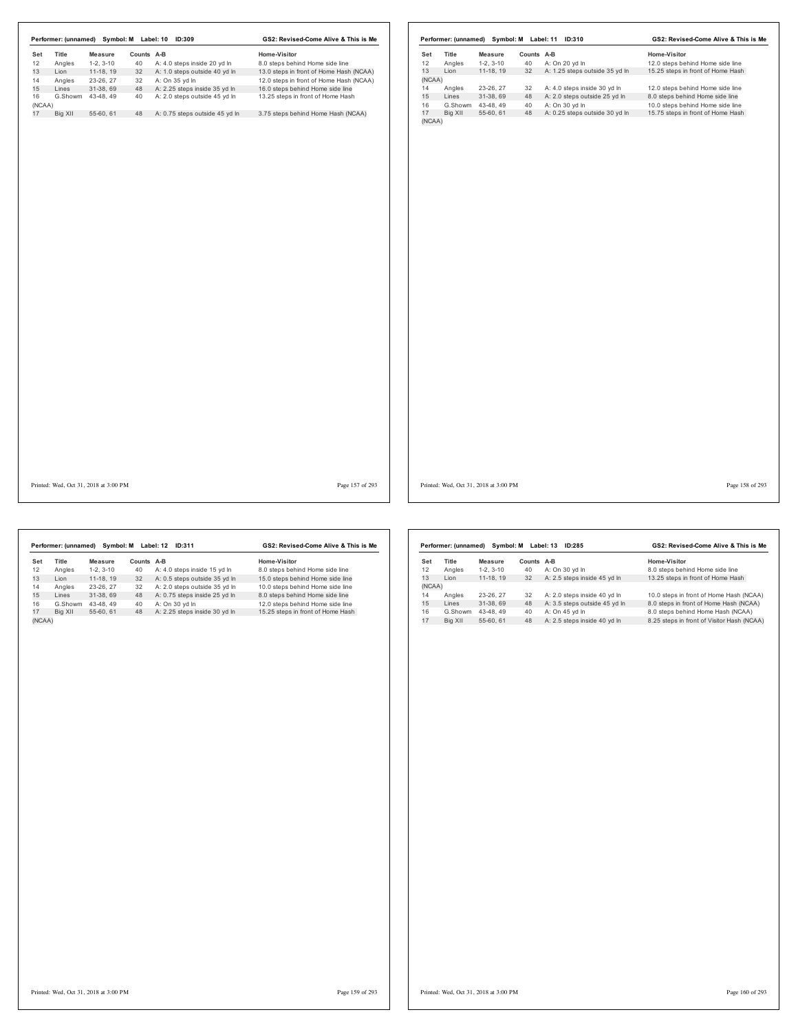## Performer: (unnamed) Symbol: M Label: 10 ID:309

GS2: Revised-Come Alive & This is Me

| Set | Title | Measure | Counts | A-B | Home-Visitor |
|---|---|---|---|---|---|
| 12 | Angles | 1-2, 3-10 | 40 | A: 4.0 steps inside 20 yd ln | 8.0 steps behind Home side line |
| 13 | Lion | 11-18, 19 | 32 | A: 1.0 steps outside 40 yd ln | 13.0 steps in front of Home Hash (NCAA) |
| 14 | Angles | 23-26, 27 | 32 | A: On 35 yd ln | 12.0 steps in front of Home Hash (NCAA) |
| 15 | Lines | 31-38, 69 | 48 | A: 2.25 steps inside 35 yd ln | 16.0 steps behind Home side line |
| 16 | G.Showm | 43-48, 49 | 40 | A: 2.0 steps outside 45 yd ln | 13.25 steps in front of Home Hash (NCAA) |
| 17 | Big XII | 55-60, 61 | 48 | A: 0.75 steps outside 45 yd ln | 3.75 steps behind Home Hash (NCAA) |

## Performer: (unnamed) Symbol: M Label: 11 ID:310

GS2: Revised-Come Alive & This is Me

| Set | Title | Measure | Counts | A-B | Home-Visitor |
|---|---|---|---|---|---|
| 12 | Angles | 1-2, 3-10 | 40 | A: On 20 yd ln | 12.0 steps behind Home side line |
| 13 | Lion | 11-18, 19 | 32 | A: 1.25 steps outside 35 yd ln | 15.25 steps in front of Home Hash (NCAA) |
| 14 | Angles | 23-26, 27 | 32 | A: 4.0 steps inside 30 yd ln | 12.0 steps behind Home side line |
| 15 | Lines | 31-38, 69 | 48 | A: 2.0 steps outside 25 yd ln | 8.0 steps behind Home side line |
| 16 | G.Showm | 43-48, 49 | 40 | A: On 30 yd ln | 10.0 steps behind Home side line |
| 17 | Big XII | 55-60, 61 | 48 | A: 0.25 steps outside 30 yd ln | 15.75 steps in front of Home Hash (NCAA) |

## Performer: (unnamed) Symbol: M Label: 12 ID:311

GS2: Revised-Come Alive & This is Me

| Set | Title | Measure | Counts | A-B | Home-Visitor |
|---|---|---|---|---|---|
| 12 | Angles | 1-2, 3-10 | 40 | A: 4.0 steps inside 15 yd ln | 8.0 steps behind Home side line |
| 13 | Lion | 11-18, 19 | 32 | A: 0.5 steps outside 35 yd ln | 15.0 steps behind Home side line |
| 14 | Angles | 23-26, 27 | 32 | A: 2.0 steps outside 35 yd ln | 10.0 steps behind Home side line |
| 15 | Lines | 31-38, 69 | 48 | A: 0.75 steps inside 25 yd ln | 8.0 steps behind Home side line |
| 16 | G.Showm | 43-48, 49 | 40 | A: On 30 yd ln | 12.0 steps behind Home side line |
| 17 | Big XII | 55-60, 61 | 48 | A: 2.25 steps inside 30 yd ln | 15.25 steps in front of Home Hash (NCAA) |

## Performer: (unnamed) Symbol: M Label: 13 ID:285

GS2: Revised-Come Alive & This is Me

| Set | Title | Measure | Counts | A-B | Home-Visitor |
|---|---|---|---|---|---|
| 12 | Angles | 1-2, 3-10 | 40 | A: On 30 yd ln | 8.0 steps behind Home side line |
| 13 | Lion | 11-18, 19 | 32 | A: 2.5 steps inside 45 yd ln | 13.25 steps in front of Home Hash (NCAA) |
| 14 | Angles | 23-26, 27 | 32 | A: 2.0 steps inside 40 yd ln | 10.0 steps in front of Home Hash (NCAA) |
| 15 | Lines | 31-38, 69 | 48 | A: 3.5 steps outside 45 yd ln | 8.0 steps in front of Home Hash (NCAA) |
| 16 | G.Showm | 43-48, 49 | 40 | A: On 45 yd ln | 8.0 steps behind Home Hash (NCAA) |
| 17 | Big XII | 55-60, 61 | 48 | A: 2.5 steps inside 40 yd ln | 8.25 steps in front of Visitor Hash (NCAA) |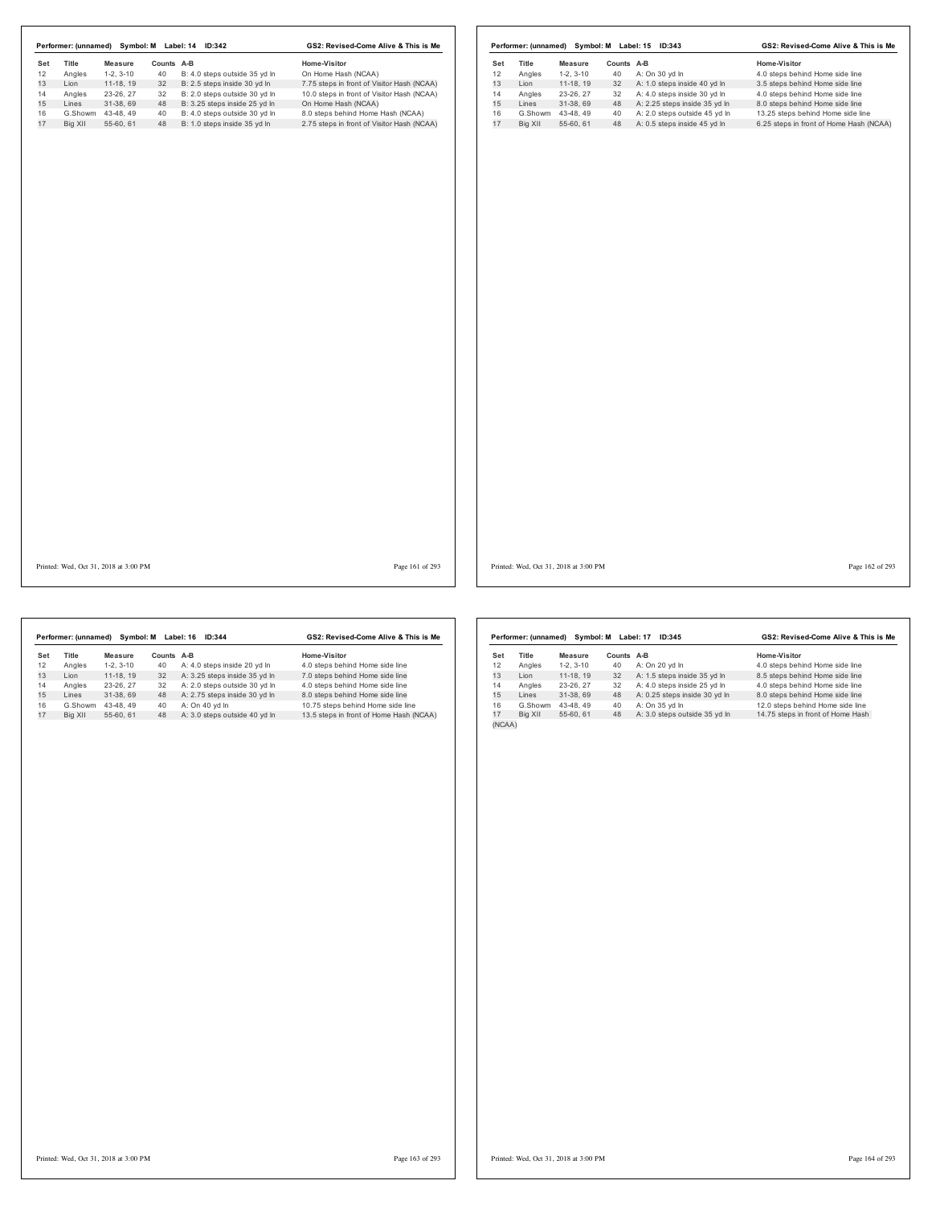**Performer: (unnamed) Symbol: M Label: 14 ID:342** — **GS2: Revised-Come Alive & This is Me**

| Set | Title | Measure | Counts | A-B | Home-Visitor |
|---|---|---|---|---|---|
| 12 | Angles | 1-2, 3-10 | 40 | B: 4.0 steps outside 35 yd ln | On Home Hash (NCAA) |
| 13 | Lion | 11-18, 19 | 32 | B: 2.5 steps inside 30 yd ln | 7.75 steps in front of Visitor Hash (NCAA) |
| 14 | Angles | 23-26, 27 | 32 | B: 2.0 steps outside 30 yd ln | 10.0 steps in front of Visitor Hash (NCAA) |
| 15 | Lines | 31-38, 69 | 48 | B: 3.25 steps inside 25 yd ln | On Home Hash (NCAA) |
| 16 | G.Showm | 43-48, 49 | 40 | B: 4.0 steps outside 30 yd ln | 8.0 steps behind Home Hash (NCAA) |
| 17 | Big XII | 55-60, 61 | 48 | B: 1.0 steps inside 35 yd ln | 2.75 steps in front of Visitor Hash (NCAA) |

Printed: Wed, Oct 31, 2018 at 3:00 PM

**Performer: (unnamed) Symbol: M Label: 15 ID:343** — **GS2: Revised-Come Alive & This is Me**

| Set | Title | Measure | Counts | A-B | Home-Visitor |
|---|---|---|---|---|---|
| 12 | Angles | 1-2, 3-10 | 40 | A: On 30 yd ln | 4.0 steps behind Home side line |
| 13 | Lion | 11-18, 19 | 32 | A: 1.0 steps inside 40 yd ln | 3.5 steps behind Home side line |
| 14 | Angles | 23-26, 27 | 32 | A: 4.0 steps inside 30 yd ln | 4.0 steps behind Home side line |
| 15 | Lines | 31-38, 69 | 48 | A: 2.25 steps inside 35 yd ln | 8.0 steps behind Home side line |
| 16 | G.Showm | 43-48, 49 | 40 | A: 2.0 steps outside 45 yd ln | 13.25 steps behind Home side line |
| 17 | Big XII | 55-60, 61 | 48 | A: 0.5 steps inside 45 yd ln | 6.25 steps in front of Home Hash (NCAA) |

Printed: Wed, Oct 31, 2018 at 3:00 PM

**Performer: (unnamed) Symbol: M Label: 16 ID:344** — **GS2: Revised-Come Alive & This is Me**

| Set | Title | Measure | Counts | A-B | Home-Visitor |
|---|---|---|---|---|---|
| 12 | Angles | 1-2, 3-10 | 40 | A: 4.0 steps inside 20 yd ln | 4.0 steps behind Home side line |
| 13 | Lion | 11-18, 19 | 32 | A: 3.25 steps inside 35 yd ln | 7.0 steps behind Home side line |
| 14 | Angles | 23-26, 27 | 32 | A: 2.0 steps outside 30 yd ln | 4.0 steps behind Home side line |
| 15 | Lines | 31-38, 69 | 48 | A: 2.75 steps inside 30 yd ln | 8.0 steps behind Home side line |
| 16 | G.Showm | 43-48, 49 | 40 | A: On 40 yd ln | 10.75 steps behind Home side line |
| 17 | Big XII | 55-60, 61 | 48 | A: 3.0 steps outside 40 yd ln | 13.5 steps in front of Home Hash (NCAA) |

Printed: Wed, Oct 31, 2018 at 3:00 PM

**Performer: (unnamed) Symbol: M Label: 17 ID:345** — **GS2: Revised-Come Alive & This is Me**

| Set | Title | Measure | Counts | A-B | Home-Visitor |
|---|---|---|---|---|---|
| 12 | Angles | 1-2, 3-10 | 40 | A: On 20 yd ln | 4.0 steps behind Home side line |
| 13 | Lion | 11-18, 19 | 32 | A: 1.5 steps inside 35 yd ln | 8.5 steps behind Home side line |
| 14 | Angles | 23-26, 27 | 32 | A: 4.0 steps inside 25 yd ln | 4.0 steps behind Home side line |
| 15 | Lines | 31-38, 69 | 48 | A: 0.25 steps inside 30 yd ln | 8.0 steps behind Home side line |
| 16 | G.Showm | 43-48, 49 | 40 | A: On 35 yd ln | 12.0 steps behind Home side line |
| 17 | Big XII | 55-60, 61 | 48 | A: 3.0 steps outside 35 yd ln | 14.75 steps in front of Home Hash (NCAA) |

Printed: Wed, Oct 31, 2018 at 3:00 PM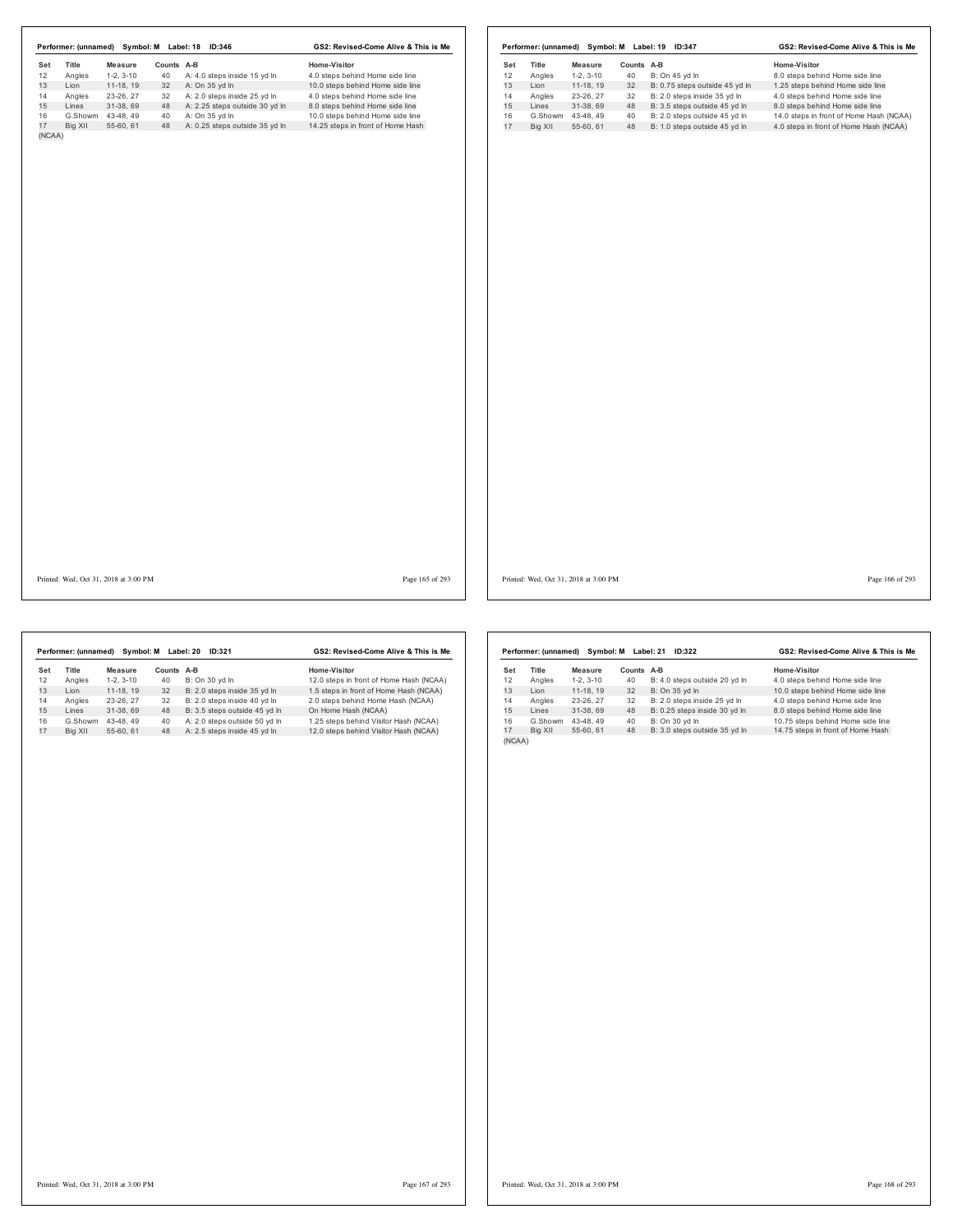**Performer: (unnamed) Symbol: M Label: 18 ID:346** — **GS2: Revised-Come Alive & This is Me**

| Set | Title | Measure | Counts | A-B | Home-Visitor |
|---|---|---|---|---|---|
| 12 | Angles | 1-2, 3-10 | 40 | A: 4.0 steps inside 15 yd ln | 4.0 steps behind Home side line |
| 13 | Lion | 11-18, 19 | 32 | A: On 35 yd ln | 10.0 steps behind Home side line |
| 14 | Angles | 23-26, 27 | 32 | A: 2.0 steps inside 25 yd ln | 4.0 steps behind Home side line |
| 15 | Lines | 31-38, 69 | 48 | A: 2.25 steps outside 30 yd ln | 8.0 steps behind Home side line |
| 16 | G.Showm | 43-48, 49 | 40 | A: On 35 yd ln | 10.0 steps behind Home side line |
| 17 | Big XII | 55-60, 61 | 48 | A: 0.25 steps outside 35 yd ln | 14.25 steps in front of Home Hash (NCAA) |

**Performer: (unnamed) Symbol: M Label: 19 ID:347** — **GS2: Revised-Come Alive & This is Me**

| Set | Title | Measure | Counts | A-B | Home-Visitor |
|---|---|---|---|---|---|
| 12 | Angles | 1-2, 3-10 | 40 | B: On 45 yd ln | 8.0 steps behind Home side line |
| 13 | Lion | 11-18, 19 | 32 | B: 0.75 steps outside 45 yd ln | 1.25 steps behind Home side line |
| 14 | Angles | 23-26, 27 | 32 | B: 2.0 steps inside 35 yd ln | 4.0 steps behind Home side line |
| 15 | Lines | 31-38, 69 | 48 | B: 3.5 steps outside 45 yd ln | 8.0 steps behind Home side line |
| 16 | G.Showm | 43-48, 49 | 40 | B: 2.0 steps outside 45 yd ln | 14.0 steps in front of Home Hash (NCAA) |
| 17 | Big XII | 55-60, 61 | 48 | B: 1.0 steps outside 45 yd ln | 4.0 steps in front of Home Hash (NCAA) |

**Performer: (unnamed) Symbol: M Label: 20 ID:321** — **GS2: Revised-Come Alive & This is Me**

| Set | Title | Measure | Counts | A-B | Home-Visitor |
|---|---|---|---|---|---|
| 12 | Angles | 1-2, 3-10 | 40 | B: On 30 yd ln | 12.0 steps in front of Home Hash (NCAA) |
| 13 | Lion | 11-18, 19 | 32 | B: 2.0 steps inside 35 yd ln | 1.5 steps in front of Home Hash (NCAA) |
| 14 | Angles | 23-26, 27 | 32 | B: 2.0 steps inside 40 yd ln | 2.0 steps behind Home Hash (NCAA) |
| 15 | Lines | 31-38, 69 | 48 | B: 3.5 steps outside 45 yd ln | On Home Hash (NCAA) |
| 16 | G.Showm | 43-48, 49 | 40 | A: 2.0 steps outside 50 yd ln | 1.25 steps behind Visitor Hash (NCAA) |
| 17 | Big XII | 55-60, 61 | 48 | A: 2.5 steps inside 45 yd ln | 12.0 steps behind Visitor Hash (NCAA) |

**Performer: (unnamed) Symbol: M Label: 21 ID:322** — **GS2: Revised-Come Alive & This is Me**

| Set | Title | Measure | Counts | A-B | Home-Visitor |
|---|---|---|---|---|---|
| 12 | Angles | 1-2, 3-10 | 40 | B: 4.0 steps outside 20 yd ln | 4.0 steps behind Home side line |
| 13 | Lion | 11-18, 19 | 32 | B: On 35 yd ln | 10.0 steps behind Home side line |
| 14 | Angles | 23-26, 27 | 32 | B: 2.0 steps inside 25 yd ln | 4.0 steps behind Home side line |
| 15 | Lines | 31-38, 69 | 48 | B: 0.25 steps inside 30 yd ln | 8.0 steps behind Home side line |
| 16 | G.Showm | 43-48, 49 | 40 | B: On 30 yd ln | 10.75 steps behind Home side line |
| 17 | Big XII | 55-60, 61 | 48 | B: 3.0 steps outside 35 yd ln | 14.75 steps in front of Home Hash (NCAA) |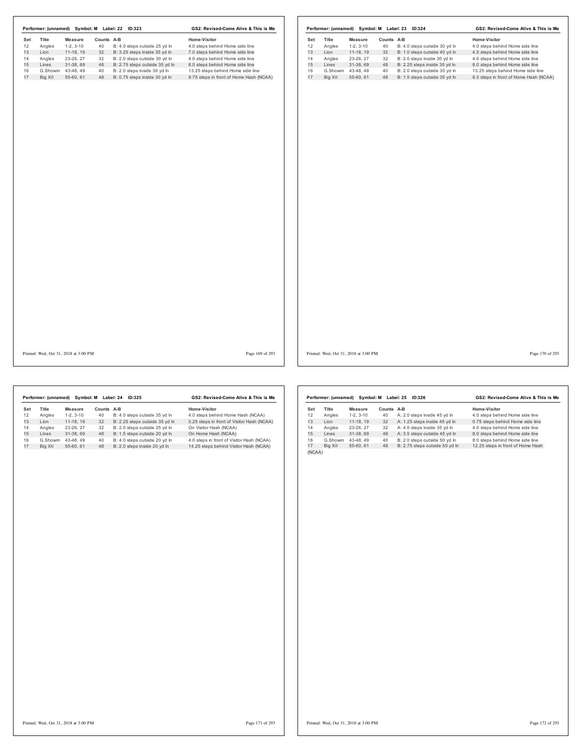**Performer: (unnamed) Symbol: M Label: 22 ID:323** — **GS2: Revised-Come Alive & This is Me**

| Set | Title | Measure | Counts | A-B | Home-Visitor |
|---|---|---|---|---|---|
| 12 | Angles | 1-2, 3-10 | 40 | B: 4.0 steps outside 25 yd ln | 4.0 steps behind Home side line |
| 13 | Lion | 11-18, 19 | 32 | B: 3.25 steps inside 35 yd ln | 7.0 steps behind Home side line |
| 14 | Angles | 23-26, 27 | 32 | B: 2.0 steps outside 30 yd ln | 4.0 steps behind Home side line |
| 15 | Lines | 31-38, 69 | 48 | B: 2.75 steps outside 35 yd ln | 8.0 steps behind Home side line |
| 16 | G.Showm | 43-48, 49 | 40 | B: 2.0 steps inside 30 yd ln | 13.25 steps behind Home side line |
| 17 | Big XII | 55-60, 61 | 48 | B: 0.75 steps inside 30 yd ln | 9.75 steps in front of Home Hash (NCAA) |

Printed: Wed, Oct 31, 2018 at 3:00 PM

**Performer: (unnamed) Symbol: M Label: 23 ID:324** — **GS2: Revised-Come Alive & This is Me**

| Set | Title | Measure | Counts | A-B | Home-Visitor |
|---|---|---|---|---|---|
| 12 | Angles | 1-2, 3-10 | 40 | B: 4.0 steps outside 30 yd ln | 4.0 steps behind Home side line |
| 13 | Lion | 11-18, 19 | 32 | B: 1.0 steps outside 40 yd ln | 4.5 steps behind Home side line |
| 14 | Angles | 23-26, 27 | 32 | B: 2.0 steps inside 30 yd ln | 4.0 steps behind Home side line |
| 15 | Lines | 31-38, 69 | 48 | B: 2.25 steps inside 35 yd ln | 8.0 steps behind Home side line |
| 16 | G.Showm | 43-48, 49 | 40 | B: 2.0 steps outside 35 yd ln | 13.25 steps behind Home side line |
| 17 | Big XII | 55-60, 61 | 48 | B: 1.5 steps outside 35 yd ln | 8.5 steps in front of Home Hash (NCAA) |

Printed: Wed, Oct 31, 2018 at 3:00 PM

**Performer: (unnamed) Symbol: M Label: 24 ID:325** — **GS2: Revised-Come Alive & This is Me**

| Set | Title | Measure | Counts | A-B | Home-Visitor |
|---|---|---|---|---|---|
| 12 | Angles | 1-2, 3-10 | 40 | B: 4.0 steps outside 35 yd ln | 4.0 steps behind Home Hash (NCAA) |
| 13 | Lion | 11-18, 19 | 32 | B: 2.25 steps outside 35 yd ln | 0.25 steps in front of Visitor Hash (NCAA) |
| 14 | Angles | 23-26, 27 | 32 | B: 2.0 steps outside 25 yd ln | On Visitor Hash (NCAA) |
| 15 | Lines | 31-38, 69 | 48 | B: 1.5 steps outside 20 yd ln | On Home Hash (NCAA) |
| 16 | G.Showm | 43-48, 49 | 40 | B: 4.0 steps outside 20 yd ln | 4.0 steps in front of Visitor Hash (NCAA) |
| 17 | Big XII | 55-60, 61 | 48 | B: 2.0 steps inside 20 yd ln | 14.25 steps behind Visitor Hash (NCAA) |

Printed: Wed, Oct 31, 2018 at 3:00 PM

**Performer: (unnamed) Symbol: M Label: 25 ID:326** — **GS2: Revised-Come Alive & This is Me**

| Set | Title | Measure | Counts | A-B | Home-Visitor |
|---|---|---|---|---|---|
| 12 | Angles | 1-2, 3-10 | 40 | A: 2.0 steps inside 45 yd ln | 4.0 steps behind Home side line |
| 13 | Lion | 11-18, 19 | 32 | A: 1.25 steps inside 45 yd ln | 0.75 steps behind Home side line |
| 14 | Angles | 23-26, 27 | 32 | A: 4.0 steps inside 35 yd ln | 4.0 steps behind Home side line |
| 15 | Lines | 31-38, 69 | 48 | A: 3.5 steps outside 45 yd ln | 8.0 steps behind Home side line |
| 16 | G.Showm | 43-48, 49 | 40 | B: 2.0 steps outside 50 yd ln | 8.0 steps behind Home side line |
| 17 | Big XII | 55-60, 61 | 48 | B: 2.75 steps outside 50 yd ln | 12.25 steps in front of Home Hash (NCAA) |

Printed: Wed, Oct 31, 2018 at 3:00 PM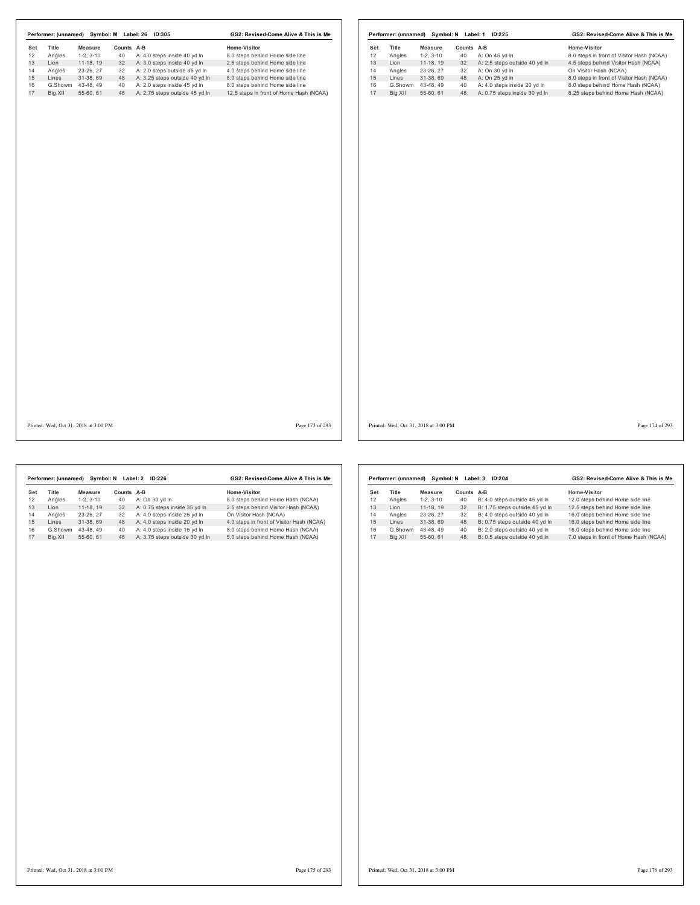**Performer: (unnamed) Symbol: M Label: 26 ID:305** — GS2: Revised-Come Alive & This is Me

| Set | Title | Measure | Counts | A-B | Home-Visitor |
|---|---|---|---|---|---|
| 12 | Angles | 1-2, 3-10 | 40 | A: 4.0 steps inside 40 yd ln | 8.0 steps behind Home side line |
| 13 | Lion | 11-18, 19 | 32 | A: 3.0 steps inside 40 yd ln | 2.5 steps behind Home side line |
| 14 | Angles | 23-26, 27 | 32 | A: 2.0 steps outside 35 yd ln | 4.0 steps behind Home side line |
| 15 | Lines | 31-38, 69 | 48 | A: 3.25 steps outside 40 yd ln | 8.0 steps behind Home side line |
| 16 | G.Showm | 43-48, 49 | 40 | A: 2.0 steps inside 45 yd ln | 8.0 steps behind Home side line |
| 17 | Big XII | 55-60, 61 | 48 | A: 2.75 steps outside 45 yd ln | 12.5 steps in front of Home Hash (NCAA) |

Printed: Wed, Oct 31, 2018 at 3:00 PM

**Performer: (unnamed) Symbol: N Label: 1 ID:225** — GS2: Revised-Come Alive & This is Me

| Set | Title | Measure | Counts | A-B | Home-Visitor |
|---|---|---|---|---|---|
| 12 | Angles | 1-2, 3-10 | 40 | A: On 45 yd ln | 8.0 steps in front of Visitor Hash (NCAA) |
| 13 | Lion | 11-18, 19 | 32 | A: 2.5 steps outside 40 yd ln | 4.5 steps behind Visitor Hash (NCAA) |
| 14 | Angles | 23-26, 27 | 32 | A: On 30 yd ln | On Visitor Hash (NCAA) |
| 15 | Lines | 31-38, 69 | 48 | A: On 25 yd ln | 8.0 steps in front of Visitor Hash (NCAA) |
| 16 | G.Showm | 43-48, 49 | 40 | A: 4.0 steps inside 20 yd ln | 8.0 steps behind Home Hash (NCAA) |
| 17 | Big XII | 55-60, 61 | 48 | A: 0.75 steps inside 30 yd ln | 8.25 steps behind Home Hash (NCAA) |

Printed: Wed, Oct 31, 2018 at 3:00 PM

**Performer: (unnamed) Symbol: N Label: 2 ID:226** — GS2: Revised-Come Alive & This is Me

| Set | Title | Measure | Counts | A-B | Home-Visitor |
|---|---|---|---|---|---|
| 12 | Angles | 1-2, 3-10 | 40 | A: On 30 yd ln | 8.0 steps behind Home Hash (NCAA) |
| 13 | Lion | 11-18, 19 | 32 | A: 0.75 steps inside 35 yd ln | 2.5 steps behind Visitor Hash (NCAA) |
| 14 | Angles | 23-26, 27 | 32 | A: 4.0 steps inside 25 yd ln | On Visitor Hash (NCAA) |
| 15 | Lines | 31-38, 69 | 48 | A: 4.0 steps inside 20 yd ln | 4.0 steps in front of Visitor Hash (NCAA) |
| 16 | G.Showm | 43-48, 49 | 40 | A: 4.0 steps inside 15 yd ln | 8.0 steps behind Home Hash (NCAA) |
| 17 | Big XII | 55-60, 61 | 48 | A: 3.75 steps outside 30 yd ln | 5.0 steps behind Home Hash (NCAA) |

Printed: Wed, Oct 31, 2018 at 3:00 PM

**Performer: (unnamed) Symbol: N Label: 3 ID:204** — GS2: Revised-Come Alive & This is Me

| Set | Title | Measure | Counts | A-B | Home-Visitor |
|---|---|---|---|---|---|
| 12 | Angles | 1-2, 3-10 | 40 | B: 4.0 steps outside 45 yd ln | 12.0 steps behind Home side line |
| 13 | Lion | 11-18, 19 | 32 | B: 1.75 steps outside 45 yd ln | 12.5 steps behind Home side line |
| 14 | Angles | 23-26, 27 | 32 | B: 4.0 steps outside 40 yd ln | 16.0 steps behind Home side line |
| 15 | Lines | 31-38, 69 | 48 | B: 0.75 steps outside 40 yd ln | 16.0 steps behind Home side line |
| 16 | G.Showm | 43-48, 49 | 40 | B: 2.0 steps outside 40 yd ln | 16.0 steps behind Home side line |
| 17 | Big XII | 55-60, 61 | 48 | B: 0.5 steps outside 40 yd ln | 7.0 steps in front of Home Hash (NCAA) |

Printed: Wed, Oct 31, 2018 at 3:00 PM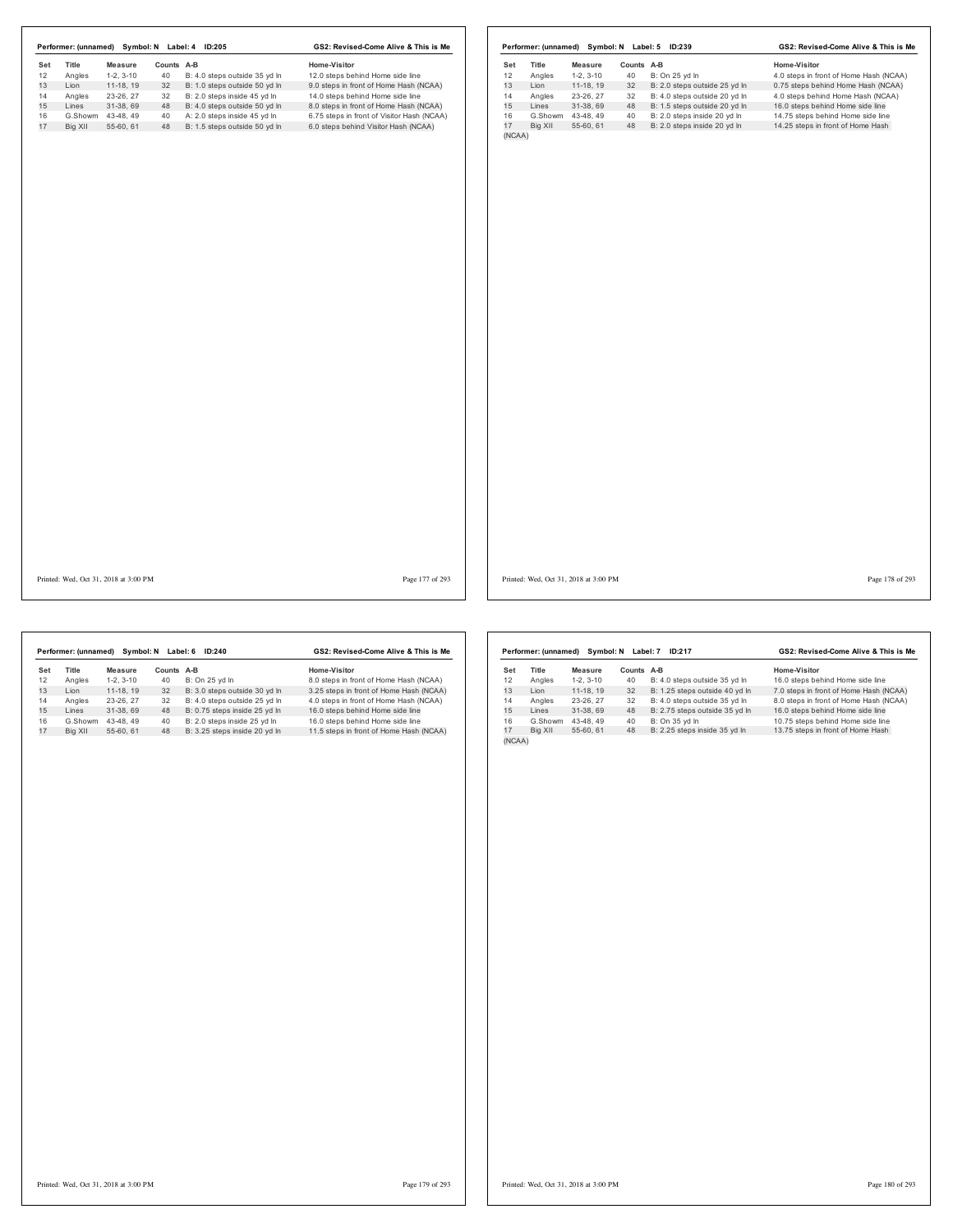**Performer: (unnamed) Symbol: N Label: 4 ID:205** — **GS2: Revised-Come Alive & This is Me**

| Set | Title | Measure | Counts | A-B | Home-Visitor |
|---|---|---|---|---|---|
| 12 | Angles | 1-2, 3-10 | 40 | B: 4.0 steps outside 35 yd ln | 12.0 steps behind Home side line |
| 13 | Lion | 11-18, 19 | 32 | B: 1.0 steps outside 50 yd ln | 9.0 steps in front of Home Hash (NCAA) |
| 14 | Angles | 23-26, 27 | 32 | B: 2.0 steps inside 45 yd ln | 14.0 steps behind Home side line |
| 15 | Lines | 31-38, 69 | 48 | B: 4.0 steps outside 50 yd ln | 8.0 steps in front of Home Hash (NCAA) |
| 16 | G.Showm | 43-48, 49 | 40 | A: 2.0 steps inside 45 yd ln | 6.75 steps in front of Visitor Hash (NCAA) |
| 17 | Big XII | 55-60, 61 | 48 | B: 1.5 steps outside 50 yd ln | 6.0 steps behind Visitor Hash (NCAA) |

Printed: Wed, Oct 31, 2018 at 3:00 PM

**Performer: (unnamed) Symbol: N Label: 5 ID:239** — **GS2: Revised-Come Alive & This is Me**

| Set | Title | Measure | Counts | A-B | Home-Visitor |
|---|---|---|---|---|---|
| 12 | Angles | 1-2, 3-10 | 40 | B: On 25 yd ln | 4.0 steps in front of Home Hash (NCAA) |
| 13 | Lion | 11-18, 19 | 32 | B: 2.0 steps outside 25 yd ln | 0.75 steps behind Home Hash (NCAA) |
| 14 | Angles | 23-26, 27 | 32 | B: 4.0 steps outside 20 yd ln | 4.0 steps behind Home Hash (NCAA) |
| 15 | Lines | 31-38, 69 | 48 | B: 1.5 steps outside 20 yd ln | 16.0 steps behind Home side line |
| 16 | G.Showm | 43-48, 49 | 40 | B: 2.0 steps inside 20 yd ln | 14.75 steps behind Home side line |
| 17 | Big XII | 55-60, 61 | 48 | B: 2.0 steps inside 20 yd ln | 14.25 steps in front of Home Hash (NCAA) |

Printed: Wed, Oct 31, 2018 at 3:00 PM

**Performer: (unnamed) Symbol: N Label: 6 ID:240** — **GS2: Revised-Come Alive & This is Me**

| Set | Title | Measure | Counts | A-B | Home-Visitor |
|---|---|---|---|---|---|
| 12 | Angles | 1-2, 3-10 | 40 | B: On 25 yd ln | 8.0 steps in front of Home Hash (NCAA) |
| 13 | Lion | 11-18, 19 | 32 | B: 3.0 steps outside 30 yd ln | 3.25 steps in front of Home Hash (NCAA) |
| 14 | Angles | 23-26, 27 | 32 | B: 4.0 steps outside 25 yd ln | 4.0 steps in front of Home Hash (NCAA) |
| 15 | Lines | 31-38, 69 | 48 | B: 0.75 steps inside 25 yd ln | 16.0 steps behind Home side line |
| 16 | G.Showm | 43-48, 49 | 40 | B: 2.0 steps inside 25 yd ln | 16.0 steps behind Home side line |
| 17 | Big XII | 55-60, 61 | 48 | B: 3.25 steps inside 20 yd ln | 11.5 steps in front of Home Hash (NCAA) |

Printed: Wed, Oct 31, 2018 at 3:00 PM

**Performer: (unnamed) Symbol: N Label: 7 ID:217** — **GS2: Revised-Come Alive & This is Me**

| Set | Title | Measure | Counts | A-B | Home-Visitor |
|---|---|---|---|---|---|
| 12 | Angles | 1-2, 3-10 | 40 | B: 4.0 steps outside 35 yd ln | 16.0 steps behind Home side line |
| 13 | Lion | 11-18, 19 | 32 | B: 1.25 steps outside 40 yd ln | 7.0 steps in front of Home Hash (NCAA) |
| 14 | Angles | 23-26, 27 | 32 | B: 4.0 steps outside 35 yd ln | 8.0 steps in front of Home Hash (NCAA) |
| 15 | Lines | 31-38, 69 | 48 | B: 2.75 steps outside 35 yd ln | 16.0 steps behind Home side line |
| 16 | G.Showm | 43-48, 49 | 40 | B: On 35 yd ln | 10.75 steps behind Home side line |
| 17 | Big XII | 55-60, 61 | 48 | B: 2.25 steps inside 35 yd ln | 13.75 steps in front of Home Hash (NCAA) |

Printed: Wed, Oct 31, 2018 at 3:00 PM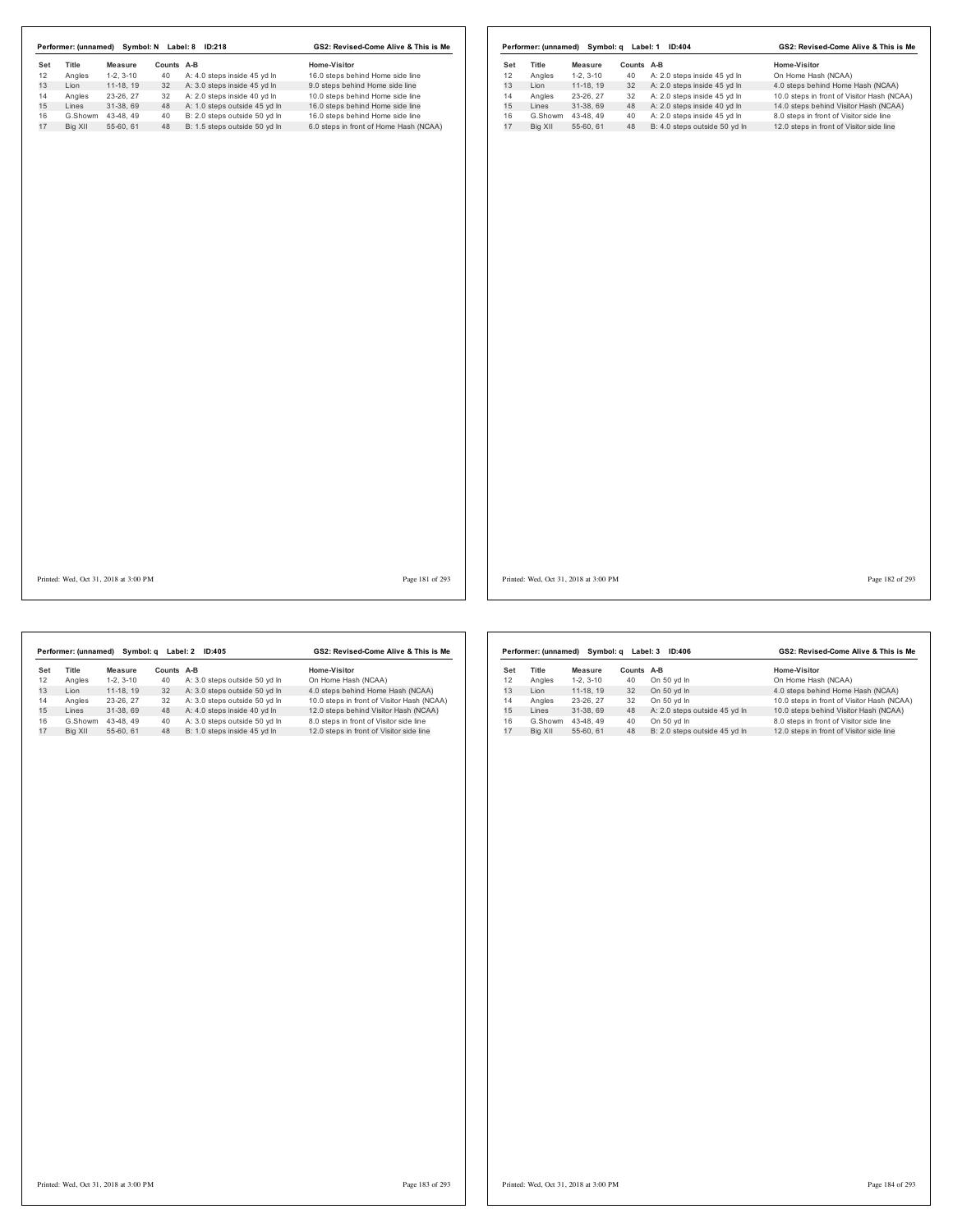**Performer: (unnamed) Symbol: N Label: 8 ID:218** — GS2: Revised-Come Alive & This is Me

| Set | Title | Measure | Counts | A-B | Home-Visitor |
|---|---|---|---|---|---|
| 12 | Angles | 1-2, 3-10 | 40 | A: 4.0 steps inside 45 yd ln | 16.0 steps behind Home side line |
| 13 | Lion | 11-18, 19 | 32 | A: 3.0 steps inside 45 yd ln | 9.0 steps behind Home side line |
| 14 | Angles | 23-26, 27 | 32 | A: 2.0 steps inside 40 yd ln | 10.0 steps behind Home side line |
| 15 | Lines | 31-38, 69 | 48 | A: 1.0 steps outside 45 yd ln | 16.0 steps behind Home side line |
| 16 | G.Showm | 43-48, 49 | 40 | B: 2.0 steps outside 50 yd ln | 16.0 steps behind Home side line |
| 17 | Big XII | 55-60, 61 | 48 | B: 1.5 steps outside 50 yd ln | 6.0 steps in front of Home Hash (NCAA) |

Printed: Wed, Oct 31, 2018 at 3:00 PM

**Performer: (unnamed) Symbol: q Label: 1 ID:404** — GS2: Revised-Come Alive & This is Me

| Set | Title | Measure | Counts | A-B | Home-Visitor |
|---|---|---|---|---|---|
| 12 | Angles | 1-2, 3-10 | 40 | A: 2.0 steps inside 45 yd ln | On Home Hash (NCAA) |
| 13 | Lion | 11-18, 19 | 32 | A: 2.0 steps inside 45 yd ln | 4.0 steps behind Home Hash (NCAA) |
| 14 | Angles | 23-26, 27 | 32 | A: 2.0 steps inside 45 yd ln | 10.0 steps in front of Visitor Hash (NCAA) |
| 15 | Lines | 31-38, 69 | 48 | A: 2.0 steps inside 40 yd ln | 14.0 steps behind Visitor Hash (NCAA) |
| 16 | G.Showm | 43-48, 49 | 40 | A: 2.0 steps inside 45 yd ln | 8.0 steps in front of Visitor side line |
| 17 | Big XII | 55-60, 61 | 48 | B: 4.0 steps outside 50 yd ln | 12.0 steps in front of Visitor side line |

Printed: Wed, Oct 31, 2018 at 3:00 PM

**Performer: (unnamed) Symbol: q Label: 2 ID:405** — GS2: Revised-Come Alive & This is Me

| Set | Title | Measure | Counts | A-B | Home-Visitor |
|---|---|---|---|---|---|
| 12 | Angles | 1-2, 3-10 | 40 | A: 3.0 steps outside 50 yd ln | On Home Hash (NCAA) |
| 13 | Lion | 11-18, 19 | 32 | A: 3.0 steps outside 50 yd ln | 4.0 steps behind Home Hash (NCAA) |
| 14 | Angles | 23-26, 27 | 32 | A: 3.0 steps outside 50 yd ln | 10.0 steps in front of Visitor Hash (NCAA) |
| 15 | Lines | 31-38, 69 | 48 | A: 4.0 steps inside 40 yd ln | 12.0 steps behind Visitor Hash (NCAA) |
| 16 | G.Showm | 43-48, 49 | 40 | A: 3.0 steps outside 50 yd ln | 8.0 steps in front of Visitor side line |
| 17 | Big XII | 55-60, 61 | 48 | B: 1.0 steps inside 45 yd ln | 12.0 steps in front of Visitor side line |

Printed: Wed, Oct 31, 2018 at 3:00 PM

**Performer: (unnamed) Symbol: q Label: 3 ID:406** — GS2: Revised-Come Alive & This is Me

| Set | Title | Measure | Counts | A-B | Home-Visitor |
|---|---|---|---|---|---|
| 12 | Angles | 1-2, 3-10 | 40 | On 50 yd ln | On Home Hash (NCAA) |
| 13 | Lion | 11-18, 19 | 32 | On 50 yd ln | 4.0 steps behind Home Hash (NCAA) |
| 14 | Angles | 23-26, 27 | 32 | On 50 yd ln | 10.0 steps in front of Visitor Hash (NCAA) |
| 15 | Lines | 31-38, 69 | 48 | A: 2.0 steps outside 45 yd ln | 10.0 steps behind Visitor Hash (NCAA) |
| 16 | G.Showm | 43-48, 49 | 40 | On 50 yd ln | 8.0 steps in front of Visitor side line |
| 17 | Big XII | 55-60, 61 | 48 | B: 2.0 steps outside 45 yd ln | 12.0 steps in front of Visitor side line |

Printed: Wed, Oct 31, 2018 at 3:00 PM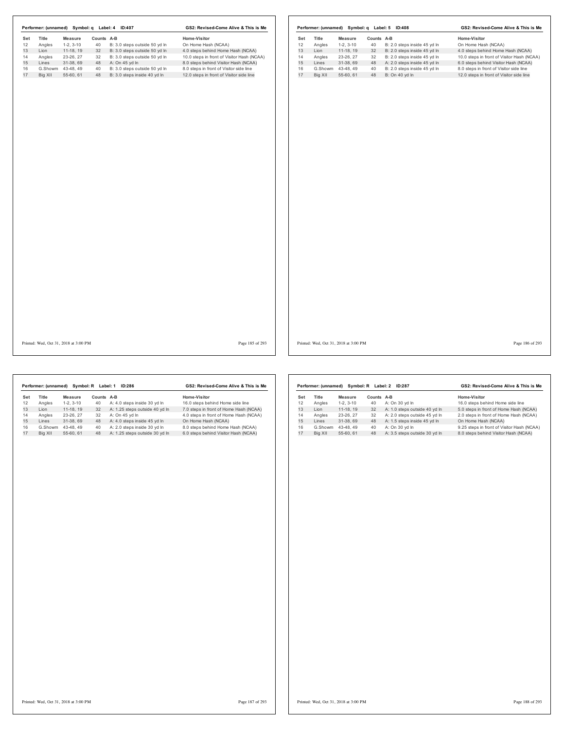Performer: (unnamed) Symbol: q Label: 4 ID:407 — GS2: Revised-Come Alive & This is Me

| Set | Title | Measure | Counts | A-B | Home-Visitor |
|---|---|---|---|---|---|
| 12 | Angles | 1-2, 3-10 | 40 | B: 3.0 steps outside 50 yd ln | On Home Hash (NCAA) |
| 13 | Lion | 11-18, 19 | 32 | B: 3.0 steps outside 50 yd ln | 4.0 steps behind Home Hash (NCAA) |
| 14 | Angles | 23-26, 27 | 32 | B: 3.0 steps outside 50 yd ln | 10.0 steps in front of Visitor Hash (NCAA) |
| 15 | Lines | 31-38, 69 | 48 | A: On 45 yd ln | 8.0 steps behind Visitor Hash (NCAA) |
| 16 | G.Showm | 43-48, 49 | 40 | B: 3.0 steps outside 50 yd ln | 8.0 steps in front of Visitor side line |
| 17 | Big XII | 55-60, 61 | 48 | B: 3.0 steps inside 40 yd ln | 12.0 steps in front of Visitor side line |

Performer: (unnamed) Symbol: q Label: 5 ID:408 — GS2: Revised-Come Alive & This is Me

| Set | Title | Measure | Counts | A-B | Home-Visitor |
|---|---|---|---|---|---|
| 12 | Angles | 1-2, 3-10 | 40 | B: 2.0 steps inside 45 yd ln | On Home Hash (NCAA) |
| 13 | Lion | 11-18, 19 | 32 | B: 2.0 steps inside 45 yd ln | 4.0 steps behind Home Hash (NCAA) |
| 14 | Angles | 23-26, 27 | 32 | B: 2.0 steps inside 45 yd ln | 10.0 steps in front of Visitor Hash (NCAA) |
| 15 | Lines | 31-38, 69 | 48 | A: 2.0 steps inside 45 yd ln | 6.0 steps behind Visitor Hash (NCAA) |
| 16 | G.Showm | 43-48, 49 | 40 | B: 2.0 steps inside 45 yd ln | 8.0 steps in front of Visitor side line |
| 17 | Big XII | 55-60, 61 | 48 | B: On 40 yd ln | 12.0 steps in front of Visitor side line |

Performer: (unnamed) Symbol: R Label: 1 ID:286 — GS2: Revised-Come Alive & This is Me

| Set | Title | Measure | Counts | A-B | Home-Visitor |
|---|---|---|---|---|---|
| 12 | Angles | 1-2, 3-10 | 40 | A: 4.0 steps inside 30 yd ln | 16.0 steps behind Home side line |
| 13 | Lion | 11-18, 19 | 32 | A: 1.25 steps outside 40 yd ln | 7.0 steps in front of Home Hash (NCAA) |
| 14 | Angles | 23-26, 27 | 32 | A: On 45 yd ln | 4.0 steps in front of Home Hash (NCAA) |
| 15 | Lines | 31-38, 69 | 48 | A: 4.0 steps inside 45 yd ln | On Home Hash (NCAA) |
| 16 | G.Showm | 43-48, 49 | 40 | A: 2.0 steps inside 30 yd ln | 8.0 steps behind Home Hash (NCAA) |
| 17 | Big XII | 55-60, 61 | 48 | A: 1.25 steps outside 30 yd ln | 6.0 steps behind Visitor Hash (NCAA) |

Performer: (unnamed) Symbol: R Label: 2 ID:287 — GS2: Revised-Come Alive & This is Me

| Set | Title | Measure | Counts | A-B | Home-Visitor |
|---|---|---|---|---|---|
| 12 | Angles | 1-2, 3-10 | 40 | A: On 30 yd ln | 16.0 steps behind Home side line |
| 13 | Lion | 11-18, 19 | 32 | A: 1.0 steps outside 40 yd ln | 5.0 steps in front of Home Hash (NCAA) |
| 14 | Angles | 23-26, 27 | 32 | A: 2.0 steps outside 45 yd ln | 2.0 steps in front of Home Hash (NCAA) |
| 15 | Lines | 31-38, 69 | 48 | A: 1.5 steps inside 45 yd ln | On Home Hash (NCAA) |
| 16 | G.Showm | 43-48, 49 | 40 | A: On 30 yd ln | 9.25 steps in front of Visitor Hash (NCAA) |
| 17 | Big XII | 55-60, 61 | 48 | A: 3.5 steps outside 30 yd ln | 8.0 steps behind Visitor Hash (NCAA) |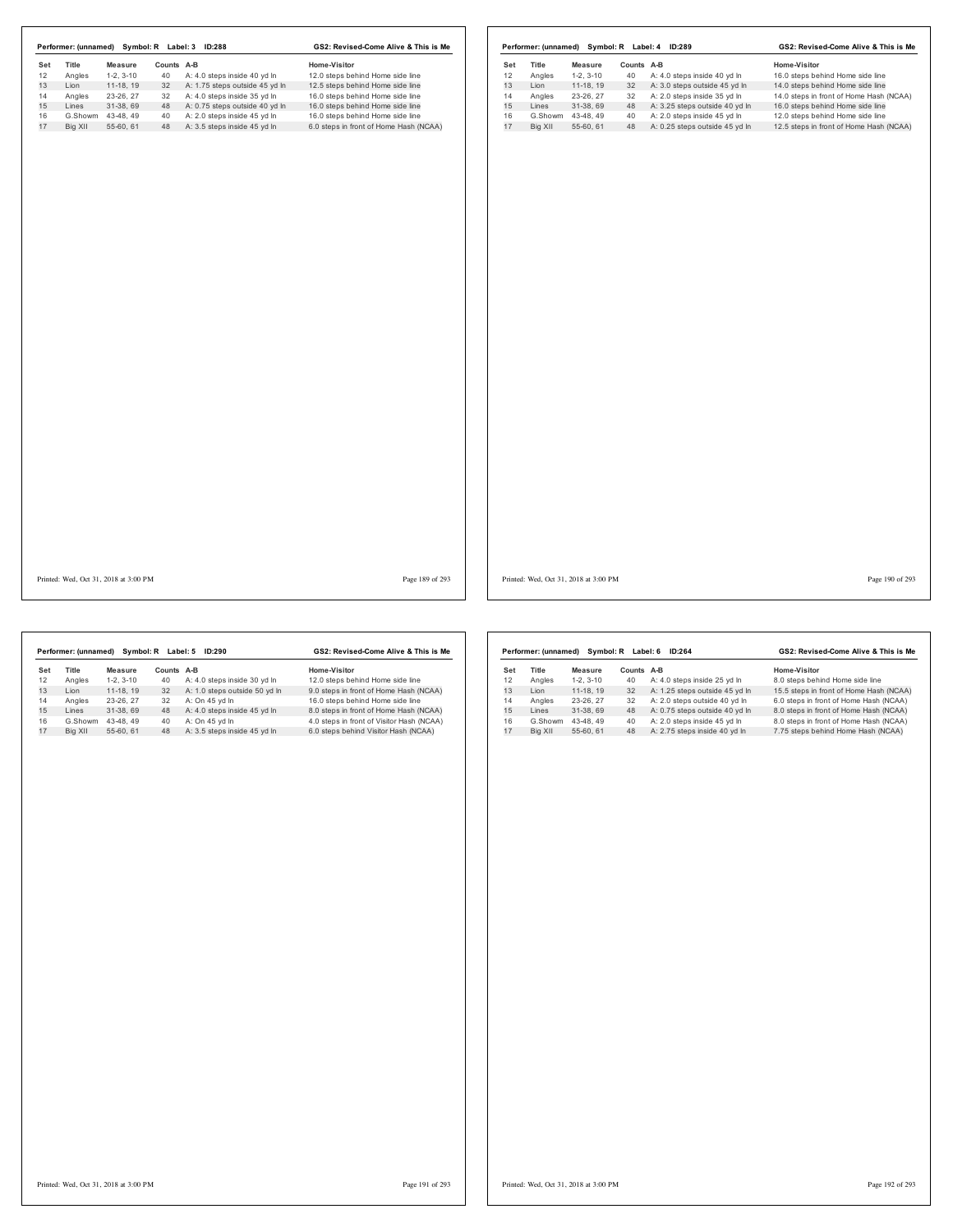**Performer: (unnamed) Symbol: R Label: 3 ID:288** — GS2: Revised-Come Alive & This is Me

| Set | Title | Measure | Counts | A-B | Home-Visitor |
|---|---|---|---|---|---|
| 12 | Angles | 1-2, 3-10 | 40 | A: 4.0 steps inside 40 yd ln | 12.0 steps behind Home side line |
| 13 | Lion | 11-18, 19 | 32 | A: 1.75 steps outside 45 yd ln | 12.5 steps behind Home side line |
| 14 | Angles | 23-26, 27 | 32 | A: 4.0 steps inside 35 yd ln | 16.0 steps behind Home side line |
| 15 | Lines | 31-38, 69 | 48 | A: 0.75 steps outside 40 yd ln | 16.0 steps behind Home side line |
| 16 | G.Showm | 43-48, 49 | 40 | A: 2.0 steps inside 45 yd ln | 16.0 steps behind Home side line |
| 17 | Big XII | 55-60, 61 | 48 | A: 3.5 steps inside 45 yd ln | 6.0 steps in front of Home Hash (NCAA) |

Printed: Wed, Oct 31, 2018 at 3:00 PM

**Performer: (unnamed) Symbol: R Label: 4 ID:289** — GS2: Revised-Come Alive & This is Me

| Set | Title | Measure | Counts | A-B | Home-Visitor |
|---|---|---|---|---|---|
| 12 | Angles | 1-2, 3-10 | 40 | A: 4.0 steps inside 40 yd ln | 16.0 steps behind Home side line |
| 13 | Lion | 11-18, 19 | 32 | A: 3.0 steps outside 45 yd ln | 14.0 steps behind Home side line |
| 14 | Angles | 23-26, 27 | 32 | A: 2.0 steps inside 35 yd ln | 14.0 steps in front of Home Hash (NCAA) |
| 15 | Lines | 31-38, 69 | 48 | A: 3.25 steps outside 40 yd ln | 16.0 steps behind Home side line |
| 16 | G.Showm | 43-48, 49 | 40 | A: 2.0 steps inside 45 yd ln | 12.0 steps behind Home side line |
| 17 | Big XII | 55-60, 61 | 48 | A: 0.25 steps outside 45 yd ln | 12.5 steps in front of Home Hash (NCAA) |

Printed: Wed, Oct 31, 2018 at 3:00 PM

**Performer: (unnamed) Symbol: R Label: 5 ID:290** — GS2: Revised-Come Alive & This is Me

| Set | Title | Measure | Counts | A-B | Home-Visitor |
|---|---|---|---|---|---|
| 12 | Angles | 1-2, 3-10 | 40 | A: 4.0 steps inside 30 yd ln | 12.0 steps behind Home side line |
| 13 | Lion | 11-18, 19 | 32 | A: 1.0 steps outside 50 yd ln | 9.0 steps in front of Home Hash (NCAA) |
| 14 | Angles | 23-26, 27 | 32 | A: On 45 yd ln | 16.0 steps behind Home side line |
| 15 | Lines | 31-38, 69 | 48 | A: 4.0 steps inside 45 yd ln | 8.0 steps in front of Home Hash (NCAA) |
| 16 | G.Showm | 43-48, 49 | 40 | A: On 45 yd ln | 4.0 steps in front of Visitor Hash (NCAA) |
| 17 | Big XII | 55-60, 61 | 48 | A: 3.5 steps inside 45 yd ln | 6.0 steps behind Visitor Hash (NCAA) |

Printed: Wed, Oct 31, 2018 at 3:00 PM

**Performer: (unnamed) Symbol: R Label: 6 ID:264** — GS2: Revised-Come Alive & This is Me

| Set | Title | Measure | Counts | A-B | Home-Visitor |
|---|---|---|---|---|---|
| 12 | Angles | 1-2, 3-10 | 40 | A: 4.0 steps inside 25 yd ln | 8.0 steps behind Home side line |
| 13 | Lion | 11-18, 19 | 32 | A: 1.25 steps outside 45 yd ln | 15.5 steps in front of Home Hash (NCAA) |
| 14 | Angles | 23-26, 27 | 32 | A: 2.0 steps outside 40 yd ln | 6.0 steps in front of Home Hash (NCAA) |
| 15 | Lines | 31-38, 69 | 48 | A: 0.75 steps outside 40 yd ln | 8.0 steps in front of Home Hash (NCAA) |
| 16 | G.Showm | 43-48, 49 | 40 | A: 2.0 steps inside 45 yd ln | 8.0 steps in front of Home Hash (NCAA) |
| 17 | Big XII | 55-60, 61 | 48 | A: 2.75 steps inside 40 yd ln | 7.75 steps behind Home Hash (NCAA) |

Printed: Wed, Oct 31, 2018 at 3:00 PM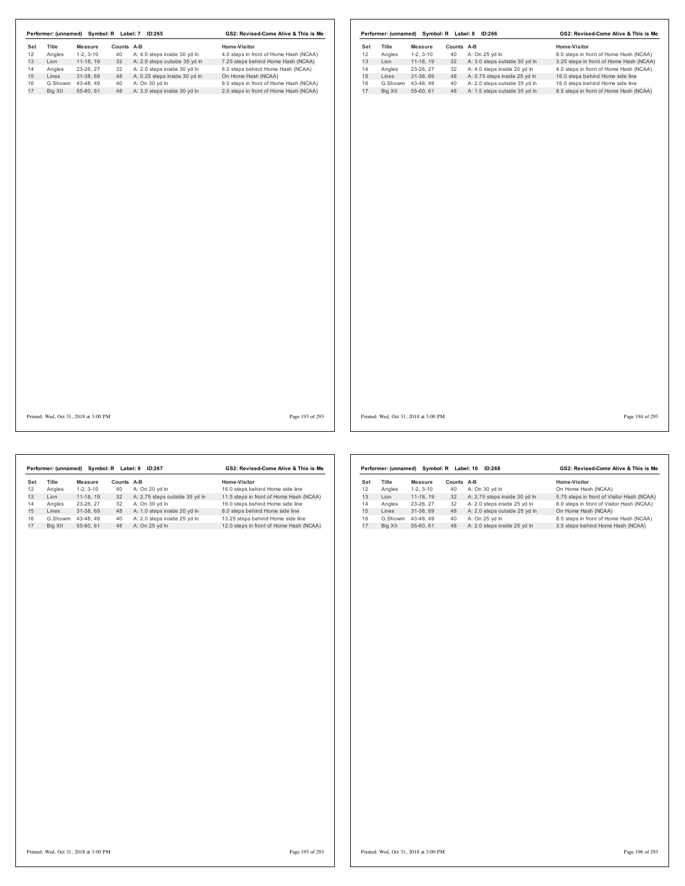**Performer: (unnamed) Symbol: R Label: 7 ID:265** — GS2: Revised-Come Alive & This is Me

| Set | Title | Measure | Counts | A-B | Home-Visitor |
|---|---|---|---|---|---|
| 12 | Angles | 1-2, 3-10 | 40 | A: 4.0 steps inside 30 yd ln | 4.0 steps in front of Home Hash (NCAA) |
| 13 | Lion | 11-18, 19 | 32 | A: 2.0 steps outside 35 yd ln | 7.25 steps behind Home Hash (NCAA) |
| 14 | Angles | 23-26, 27 | 32 | A: 2.0 steps inside 30 yd ln | 6.0 steps behind Home Hash (NCAA) |
| 15 | Lines | 31-38, 69 | 48 | A: 0.25 steps inside 30 yd ln | On Home Hash (NCAA) |
| 16 | G.Showm | 43-48, 49 | 40 | A: On 30 yd ln | 8.0 steps in front of Home Hash (NCAA) |
| 17 | Big XII | 55-60, 61 | 48 | A: 3.0 steps inside 30 yd ln | 2.0 steps in front of Home Hash (NCAA) |

Printed: Wed, Oct 31, 2018 at 3:00 PM

**Performer: (unnamed) Symbol: R Label: 8 ID:266** — GS2: Revised-Come Alive & This is Me

| Set | Title | Measure | Counts | A-B | Home-Visitor |
|---|---|---|---|---|---|
| 12 | Angles | 1-2, 3-10 | 40 | A: On 25 yd ln | 8.0 steps in front of Home Hash (NCAA) |
| 13 | Lion | 11-18, 19 | 32 | A: 3.0 steps outside 30 yd ln | 3.25 steps in front of Home Hash (NCAA) |
| 14 | Angles | 23-26, 27 | 32 | A: 4.0 steps inside 20 yd ln | 4.0 steps in front of Home Hash (NCAA) |
| 15 | Lines | 31-38, 69 | 48 | A: 0.75 steps inside 25 yd ln | 16.0 steps behind Home side line |
| 16 | G.Showm | 43-48, 49 | 40 | A: 2.0 steps outside 35 yd ln | 16.0 steps behind Home side line |
| 17 | Big XII | 55-60, 61 | 48 | A: 1.5 steps outside 35 yd ln | 8.5 steps in front of Home Hash (NCAA) |

Printed: Wed, Oct 31, 2018 at 3:00 PM

**Performer: (unnamed) Symbol: R Label: 9 ID:267** — GS2: Revised-Come Alive & This is Me

| Set | Title | Measure | Counts | A-B | Home-Visitor |
|---|---|---|---|---|---|
| 12 | Angles | 1-2, 3-10 | 40 | A: On 20 yd ln | 16.0 steps behind Home side line |
| 13 | Lion | 11-18, 19 | 32 | A: 2.75 steps outside 35 yd ln | 11.5 steps in front of Home Hash (NCAA) |
| 14 | Angles | 23-26, 27 | 32 | A: On 30 yd ln | 16.0 steps behind Home side line |
| 15 | Lines | 31-38, 69 | 48 | A: 1.0 steps inside 20 yd ln | 8.0 steps behind Home side line |
| 16 | G.Showm | 43-48, 49 | 40 | A: 2.0 steps inside 25 yd ln | 13.25 steps behind Home side line |
| 17 | Big XII | 55-60, 61 | 48 | A: On 25 yd ln | 12.0 steps in front of Home Hash (NCAA) |

Printed: Wed, Oct 31, 2018 at 3:00 PM

**Performer: (unnamed) Symbol: R Label: 10 ID:268** — GS2: Revised-Come Alive & This is Me

| Set | Title | Measure | Counts | A-B | Home-Visitor |
|---|---|---|---|---|---|
| 12 | Angles | 1-2, 3-10 | 40 | A: On 30 yd ln | On Home Hash (NCAA) |
| 13 | Lion | 11-18, 19 | 32 | A: 2.75 steps inside 30 yd ln | 5.75 steps in front of Visitor Hash (NCAA) |
| 14 | Angles | 23-26, 27 | 32 | A: 2.0 steps inside 25 yd ln | 6.0 steps in front of Visitor Hash (NCAA) |
| 15 | Lines | 31-38, 69 | 48 | A: 2.0 steps outside 25 yd ln | On Home Hash (NCAA) |
| 16 | G.Showm | 43-48, 49 | 40 | A: On 25 yd ln | 8.0 steps in front of Home Hash (NCAA) |
| 17 | Big XII | 55-60, 61 | 48 | A: 2.0 steps inside 25 yd ln | 3.5 steps behind Home Hash (NCAA) |

Printed: Wed, Oct 31, 2018 at 3:00 PM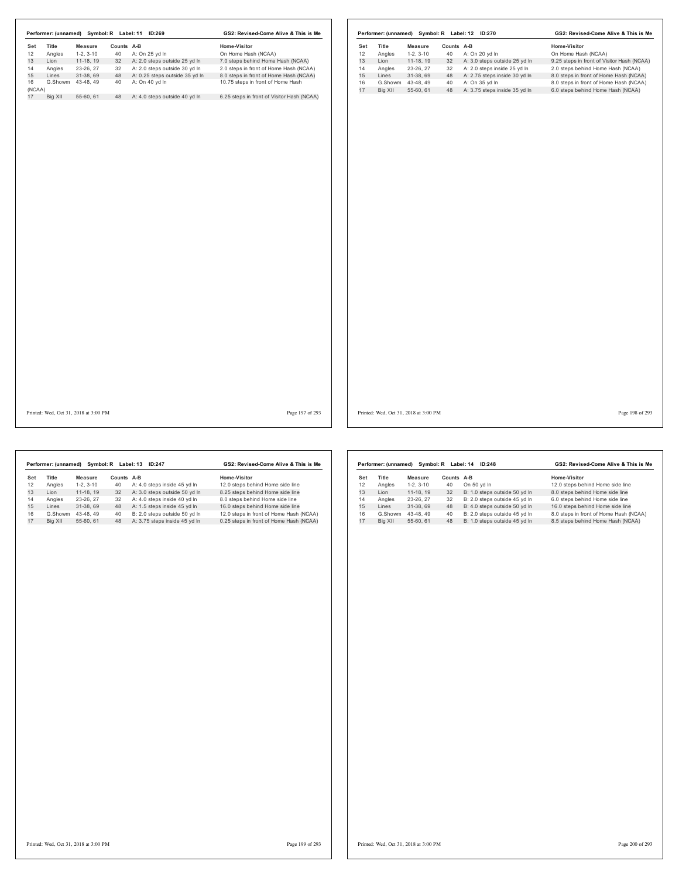**Performer: (unnamed) Symbol: R Label: 11 ID:269** — **GS2: Revised-Come Alive & This is Me**

| Set | Title | Measure | Counts | A-B | Home-Visitor |
|---|---|---|---|---|---|
| 12 | Angles | 1-2, 3-10 | 40 | A: On 25 yd ln | On Home Hash (NCAA) |
| 13 | Lion | 11-18, 19 | 32 | A: 2.0 steps outside 25 yd ln | 7.0 steps behind Home Hash (NCAA) |
| 14 | Angles | 23-26, 27 | 32 | A: 2.0 steps outside 30 yd ln | 2.0 steps in front of Home Hash (NCAA) |
| 15 | Lines | 31-38, 69 | 48 | A: 0.25 steps outside 35 yd ln | 8.0 steps in front of Home Hash (NCAA) |
| 16 | G.Showm | 43-48, 49 | 40 | A: On 40 yd ln | 10.75 steps in front of Home Hash (NCAA) |
| 17 | Big XII | 55-60, 61 | 48 | A: 4.0 steps outside 40 yd ln | 6.25 steps in front of Visitor Hash (NCAA) |

**Performer: (unnamed) Symbol: R Label: 12 ID:270** — **GS2: Revised-Come Alive & This is Me**

| Set | Title | Measure | Counts | A-B | Home-Visitor |
|---|---|---|---|---|---|
| 12 | Angles | 1-2, 3-10 | 40 | A: On 20 yd ln | On Home Hash (NCAA) |
| 13 | Lion | 11-18, 19 | 32 | A: 3.0 steps outside 25 yd ln | 9.25 steps in front of Visitor Hash (NCAA) |
| 14 | Angles | 23-26, 27 | 32 | A: 2.0 steps inside 25 yd ln | 2.0 steps behind Home Hash (NCAA) |
| 15 | Lines | 31-38, 69 | 48 | A: 2.75 steps inside 30 yd ln | 8.0 steps in front of Home Hash (NCAA) |
| 16 | G.Showm | 43-48, 49 | 40 | A: On 35 yd ln | 8.0 steps in front of Home Hash (NCAA) |
| 17 | Big XII | 55-60, 61 | 48 | A: 3.75 steps inside 35 yd ln | 6.0 steps behind Home Hash (NCAA) |

**Performer: (unnamed) Symbol: R Label: 13 ID:247** — **GS2: Revised-Come Alive & This is Me**

| Set | Title | Measure | Counts | A-B | Home-Visitor |
|---|---|---|---|---|---|
| 12 | Angles | 1-2, 3-10 | 40 | A: 4.0 steps inside 45 yd ln | 12.0 steps behind Home side line |
| 13 | Lion | 11-18, 19 | 32 | A: 3.0 steps outside 50 yd ln | 8.25 steps behind Home side line |
| 14 | Angles | 23-26, 27 | 32 | A: 4.0 steps inside 40 yd ln | 8.0 steps behind Home side line |
| 15 | Lines | 31-38, 69 | 48 | A: 1.5 steps inside 45 yd ln | 16.0 steps behind Home side line |
| 16 | G.Showm | 43-48, 49 | 40 | B: 2.0 steps outside 50 yd ln | 12.0 steps in front of Home Hash (NCAA) |
| 17 | Big XII | 55-60, 61 | 48 | A: 3.75 steps inside 45 yd ln | 0.25 steps in front of Home Hash (NCAA) |

**Performer: (unnamed) Symbol: R Label: 14 ID:248** — **GS2: Revised-Come Alive & This is Me**

| Set | Title | Measure | Counts | A-B | Home-Visitor |
|---|---|---|---|---|---|
| 12 | Angles | 1-2, 3-10 | 40 | On 50 yd ln | 12.0 steps behind Home side line |
| 13 | Lion | 11-18, 19 | 32 | B: 1.0 steps outside 50 yd ln | 8.0 steps behind Home side line |
| 14 | Angles | 23-26, 27 | 32 | B: 2.0 steps outside 45 yd ln | 6.0 steps behind Home side line |
| 15 | Lines | 31-38, 69 | 48 | B: 4.0 steps outside 50 yd ln | 16.0 steps behind Home side line |
| 16 | G.Showm | 43-48, 49 | 40 | B: 2.0 steps outside 45 yd ln | 8.0 steps in front of Home Hash (NCAA) |
| 17 | Big XII | 55-60, 61 | 48 | B: 1.0 steps outside 45 yd ln | 8.5 steps behind Home Hash (NCAA) |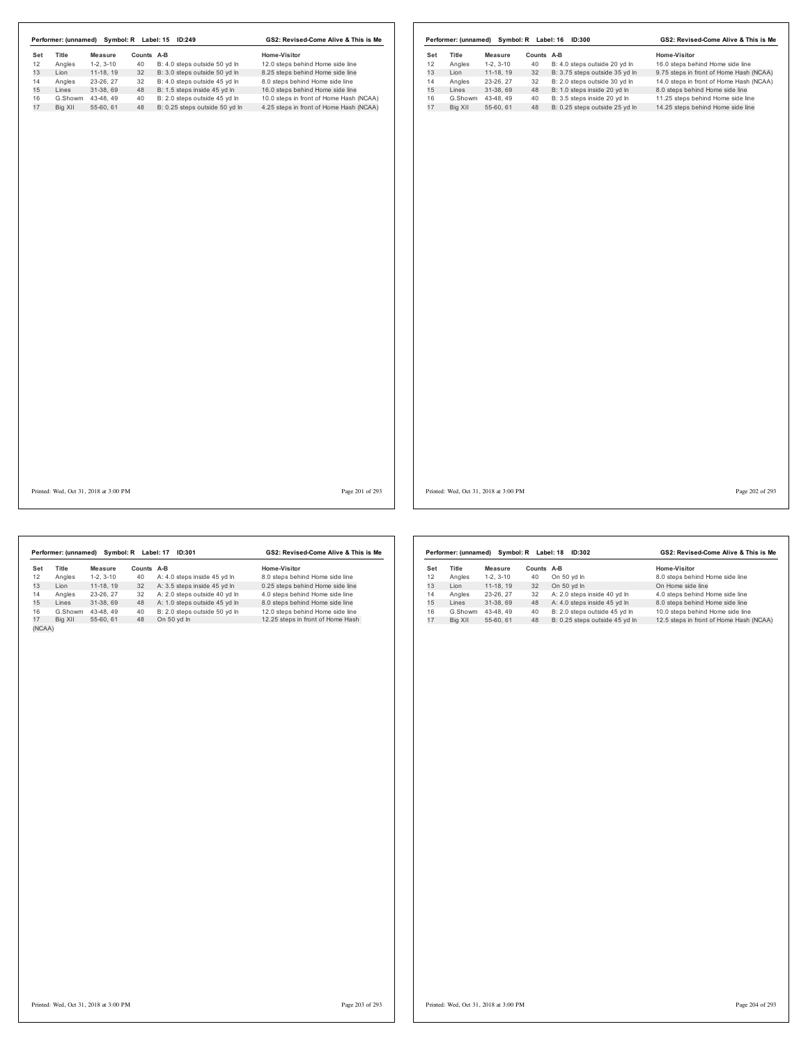**Performer: (unnamed)   Symbol: R   Label: 15   ID:249**   **GS2: Revised-Come Alive & This is Me**

| Set | Title | Measure | Counts | A-B | Home-Visitor |
|---|---|---|---|---|---|
| 12 | Angles | 1-2, 3-10 | 40 | B: 4.0 steps outside 50 yd ln | 12.0 steps behind Home side line |
| 13 | Lion | 11-18, 19 | 32 | B: 3.0 steps outside 50 yd ln | 8.25 steps behind Home side line |
| 14 | Angles | 23-26, 27 | 32 | B: 4.0 steps outside 45 yd ln | 8.0 steps behind Home side line |
| 15 | Lines | 31-38, 69 | 48 | B: 1.5 steps inside 45 yd ln | 16.0 steps behind Home side line |
| 16 | G.Showm | 43-48, 49 | 40 | B: 2.0 steps outside 45 yd ln | 10.0 steps in front of Home Hash (NCAA) |
| 17 | Big XII | 55-60, 61 | 48 | B: 0.25 steps outside 50 yd ln | 4.25 steps in front of Home Hash (NCAA) |

**Performer: (unnamed)   Symbol: R   Label: 16   ID:300**   **GS2: Revised-Come Alive & This is Me**

| Set | Title | Measure | Counts | A-B | Home-Visitor |
|---|---|---|---|---|---|
| 12 | Angles | 1-2, 3-10 | 40 | B: 4.0 steps outside 20 yd ln | 16.0 steps behind Home side line |
| 13 | Lion | 11-18, 19 | 32 | B: 3.75 steps outside 35 yd ln | 9.75 steps in front of Home Hash (NCAA) |
| 14 | Angles | 23-26, 27 | 32 | B: 2.0 steps outside 30 yd ln | 14.0 steps in front of Home Hash (NCAA) |
| 15 | Lines | 31-38, 69 | 48 | B: 1.0 steps inside 20 yd ln | 8.0 steps behind Home side line |
| 16 | G.Showm | 43-48, 49 | 40 | B: 3.5 steps inside 20 yd ln | 11.25 steps behind Home side line |
| 17 | Big XII | 55-60, 61 | 48 | B: 0.25 steps outside 25 yd ln | 14.25 steps behind Home side line |

**Performer: (unnamed)   Symbol: R   Label: 17   ID:301**   **GS2: Revised-Come Alive & This is Me**

| Set | Title | Measure | Counts | A-B | Home-Visitor |
|---|---|---|---|---|---|
| 12 | Angles | 1-2, 3-10 | 40 | A: 4.0 steps inside 45 yd ln | 8.0 steps behind Home side line |
| 13 | Lion | 11-18, 19 | 32 | A: 3.5 steps inside 45 yd ln | 0.25 steps behind Home side line |
| 14 | Angles | 23-26, 27 | 32 | A: 2.0 steps outside 40 yd ln | 4.0 steps behind Home side line |
| 15 | Lines | 31-38, 69 | 48 | A: 1.0 steps outside 45 yd ln | 8.0 steps behind Home side line |
| 16 | G.Showm | 43-48, 49 | 40 | B: 2.0 steps outside 50 yd ln | 12.0 steps behind Home side line |
| 17 | Big XII | 55-60, 61 | 48 | On 50 yd ln | 12.25 steps in front of Home Hash (NCAA) |

**Performer: (unnamed)   Symbol: R   Label: 18   ID:302**   **GS2: Revised-Come Alive & This is Me**

| Set | Title | Measure | Counts | A-B | Home-Visitor |
|---|---|---|---|---|---|
| 12 | Angles | 1-2, 3-10 | 40 | On 50 yd ln | 8.0 steps behind Home side line |
| 13 | Lion | 11-18, 19 | 32 | On 50 yd ln | On Home side line |
| 14 | Angles | 23-26, 27 | 32 | A: 2.0 steps inside 40 yd ln | 4.0 steps behind Home side line |
| 15 | Lines | 31-38, 69 | 48 | A: 4.0 steps inside 45 yd ln | 8.0 steps behind Home side line |
| 16 | G.Showm | 43-48, 49 | 40 | B: 2.0 steps outside 45 yd ln | 10.0 steps behind Home side line |
| 17 | Big XII | 55-60, 61 | 48 | B: 0.25 steps outside 45 yd ln | 12.5 steps in front of Home Hash (NCAA) |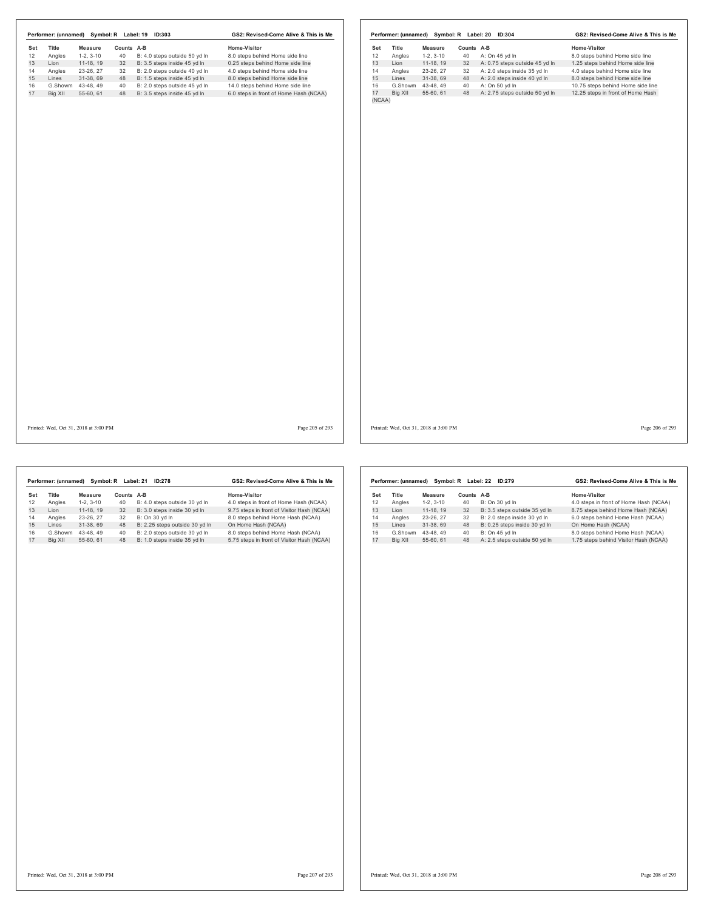**Performer: (unnamed) Symbol: R Label: 19 ID:303** — GS2: Revised-Come Alive & This is Me

| Set | Title | Measure | Counts | A-B | Home-Visitor |
|---|---|---|---|---|---|
| 12 | Angles | 1-2, 3-10 | 40 | B: 4.0 steps outside 50 yd ln | 8.0 steps behind Home side line |
| 13 | Lion | 11-18, 19 | 32 | B: 3.5 steps inside 45 yd ln | 0.25 steps behind Home side line |
| 14 | Angles | 23-26, 27 | 32 | B: 2.0 steps outside 40 yd ln | 4.0 steps behind Home side line |
| 15 | Lines | 31-38, 69 | 48 | B: 1.5 steps inside 45 yd ln | 8.0 steps behind Home side line |
| 16 | G.Showm | 43-48, 49 | 40 | B: 2.0 steps outside 45 yd ln | 14.0 steps behind Home side line |
| 17 | Big XII | 55-60, 61 | 48 | B: 3.5 steps inside 45 yd ln | 6.0 steps in front of Home Hash (NCAA) |

Printed: Wed, Oct 31, 2018 at 3:00 PM

**Performer: (unnamed) Symbol: R Label: 20 ID:304** — GS2: Revised-Come Alive & This is Me

| Set | Title | Measure | Counts | A-B | Home-Visitor |
|---|---|---|---|---|---|
| 12 | Angles | 1-2, 3-10 | 40 | A: On 45 yd ln | 8.0 steps behind Home side line |
| 13 | Lion | 11-18, 19 | 32 | A: 0.75 steps outside 45 yd ln | 1.25 steps behind Home side line |
| 14 | Angles | 23-26, 27 | 32 | A: 2.0 steps inside 35 yd ln | 4.0 steps behind Home side line |
| 15 | Lines | 31-38, 69 | 48 | A: 2.0 steps inside 40 yd ln | 8.0 steps behind Home side line |
| 16 | G.Showm | 43-48, 49 | 40 | A: On 50 yd ln | 10.75 steps behind Home side line |
| 17 | Big XII | 55-60, 61 | 48 | A: 2.75 steps outside 50 yd ln | 12.25 steps in front of Home Hash (NCAA) |

Printed: Wed, Oct 31, 2018 at 3:00 PM

**Performer: (unnamed) Symbol: R Label: 21 ID:278** — GS2: Revised-Come Alive & This is Me

| Set | Title | Measure | Counts | A-B | Home-Visitor |
|---|---|---|---|---|---|
| 12 | Angles | 1-2, 3-10 | 40 | B: 4.0 steps outside 30 yd ln | 4.0 steps in front of Home Hash (NCAA) |
| 13 | Lion | 11-18, 19 | 32 | B: 3.0 steps inside 30 yd ln | 9.75 steps in front of Visitor Hash (NCAA) |
| 14 | Angles | 23-26, 27 | 32 | B: On 30 yd ln | 8.0 steps behind Home Hash (NCAA) |
| 15 | Lines | 31-38, 69 | 48 | B: 2.25 steps outside 30 yd ln | On Home Hash (NCAA) |
| 16 | G.Showm | 43-48, 49 | 40 | B: 2.0 steps outside 30 yd ln | 8.0 steps behind Home Hash (NCAA) |
| 17 | Big XII | 55-60, 61 | 48 | B: 1.0 steps inside 35 yd ln | 5.75 steps in front of Visitor Hash (NCAA) |

Printed: Wed, Oct 31, 2018 at 3:00 PM

**Performer: (unnamed) Symbol: R Label: 22 ID:279** — GS2: Revised-Come Alive & This is Me

| Set | Title | Measure | Counts | A-B | Home-Visitor |
|---|---|---|---|---|---|
| 12 | Angles | 1-2, 3-10 | 40 | B: On 30 yd ln | 4.0 steps in front of Home Hash (NCAA) |
| 13 | Lion | 11-18, 19 | 32 | B: 3.5 steps outside 35 yd ln | 8.75 steps behind Home Hash (NCAA) |
| 14 | Angles | 23-26, 27 | 32 | B: 2.0 steps inside 30 yd ln | 6.0 steps behind Home Hash (NCAA) |
| 15 | Lines | 31-38, 69 | 48 | B: 0.25 steps inside 30 yd ln | On Home Hash (NCAA) |
| 16 | G.Showm | 43-48, 49 | 40 | B: On 45 yd ln | 8.0 steps behind Home Hash (NCAA) |
| 17 | Big XII | 55-60, 61 | 48 | A: 2.5 steps outside 50 yd ln | 1.75 steps behind Visitor Hash (NCAA) |

Printed: Wed, Oct 31, 2018 at 3:00 PM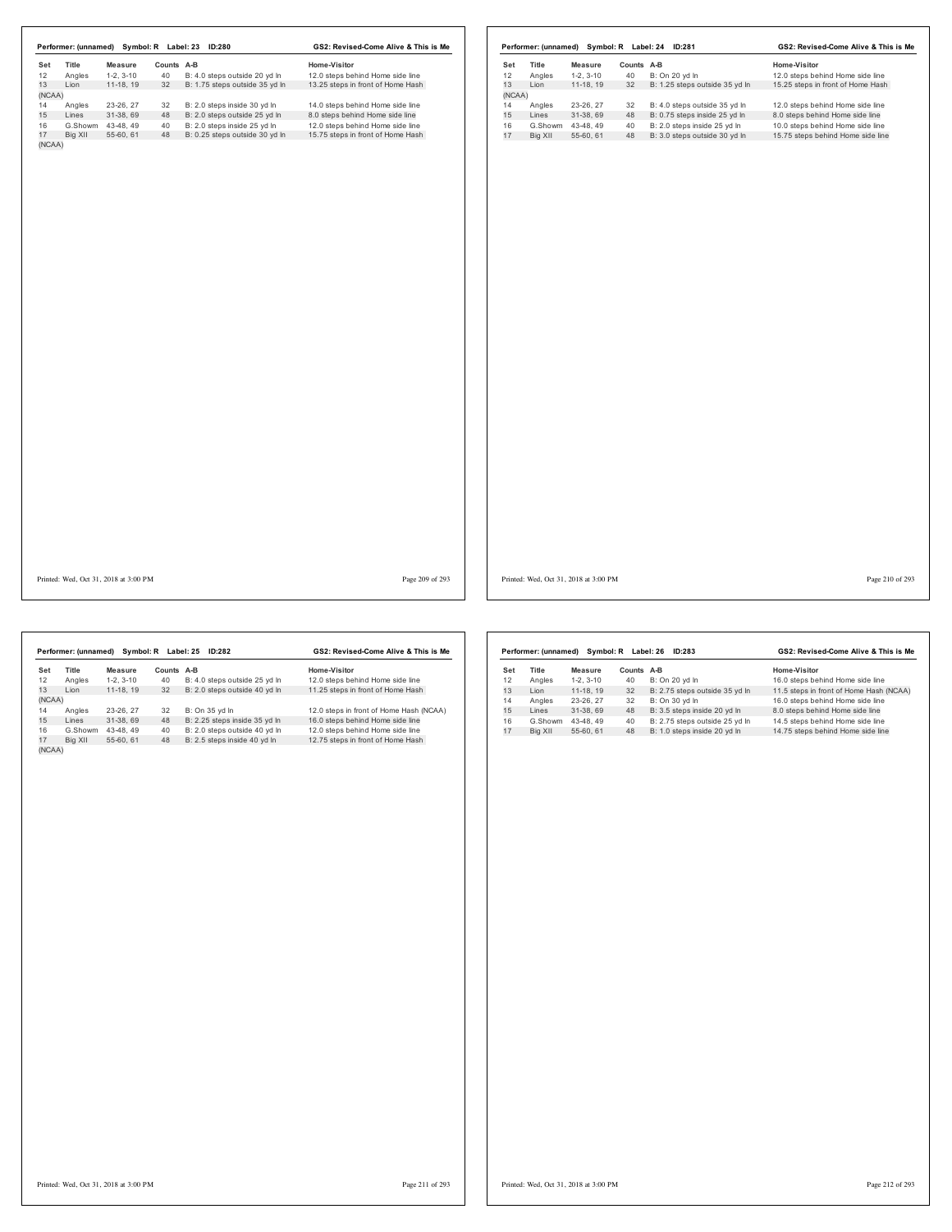**Performer: (unnamed) Symbol: R Label: 23 ID:280** — **GS2: Revised-Come Alive & This is Me**

| Set | Title | Measure | Counts | A-B | Home-Visitor |
|---|---|---|---|---|---|
| 12 | Angles | 1-2, 3-10 | 40 | B: 4.0 steps outside 20 yd ln | 12.0 steps behind Home side line |
| 13 (NCAA) | Lion | 11-18, 19 | 32 | B: 1.75 steps outside 35 yd ln | 13.25 steps in front of Home Hash |
| 14 | Angles | 23-26, 27 | 32 | B: 2.0 steps inside 30 yd ln | 14.0 steps behind Home side line |
| 15 | Lines | 31-38, 69 | 48 | B: 2.0 steps outside 25 yd ln | 8.0 steps behind Home side line |
| 16 | G.Showm | 43-48, 49 | 40 | B: 2.0 steps inside 25 yd ln | 12.0 steps behind Home side line |
| 17 (NCAA) | Big XII | 55-60, 61 | 48 | B: 0.25 steps outside 30 yd ln | 15.75 steps in front of Home Hash |

**Performer: (unnamed) Symbol: R Label: 24 ID:281** — **GS2: Revised-Come Alive & This is Me**

| Set | Title | Measure | Counts | A-B | Home-Visitor |
|---|---|---|---|---|---|
| 12 | Angles | 1-2, 3-10 | 40 | B: On 20 yd ln | 12.0 steps behind Home side line |
| 13 (NCAA) | Lion | 11-18, 19 | 32 | B: 1.25 steps outside 35 yd ln | 15.25 steps in front of Home Hash |
| 14 | Angles | 23-26, 27 | 32 | B: 4.0 steps outside 35 yd ln | 12.0 steps behind Home side line |
| 15 | Lines | 31-38, 69 | 48 | B: 0.75 steps inside 25 yd ln | 8.0 steps behind Home side line |
| 16 | G.Showm | 43-48, 49 | 40 | B: 2.0 steps inside 25 yd ln | 10.0 steps behind Home side line |
| 17 | Big XII | 55-60, 61 | 48 | B: 3.0 steps outside 30 yd ln | 15.75 steps behind Home side line |

**Performer: (unnamed) Symbol: R Label: 25 ID:282** — **GS2: Revised-Come Alive & This is Me**

| Set | Title | Measure | Counts | A-B | Home-Visitor |
|---|---|---|---|---|---|
| 12 | Angles | 1-2, 3-10 | 40 | B: 4.0 steps outside 25 yd ln | 12.0 steps behind Home side line |
| 13 (NCAA) | Lion | 11-18, 19 | 32 | B: 2.0 steps outside 40 yd ln | 11.25 steps in front of Home Hash |
| 14 | Angles | 23-26, 27 | 32 | B: On 35 yd ln | 12.0 steps in front of Home Hash (NCAA) |
| 15 | Lines | 31-38, 69 | 48 | B: 2.25 steps inside 35 yd ln | 16.0 steps behind Home side line |
| 16 | G.Showm | 43-48, 49 | 40 | B: 2.0 steps outside 40 yd ln | 12.0 steps behind Home side line |
| 17 (NCAA) | Big XII | 55-60, 61 | 48 | B: 2.5 steps inside 40 yd ln | 12.75 steps in front of Home Hash |

**Performer: (unnamed) Symbol: R Label: 26 ID:283** — **GS2: Revised-Come Alive & This is Me**

| Set | Title | Measure | Counts | A-B | Home-Visitor |
|---|---|---|---|---|---|
| 12 | Angles | 1-2, 3-10 | 40 | B: On 20 yd ln | 16.0 steps behind Home side line |
| 13 | Lion | 11-18, 19 | 32 | B: 2.75 steps outside 35 yd ln | 11.5 steps in front of Home Hash (NCAA) |
| 14 | Angles | 23-26, 27 | 32 | B: On 30 yd ln | 16.0 steps behind Home side line |
| 15 | Lines | 31-38, 69 | 48 | B: 3.5 steps inside 20 yd ln | 8.0 steps behind Home side line |
| 16 | G.Showm | 43-48, 49 | 40 | B: 2.75 steps outside 25 yd ln | 14.5 steps behind Home side line |
| 17 | Big XII | 55-60, 61 | 48 | B: 1.0 steps inside 20 yd ln | 14.75 steps behind Home side line |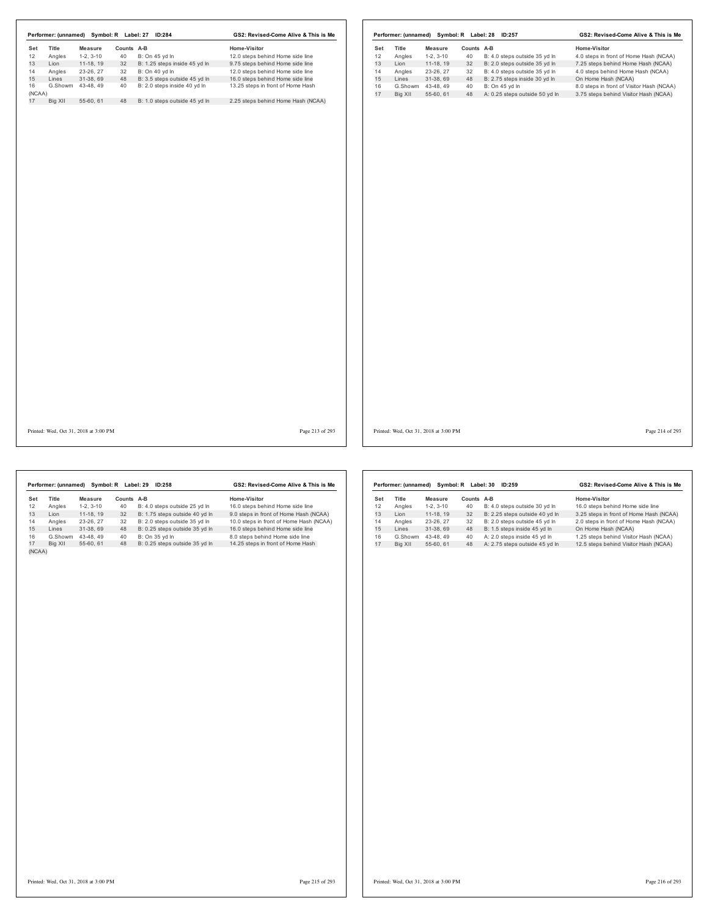**Performer: (unnamed) Symbol: R Label: 27 ID:284** — GS2: Revised-Come Alive & This is Me

| Set | Title | Measure | Counts | A-B | Home-Visitor |
|---|---|---|---|---|---|
| 12 | Angles | 1-2, 3-10 | 40 | B: On 45 yd ln | 12.0 steps behind Home side line |
| 13 | Lion | 11-18, 19 | 32 | B: 1.25 steps inside 45 yd ln | 9.75 steps behind Home side line |
| 14 | Angles | 23-26, 27 | 32 | B: On 40 yd ln | 12.0 steps behind Home side line |
| 15 | Lines | 31-38, 69 | 48 | B: 3.5 steps outside 45 yd ln | 16.0 steps behind Home side line |
| 16 | G.Showm | 43-48, 49 | 40 | B: 2.0 steps inside 40 yd ln | 13.25 steps in front of Home Hash (NCAA) |
| 17 | Big XII | 55-60, 61 | 48 | B: 1.0 steps outside 45 yd ln | 2.25 steps behind Home Hash (NCAA) |

**Performer: (unnamed) Symbol: R Label: 28 ID:257** — GS2: Revised-Come Alive & This is Me

| Set | Title | Measure | Counts | A-B | Home-Visitor |
|---|---|---|---|---|---|
| 12 | Angles | 1-2, 3-10 | 40 | B: 4.0 steps outside 35 yd ln | 4.0 steps in front of Home Hash (NCAA) |
| 13 | Lion | 11-18, 19 | 32 | B: 2.0 steps outside 35 yd ln | 7.25 steps behind Home Hash (NCAA) |
| 14 | Angles | 23-26, 27 | 32 | B: 4.0 steps outside 35 yd ln | 4.0 steps behind Home Hash (NCAA) |
| 15 | Lines | 31-38, 69 | 48 | B: 2.75 steps inside 30 yd ln | On Home Hash (NCAA) |
| 16 | G.Showm | 43-48, 49 | 40 | B: On 45 yd ln | 8.0 steps in front of Visitor Hash (NCAA) |
| 17 | Big XII | 55-60, 61 | 48 | A: 0.25 steps outside 50 yd ln | 3.75 steps behind Visitor Hash (NCAA) |

**Performer: (unnamed) Symbol: R Label: 29 ID:258** — GS2: Revised-Come Alive & This is Me

| Set | Title | Measure | Counts | A-B | Home-Visitor |
|---|---|---|---|---|---|
| 12 | Angles | 1-2, 3-10 | 40 | B: 4.0 steps outside 25 yd ln | 16.0 steps behind Home side line |
| 13 | Lion | 11-18, 19 | 32 | B: 1.75 steps outside 40 yd ln | 9.0 steps in front of Home Hash (NCAA) |
| 14 | Angles | 23-26, 27 | 32 | B: 2.0 steps outside 35 yd ln | 10.0 steps in front of Home Hash (NCAA) |
| 15 | Lines | 31-38, 69 | 48 | B: 0.25 steps outside 35 yd ln | 16.0 steps behind Home side line |
| 16 | G.Showm | 43-48, 49 | 40 | B: On 35 yd ln | 8.0 steps behind Home side line |
| 17 | Big XII | 55-60, 61 | 48 | B: 0.25 steps outside 35 yd ln | 14.25 steps in front of Home Hash (NCAA) |

**Performer: (unnamed) Symbol: R Label: 30 ID:259** — GS2: Revised-Come Alive & This is Me

| Set | Title | Measure | Counts | A-B | Home-Visitor |
|---|---|---|---|---|---|
| 12 | Angles | 1-2, 3-10 | 40 | B: 4.0 steps outside 30 yd ln | 16.0 steps behind Home side line |
| 13 | Lion | 11-18, 19 | 32 | B: 2.25 steps outside 40 yd ln | 3.25 steps in front of Home Hash (NCAA) |
| 14 | Angles | 23-26, 27 | 32 | B: 2.0 steps outside 45 yd ln | 2.0 steps in front of Home Hash (NCAA) |
| 15 | Lines | 31-38, 69 | 48 | B: 1.5 steps inside 45 yd ln | On Home Hash (NCAA) |
| 16 | G.Showm | 43-48, 49 | 40 | A: 2.0 steps inside 45 yd ln | 1.25 steps behind Visitor Hash (NCAA) |
| 17 | Big XII | 55-60, 61 | 48 | A: 2.75 steps outside 45 yd ln | 12.5 steps behind Visitor Hash (NCAA) |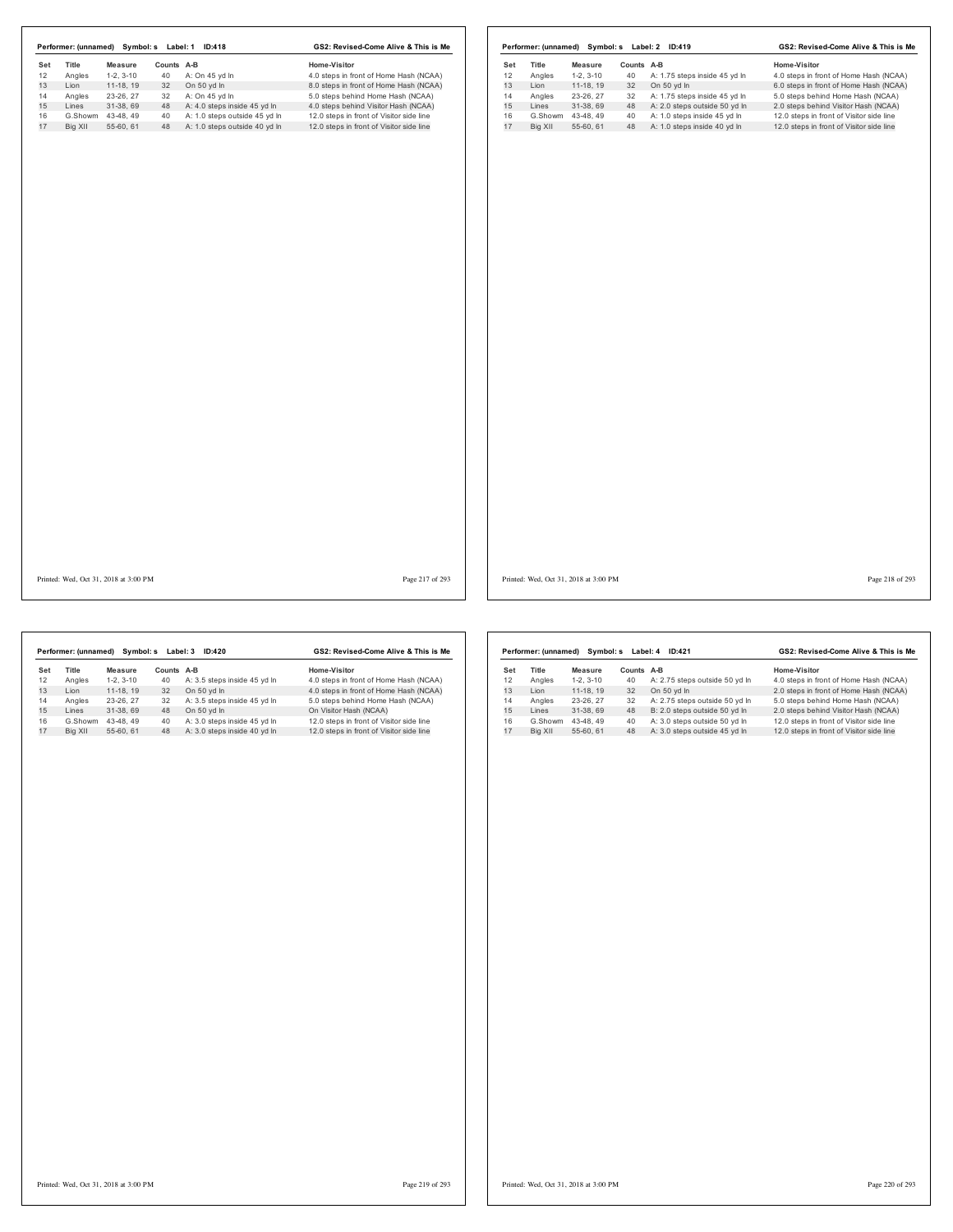**Performer: (unnamed) Symbol: s Label: 1 ID:418** — **GS2: Revised-Come Alive & This is Me**

| Set | Title | Measure | Counts | A-B | Home-Visitor |
|---|---|---|---|---|---|
| 12 | Angles | 1-2, 3-10 | 40 | A: On 45 yd ln | 4.0 steps in front of Home Hash (NCAA) |
| 13 | Lion | 11-18, 19 | 32 | On 50 yd ln | 8.0 steps in front of Home Hash (NCAA) |
| 14 | Angles | 23-26, 27 | 32 | A: On 45 yd ln | 5.0 steps behind Home Hash (NCAA) |
| 15 | Lines | 31-38, 69 | 48 | A: 4.0 steps inside 45 yd ln | 4.0 steps behind Visitor Hash (NCAA) |
| 16 | G.Showm | 43-48, 49 | 40 | A: 1.0 steps outside 45 yd ln | 12.0 steps in front of Visitor side line |
| 17 | Big XII | 55-60, 61 | 48 | A: 1.0 steps outside 40 yd ln | 12.0 steps in front of Visitor side line |

Printed: Wed, Oct 31, 2018 at 3:00 PM

**Performer: (unnamed) Symbol: s Label: 2 ID:419** — **GS2: Revised-Come Alive & This is Me**

| Set | Title | Measure | Counts | A-B | Home-Visitor |
|---|---|---|---|---|---|
| 12 | Angles | 1-2, 3-10 | 40 | A: 1.75 steps inside 45 yd ln | 4.0 steps in front of Home Hash (NCAA) |
| 13 | Lion | 11-18, 19 | 32 | On 50 yd ln | 6.0 steps in front of Home Hash (NCAA) |
| 14 | Angles | 23-26, 27 | 32 | A: 1.75 steps inside 45 yd ln | 5.0 steps behind Home Hash (NCAA) |
| 15 | Lines | 31-38, 69 | 48 | A: 2.0 steps outside 50 yd ln | 2.0 steps behind Visitor Hash (NCAA) |
| 16 | G.Showm | 43-48, 49 | 40 | A: 1.0 steps inside 45 yd ln | 12.0 steps in front of Visitor side line |
| 17 | Big XII | 55-60, 61 | 48 | A: 1.0 steps inside 40 yd ln | 12.0 steps in front of Visitor side line |

Printed: Wed, Oct 31, 2018 at 3:00 PM

**Performer: (unnamed) Symbol: s Label: 3 ID:420** — **GS2: Revised-Come Alive & This is Me**

| Set | Title | Measure | Counts | A-B | Home-Visitor |
|---|---|---|---|---|---|
| 12 | Angles | 1-2, 3-10 | 40 | A: 3.5 steps inside 45 yd ln | 4.0 steps in front of Home Hash (NCAA) |
| 13 | Lion | 11-18, 19 | 32 | On 50 yd ln | 4.0 steps in front of Home Hash (NCAA) |
| 14 | Angles | 23-26, 27 | 32 | A: 3.5 steps inside 45 yd ln | 5.0 steps behind Home Hash (NCAA) |
| 15 | Lines | 31-38, 69 | 48 | On 50 yd ln | On Visitor Hash (NCAA) |
| 16 | G.Showm | 43-48, 49 | 40 | A: 3.0 steps inside 45 yd ln | 12.0 steps in front of Visitor side line |
| 17 | Big XII | 55-60, 61 | 48 | A: 3.0 steps inside 40 yd ln | 12.0 steps in front of Visitor side line |

Printed: Wed, Oct 31, 2018 at 3:00 PM

**Performer: (unnamed) Symbol: s Label: 4 ID:421** — **GS2: Revised-Come Alive & This is Me**

| Set | Title | Measure | Counts | A-B | Home-Visitor |
|---|---|---|---|---|---|
| 12 | Angles | 1-2, 3-10 | 40 | A: 2.75 steps outside 50 yd ln | 4.0 steps in front of Home Hash (NCAA) |
| 13 | Lion | 11-18, 19 | 32 | On 50 yd ln | 2.0 steps in front of Home Hash (NCAA) |
| 14 | Angles | 23-26, 27 | 32 | A: 2.75 steps outside 50 yd ln | 5.0 steps behind Home Hash (NCAA) |
| 15 | Lines | 31-38, 69 | 48 | B: 2.0 steps outside 50 yd ln | 2.0 steps behind Visitor Hash (NCAA) |
| 16 | G.Showm | 43-48, 49 | 40 | A: 3.0 steps outside 50 yd ln | 12.0 steps in front of Visitor side line |
| 17 | Big XII | 55-60, 61 | 48 | A: 3.0 steps outside 45 yd ln | 12.0 steps in front of Visitor side line |

Printed: Wed, Oct 31, 2018 at 3:00 PM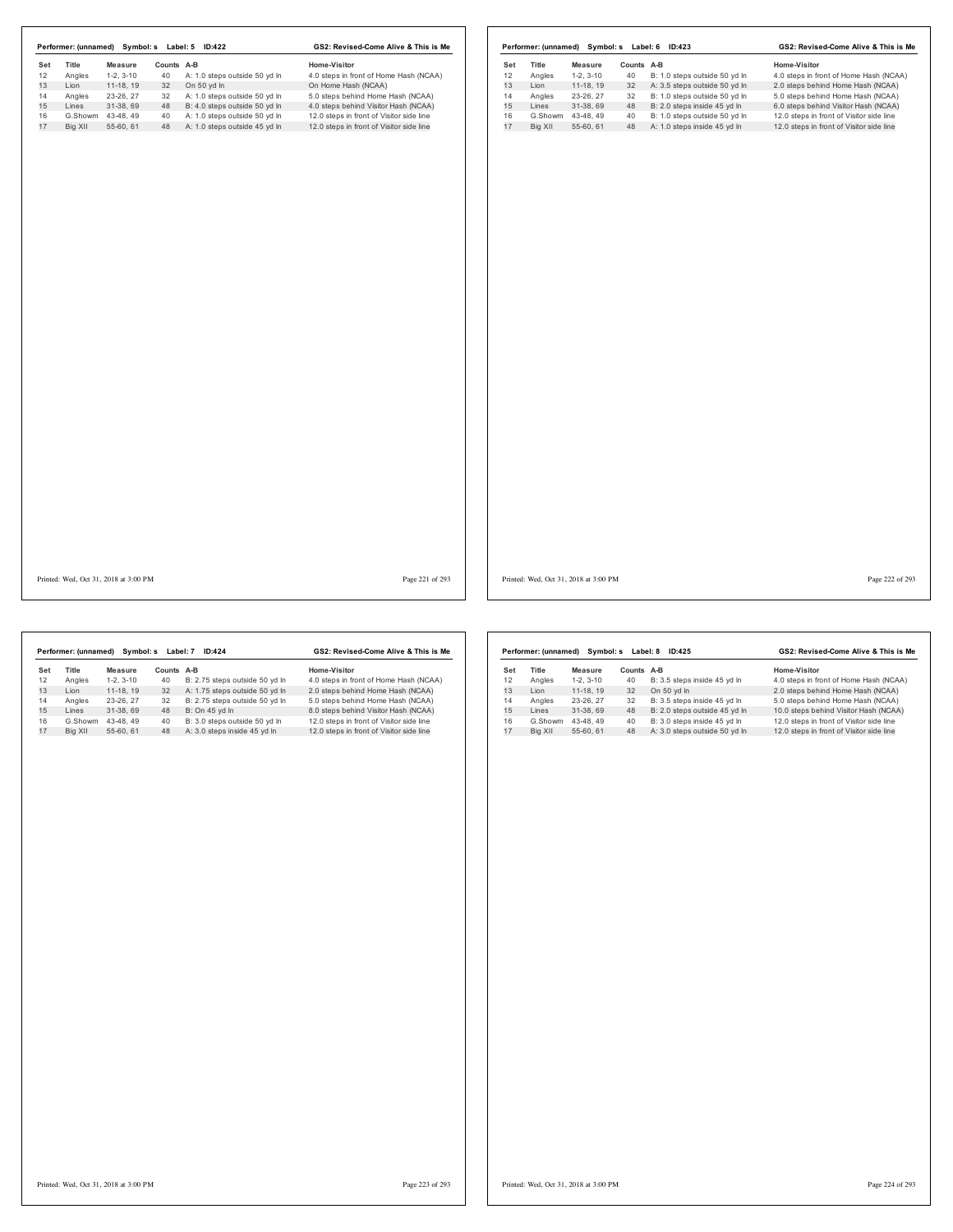**Performer: (unnamed) Symbol: s Label: 5 ID:422** — **GS2: Revised-Come Alive & This is Me**

| Set | Title | Measure | Counts | A-B | Home-Visitor |
|---|---|---|---|---|---|
| 12 | Angles | 1-2, 3-10 | 40 | A: 1.0 steps outside 50 yd ln | 4.0 steps in front of Home Hash (NCAA) |
| 13 | Lion | 11-18, 19 | 32 | On 50 yd ln | On Home Hash (NCAA) |
| 14 | Angles | 23-26, 27 | 32 | A: 1.0 steps outside 50 yd ln | 5.0 steps behind Home Hash (NCAA) |
| 15 | Lines | 31-38, 69 | 48 | B: 4.0 steps outside 50 yd ln | 4.0 steps behind Visitor Hash (NCAA) |
| 16 | G.Showm | 43-48, 49 | 40 | A: 1.0 steps outside 50 yd ln | 12.0 steps in front of Visitor side line |
| 17 | Big XII | 55-60, 61 | 48 | A: 1.0 steps outside 45 yd ln | 12.0 steps in front of Visitor side line |

Printed: Wed, Oct 31, 2018 at 3:00 PM

**Performer: (unnamed) Symbol: s Label: 6 ID:423** — **GS2: Revised-Come Alive & This is Me**

| Set | Title | Measure | Counts | A-B | Home-Visitor |
|---|---|---|---|---|---|
| 12 | Angles | 1-2, 3-10 | 40 | B: 1.0 steps outside 50 yd ln | 4.0 steps in front of Home Hash (NCAA) |
| 13 | Lion | 11-18, 19 | 32 | A: 3.5 steps outside 50 yd ln | 2.0 steps behind Home Hash (NCAA) |
| 14 | Angles | 23-26, 27 | 32 | B: 1.0 steps outside 50 yd ln | 5.0 steps behind Home Hash (NCAA) |
| 15 | Lines | 31-38, 69 | 48 | B: 2.0 steps inside 45 yd ln | 6.0 steps behind Visitor Hash (NCAA) |
| 16 | G.Showm | 43-48, 49 | 40 | B: 1.0 steps outside 50 yd ln | 12.0 steps in front of Visitor side line |
| 17 | Big XII | 55-60, 61 | 48 | A: 1.0 steps inside 45 yd ln | 12.0 steps in front of Visitor side line |

Printed: Wed, Oct 31, 2018 at 3:00 PM

**Performer: (unnamed) Symbol: s Label: 7 ID:424** — **GS2: Revised-Come Alive & This is Me**

| Set | Title | Measure | Counts | A-B | Home-Visitor |
|---|---|---|---|---|---|
| 12 | Angles | 1-2, 3-10 | 40 | B: 2.75 steps outside 50 yd ln | 4.0 steps in front of Home Hash (NCAA) |
| 13 | Lion | 11-18, 19 | 32 | A: 1.75 steps outside 50 yd ln | 2.0 steps behind Home Hash (NCAA) |
| 14 | Angles | 23-26, 27 | 32 | B: 2.75 steps outside 50 yd ln | 5.0 steps behind Home Hash (NCAA) |
| 15 | Lines | 31-38, 69 | 48 | B: On 45 yd ln | 8.0 steps behind Visitor Hash (NCAA) |
| 16 | G.Showm | 43-48, 49 | 40 | B: 3.0 steps outside 50 yd ln | 12.0 steps in front of Visitor side line |
| 17 | Big XII | 55-60, 61 | 48 | A: 3.0 steps inside 45 yd ln | 12.0 steps in front of Visitor side line |

Printed: Wed, Oct 31, 2018 at 3:00 PM

**Performer: (unnamed) Symbol: s Label: 8 ID:425** — **GS2: Revised-Come Alive & This is Me**

| Set | Title | Measure | Counts | A-B | Home-Visitor |
|---|---|---|---|---|---|
| 12 | Angles | 1-2, 3-10 | 40 | B: 3.5 steps inside 45 yd ln | 4.0 steps in front of Home Hash (NCAA) |
| 13 | Lion | 11-18, 19 | 32 | On 50 yd ln | 2.0 steps behind Home Hash (NCAA) |
| 14 | Angles | 23-26, 27 | 32 | B: 3.5 steps inside 45 yd ln | 5.0 steps behind Home Hash (NCAA) |
| 15 | Lines | 31-38, 69 | 48 | B: 2.0 steps outside 45 yd ln | 10.0 steps behind Visitor Hash (NCAA) |
| 16 | G.Showm | 43-48, 49 | 40 | B: 3.0 steps inside 45 yd ln | 12.0 steps in front of Visitor side line |
| 17 | Big XII | 55-60, 61 | 48 | A: 3.0 steps outside 50 yd ln | 12.0 steps in front of Visitor side line |

Printed: Wed, Oct 31, 2018 at 3:00 PM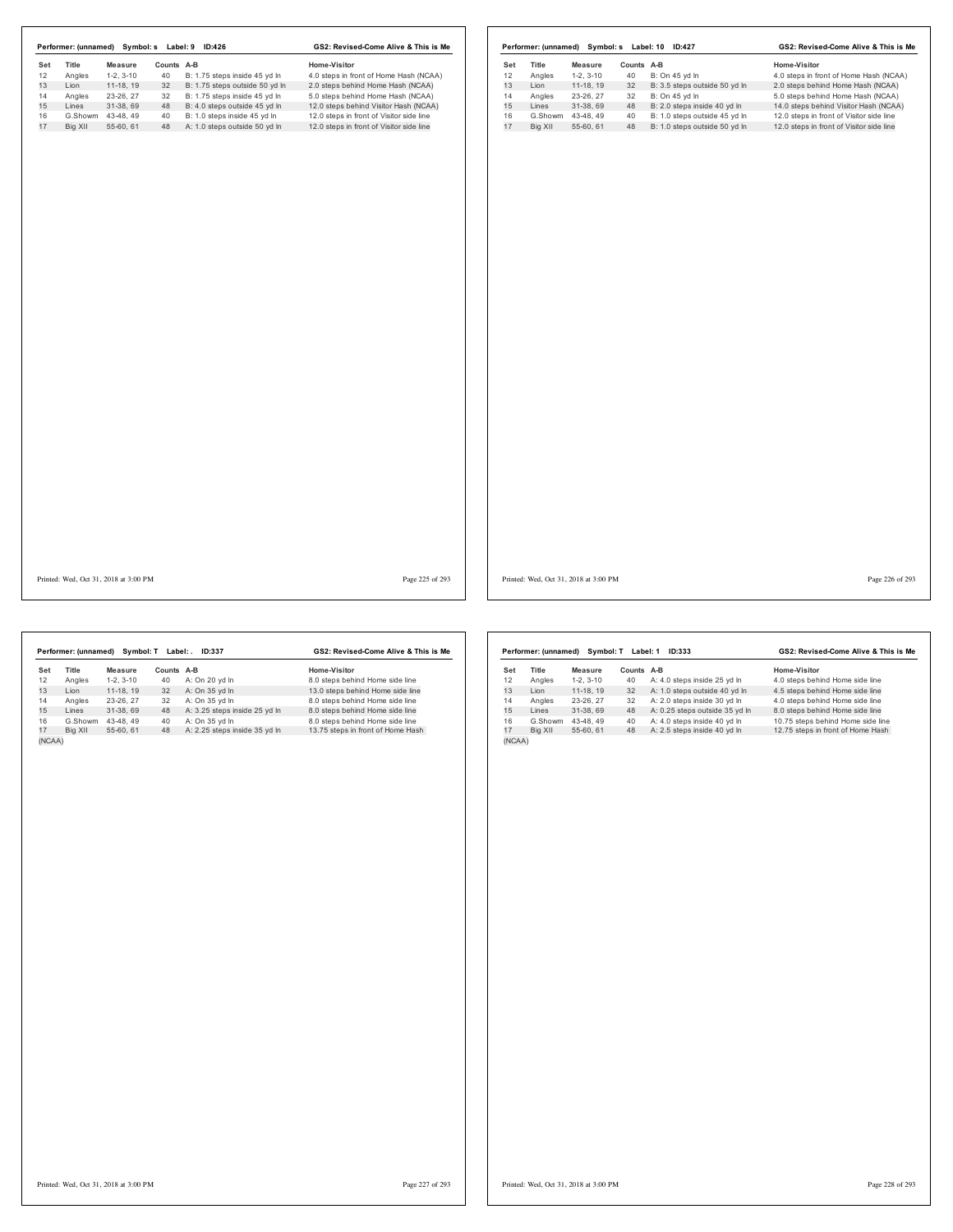**Performer: (unnamed) Symbol: s Label: 9 ID:426** — GS2: Revised-Come Alive & This is Me

| Set | Title | Measure | Counts | A-B | Home-Visitor |
|---|---|---|---|---|---|
| 12 | Angles | 1-2, 3-10 | 40 | B: 1.75 steps inside 45 yd ln | 4.0 steps in front of Home Hash (NCAA) |
| 13 | Lion | 11-18, 19 | 32 | B: 1.75 steps outside 50 yd ln | 2.0 steps behind Home Hash (NCAA) |
| 14 | Angles | 23-26, 27 | 32 | B: 1.75 steps inside 45 yd ln | 5.0 steps behind Home Hash (NCAA) |
| 15 | Lines | 31-38, 69 | 48 | B: 4.0 steps outside 45 yd ln | 12.0 steps behind Visitor Hash (NCAA) |
| 16 | G.Showm | 43-48, 49 | 40 | B: 1.0 steps inside 45 yd ln | 12.0 steps in front of Visitor side line |
| 17 | Big XII | 55-60, 61 | 48 | A: 1.0 steps outside 50 yd ln | 12.0 steps in front of Visitor side line |

Printed: Wed, Oct 31, 2018 at 3:00 PM

**Performer: (unnamed) Symbol: s Label: 10 ID:427** — GS2: Revised-Come Alive & This is Me

| Set | Title | Measure | Counts | A-B | Home-Visitor |
|---|---|---|---|---|---|
| 12 | Angles | 1-2, 3-10 | 40 | B: On 45 yd ln | 4.0 steps in front of Home Hash (NCAA) |
| 13 | Lion | 11-18, 19 | 32 | B: 3.5 steps outside 50 yd ln | 2.0 steps behind Home Hash (NCAA) |
| 14 | Angles | 23-26, 27 | 32 | B: On 45 yd ln | 5.0 steps behind Home Hash (NCAA) |
| 15 | Lines | 31-38, 69 | 48 | B: 2.0 steps inside 40 yd ln | 14.0 steps behind Visitor Hash (NCAA) |
| 16 | G.Showm | 43-48, 49 | 40 | B: 1.0 steps outside 45 yd ln | 12.0 steps in front of Visitor side line |
| 17 | Big XII | 55-60, 61 | 48 | B: 1.0 steps outside 50 yd ln | 12.0 steps in front of Visitor side line |

Printed: Wed, Oct 31, 2018 at 3:00 PM

**Performer: (unnamed) Symbol: T Label: . ID:337** — GS2: Revised-Come Alive & This is Me

| Set | Title | Measure | Counts | A-B | Home-Visitor |
|---|---|---|---|---|---|
| 12 | Angles | 1-2, 3-10 | 40 | A: On 20 yd ln | 8.0 steps behind Home side line |
| 13 | Lion | 11-18, 19 | 32 | A: On 35 yd ln | 13.0 steps behind Home side line |
| 14 | Angles | 23-26, 27 | 32 | A: On 35 yd ln | 8.0 steps behind Home side line |
| 15 | Lines | 31-38, 69 | 48 | A: 3.25 steps inside 25 yd ln | 8.0 steps behind Home side line |
| 16 | G.Showm | 43-48, 49 | 40 | A: On 35 yd ln | 8.0 steps behind Home side line |
| 17 | Big XII | 55-60, 61 | 48 | A: 2.25 steps inside 35 yd ln | 13.75 steps in front of Home Hash (NCAA) |

Printed: Wed, Oct 31, 2018 at 3:00 PM

**Performer: (unnamed) Symbol: T Label: 1 ID:333** — GS2: Revised-Come Alive & This is Me

| Set | Title | Measure | Counts | A-B | Home-Visitor |
|---|---|---|---|---|---|
| 12 | Angles | 1-2, 3-10 | 40 | A: 4.0 steps inside 25 yd ln | 4.0 steps behind Home side line |
| 13 | Lion | 11-18, 19 | 32 | A: 1.0 steps outside 40 yd ln | 4.5 steps behind Home side line |
| 14 | Angles | 23-26, 27 | 32 | A: 2.0 steps inside 30 yd ln | 4.0 steps behind Home side line |
| 15 | Lines | 31-38, 69 | 48 | A: 0.25 steps outside 35 yd ln | 8.0 steps behind Home side line |
| 16 | G.Showm | 43-48, 49 | 40 | A: 4.0 steps inside 40 yd ln | 10.75 steps behind Home side line |
| 17 | Big XII | 55-60, 61 | 48 | A: 2.5 steps inside 40 yd ln | 12.75 steps in front of Home Hash (NCAA) |

Printed: Wed, Oct 31, 2018 at 3:00 PM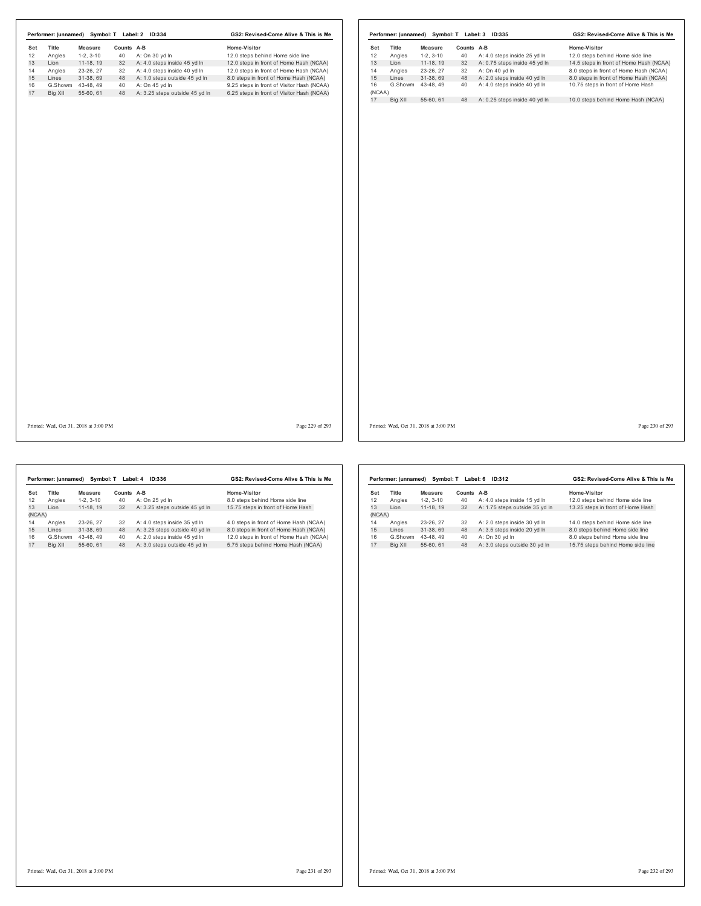Performer: (unnamed) Symbol: T Label: 2 ID:334 — GS2: Revised-Come Alive & This is Me

| Set | Title | Measure | Counts | A-B | Home-Visitor |
|---|---|---|---|---|---|
| 12 | Angles | 1-2, 3-10 | 40 | A: On 30 yd ln | 12.0 steps behind Home side line |
| 13 | Lion | 11-18, 19 | 32 | A: 4.0 steps inside 45 yd ln | 12.0 steps in front of Home Hash (NCAA) |
| 14 | Angles | 23-26, 27 | 32 | A: 4.0 steps inside 40 yd ln | 12.0 steps in front of Home Hash (NCAA) |
| 15 | Lines | 31-38, 69 | 48 | A: 1.0 steps outside 45 yd ln | 8.0 steps in front of Home Hash (NCAA) |
| 16 | G.Showm | 43-48, 49 | 40 | A: On 45 yd ln | 9.25 steps in front of Visitor Hash (NCAA) |
| 17 | Big XII | 55-60, 61 | 48 | A: 3.25 steps outside 45 yd ln | 6.25 steps in front of Visitor Hash (NCAA) |

Printed: Wed, Oct 31, 2018 at 3:00 PM

Performer: (unnamed) Symbol: T Label: 3 ID:335 — GS2: Revised-Come Alive & This is Me

| Set | Title | Measure | Counts | A-B | Home-Visitor |
|---|---|---|---|---|---|
| 12 | Angles | 1-2, 3-10 | 40 | A: 4.0 steps inside 25 yd ln | 12.0 steps behind Home side line |
| 13 | Lion | 11-18, 19 | 32 | A: 0.75 steps inside 45 yd ln | 14.5 steps in front of Home Hash (NCAA) |
| 14 | Angles | 23-26, 27 | 32 | A: On 40 yd ln | 8.0 steps in front of Home Hash (NCAA) |
| 15 | Lines | 31-38, 69 | 48 | A: 2.0 steps inside 40 yd ln | 8.0 steps in front of Home Hash (NCAA) |
| 16 | G.Showm | 43-48, 49 | 40 | A: 4.0 steps inside 40 yd ln | 10.75 steps in front of Home Hash (NCAA) |
| 17 | Big XII | 55-60, 61 | 48 | A: 0.25 steps inside 40 yd ln | 10.0 steps behind Home Hash (NCAA) |

Printed: Wed, Oct 31, 2018 at 3:00 PM

Performer: (unnamed) Symbol: T Label: 4 ID:336 — GS2: Revised-Come Alive & This is Me

| Set | Title | Measure | Counts | A-B | Home-Visitor |
|---|---|---|---|---|---|
| 12 | Angles | 1-2, 3-10 | 40 | A: On 25 yd ln | 8.0 steps behind Home side line |
| 13 | Lion | 11-18, 19 | 32 | A: 3.25 steps outside 45 yd ln | 15.75 steps in front of Home Hash (NCAA) |
| 14 | Angles | 23-26, 27 | 32 | A: 4.0 steps inside 35 yd ln | 4.0 steps in front of Home Hash (NCAA) |
| 15 | Lines | 31-38, 69 | 48 | A: 3.25 steps outside 40 yd ln | 8.0 steps in front of Home Hash (NCAA) |
| 16 | G.Showm | 43-48, 49 | 40 | A: 2.0 steps inside 45 yd ln | 12.0 steps in front of Home Hash (NCAA) |
| 17 | Big XII | 55-60, 61 | 48 | A: 3.0 steps outside 45 yd ln | 5.75 steps behind Home Hash (NCAA) |

Printed: Wed, Oct 31, 2018 at 3:00 PM

Performer: (unnamed) Symbol: T Label: 6 ID:312 — GS2: Revised-Come Alive & This is Me

| Set | Title | Measure | Counts | A-B | Home-Visitor |
|---|---|---|---|---|---|
| 12 | Angles | 1-2, 3-10 | 40 | A: 4.0 steps inside 15 yd ln | 12.0 steps behind Home side line |
| 13 | Lion | 11-18, 19 | 32 | A: 1.75 steps outside 35 yd ln | 13.25 steps in front of Home Hash (NCAA) |
| 14 | Angles | 23-26, 27 | 32 | A: 2.0 steps inside 30 yd ln | 14.0 steps behind Home side line |
| 15 | Lines | 31-38, 69 | 48 | A: 3.5 steps inside 20 yd ln | 8.0 steps behind Home side line |
| 16 | G.Showm | 43-48, 49 | 40 | A: On 30 yd ln | 8.0 steps behind Home side line |
| 17 | Big XII | 55-60, 61 | 48 | A: 3.0 steps outside 30 yd ln | 15.75 steps behind Home side line |

Printed: Wed, Oct 31, 2018 at 3:00 PM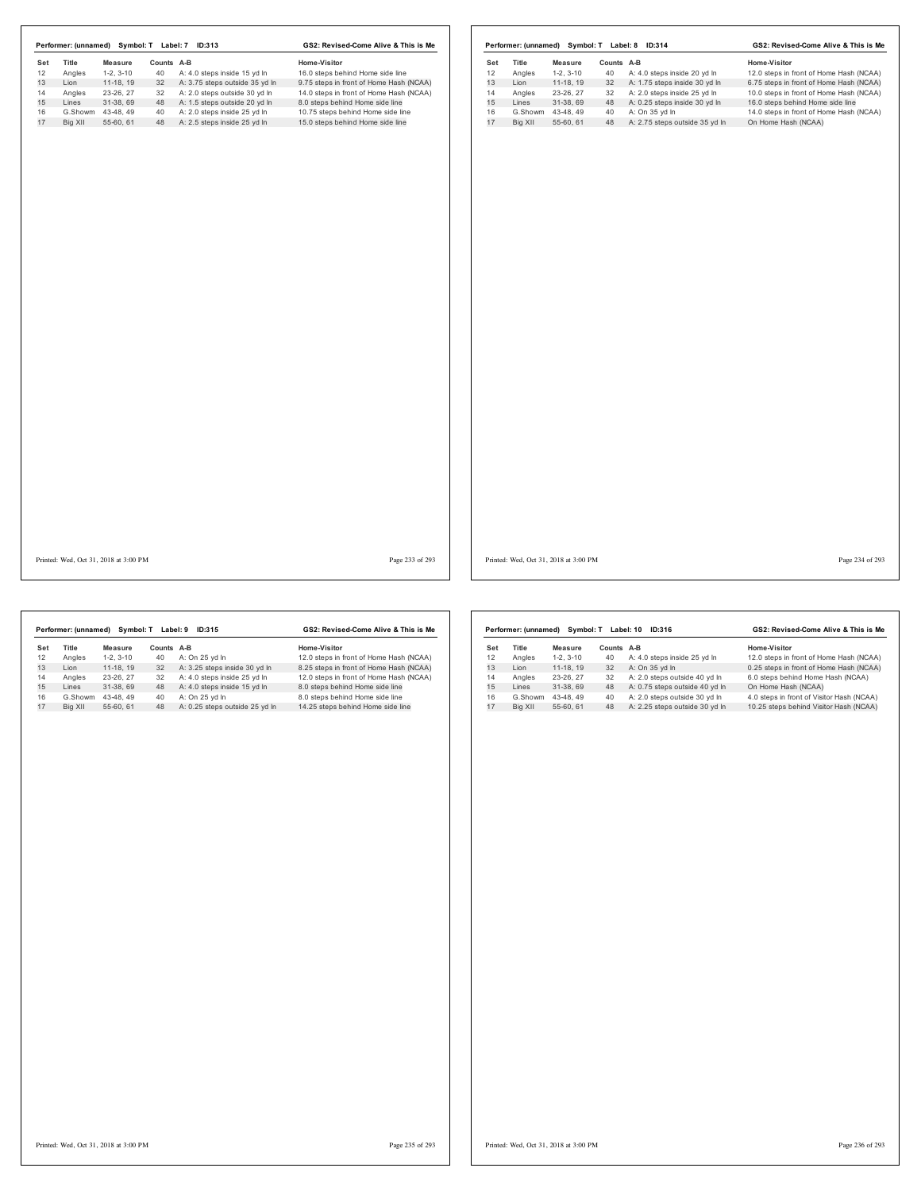**Performer: (unnamed) Symbol: T Label: 7 ID:313** — **GS2: Revised-Come Alive & This is Me**

| Set | Title | Measure | Counts | A-B | Home-Visitor |
|---|---|---|---|---|---|
| 12 | Angles | 1-2, 3-10 | 40 | A: 4.0 steps inside 15 yd ln | 16.0 steps behind Home side line |
| 13 | Lion | 11-18, 19 | 32 | A: 3.75 steps outside 35 yd ln | 9.75 steps in front of Home Hash (NCAA) |
| 14 | Angles | 23-26, 27 | 32 | A: 2.0 steps outside 30 yd ln | 14.0 steps in front of Home Hash (NCAA) |
| 15 | Lines | 31-38, 69 | 48 | A: 1.5 steps outside 20 yd ln | 8.0 steps behind Home side line |
| 16 | G.Showm | 43-48, 49 | 40 | A: 2.0 steps inside 25 yd ln | 10.75 steps behind Home side line |
| 17 | Big XII | 55-60, 61 | 48 | A: 2.5 steps inside 25 yd ln | 15.0 steps behind Home side line |

Printed: Wed, Oct 31, 2018 at 3:00 PM

**Performer: (unnamed) Symbol: T Label: 8 ID:314** — **GS2: Revised-Come Alive & This is Me**

| Set | Title | Measure | Counts | A-B | Home-Visitor |
|---|---|---|---|---|---|
| 12 | Angles | 1-2, 3-10 | 40 | A: 4.0 steps inside 20 yd ln | 12.0 steps in front of Home Hash (NCAA) |
| 13 | Lion | 11-18, 19 | 32 | A: 1.75 steps inside 30 yd ln | 6.75 steps in front of Home Hash (NCAA) |
| 14 | Angles | 23-26, 27 | 32 | A: 2.0 steps inside 25 yd ln | 10.0 steps in front of Home Hash (NCAA) |
| 15 | Lines | 31-38, 69 | 48 | A: 0.25 steps inside 30 yd ln | 16.0 steps behind Home side line |
| 16 | G.Showm | 43-48, 49 | 40 | A: On 35 yd ln | 14.0 steps in front of Home Hash (NCAA) |
| 17 | Big XII | 55-60, 61 | 48 | A: 2.75 steps outside 35 yd ln | On Home Hash (NCAA) |

Printed: Wed, Oct 31, 2018 at 3:00 PM

**Performer: (unnamed) Symbol: T Label: 9 ID:315** — **GS2: Revised-Come Alive & This is Me**

| Set | Title | Measure | Counts | A-B | Home-Visitor |
|---|---|---|---|---|---|
| 12 | Angles | 1-2, 3-10 | 40 | A: On 25 yd ln | 12.0 steps in front of Home Hash (NCAA) |
| 13 | Lion | 11-18, 19 | 32 | A: 3.25 steps inside 30 yd ln | 8.25 steps in front of Home Hash (NCAA) |
| 14 | Angles | 23-26, 27 | 32 | A: 4.0 steps inside 25 yd ln | 12.0 steps in front of Home Hash (NCAA) |
| 15 | Lines | 31-38, 69 | 48 | A: 4.0 steps inside 15 yd ln | 8.0 steps behind Home side line |
| 16 | G.Showm | 43-48, 49 | 40 | A: On 25 yd ln | 8.0 steps behind Home side line |
| 17 | Big XII | 55-60, 61 | 48 | A: 0.25 steps outside 25 yd ln | 14.25 steps behind Home side line |

Printed: Wed, Oct 31, 2018 at 3:00 PM

**Performer: (unnamed) Symbol: T Label: 10 ID:316** — **GS2: Revised-Come Alive & This is Me**

| Set | Title | Measure | Counts | A-B | Home-Visitor |
|---|---|---|---|---|---|
| 12 | Angles | 1-2, 3-10 | 40 | A: 4.0 steps inside 25 yd ln | 12.0 steps in front of Home Hash (NCAA) |
| 13 | Lion | 11-18, 19 | 32 | A: On 35 yd ln | 0.25 steps in front of Home Hash (NCAA) |
| 14 | Angles | 23-26, 27 | 32 | A: 2.0 steps outside 40 yd ln | 6.0 steps behind Home Hash (NCAA) |
| 15 | Lines | 31-38, 69 | 48 | A: 0.75 steps outside 40 yd ln | On Home Hash (NCAA) |
| 16 | G.Showm | 43-48, 49 | 40 | A: 2.0 steps outside 30 yd ln | 4.0 steps in front of Visitor Hash (NCAA) |
| 17 | Big XII | 55-60, 61 | 48 | A: 2.25 steps outside 30 yd ln | 10.25 steps behind Visitor Hash (NCAA) |

Printed: Wed, Oct 31, 2018 at 3:00 PM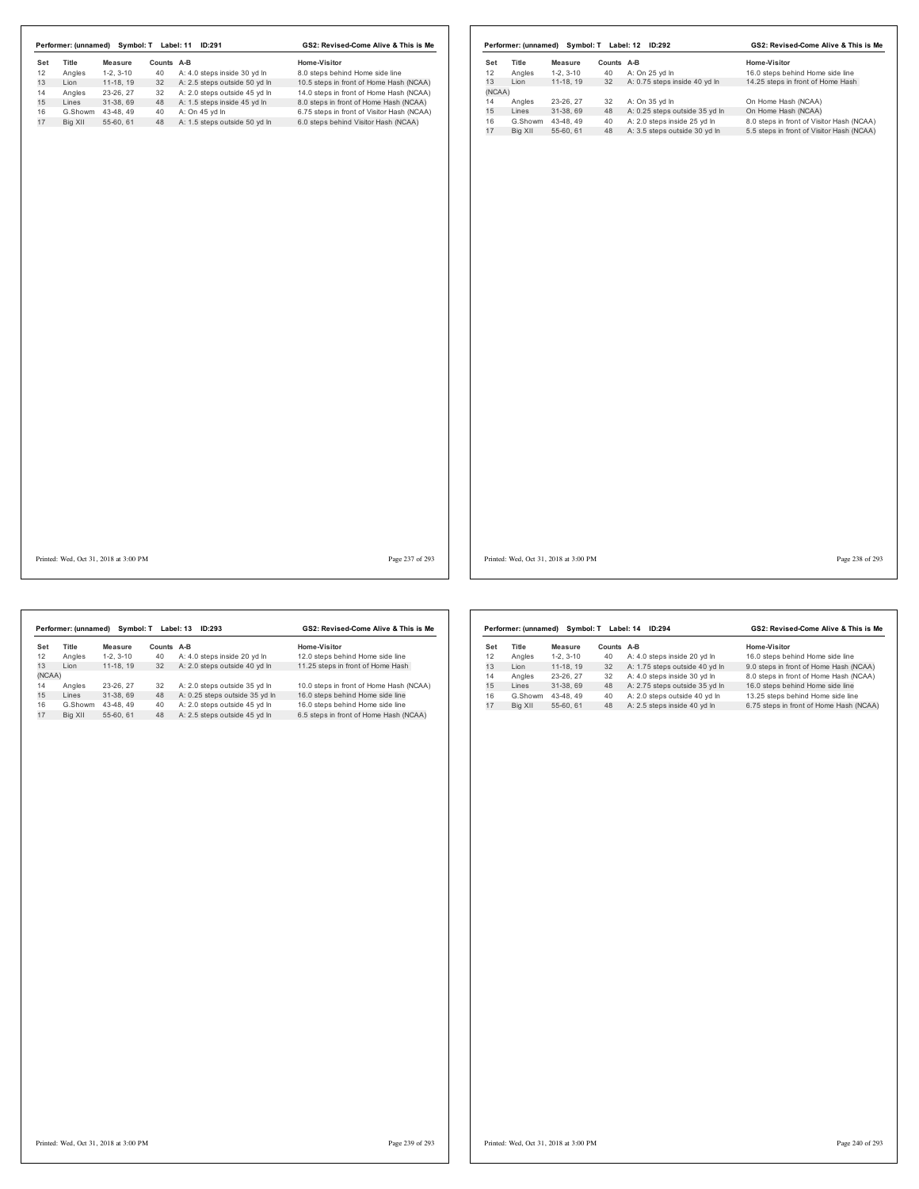**Performer: (unnamed) Symbol: T Label: 11 ID:291** — GS2: Revised-Come Alive & This is Me

| Set | Title | Measure | Counts | A-B | Home-Visitor |
|---|---|---|---|---|---|
| 12 | Angles | 1-2, 3-10 | 40 | A: 4.0 steps inside 30 yd ln | 8.0 steps behind Home side line |
| 13 | Lion | 11-18, 19 | 32 | A: 2.5 steps outside 50 yd ln | 10.5 steps in front of Home Hash (NCAA) |
| 14 | Angles | 23-26, 27 | 32 | A: 2.0 steps outside 45 yd ln | 14.0 steps in front of Home Hash (NCAA) |
| 15 | Lines | 31-38, 69 | 48 | A: 1.5 steps inside 45 yd ln | 8.0 steps in front of Home Hash (NCAA) |
| 16 | G.Showm | 43-48, 49 | 40 | A: On 45 yd ln | 6.75 steps in front of Visitor Hash (NCAA) |
| 17 | Big XII | 55-60, 61 | 48 | A: 1.5 steps outside 50 yd ln | 6.0 steps behind Visitor Hash (NCAA) |

**Performer: (unnamed) Symbol: T Label: 12 ID:292** — GS2: Revised-Come Alive & This is Me

| Set | Title | Measure | Counts | A-B | Home-Visitor |
|---|---|---|---|---|---|
| 12 | Angles | 1-2, 3-10 | 40 | A: On 25 yd ln | 16.0 steps behind Home side line |
| 13 | Lion | 11-18, 19 | 32 | A: 0.75 steps inside 40 yd ln | 14.25 steps in front of Home Hash (NCAA) |
| 14 | Angles | 23-26, 27 | 32 | A: On 35 yd ln | On Home Hash (NCAA) |
| 15 | Lines | 31-38, 69 | 48 | A: 0.25 steps outside 35 yd ln | On Home Hash (NCAA) |
| 16 | G.Showm | 43-48, 49 | 40 | A: 2.0 steps inside 25 yd ln | 8.0 steps in front of Visitor Hash (NCAA) |
| 17 | Big XII | 55-60, 61 | 48 | A: 3.5 steps outside 30 yd ln | 5.5 steps in front of Visitor Hash (NCAA) |

**Performer: (unnamed) Symbol: T Label: 13 ID:293** — GS2: Revised-Come Alive & This is Me

| Set | Title | Measure | Counts | A-B | Home-Visitor |
|---|---|---|---|---|---|
| 12 | Angles | 1-2, 3-10 | 40 | A: 4.0 steps inside 20 yd ln | 12.0 steps behind Home side line |
| 13 | Lion | 11-18, 19 | 32 | A: 2.0 steps outside 40 yd ln | 11.25 steps in front of Home Hash (NCAA) |
| 14 | Angles | 23-26, 27 | 32 | A: 2.0 steps outside 35 yd ln | 10.0 steps in front of Home Hash (NCAA) |
| 15 | Lines | 31-38, 69 | 48 | A: 0.25 steps outside 35 yd ln | 16.0 steps behind Home side line |
| 16 | G.Showm | 43-48, 49 | 40 | A: 2.0 steps outside 45 yd ln | 16.0 steps behind Home side line |
| 17 | Big XII | 55-60, 61 | 48 | A: 2.5 steps outside 45 yd ln | 6.5 steps in front of Home Hash (NCAA) |

**Performer: (unnamed) Symbol: T Label: 14 ID:294** — GS2: Revised-Come Alive & This is Me

| Set | Title | Measure | Counts | A-B | Home-Visitor |
|---|---|---|---|---|---|
| 12 | Angles | 1-2, 3-10 | 40 | A: 4.0 steps inside 20 yd ln | 16.0 steps behind Home side line |
| 13 | Lion | 11-18, 19 | 32 | A: 1.75 steps outside 40 yd ln | 9.0 steps in front of Home Hash (NCAA) |
| 14 | Angles | 23-26, 27 | 32 | A: 4.0 steps inside 30 yd ln | 8.0 steps in front of Home Hash (NCAA) |
| 15 | Lines | 31-38, 69 | 48 | A: 2.75 steps outside 35 yd ln | 16.0 steps behind Home side line |
| 16 | G.Showm | 43-48, 49 | 40 | A: 2.0 steps outside 40 yd ln | 13.25 steps behind Home side line |
| 17 | Big XII | 55-60, 61 | 48 | A: 2.5 steps inside 40 yd ln | 6.75 steps in front of Home Hash (NCAA) |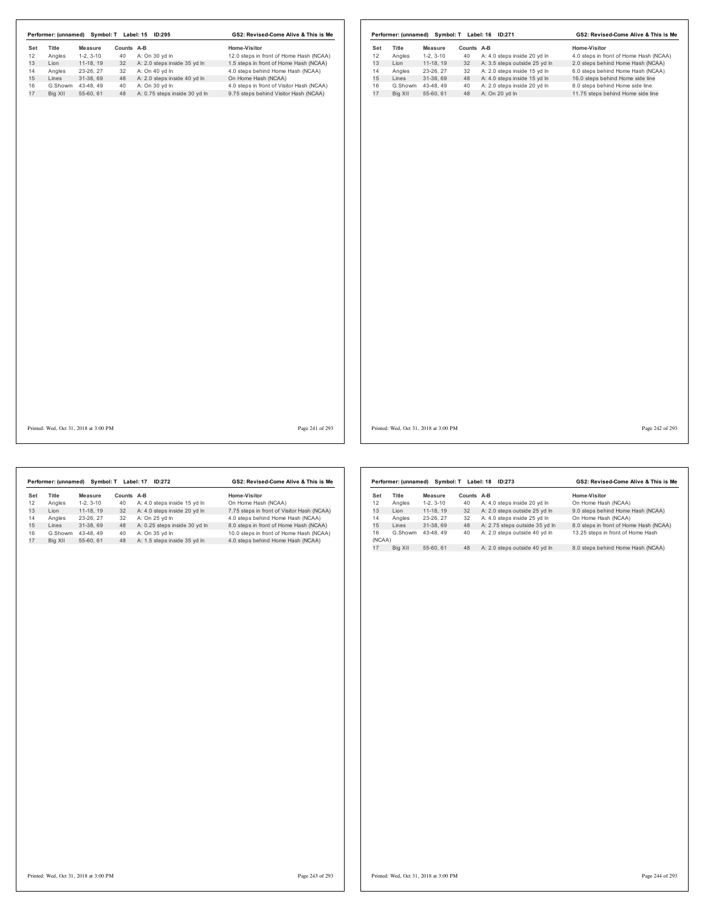## Performer: (unnamed) Symbol: T Label: 15 ID:295

GS2: Revised-Come Alive & This is Me

| Set | Title | Measure | Counts | A-B | Home-Visitor |
|---|---|---|---|---|---|
| 12 | Angles | 1-2, 3-10 | 40 | A: On 30 yd ln | 12.0 steps in front of Home Hash (NCAA) |
| 13 | Lion | 11-18, 19 | 32 | A: 2.0 steps inside 35 yd ln | 1.5 steps in front of Home Hash (NCAA) |
| 14 | Angles | 23-26, 27 | 32 | A: On 40 yd ln | 4.0 steps behind Home Hash (NCAA) |
| 15 | Lines | 31-38, 69 | 48 | A: 2.0 steps inside 40 yd ln | On Home Hash (NCAA) |
| 16 | G.Showm | 43-48, 49 | 40 | A: On 30 yd ln | 4.0 steps in front of Visitor Hash (NCAA) |
| 17 | Big XII | 55-60, 61 | 48 | A: 0.75 steps inside 30 yd ln | 9.75 steps behind Visitor Hash (NCAA) |

## Performer: (unnamed) Symbol: T Label: 16 ID:271

GS2: Revised-Come Alive & This is Me

| Set | Title | Measure | Counts | A-B | Home-Visitor |
|---|---|---|---|---|---|
| 12 | Angles | 1-2, 3-10 | 40 | A: 4.0 steps inside 20 yd ln | 4.0 steps in front of Home Hash (NCAA) |
| 13 | Lion | 11-18, 19 | 32 | A: 3.5 steps outside 25 yd ln | 2.0 steps behind Home Hash (NCAA) |
| 14 | Angles | 23-26, 27 | 32 | A: 2.0 steps inside 15 yd ln | 6.0 steps behind Home Hash (NCAA) |
| 15 | Lines | 31-38, 69 | 48 | A: 4.0 steps inside 15 yd ln | 16.0 steps behind Home side line |
| 16 | G.Showm | 43-48, 49 | 40 | A: 2.0 steps inside 20 yd ln | 8.0 steps behind Home side line |
| 17 | Big XII | 55-60, 61 | 48 | A: On 20 yd ln | 11.75 steps behind Home side line |

## Performer: (unnamed) Symbol: T Label: 17 ID:272

GS2: Revised-Come Alive & This is Me

| Set | Title | Measure | Counts | A-B | Home-Visitor |
|---|---|---|---|---|---|
| 12 | Angles | 1-2, 3-10 | 40 | A: 4.0 steps inside 15 yd ln | On Home Hash (NCAA) |
| 13 | Lion | 11-18, 19 | 32 | A: 4.0 steps inside 20 yd ln | 7.75 steps in front of Visitor Hash (NCAA) |
| 14 | Angles | 23-26, 27 | 32 | A: On 25 yd ln | 4.0 steps behind Home Hash (NCAA) |
| 15 | Lines | 31-38, 69 | 48 | A: 0.25 steps inside 30 yd ln | 8.0 steps in front of Home Hash (NCAA) |
| 16 | G.Showm | 43-48, 49 | 40 | A: On 35 yd ln | 10.0 steps in front of Home Hash (NCAA) |
| 17 | Big XII | 55-60, 61 | 48 | A: 1.5 steps inside 35 yd ln | 4.0 steps behind Home Hash (NCAA) |

## Performer: (unnamed) Symbol: T Label: 18 ID:273

GS2: Revised-Come Alive & This is Me

| Set | Title | Measure | Counts | A-B | Home-Visitor |
|---|---|---|---|---|---|
| 12 | Angles | 1-2, 3-10 | 40 | A: 4.0 steps inside 20 yd ln | On Home Hash (NCAA) |
| 13 | Lion | 11-18, 19 | 32 | A: 2.0 steps outside 25 yd ln | 9.0 steps behind Home Hash (NCAA) |
| 14 | Angles | 23-26, 27 | 32 | A: 4.0 steps inside 25 yd ln | On Home Hash (NCAA) |
| 15 | Lines | 31-38, 69 | 48 | A: 2.75 steps outside 35 yd ln | 8.0 steps in front of Home Hash (NCAA) |
| 16 | G.Showm | 43-48, 49 | 40 | A: 2.0 steps outside 40 yd ln | 13.25 steps in front of Home Hash (NCAA) |
| 17 | Big XII | 55-60, 61 | 48 | A: 2.0 steps outside 40 yd ln | 8.0 steps behind Home Hash (NCAA) |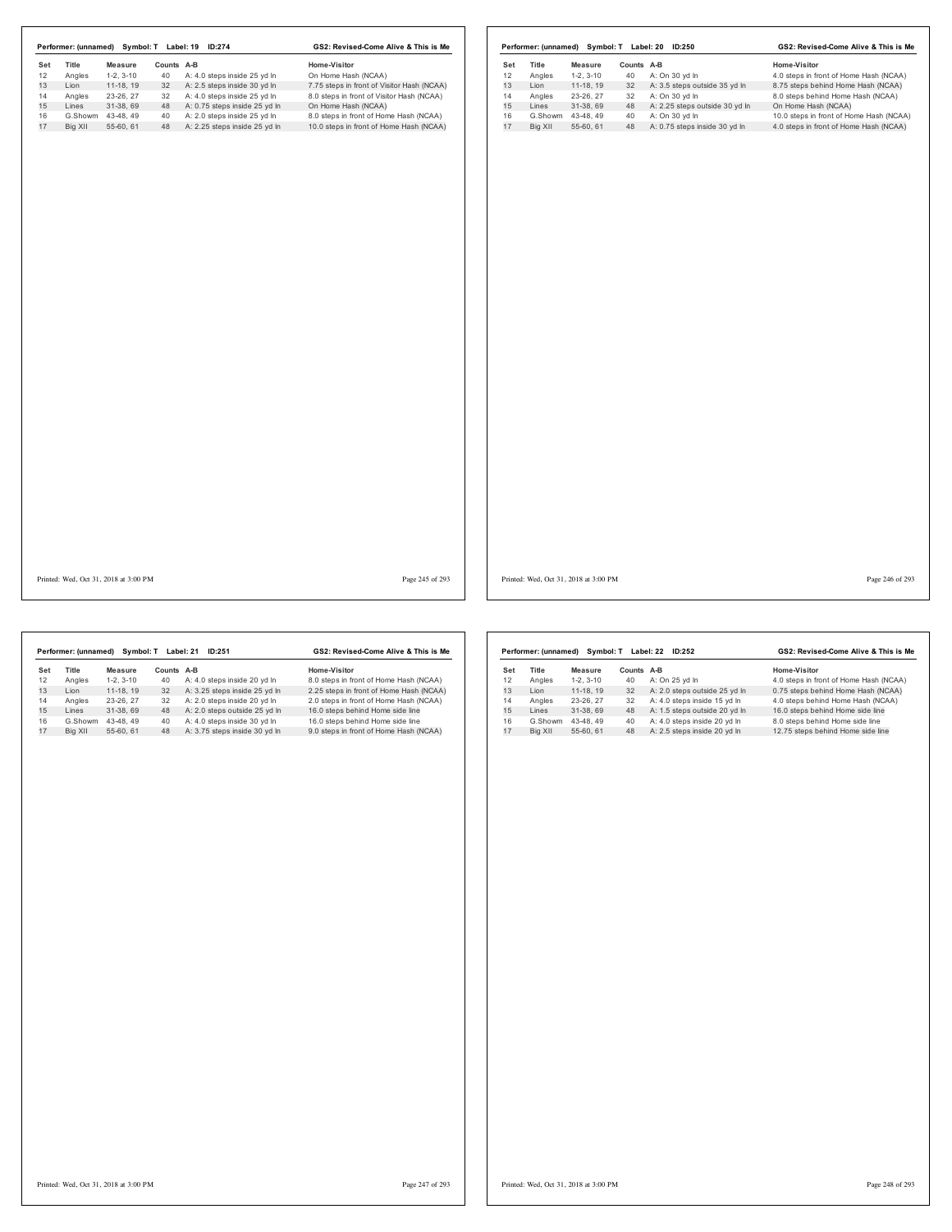**Performer: (unnamed) Symbol: T Label: 19 ID:274** — GS2: Revised-Come Alive & This is Me

| Set | Title | Measure | Counts | A-B | Home-Visitor |
|---|---|---|---|---|---|
| 12 | Angles | 1-2, 3-10 | 40 | A: 4.0 steps inside 25 yd ln | On Home Hash (NCAA) |
| 13 | Lion | 11-18, 19 | 32 | A: 2.5 steps inside 30 yd ln | 7.75 steps in front of Visitor Hash (NCAA) |
| 14 | Angles | 23-26, 27 | 32 | A: 4.0 steps inside 25 yd ln | 8.0 steps in front of Visitor Hash (NCAA) |
| 15 | Lines | 31-38, 69 | 48 | A: 0.75 steps inside 25 yd ln | On Home Hash (NCAA) |
| 16 | G.Showm | 43-48, 49 | 40 | A: 2.0 steps inside 25 yd ln | 8.0 steps in front of Home Hash (NCAA) |
| 17 | Big XII | 55-60, 61 | 48 | A: 2.25 steps inside 25 yd ln | 10.0 steps in front of Home Hash (NCAA) |

Printed: Wed, Oct 31, 2018 at 3:00 PM

**Performer: (unnamed) Symbol: T Label: 20 ID:250** — GS2: Revised-Come Alive & This is Me

| Set | Title | Measure | Counts | A-B | Home-Visitor |
|---|---|---|---|---|---|
| 12 | Angles | 1-2, 3-10 | 40 | A: On 30 yd ln | 4.0 steps in front of Home Hash (NCAA) |
| 13 | Lion | 11-18, 19 | 32 | A: 3.5 steps outside 35 yd ln | 8.75 steps behind Home Hash (NCAA) |
| 14 | Angles | 23-26, 27 | 32 | A: On 30 yd ln | 8.0 steps behind Home Hash (NCAA) |
| 15 | Lines | 31-38, 69 | 48 | A: 2.25 steps outside 30 yd ln | On Home Hash (NCAA) |
| 16 | G.Showm | 43-48, 49 | 40 | A: On 30 yd ln | 10.0 steps in front of Home Hash (NCAA) |
| 17 | Big XII | 55-60, 61 | 48 | A: 0.75 steps inside 30 yd ln | 4.0 steps in front of Home Hash (NCAA) |

Printed: Wed, Oct 31, 2018 at 3:00 PM

**Performer: (unnamed) Symbol: T Label: 21 ID:251** — GS2: Revised-Come Alive & This is Me

| Set | Title | Measure | Counts | A-B | Home-Visitor |
|---|---|---|---|---|---|
| 12 | Angles | 1-2, 3-10 | 40 | A: 4.0 steps inside 20 yd ln | 8.0 steps in front of Home Hash (NCAA) |
| 13 | Lion | 11-18, 19 | 32 | A: 3.25 steps inside 25 yd ln | 2.25 steps in front of Home Hash (NCAA) |
| 14 | Angles | 23-26, 27 | 32 | A: 2.0 steps inside 20 yd ln | 2.0 steps in front of Home Hash (NCAA) |
| 15 | Lines | 31-38, 69 | 48 | A: 2.0 steps outside 25 yd ln | 16.0 steps behind Home side line |
| 16 | G.Showm | 43-48, 49 | 40 | A: 4.0 steps inside 30 yd ln | 16.0 steps behind Home side line |
| 17 | Big XII | 55-60, 61 | 48 | A: 3.75 steps inside 30 yd ln | 9.0 steps in front of Home Hash (NCAA) |

Printed: Wed, Oct 31, 2018 at 3:00 PM

**Performer: (unnamed) Symbol: T Label: 22 ID:252** — GS2: Revised-Come Alive & This is Me

| Set | Title | Measure | Counts | A-B | Home-Visitor |
|---|---|---|---|---|---|
| 12 | Angles | 1-2, 3-10 | 40 | A: On 25 yd ln | 4.0 steps in front of Home Hash (NCAA) |
| 13 | Lion | 11-18, 19 | 32 | A: 2.0 steps outside 25 yd ln | 0.75 steps behind Home Hash (NCAA) |
| 14 | Angles | 23-26, 27 | 32 | A: 4.0 steps inside 15 yd ln | 4.0 steps behind Home Hash (NCAA) |
| 15 | Lines | 31-38, 69 | 48 | A: 1.5 steps outside 20 yd ln | 16.0 steps behind Home side line |
| 16 | G.Showm | 43-48, 49 | 40 | A: 4.0 steps inside 20 yd ln | 8.0 steps behind Home side line |
| 17 | Big XII | 55-60, 61 | 48 | A: 2.5 steps inside 20 yd ln | 12.75 steps behind Home side line |

Printed: Wed, Oct 31, 2018 at 3:00 PM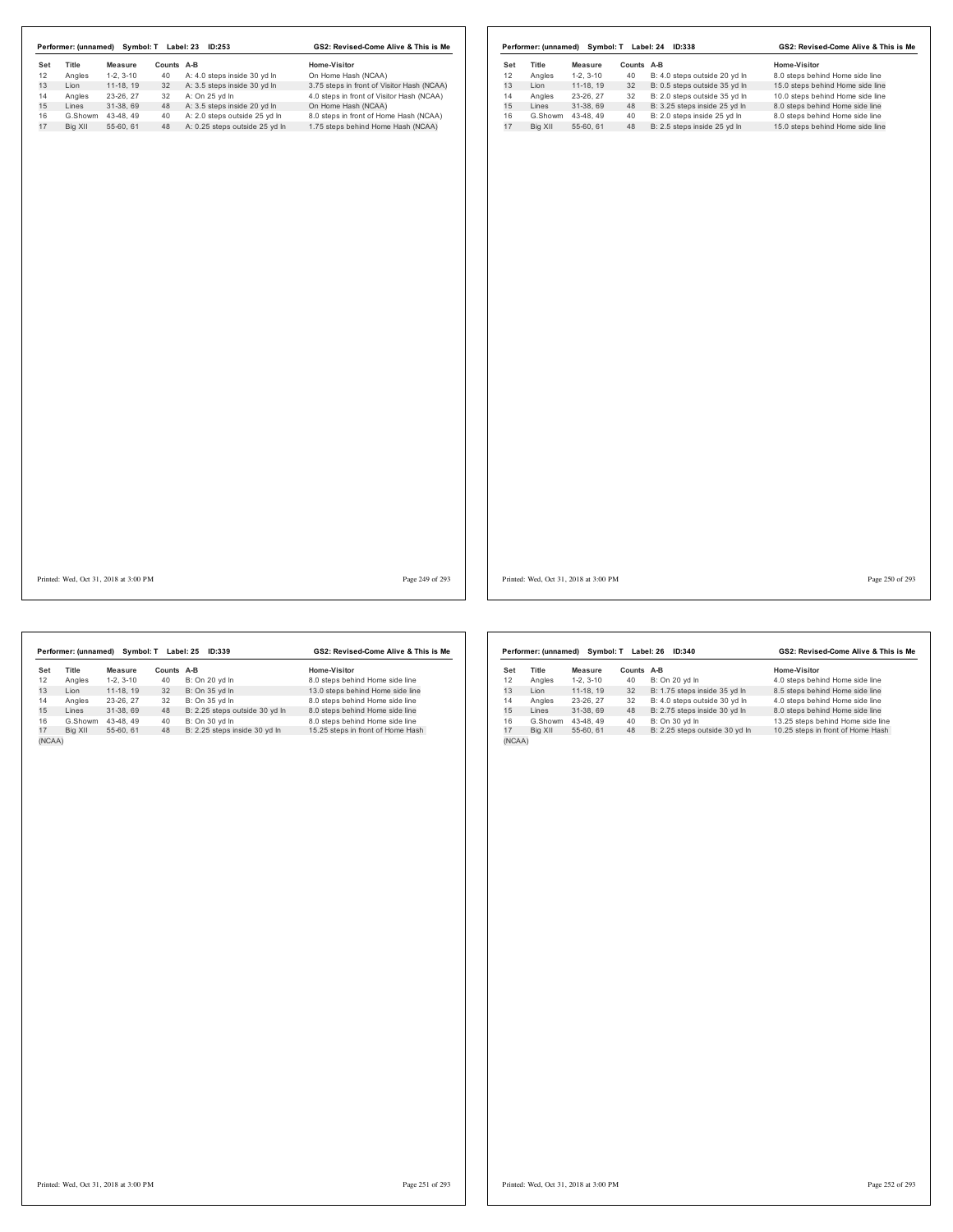**Performer: (unnamed) Symbol: T Label: 23 ID:253** — GS2: Revised-Come Alive & This is Me

| Set | Title | Measure | Counts | A-B | Home-Visitor |
|---|---|---|---|---|---|
| 12 | Angles | 1-2, 3-10 | 40 | A: 4.0 steps inside 30 yd ln | On Home Hash (NCAA) |
| 13 | Lion | 11-18, 19 | 32 | A: 3.5 steps inside 30 yd ln | 3.75 steps in front of Visitor Hash (NCAA) |
| 14 | Angles | 23-26, 27 | 32 | A: On 25 yd ln | 4.0 steps in front of Visitor Hash (NCAA) |
| 15 | Lines | 31-38, 69 | 48 | A: 3.5 steps inside 20 yd ln | On Home Hash (NCAA) |
| 16 | G.Showm | 43-48, 49 | 40 | A: 2.0 steps outside 25 yd ln | 8.0 steps in front of Home Hash (NCAA) |
| 17 | Big XII | 55-60, 61 | 48 | A: 0.25 steps outside 25 yd ln | 1.75 steps behind Home Hash (NCAA) |

**Performer: (unnamed) Symbol: T Label: 24 ID:338** — GS2: Revised-Come Alive & This is Me

| Set | Title | Measure | Counts | A-B | Home-Visitor |
|---|---|---|---|---|---|
| 12 | Angles | 1-2, 3-10 | 40 | B: 4.0 steps outside 20 yd ln | 8.0 steps behind Home side line |
| 13 | Lion | 11-18, 19 | 32 | B: 0.5 steps outside 35 yd ln | 15.0 steps behind Home side line |
| 14 | Angles | 23-26, 27 | 32 | B: 2.0 steps outside 35 yd ln | 10.0 steps behind Home side line |
| 15 | Lines | 31-38, 69 | 48 | B: 3.25 steps inside 25 yd ln | 8.0 steps behind Home side line |
| 16 | G.Showm | 43-48, 49 | 40 | B: 2.0 steps inside 25 yd ln | 8.0 steps behind Home side line |
| 17 | Big XII | 55-60, 61 | 48 | B: 2.5 steps inside 25 yd ln | 15.0 steps behind Home side line |

**Performer: (unnamed) Symbol: T Label: 25 ID:339** — GS2: Revised-Come Alive & This is Me

| Set | Title | Measure | Counts | A-B | Home-Visitor |
|---|---|---|---|---|---|
| 12 | Angles | 1-2, 3-10 | 40 | B: On 20 yd ln | 8.0 steps behind Home side line |
| 13 | Lion | 11-18, 19 | 32 | B: On 35 yd ln | 13.0 steps behind Home side line |
| 14 | Angles | 23-26, 27 | 32 | B: On 35 yd ln | 8.0 steps behind Home side line |
| 15 | Lines | 31-38, 69 | 48 | B: 2.25 steps outside 30 yd ln | 8.0 steps behind Home side line |
| 16 | G.Showm | 43-48, 49 | 40 | B: On 30 yd ln | 8.0 steps behind Home side line |
| 17 | Big XII | 55-60, 61 | 48 | B: 2.25 steps inside 30 yd ln | 15.25 steps in front of Home Hash (NCAA) |

**Performer: (unnamed) Symbol: T Label: 26 ID:340** — GS2: Revised-Come Alive & This is Me

| Set | Title | Measure | Counts | A-B | Home-Visitor |
|---|---|---|---|---|---|
| 12 | Angles | 1-2, 3-10 | 40 | B: On 20 yd ln | 4.0 steps behind Home side line |
| 13 | Lion | 11-18, 19 | 32 | B: 1.75 steps inside 35 yd ln | 8.5 steps behind Home side line |
| 14 | Angles | 23-26, 27 | 32 | B: 4.0 steps outside 30 yd ln | 4.0 steps behind Home side line |
| 15 | Lines | 31-38, 69 | 48 | B: 2.75 steps inside 30 yd ln | 8.0 steps behind Home side line |
| 16 | G.Showm | 43-48, 49 | 40 | B: On 30 yd ln | 13.25 steps behind Home side line |
| 17 | Big XII | 55-60, 61 | 48 | B: 2.25 steps outside 30 yd ln | 10.25 steps in front of Home Hash (NCAA) |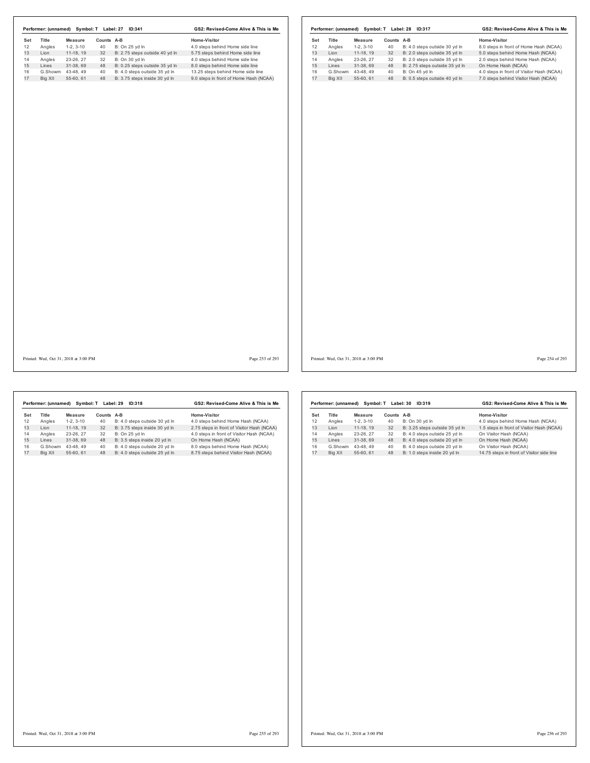**Performer: (unnamed) Symbol: T Label: 27 ID:341** — GS2: Revised-Come Alive & This is Me

| Set | Title | Measure | Counts | A-B | Home-Visitor |
|---|---|---|---|---|---|
| 12 | Angles | 1-2, 3-10 | 40 | B: On 25 yd ln | 4.0 steps behind Home side line |
| 13 | Lion | 11-18, 19 | 32 | B: 2.75 steps outside 40 yd ln | 5.75 steps behind Home side line |
| 14 | Angles | 23-26, 27 | 32 | B: On 30 yd ln | 4.0 steps behind Home side line |
| 15 | Lines | 31-38, 69 | 48 | B: 0.25 steps outside 35 yd ln | 8.0 steps behind Home side line |
| 16 | G.Showm | 43-48, 49 | 40 | B: 4.0 steps outside 35 yd ln | 13.25 steps behind Home side line |
| 17 | Big XII | 55-60, 61 | 48 | B: 3.75 steps inside 30 yd ln | 9.0 steps in front of Home Hash (NCAA) |

Printed: Wed, Oct 31, 2018 at 3:00 PM

**Performer: (unnamed) Symbol: T Label: 28 ID:317** — GS2: Revised-Come Alive & This is Me

| Set | Title | Measure | Counts | A-B | Home-Visitor |
|---|---|---|---|---|---|
| 12 | Angles | 1-2, 3-10 | 40 | B: 4.0 steps outside 30 yd ln | 8.0 steps in front of Home Hash (NCAA) |
| 13 | Lion | 11-18, 19 | 32 | B: 2.0 steps outside 35 yd ln | 5.0 steps behind Home Hash (NCAA) |
| 14 | Angles | 23-26, 27 | 32 | B: 2.0 steps outside 35 yd ln | 2.0 steps behind Home Hash (NCAA) |
| 15 | Lines | 31-38, 69 | 48 | B: 2.75 steps outside 35 yd ln | On Home Hash (NCAA) |
| 16 | G.Showm | 43-48, 49 | 40 | B: On 45 yd ln | 4.0 steps in front of Visitor Hash (NCAA) |
| 17 | Big XII | 55-60, 61 | 48 | B: 0.5 steps outside 40 yd ln | 7.0 steps behind Visitor Hash (NCAA) |

Printed: Wed, Oct 31, 2018 at 3:00 PM

**Performer: (unnamed) Symbol: T Label: 29 ID:318** — GS2: Revised-Come Alive & This is Me

| Set | Title | Measure | Counts | A-B | Home-Visitor |
|---|---|---|---|---|---|
| 12 | Angles | 1-2, 3-10 | 40 | B: 4.0 steps outside 30 yd ln | 4.0 steps behind Home Hash (NCAA) |
| 13 | Lion | 11-18, 19 | 32 | B: 3.75 steps inside 30 yd ln | 2.75 steps in front of Visitor Hash (NCAA) |
| 14 | Angles | 23-26, 27 | 32 | B: On 25 yd ln | 4.0 steps in front of Visitor Hash (NCAA) |
| 15 | Lines | 31-38, 69 | 48 | B: 3.5 steps inside 20 yd ln | On Home Hash (NCAA) |
| 16 | G.Showm | 43-48, 49 | 40 | B: 4.0 steps outside 20 yd ln | 8.0 steps behind Home Hash (NCAA) |
| 17 | Big XII | 55-60, 61 | 48 | B: 4.0 steps outside 25 yd ln | 8.75 steps behind Visitor Hash (NCAA) |

Printed: Wed, Oct 31, 2018 at 3:00 PM

**Performer: (unnamed) Symbol: T Label: 30 ID:319** — GS2: Revised-Come Alive & This is Me

| Set | Title | Measure | Counts | A-B | Home-Visitor |
|---|---|---|---|---|---|
| 12 | Angles | 1-2, 3-10 | 40 | B: On 30 yd ln | 4.0 steps behind Home Hash (NCAA) |
| 13 | Lion | 11-18, 19 | 32 | B: 3.25 steps outside 35 yd ln | 1.5 steps in front of Visitor Hash (NCAA) |
| 14 | Angles | 23-26, 27 | 32 | B: 4.0 steps outside 25 yd ln | On Visitor Hash (NCAA) |
| 15 | Lines | 31-38, 69 | 48 | B: 4.0 steps outside 20 yd ln | On Home Hash (NCAA) |
| 16 | G.Showm | 43-48, 49 | 40 | B: 4.0 steps outside 20 yd ln | On Visitor Hash (NCAA) |
| 17 | Big XII | 55-60, 61 | 48 | B: 1.0 steps inside 20 yd ln | 14.75 steps in front of Visitor side line |

Printed: Wed, Oct 31, 2018 at 3:00 PM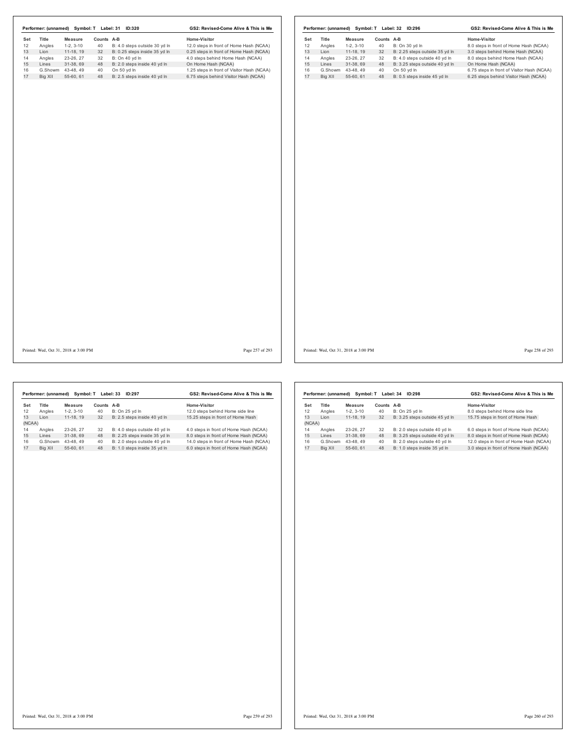**Performer: (unnamed) Symbol: T Label: 31 ID:320** — **GS2: Revised-Come Alive & This is Me**

| Set | Title | Measure | Counts | A-B | Home-Visitor |
|---|---|---|---|---|---|
| 12 | Angles | 1-2, 3-10 | 40 | B: 4.0 steps outside 30 yd ln | 12.0 steps in front of Home Hash (NCAA) |
| 13 | Lion | 11-18, 19 | 32 | B: 0.25 steps inside 35 yd ln | 0.25 steps in front of Home Hash (NCAA) |
| 14 | Angles | 23-26, 27 | 32 | B: On 40 yd ln | 4.0 steps behind Home Hash (NCAA) |
| 15 | Lines | 31-38, 69 | 48 | B: 2.0 steps inside 40 yd ln | On Home Hash (NCAA) |
| 16 | G.Showm | 43-48, 49 | 40 | On 50 yd ln | 1.25 steps in front of Visitor Hash (NCAA) |
| 17 | Big XII | 55-60, 61 | 48 | B: 2.5 steps inside 40 yd ln | 6.75 steps behind Visitor Hash (NCAA) |

Printed: Wed, Oct 31, 2018 at 3:00 PM

**Performer: (unnamed) Symbol: T Label: 32 ID:296** — **GS2: Revised-Come Alive & This is Me**

| Set | Title | Measure | Counts | A-B | Home-Visitor |
|---|---|---|---|---|---|
| 12 | Angles | 1-2, 3-10 | 40 | B: On 30 yd ln | 8.0 steps in front of Home Hash (NCAA) |
| 13 | Lion | 11-18, 19 | 32 | B: 2.25 steps outside 35 yd ln | 3.0 steps behind Home Hash (NCAA) |
| 14 | Angles | 23-26, 27 | 32 | B: 4.0 steps outside 40 yd ln | 8.0 steps behind Home Hash (NCAA) |
| 15 | Lines | 31-38, 69 | 48 | B: 3.25 steps outside 40 yd ln | On Home Hash (NCAA) |
| 16 | G.Showm | 43-48, 49 | 40 | On 50 yd ln | 6.75 steps in front of Visitor Hash (NCAA) |
| 17 | Big XII | 55-60, 61 | 48 | B: 0.5 steps inside 45 yd ln | 6.25 steps behind Visitor Hash (NCAA) |

Printed: Wed, Oct 31, 2018 at 3:00 PM

**Performer: (unnamed) Symbol: T Label: 33 ID:297** — **GS2: Revised-Come Alive & This is Me**

| Set | Title | Measure | Counts | A-B | Home-Visitor |
|---|---|---|---|---|---|
| 12 | Angles | 1-2, 3-10 | 40 | B: On 25 yd ln | 12.0 steps behind Home side line |
| 13 | Lion | 11-18, 19 | 32 | B: 2.5 steps inside 40 yd ln | 15.25 steps in front of Home Hash (NCAA) |
| 14 | Angles | 23-26, 27 | 32 | B: 4.0 steps outside 40 yd ln | 4.0 steps in front of Home Hash (NCAA) |
| 15 | Lines | 31-38, 69 | 48 | B: 2.25 steps inside 35 yd ln | 8.0 steps in front of Home Hash (NCAA) |
| 16 | G.Showm | 43-48, 49 | 40 | B: 2.0 steps outside 40 yd ln | 14.0 steps in front of Home Hash (NCAA) |
| 17 | Big XII | 55-60, 61 | 48 | B: 1.0 steps inside 35 yd ln | 6.0 steps in front of Home Hash (NCAA) |

Printed: Wed, Oct 31, 2018 at 3:00 PM

**Performer: (unnamed) Symbol: T Label: 34 ID:298** — **GS2: Revised-Come Alive & This is Me**

| Set | Title | Measure | Counts | A-B | Home-Visitor |
|---|---|---|---|---|---|
| 12 | Angles | 1-2, 3-10 | 40 | B: On 25 yd ln | 8.0 steps behind Home side line |
| 13 | Lion | 11-18, 19 | 32 | B: 3.25 steps outside 45 yd ln | 15.75 steps in front of Home Hash (NCAA) |
| 14 | Angles | 23-26, 27 | 32 | B: 2.0 steps outside 40 yd ln | 6.0 steps in front of Home Hash (NCAA) |
| 15 | Lines | 31-38, 69 | 48 | B: 3.25 steps outside 40 yd ln | 8.0 steps in front of Home Hash (NCAA) |
| 16 | G.Showm | 43-48, 49 | 40 | B: 2.0 steps outside 40 yd ln | 12.0 steps in front of Home Hash (NCAA) |
| 17 | Big XII | 55-60, 61 | 48 | B: 1.0 steps inside 35 yd ln | 3.0 steps in front of Home Hash (NCAA) |

Printed: Wed, Oct 31, 2018 at 3:00 PM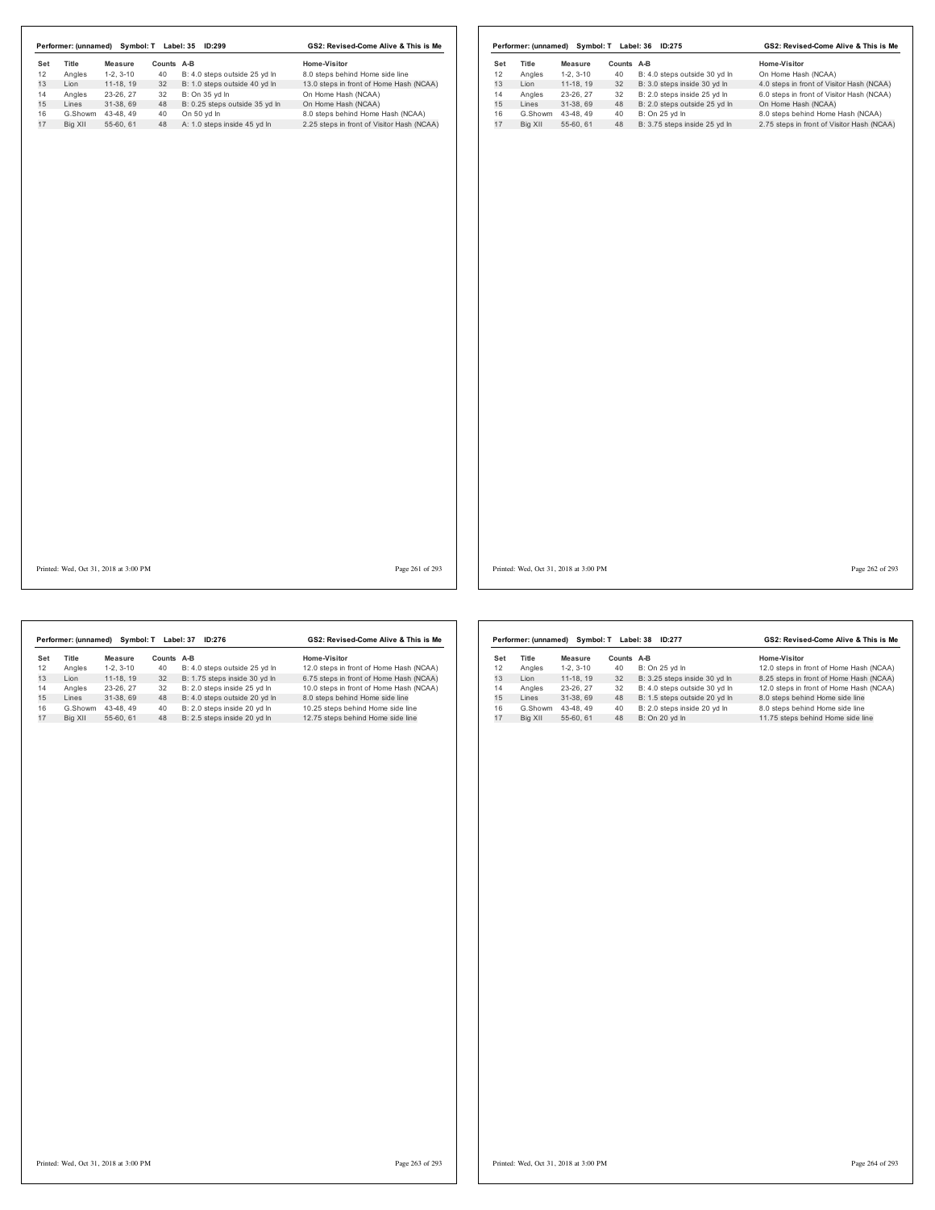**Performer: (unnamed) Symbol: T Label: 35 ID:299** — **GS2: Revised-Come Alive & This is Me**

| Set | Title | Measure | Counts | A-B | Home-Visitor |
|---|---|---|---|---|---|
| 12 | Angles | 1-2, 3-10 | 40 | B: 4.0 steps outside 25 yd ln | 8.0 steps behind Home side line |
| 13 | Lion | 11-18, 19 | 32 | B: 1.0 steps outside 40 yd ln | 13.0 steps in front of Home Hash (NCAA) |
| 14 | Angles | 23-26, 27 | 32 | B: On 35 yd ln | On Home Hash (NCAA) |
| 15 | Lines | 31-38, 69 | 48 | B: 0.25 steps outside 35 yd ln | On Home Hash (NCAA) |
| 16 | G.Showm | 43-48, 49 | 40 | On 50 yd ln | 8.0 steps behind Home Hash (NCAA) |
| 17 | Big XII | 55-60, 61 | 48 | A: 1.0 steps inside 45 yd ln | 2.25 steps in front of Visitor Hash (NCAA) |

Printed: Wed, Oct 31, 2018 at 3:00 PM

**Performer: (unnamed) Symbol: T Label: 36 ID:275** — **GS2: Revised-Come Alive & This is Me**

| Set | Title | Measure | Counts | A-B | Home-Visitor |
|---|---|---|---|---|---|
| 12 | Angles | 1-2, 3-10 | 40 | B: 4.0 steps outside 30 yd ln | On Home Hash (NCAA) |
| 13 | Lion | 11-18, 19 | 32 | B: 3.0 steps inside 30 yd ln | 4.0 steps in front of Visitor Hash (NCAA) |
| 14 | Angles | 23-26, 27 | 32 | B: 2.0 steps inside 25 yd ln | 6.0 steps in front of Visitor Hash (NCAA) |
| 15 | Lines | 31-38, 69 | 48 | B: 2.0 steps outside 25 yd ln | On Home Hash (NCAA) |
| 16 | G.Showm | 43-48, 49 | 40 | B: On 25 yd ln | 8.0 steps behind Home Hash (NCAA) |
| 17 | Big XII | 55-60, 61 | 48 | B: 3.75 steps inside 25 yd ln | 2.75 steps in front of Visitor Hash (NCAA) |

Printed: Wed, Oct 31, 2018 at 3:00 PM

**Performer: (unnamed) Symbol: T Label: 37 ID:276** — **GS2: Revised-Come Alive & This is Me**

| Set | Title | Measure | Counts | A-B | Home-Visitor |
|---|---|---|---|---|---|
| 12 | Angles | 1-2, 3-10 | 40 | B: 4.0 steps outside 25 yd ln | 12.0 steps in front of Home Hash (NCAA) |
| 13 | Lion | 11-18, 19 | 32 | B: 1.75 steps inside 30 yd ln | 6.75 steps in front of Home Hash (NCAA) |
| 14 | Angles | 23-26, 27 | 32 | B: 2.0 steps inside 25 yd ln | 10.0 steps in front of Home Hash (NCAA) |
| 15 | Lines | 31-38, 69 | 48 | B: 4.0 steps outside 20 yd ln | 8.0 steps behind Home side line |
| 16 | G.Showm | 43-48, 49 | 40 | B: 2.0 steps inside 20 yd ln | 10.25 steps behind Home side line |
| 17 | Big XII | 55-60, 61 | 48 | B: 2.5 steps inside 20 yd ln | 12.75 steps behind Home side line |

Printed: Wed, Oct 31, 2018 at 3:00 PM

**Performer: (unnamed) Symbol: T Label: 38 ID:277** — **GS2: Revised-Come Alive & This is Me**

| Set | Title | Measure | Counts | A-B | Home-Visitor |
|---|---|---|---|---|---|
| 12 | Angles | 1-2, 3-10 | 40 | B: On 25 yd ln | 12.0 steps in front of Home Hash (NCAA) |
| 13 | Lion | 11-18, 19 | 32 | B: 3.25 steps inside 30 yd ln | 8.25 steps in front of Home Hash (NCAA) |
| 14 | Angles | 23-26, 27 | 32 | B: 4.0 steps outside 30 yd ln | 12.0 steps in front of Home Hash (NCAA) |
| 15 | Lines | 31-38, 69 | 48 | B: 1.5 steps outside 20 yd ln | 8.0 steps behind Home side line |
| 16 | G.Showm | 43-48, 49 | 40 | B: 2.0 steps inside 20 yd ln | 8.0 steps behind Home side line |
| 17 | Big XII | 55-60, 61 | 48 | B: On 20 yd ln | 11.75 steps behind Home side line |

Printed: Wed, Oct 31, 2018 at 3:00 PM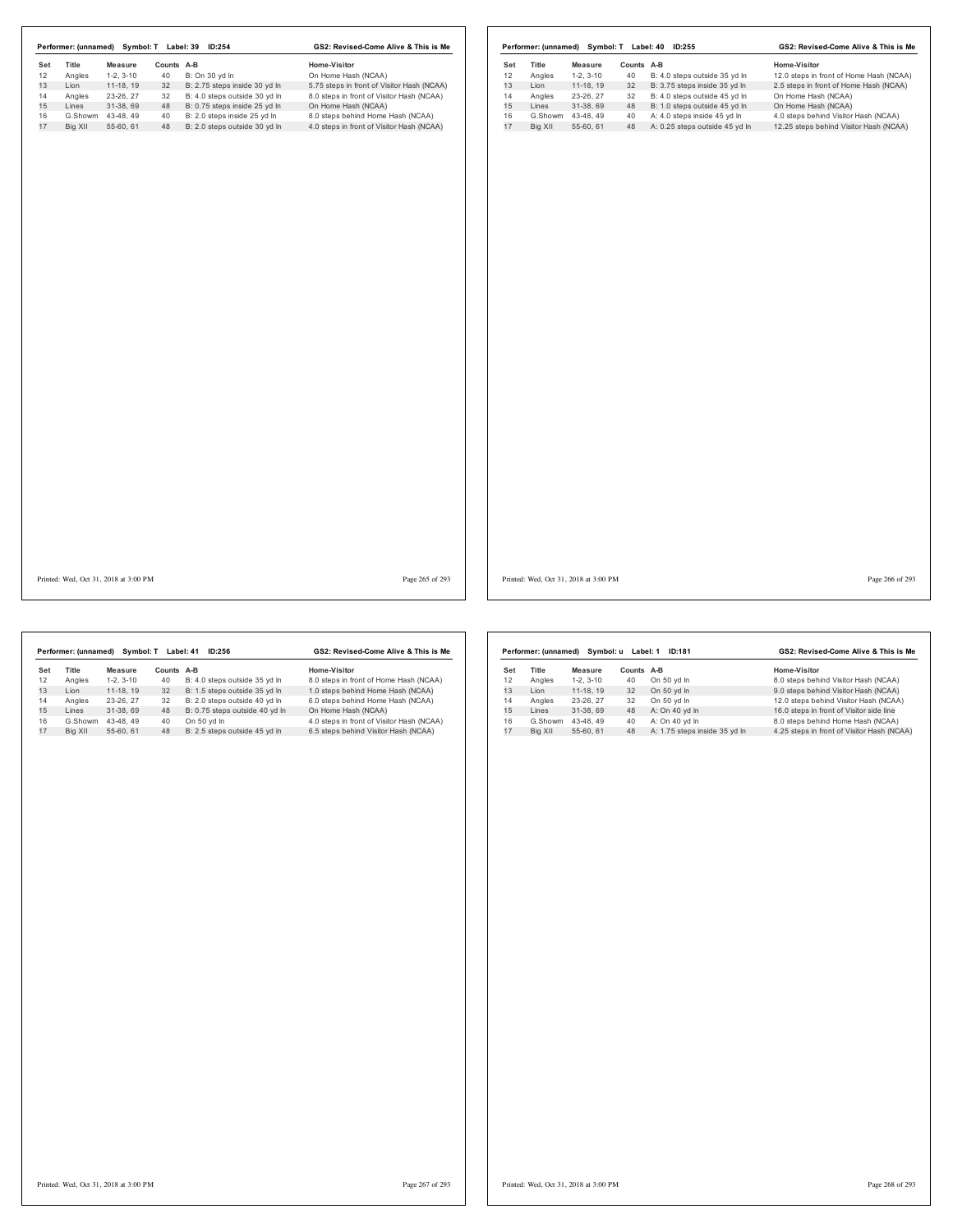**Performer: (unnamed) Symbol: T Label: 39 ID:254** — GS2: Revised-Come Alive & This is Me

| Set | Title | Measure | Counts | A-B | Home-Visitor |
|---|---|---|---|---|---|
| 12 | Angles | 1-2, 3-10 | 40 | B: On 30 yd ln | On Home Hash (NCAA) |
| 13 | Lion | 11-18, 19 | 32 | B: 2.75 steps inside 30 yd ln | 5.75 steps in front of Visitor Hash (NCAA) |
| 14 | Angles | 23-26, 27 | 32 | B: 4.0 steps outside 30 yd ln | 8.0 steps in front of Visitor Hash (NCAA) |
| 15 | Lines | 31-38, 69 | 48 | B: 0.75 steps inside 25 yd ln | On Home Hash (NCAA) |
| 16 | G.Showm | 43-48, 49 | 40 | B: 2.0 steps inside 25 yd ln | 8.0 steps behind Home Hash (NCAA) |
| 17 | Big XII | 55-60, 61 | 48 | B: 2.0 steps outside 30 yd ln | 4.0 steps in front of Visitor Hash (NCAA) |

Printed: Wed, Oct 31, 2018 at 3:00 PM

**Performer: (unnamed) Symbol: T Label: 40 ID:255** — GS2: Revised-Come Alive & This is Me

| Set | Title | Measure | Counts | A-B | Home-Visitor |
|---|---|---|---|---|---|
| 12 | Angles | 1-2, 3-10 | 40 | B: 4.0 steps outside 35 yd ln | 12.0 steps in front of Home Hash (NCAA) |
| 13 | Lion | 11-18, 19 | 32 | B: 3.75 steps inside 35 yd ln | 2.5 steps in front of Home Hash (NCAA) |
| 14 | Angles | 23-26, 27 | 32 | B: 4.0 steps outside 45 yd ln | On Home Hash (NCAA) |
| 15 | Lines | 31-38, 69 | 48 | B: 1.0 steps outside 45 yd ln | On Home Hash (NCAA) |
| 16 | G.Showm | 43-48, 49 | 40 | A: 4.0 steps inside 45 yd ln | 4.0 steps behind Visitor Hash (NCAA) |
| 17 | Big XII | 55-60, 61 | 48 | A: 0.25 steps outside 45 yd ln | 12.25 steps behind Visitor Hash (NCAA) |

Printed: Wed, Oct 31, 2018 at 3:00 PM

**Performer: (unnamed) Symbol: T Label: 41 ID:256** — GS2: Revised-Come Alive & This is Me

| Set | Title | Measure | Counts | A-B | Home-Visitor |
|---|---|---|---|---|---|
| 12 | Angles | 1-2, 3-10 | 40 | B: 4.0 steps outside 35 yd ln | 8.0 steps in front of Home Hash (NCAA) |
| 13 | Lion | 11-18, 19 | 32 | B: 1.5 steps outside 35 yd ln | 1.0 steps behind Home Hash (NCAA) |
| 14 | Angles | 23-26, 27 | 32 | B: 2.0 steps outside 40 yd ln | 6.0 steps behind Home Hash (NCAA) |
| 15 | Lines | 31-38, 69 | 48 | B: 0.75 steps outside 40 yd ln | On Home Hash (NCAA) |
| 16 | G.Showm | 43-48, 49 | 40 | On 50 yd ln | 4.0 steps in front of Visitor Hash (NCAA) |
| 17 | Big XII | 55-60, 61 | 48 | B: 2.5 steps outside 45 yd ln | 6.5 steps behind Visitor Hash (NCAA) |

Printed: Wed, Oct 31, 2018 at 3:00 PM

**Performer: (unnamed) Symbol: u Label: 1 ID:181** — GS2: Revised-Come Alive & This is Me

| Set | Title | Measure | Counts | A-B | Home-Visitor |
|---|---|---|---|---|---|
| 12 | Angles | 1-2, 3-10 | 40 | On 50 yd ln | 8.0 steps behind Visitor Hash (NCAA) |
| 13 | Lion | 11-18, 19 | 32 | On 50 yd ln | 9.0 steps behind Visitor Hash (NCAA) |
| 14 | Angles | 23-26, 27 | 32 | On 50 yd ln | 12.0 steps behind Visitor Hash (NCAA) |
| 15 | Lines | 31-38, 69 | 48 | A: On 40 yd ln | 16.0 steps in front of Visitor side line |
| 16 | G.Showm | 43-48, 49 | 40 | A: On 40 yd ln | 8.0 steps behind Home Hash (NCAA) |
| 17 | Big XII | 55-60, 61 | 48 | A: 1.75 steps inside 35 yd ln | 4.25 steps in front of Visitor Hash (NCAA) |

Printed: Wed, Oct 31, 2018 at 3:00 PM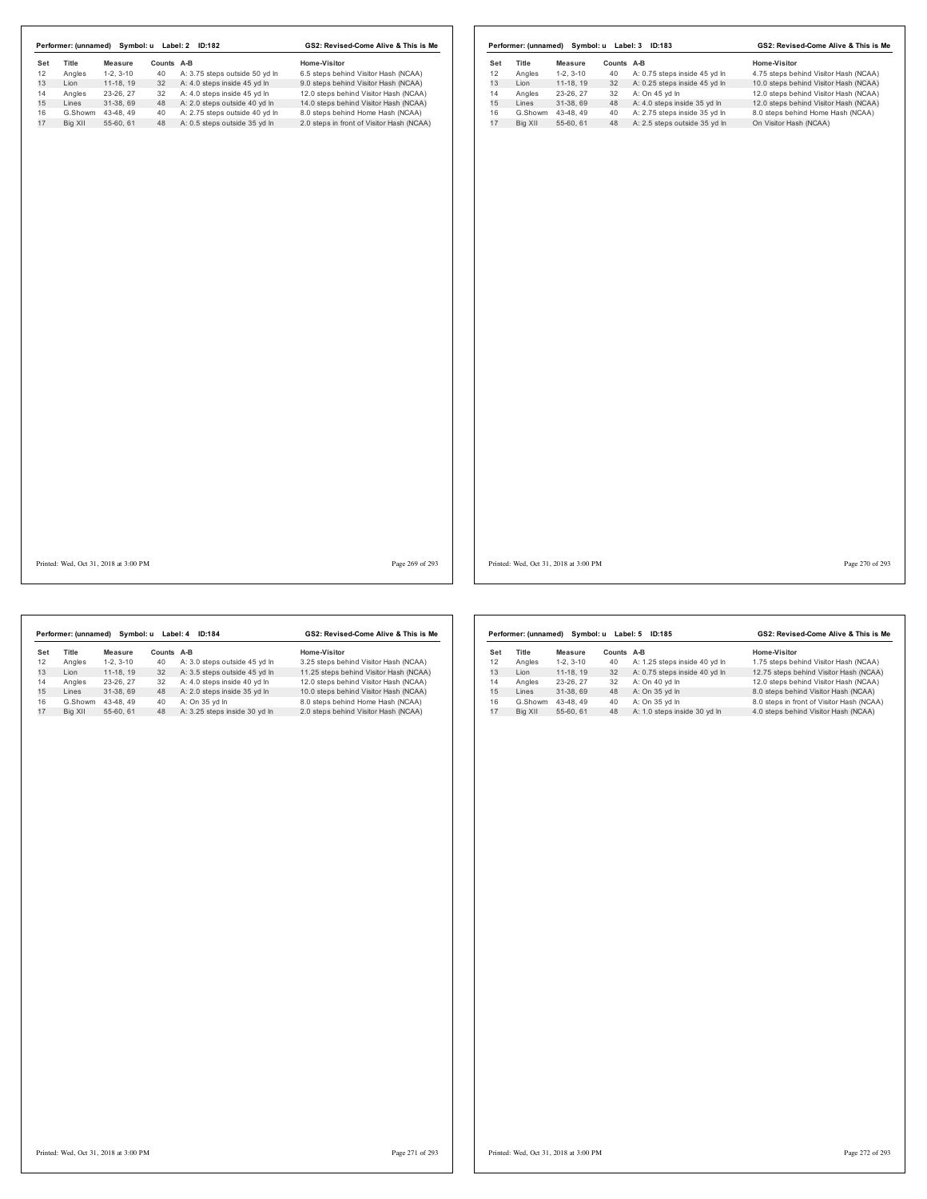**Performer: (unnamed) Symbol: u Label: 2 ID:182** — **GS2: Revised-Come Alive & This is Me**

| Set | Title | Measure | Counts | A-B | Home-Visitor |
|---|---|---|---|---|---|
| 12 | Angles | 1-2, 3-10 | 40 | A: 3.75 steps outside 50 yd ln | 6.5 steps behind Visitor Hash (NCAA) |
| 13 | Lion | 11-18, 19 | 32 | A: 4.0 steps inside 45 yd ln | 9.0 steps behind Visitor Hash (NCAA) |
| 14 | Angles | 23-26, 27 | 32 | A: 4.0 steps inside 45 yd ln | 12.0 steps behind Visitor Hash (NCAA) |
| 15 | Lines | 31-38, 69 | 48 | A: 2.0 steps outside 40 yd ln | 14.0 steps behind Visitor Hash (NCAA) |
| 16 | G.Showm | 43-48, 49 | 40 | A: 2.75 steps outside 40 yd ln | 8.0 steps behind Home Hash (NCAA) |
| 17 | Big XII | 55-60, 61 | 48 | A: 0.5 steps outside 35 yd ln | 2.0 steps in front of Visitor Hash (NCAA) |

Printed: Wed, Oct 31, 2018 at 3:00 PM

**Performer: (unnamed) Symbol: u Label: 3 ID:183** — **GS2: Revised-Come Alive & This is Me**

| Set | Title | Measure | Counts | A-B | Home-Visitor |
|---|---|---|---|---|---|
| 12 | Angles | 1-2, 3-10 | 40 | A: 0.75 steps inside 45 yd ln | 4.75 steps behind Visitor Hash (NCAA) |
| 13 | Lion | 11-18, 19 | 32 | A: 0.25 steps inside 45 yd ln | 10.0 steps behind Visitor Hash (NCAA) |
| 14 | Angles | 23-26, 27 | 32 | A: On 45 yd ln | 12.0 steps behind Visitor Hash (NCAA) |
| 15 | Lines | 31-38, 69 | 48 | A: 4.0 steps inside 35 yd ln | 12.0 steps behind Visitor Hash (NCAA) |
| 16 | G.Showm | 43-48, 49 | 40 | A: 2.75 steps inside 35 yd ln | 8.0 steps behind Home Hash (NCAA) |
| 17 | Big XII | 55-60, 61 | 48 | A: 2.5 steps outside 35 yd ln | On Visitor Hash (NCAA) |

Printed: Wed, Oct 31, 2018 at 3:00 PM

**Performer: (unnamed) Symbol: u Label: 4 ID:184** — **GS2: Revised-Come Alive & This is Me**

| Set | Title | Measure | Counts | A-B | Home-Visitor |
|---|---|---|---|---|---|
| 12 | Angles | 1-2, 3-10 | 40 | A: 3.0 steps outside 45 yd ln | 3.25 steps behind Visitor Hash (NCAA) |
| 13 | Lion | 11-18, 19 | 32 | A: 3.5 steps outside 45 yd ln | 11.25 steps behind Visitor Hash (NCAA) |
| 14 | Angles | 23-26, 27 | 32 | A: 4.0 steps inside 40 yd ln | 12.0 steps behind Visitor Hash (NCAA) |
| 15 | Lines | 31-38, 69 | 48 | A: 2.0 steps inside 35 yd ln | 10.0 steps behind Visitor Hash (NCAA) |
| 16 | G.Showm | 43-48, 49 | 40 | A: On 35 yd ln | 8.0 steps behind Home Hash (NCAA) |
| 17 | Big XII | 55-60, 61 | 48 | A: 3.25 steps inside 30 yd ln | 2.0 steps behind Visitor Hash (NCAA) |

Printed: Wed, Oct 31, 2018 at 3:00 PM

**Performer: (unnamed) Symbol: u Label: 5 ID:185** — **GS2: Revised-Come Alive & This is Me**

| Set | Title | Measure | Counts | A-B | Home-Visitor |
|---|---|---|---|---|---|
| 12 | Angles | 1-2, 3-10 | 40 | A: 1.25 steps inside 40 yd ln | 1.75 steps behind Visitor Hash (NCAA) |
| 13 | Lion | 11-18, 19 | 32 | A: 0.75 steps inside 40 yd ln | 12.75 steps behind Visitor Hash (NCAA) |
| 14 | Angles | 23-26, 27 | 32 | A: On 40 yd ln | 12.0 steps behind Visitor Hash (NCAA) |
| 15 | Lines | 31-38, 69 | 48 | A: On 35 yd ln | 8.0 steps behind Visitor Hash (NCAA) |
| 16 | G.Showm | 43-48, 49 | 40 | A: On 35 yd ln | 8.0 steps in front of Visitor Hash (NCAA) |
| 17 | Big XII | 55-60, 61 | 48 | A: 1.0 steps inside 30 yd ln | 4.0 steps behind Visitor Hash (NCAA) |

Printed: Wed, Oct 31, 2018 at 3:00 PM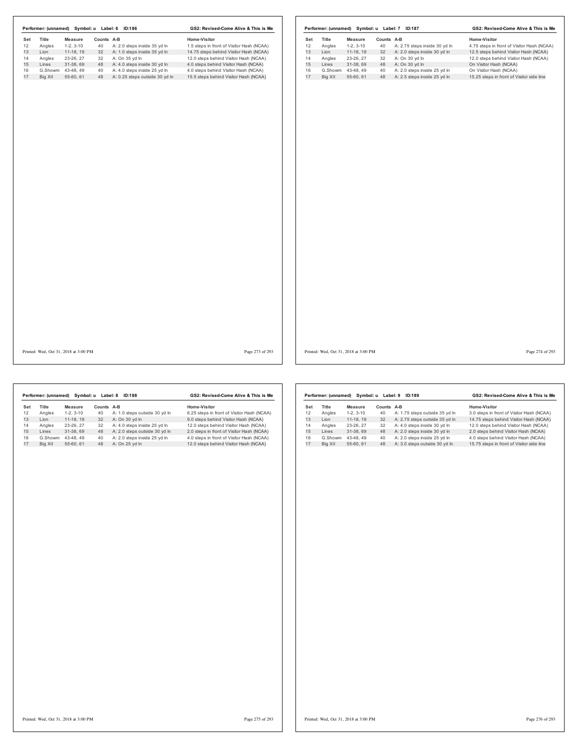**Performer: (unnamed) Symbol: u Label: 6 ID:186** — **GS2: Revised-Come Alive & This is Me**

| Set | Title | Measure | Counts | A-B | Home-Visitor |
|---|---|---|---|---|---|
| 12 | Angles | 1-2, 3-10 | 40 | A: 2.0 steps inside 35 yd ln | 1.5 steps in front of Visitor Hash (NCAA) |
| 13 | Lion | 11-18, 19 | 32 | A: 1.0 steps inside 35 yd ln | 14.75 steps behind Visitor Hash (NCAA) |
| 14 | Angles | 23-26, 27 | 32 | A: On 35 yd ln | 12.0 steps behind Visitor Hash (NCAA) |
| 15 | Lines | 31-38, 69 | 48 | A: 4.0 steps inside 30 yd ln | 4.0 steps behind Visitor Hash (NCAA) |
| 16 | G.Showm | 43-48, 49 | 40 | A: 4.0 steps inside 25 yd ln | 4.0 steps behind Visitor Hash (NCAA) |
| 17 | Big XII | 55-60, 61 | 48 | A: 0.25 steps outside 30 yd ln | 15.5 steps behind Visitor Hash (NCAA) |

Printed: Wed, Oct 31, 2018 at 3:00 PM

**Performer: (unnamed) Symbol: u Label: 7 ID:187** — **GS2: Revised-Come Alive & This is Me**

| Set | Title | Measure | Counts | A-B | Home-Visitor |
|---|---|---|---|---|---|
| 12 | Angles | 1-2, 3-10 | 40 | A: 2.75 steps inside 30 yd ln | 4.75 steps in front of Visitor Hash (NCAA) |
| 13 | Lion | 11-18, 19 | 32 | A: 2.0 steps inside 30 yd ln | 12.5 steps behind Visitor Hash (NCAA) |
| 14 | Angles | 23-26, 27 | 32 | A: On 30 yd ln | 12.0 steps behind Visitor Hash (NCAA) |
| 15 | Lines | 31-38, 69 | 48 | A: On 30 yd ln | On Visitor Hash (NCAA) |
| 16 | G.Showm | 43-48, 49 | 40 | A: 2.0 steps inside 25 yd ln | On Visitor Hash (NCAA) |
| 17 | Big XII | 55-60, 61 | 48 | A: 2.5 steps inside 25 yd ln | 15.25 steps in front of Visitor side line |

Printed: Wed, Oct 31, 2018 at 3:00 PM

**Performer: (unnamed) Symbol: u Label: 8 ID:188** — **GS2: Revised-Come Alive & This is Me**

| Set | Title | Measure | Counts | A-B | Home-Visitor |
|---|---|---|---|---|---|
| 12 | Angles | 1-2, 3-10 | 40 | A: 1.0 steps outside 30 yd ln | 6.25 steps in front of Visitor Hash (NCAA) |
| 13 | Lion | 11-18, 19 | 32 | A: On 30 yd ln | 9.0 steps behind Visitor Hash (NCAA) |
| 14 | Angles | 23-26, 27 | 32 | A: 4.0 steps inside 25 yd ln | 12.0 steps behind Visitor Hash (NCAA) |
| 15 | Lines | 31-38, 69 | 48 | A: 2.0 steps outside 30 yd ln | 2.0 steps in front of Visitor Hash (NCAA) |
| 16 | G.Showm | 43-48, 49 | 40 | A: 2.0 steps inside 25 yd ln | 4.0 steps in front of Visitor Hash (NCAA) |
| 17 | Big XII | 55-60, 61 | 48 | A: On 25 yd ln | 12.0 steps behind Visitor Hash (NCAA) |

Printed: Wed, Oct 31, 2018 at 3:00 PM

**Performer: (unnamed) Symbol: u Label: 9 ID:189** — **GS2: Revised-Come Alive & This is Me**

| Set | Title | Measure | Counts | A-B | Home-Visitor |
|---|---|---|---|---|---|
| 12 | Angles | 1-2, 3-10 | 40 | A: 1.75 steps outside 35 yd ln | 3.0 steps in front of Visitor Hash (NCAA) |
| 13 | Lion | 11-18, 19 | 32 | A: 2.75 steps outside 35 yd ln | 14.75 steps behind Visitor Hash (NCAA) |
| 14 | Angles | 23-26, 27 | 32 | A: 4.0 steps inside 30 yd ln | 12.0 steps behind Visitor Hash (NCAA) |
| 15 | Lines | 31-38, 69 | 48 | A: 2.0 steps inside 30 yd ln | 2.0 steps behind Visitor Hash (NCAA) |
| 16 | G.Showm | 43-48, 49 | 40 | A: 2.0 steps inside 25 yd ln | 4.0 steps behind Visitor Hash (NCAA) |
| 17 | Big XII | 55-60, 61 | 48 | A: 3.0 steps outside 30 yd ln | 15.75 steps in front of Visitor side line |

Printed: Wed, Oct 31, 2018 at 3:00 PM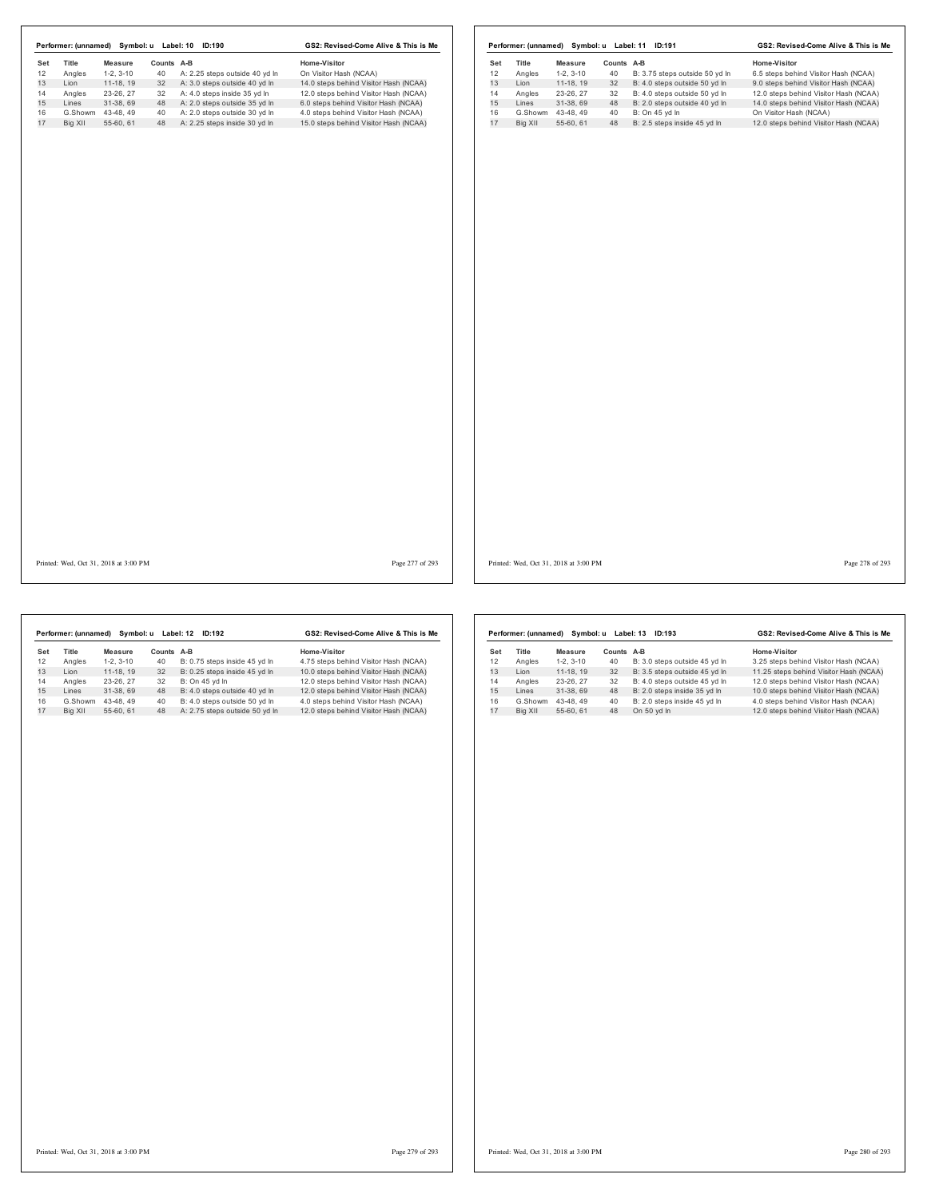**Performer: (unnamed) Symbol: u Label: 10 ID:190** — GS2: Revised-Come Alive & This is Me

| Set | Title | Measure | Counts | A-B | Home-Visitor |
|---|---|---|---|---|---|
| 12 | Angles | 1-2, 3-10 | 40 | A: 2.25 steps outside 40 yd ln | On Visitor Hash (NCAA) |
| 13 | Lion | 11-18, 19 | 32 | A: 3.0 steps outside 40 yd ln | 14.0 steps behind Visitor Hash (NCAA) |
| 14 | Angles | 23-26, 27 | 32 | A: 4.0 steps inside 35 yd ln | 12.0 steps behind Visitor Hash (NCAA) |
| 15 | Lines | 31-38, 69 | 48 | A: 2.0 steps outside 35 yd ln | 6.0 steps behind Visitor Hash (NCAA) |
| 16 | G.Showm | 43-48, 49 | 40 | A: 2.0 steps outside 30 yd ln | 4.0 steps behind Visitor Hash (NCAA) |
| 17 | Big XII | 55-60, 61 | 48 | A: 2.25 steps inside 30 yd ln | 15.0 steps behind Visitor Hash (NCAA) |

**Performer: (unnamed) Symbol: u Label: 11 ID:191** — GS2: Revised-Come Alive & This is Me

| Set | Title | Measure | Counts | A-B | Home-Visitor |
|---|---|---|---|---|---|
| 12 | Angles | 1-2, 3-10 | 40 | B: 3.75 steps outside 50 yd ln | 6.5 steps behind Visitor Hash (NCAA) |
| 13 | Lion | 11-18, 19 | 32 | B: 4.0 steps outside 50 yd ln | 9.0 steps behind Visitor Hash (NCAA) |
| 14 | Angles | 23-26, 27 | 32 | B: 4.0 steps outside 50 yd ln | 12.0 steps behind Visitor Hash (NCAA) |
| 15 | Lines | 31-38, 69 | 48 | B: 2.0 steps outside 40 yd ln | 14.0 steps behind Visitor Hash (NCAA) |
| 16 | G.Showm | 43-48, 49 | 40 | B: On 45 yd ln | On Visitor Hash (NCAA) |
| 17 | Big XII | 55-60, 61 | 48 | B: 2.5 steps inside 45 yd ln | 12.0 steps behind Visitor Hash (NCAA) |

**Performer: (unnamed) Symbol: u Label: 12 ID:192** — GS2: Revised-Come Alive & This is Me

| Set | Title | Measure | Counts | A-B | Home-Visitor |
|---|---|---|---|---|---|
| 12 | Angles | 1-2, 3-10 | 40 | B: 0.75 steps inside 45 yd ln | 4.75 steps behind Visitor Hash (NCAA) |
| 13 | Lion | 11-18, 19 | 32 | B: 0.25 steps inside 45 yd ln | 10.0 steps behind Visitor Hash (NCAA) |
| 14 | Angles | 23-26, 27 | 32 | B: On 45 yd ln | 12.0 steps behind Visitor Hash (NCAA) |
| 15 | Lines | 31-38, 69 | 48 | B: 4.0 steps outside 40 yd ln | 12.0 steps behind Visitor Hash (NCAA) |
| 16 | G.Showm | 43-48, 49 | 40 | B: 4.0 steps outside 50 yd ln | 4.0 steps behind Visitor Hash (NCAA) |
| 17 | Big XII | 55-60, 61 | 48 | A: 2.75 steps outside 50 yd ln | 12.0 steps behind Visitor Hash (NCAA) |

**Performer: (unnamed) Symbol: u Label: 13 ID:193** — GS2: Revised-Come Alive & This is Me

| Set | Title | Measure | Counts | A-B | Home-Visitor |
|---|---|---|---|---|---|
| 12 | Angles | 1-2, 3-10 | 40 | B: 3.0 steps outside 45 yd ln | 3.25 steps behind Visitor Hash (NCAA) |
| 13 | Lion | 11-18, 19 | 32 | B: 3.5 steps outside 45 yd ln | 11.25 steps behind Visitor Hash (NCAA) |
| 14 | Angles | 23-26, 27 | 32 | B: 4.0 steps outside 45 yd ln | 12.0 steps behind Visitor Hash (NCAA) |
| 15 | Lines | 31-38, 69 | 48 | B: 2.0 steps inside 35 yd ln | 10.0 steps behind Visitor Hash (NCAA) |
| 16 | G.Showm | 43-48, 49 | 40 | B: 2.0 steps inside 45 yd ln | 4.0 steps behind Visitor Hash (NCAA) |
| 17 | Big XII | 55-60, 61 | 48 | On 50 yd ln | 12.0 steps behind Visitor Hash (NCAA) |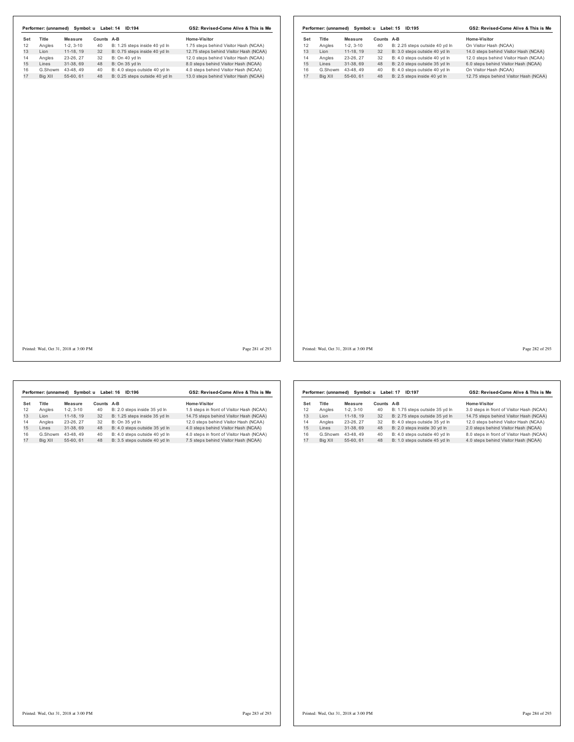**Performer: (unnamed) Symbol: u Label: 14 ID:194** — GS2: Revised-Come Alive & This is Me

| Set | Title | Measure | Counts | A-B | Home-Visitor |
|---|---|---|---|---|---|
| 12 | Angles | 1-2, 3-10 | 40 | B: 1.25 steps inside 40 yd ln | 1.75 steps behind Visitor Hash (NCAA) |
| 13 | Lion | 11-18, 19 | 32 | B: 0.75 steps inside 40 yd ln | 12.75 steps behind Visitor Hash (NCAA) |
| 14 | Angles | 23-26, 27 | 32 | B: On 40 yd ln | 12.0 steps behind Visitor Hash (NCAA) |
| 15 | Lines | 31-38, 69 | 48 | B: On 35 yd ln | 8.0 steps behind Visitor Hash (NCAA) |
| 16 | G.Showm | 43-48, 49 | 40 | B: 4.0 steps outside 40 yd ln | 4.0 steps behind Visitor Hash (NCAA) |
| 17 | Big XII | 55-60, 61 | 48 | B: 0.25 steps outside 40 yd ln | 13.0 steps behind Visitor Hash (NCAA) |

Printed: Wed, Oct 31, 2018 at 3:00 PM

**Performer: (unnamed) Symbol: u Label: 15 ID:195** — GS2: Revised-Come Alive & This is Me

| Set | Title | Measure | Counts | A-B | Home-Visitor |
|---|---|---|---|---|---|
| 12 | Angles | 1-2, 3-10 | 40 | B: 2.25 steps outside 40 yd ln | On Visitor Hash (NCAA) |
| 13 | Lion | 11-18, 19 | 32 | B: 3.0 steps outside 40 yd ln | 14.0 steps behind Visitor Hash (NCAA) |
| 14 | Angles | 23-26, 27 | 32 | B: 4.0 steps outside 40 yd ln | 12.0 steps behind Visitor Hash (NCAA) |
| 15 | Lines | 31-38, 69 | 48 | B: 2.0 steps outside 35 yd ln | 6.0 steps behind Visitor Hash (NCAA) |
| 16 | G.Showm | 43-48, 49 | 40 | B: 4.0 steps outside 40 yd ln | On Visitor Hash (NCAA) |
| 17 | Big XII | 55-60, 61 | 48 | B: 2.5 steps inside 40 yd ln | 12.75 steps behind Visitor Hash (NCAA) |

Printed: Wed, Oct 31, 2018 at 3:00 PM

**Performer: (unnamed) Symbol: u Label: 16 ID:196** — GS2: Revised-Come Alive & This is Me

| Set | Title | Measure | Counts | A-B | Home-Visitor |
|---|---|---|---|---|---|
| 12 | Angles | 1-2, 3-10 | 40 | B: 2.0 steps inside 35 yd ln | 1.5 steps in front of Visitor Hash (NCAA) |
| 13 | Lion | 11-18, 19 | 32 | B: 1.25 steps inside 35 yd ln | 14.75 steps behind Visitor Hash (NCAA) |
| 14 | Angles | 23-26, 27 | 32 | B: On 35 yd ln | 12.0 steps behind Visitor Hash (NCAA) |
| 15 | Lines | 31-38, 69 | 48 | B: 4.0 steps outside 35 yd ln | 4.0 steps behind Visitor Hash (NCAA) |
| 16 | G.Showm | 43-48, 49 | 40 | B: 4.0 steps outside 40 yd ln | 4.0 steps in front of Visitor Hash (NCAA) |
| 17 | Big XII | 55-60, 61 | 48 | B: 3.5 steps outside 40 yd ln | 7.5 steps behind Visitor Hash (NCAA) |

Printed: Wed, Oct 31, 2018 at 3:00 PM

**Performer: (unnamed) Symbol: u Label: 17 ID:197** — GS2: Revised-Come Alive & This is Me

| Set | Title | Measure | Counts | A-B | Home-Visitor |
|---|---|---|---|---|---|
| 12 | Angles | 1-2, 3-10 | 40 | B: 1.75 steps outside 35 yd ln | 3.0 steps in front of Visitor Hash (NCAA) |
| 13 | Lion | 11-18, 19 | 32 | B: 2.75 steps outside 35 yd ln | 14.75 steps behind Visitor Hash (NCAA) |
| 14 | Angles | 23-26, 27 | 32 | B: 4.0 steps outside 35 yd ln | 12.0 steps behind Visitor Hash (NCAA) |
| 15 | Lines | 31-38, 69 | 48 | B: 2.0 steps inside 30 yd ln | 2.0 steps behind Visitor Hash (NCAA) |
| 16 | G.Showm | 43-48, 49 | 40 | B: 4.0 steps outside 40 yd ln | 8.0 steps in front of Visitor Hash (NCAA) |
| 17 | Big XII | 55-60, 61 | 48 | B: 1.0 steps outside 45 yd ln | 4.0 steps behind Visitor Hash (NCAA) |

Printed: Wed, Oct 31, 2018 at 3:00 PM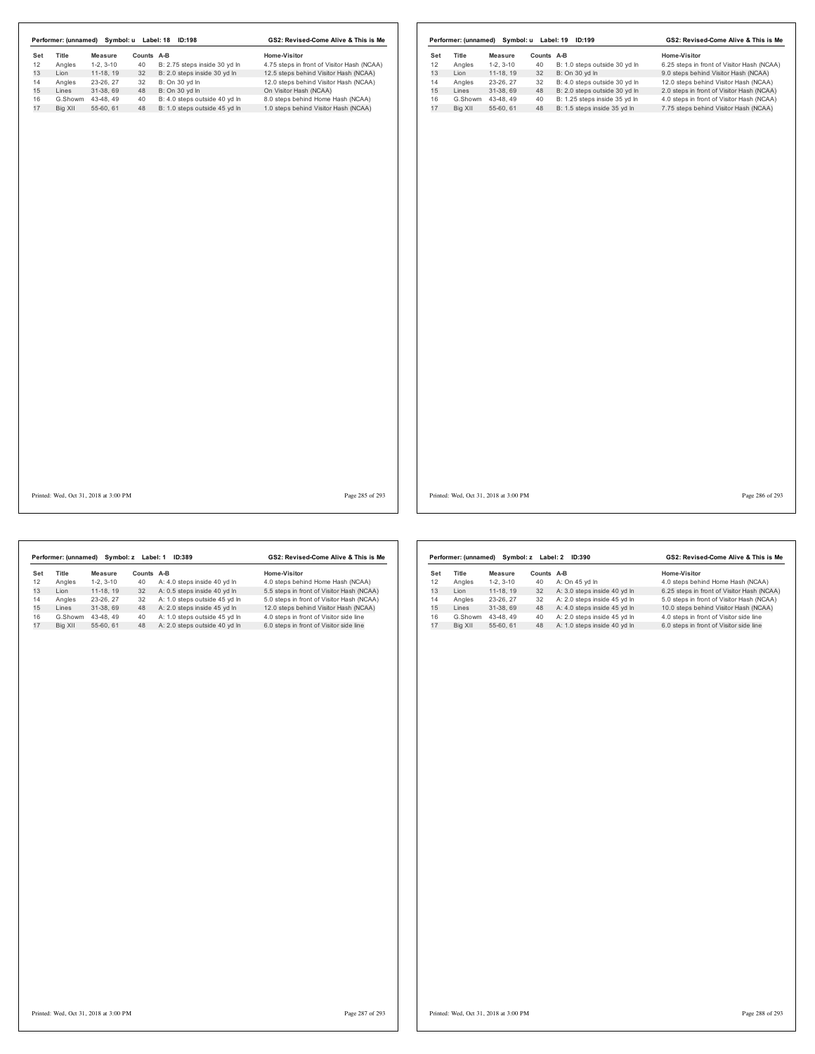**Performer: (unnamed) Symbol: u Label: 18 ID:198** — **GS2: Revised-Come Alive & This is Me**

| Set | Title | Measure | Counts | A-B | Home-Visitor |
|---|---|---|---|---|---|
| 12 | Angles | 1-2, 3-10 | 40 | B: 2.75 steps inside 30 yd ln | 4.75 steps in front of Visitor Hash (NCAA) |
| 13 | Lion | 11-18, 19 | 32 | B: 2.0 steps inside 30 yd ln | 12.5 steps behind Visitor Hash (NCAA) |
| 14 | Angles | 23-26, 27 | 32 | B: On 30 yd ln | 12.0 steps behind Visitor Hash (NCAA) |
| 15 | Lines | 31-38, 69 | 48 | B: On 30 yd ln | On Visitor Hash (NCAA) |
| 16 | G.Showm | 43-48, 49 | 40 | B: 4.0 steps outside 40 yd ln | 8.0 steps behind Home Hash (NCAA) |
| 17 | Big XII | 55-60, 61 | 48 | B: 1.0 steps outside 45 yd ln | 1.0 steps behind Visitor Hash (NCAA) |

Printed: Wed, Oct 31, 2018 at 3:00 PM

**Performer: (unnamed) Symbol: u Label: 19 ID:199** — **GS2: Revised-Come Alive & This is Me**

| Set | Title | Measure | Counts | A-B | Home-Visitor |
|---|---|---|---|---|---|
| 12 | Angles | 1-2, 3-10 | 40 | B: 1.0 steps outside 30 yd ln | 6.25 steps in front of Visitor Hash (NCAA) |
| 13 | Lion | 11-18, 19 | 32 | B: On 30 yd ln | 9.0 steps behind Visitor Hash (NCAA) |
| 14 | Angles | 23-26, 27 | 32 | B: 4.0 steps outside 30 yd ln | 12.0 steps behind Visitor Hash (NCAA) |
| 15 | Lines | 31-38, 69 | 48 | B: 2.0 steps outside 30 yd ln | 2.0 steps in front of Visitor Hash (NCAA) |
| 16 | G.Showm | 43-48, 49 | 40 | B: 1.25 steps inside 35 yd ln | 4.0 steps in front of Visitor Hash (NCAA) |
| 17 | Big XII | 55-60, 61 | 48 | B: 1.5 steps inside 35 yd ln | 7.75 steps behind Visitor Hash (NCAA) |

Printed: Wed, Oct 31, 2018 at 3:00 PM

**Performer: (unnamed) Symbol: z Label: 1 ID:389** — **GS2: Revised-Come Alive & This is Me**

| Set | Title | Measure | Counts | A-B | Home-Visitor |
|---|---|---|---|---|---|
| 12 | Angles | 1-2, 3-10 | 40 | A: 4.0 steps inside 40 yd ln | 4.0 steps behind Home Hash (NCAA) |
| 13 | Lion | 11-18, 19 | 32 | A: 0.5 steps inside 40 yd ln | 5.5 steps in front of Visitor Hash (NCAA) |
| 14 | Angles | 23-26, 27 | 32 | A: 1.0 steps outside 45 yd ln | 5.0 steps in front of Visitor Hash (NCAA) |
| 15 | Lines | 31-38, 69 | 48 | A: 2.0 steps inside 45 yd ln | 12.0 steps behind Visitor Hash (NCAA) |
| 16 | G.Showm | 43-48, 49 | 40 | A: 1.0 steps outside 45 yd ln | 4.0 steps in front of Visitor side line |
| 17 | Big XII | 55-60, 61 | 48 | A: 2.0 steps outside 40 yd ln | 6.0 steps in front of Visitor side line |

Printed: Wed, Oct 31, 2018 at 3:00 PM

**Performer: (unnamed) Symbol: z Label: 2 ID:390** — **GS2: Revised-Come Alive & This is Me**

| Set | Title | Measure | Counts | A-B | Home-Visitor |
|---|---|---|---|---|---|
| 12 | Angles | 1-2, 3-10 | 40 | A: On 45 yd ln | 4.0 steps behind Home Hash (NCAA) |
| 13 | Lion | 11-18, 19 | 32 | A: 3.0 steps inside 40 yd ln | 6.25 steps in front of Visitor Hash (NCAA) |
| 14 | Angles | 23-26, 27 | 32 | A: 2.0 steps inside 45 yd ln | 5.0 steps in front of Visitor Hash (NCAA) |
| 15 | Lines | 31-38, 69 | 48 | A: 4.0 steps inside 45 yd ln | 10.0 steps behind Visitor Hash (NCAA) |
| 16 | G.Showm | 43-48, 49 | 40 | A: 2.0 steps inside 45 yd ln | 4.0 steps in front of Visitor side line |
| 17 | Big XII | 55-60, 61 | 48 | A: 1.0 steps inside 40 yd ln | 6.0 steps in front of Visitor side line |

Printed: Wed, Oct 31, 2018 at 3:00 PM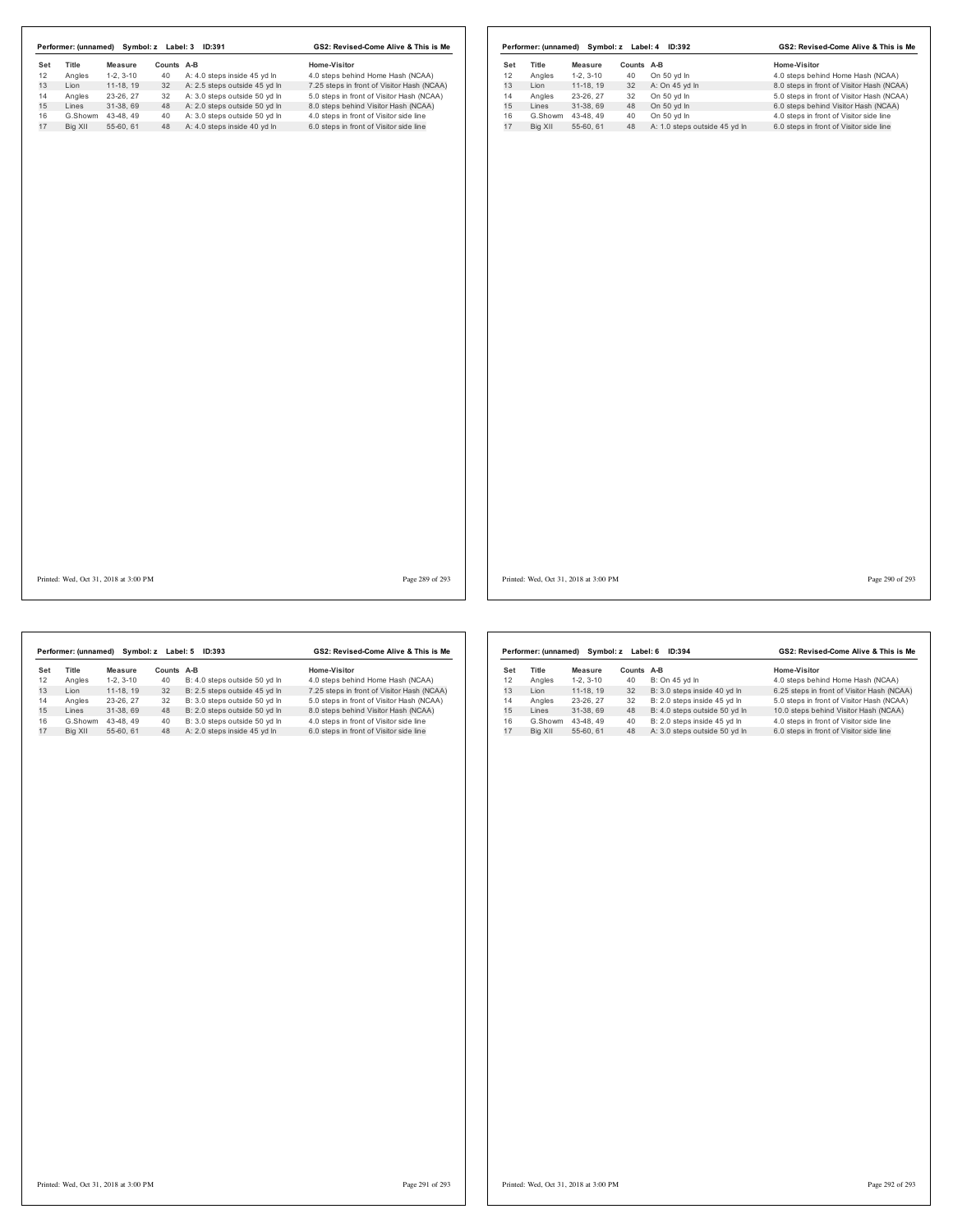**Performer: (unnamed) Symbol: z Label: 3 ID:391** — GS2: Revised-Come Alive & This is Me

| Set | Title | Measure | Counts | A-B | Home-Visitor |
|---|---|---|---|---|---|
| 12 | Angles | 1-2, 3-10 | 40 | A: 4.0 steps inside 45 yd ln | 4.0 steps behind Home Hash (NCAA) |
| 13 | Lion | 11-18, 19 | 32 | A: 2.5 steps outside 45 yd ln | 7.25 steps in front of Visitor Hash (NCAA) |
| 14 | Angles | 23-26, 27 | 32 | A: 3.0 steps outside 50 yd ln | 5.0 steps in front of Visitor Hash (NCAA) |
| 15 | Lines | 31-38, 69 | 48 | A: 2.0 steps outside 50 yd ln | 8.0 steps behind Visitor Hash (NCAA) |
| 16 | G.Showm | 43-48, 49 | 40 | A: 3.0 steps outside 50 yd ln | 4.0 steps in front of Visitor side line |
| 17 | Big XII | 55-60, 61 | 48 | A: 4.0 steps inside 40 yd ln | 6.0 steps in front of Visitor side line |

**Performer: (unnamed) Symbol: z Label: 4 ID:392** — GS2: Revised-Come Alive & This is Me

| Set | Title | Measure | Counts | A-B | Home-Visitor |
|---|---|---|---|---|---|
| 12 | Angles | 1-2, 3-10 | 40 | On 50 yd ln | 4.0 steps behind Home Hash (NCAA) |
| 13 | Lion | 11-18, 19 | 32 | A: On 45 yd ln | 8.0 steps in front of Visitor Hash (NCAA) |
| 14 | Angles | 23-26, 27 | 32 | On 50 yd ln | 5.0 steps in front of Visitor Hash (NCAA) |
| 15 | Lines | 31-38, 69 | 48 | On 50 yd ln | 6.0 steps behind Visitor Hash (NCAA) |
| 16 | G.Showm | 43-48, 49 | 40 | On 50 yd ln | 4.0 steps in front of Visitor side line |
| 17 | Big XII | 55-60, 61 | 48 | A: 1.0 steps outside 45 yd ln | 6.0 steps in front of Visitor side line |

**Performer: (unnamed) Symbol: z Label: 5 ID:393** — GS2: Revised-Come Alive & This is Me

| Set | Title | Measure | Counts | A-B | Home-Visitor |
|---|---|---|---|---|---|
| 12 | Angles | 1-2, 3-10 | 40 | B: 4.0 steps outside 50 yd ln | 4.0 steps behind Home Hash (NCAA) |
| 13 | Lion | 11-18, 19 | 32 | B: 2.5 steps outside 45 yd ln | 7.25 steps in front of Visitor Hash (NCAA) |
| 14 | Angles | 23-26, 27 | 32 | B: 3.0 steps outside 50 yd ln | 5.0 steps in front of Visitor Hash (NCAA) |
| 15 | Lines | 31-38, 69 | 48 | B: 2.0 steps outside 50 yd ln | 8.0 steps behind Visitor Hash (NCAA) |
| 16 | G.Showm | 43-48, 49 | 40 | B: 3.0 steps outside 50 yd ln | 4.0 steps in front of Visitor side line |
| 17 | Big XII | 55-60, 61 | 48 | A: 2.0 steps inside 45 yd ln | 6.0 steps in front of Visitor side line |

**Performer: (unnamed) Symbol: z Label: 6 ID:394** — GS2: Revised-Come Alive & This is Me

| Set | Title | Measure | Counts | A-B | Home-Visitor |
|---|---|---|---|---|---|
| 12 | Angles | 1-2, 3-10 | 40 | B: On 45 yd ln | 4.0 steps behind Home Hash (NCAA) |
| 13 | Lion | 11-18, 19 | 32 | B: 3.0 steps inside 40 yd ln | 6.25 steps in front of Visitor Hash (NCAA) |
| 14 | Angles | 23-26, 27 | 32 | B: 2.0 steps inside 45 yd ln | 5.0 steps in front of Visitor Hash (NCAA) |
| 15 | Lines | 31-38, 69 | 48 | B: 4.0 steps outside 50 yd ln | 10.0 steps behind Visitor Hash (NCAA) |
| 16 | G.Showm | 43-48, 49 | 40 | B: 2.0 steps inside 45 yd ln | 4.0 steps in front of Visitor side line |
| 17 | Big XII | 55-60, 61 | 48 | A: 3.0 steps outside 50 yd ln | 6.0 steps in front of Visitor side line |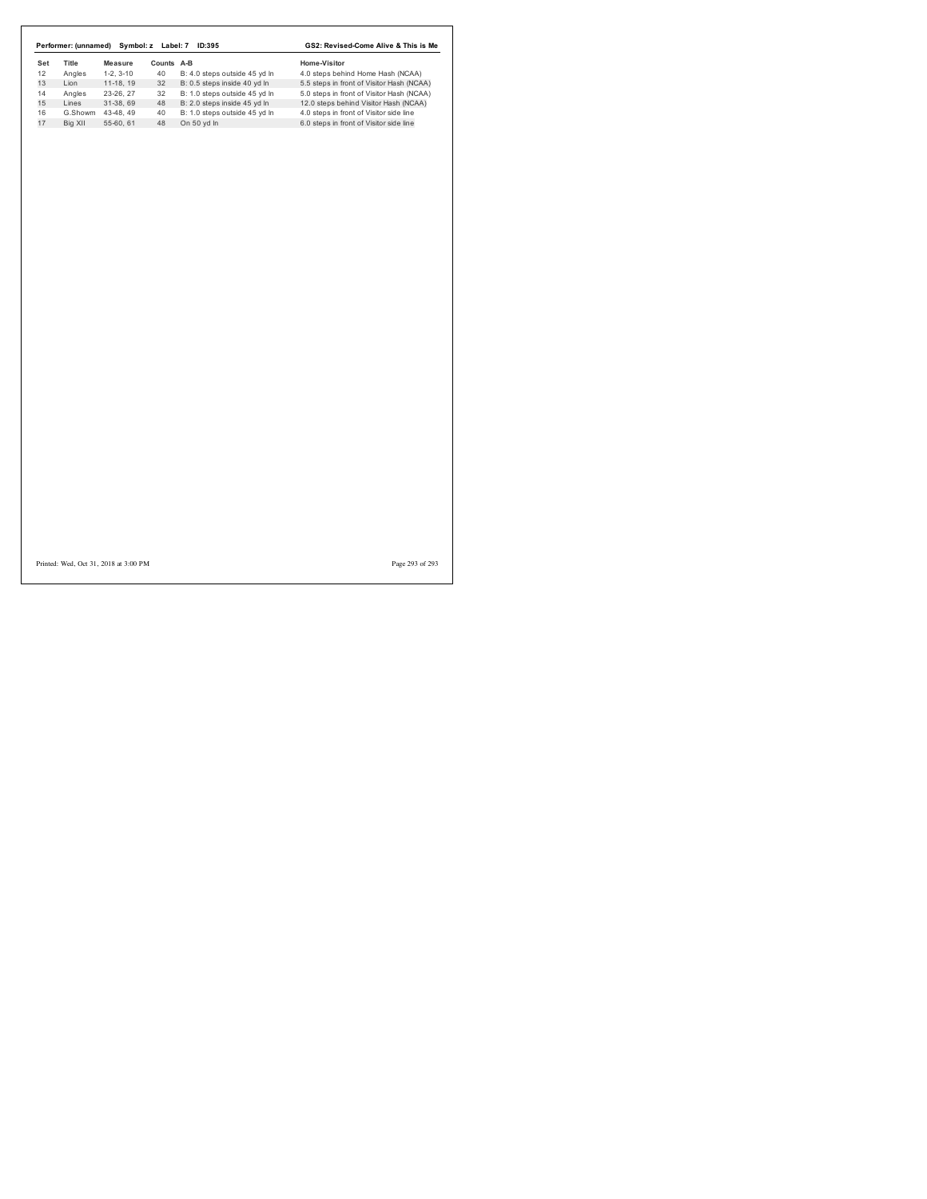**Performer: (unnamed) Symbol: z Label: 7 ID:395** **GS2: Revised-Come Alive & This is Me**

| Set | Title | Measure | Counts | A-B | Home-Visitor |
|---|---|---|---|---|---|
| 12 | Angles | 1-2, 3-10 | 40 | B: 4.0 steps outside 45 yd ln | 4.0 steps behind Home Hash (NCAA) |
| 13 | Lion | 11-18, 19 | 32 | B: 0.5 steps inside 40 yd ln | 5.5 steps in front of Visitor Hash (NCAA) |
| 14 | Angles | 23-26, 27 | 32 | B: 1.0 steps outside 45 yd ln | 5.0 steps in front of Visitor Hash (NCAA) |
| 15 | Lines | 31-38, 69 | 48 | B: 2.0 steps inside 45 yd ln | 12.0 steps behind Visitor Hash (NCAA) |
| 16 | G.Showm | 43-48, 49 | 40 | B: 1.0 steps outside 45 yd ln | 4.0 steps in front of Visitor side line |
| 17 | Big XII | 55-60, 61 | 48 | On 50 yd ln | 6.0 steps in front of Visitor side line |

Printed: Wed, Oct 31, 2018 at 3:00 PM